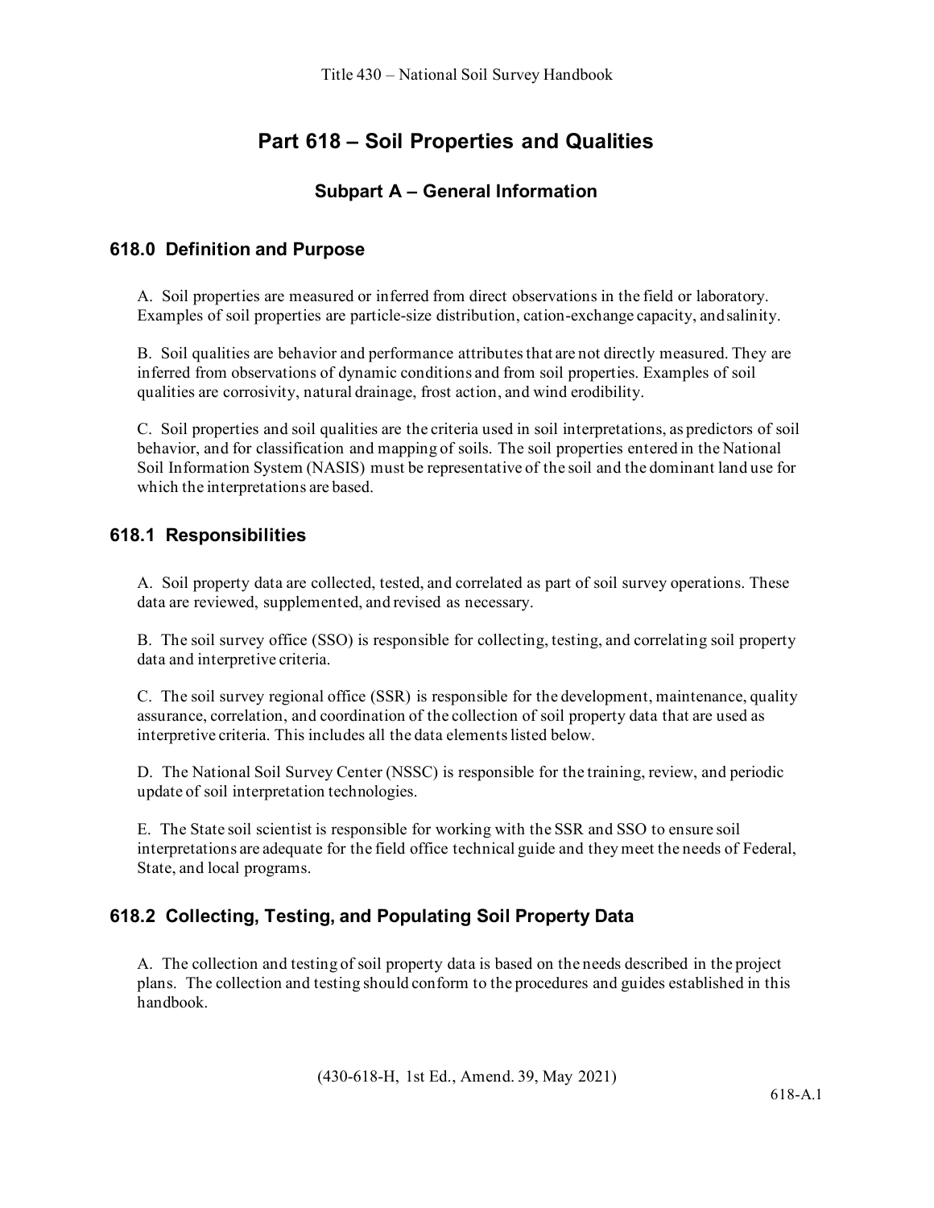# Part 618 – Soil Properties and Qualities

## Subpart A – General Information

### 618.0 Definition and Purpose

A. Soil properties are measured or inferred from direct observations in the field or laboratory. Examples of soil properties are particle-size distribution, cation-exchange capacity, and salinity.

B. Soil qualities are behavior and performance attributes that are not directly measured. They are inferred from observations of dynamic conditions and from soil properties. Examples of soil qualities are corrosivity, natural drainage, frost action, and wind erodibility.

C. Soil properties and soil qualities are the criteria used in soil interpretations, as predictors of soil behavior, and for classification and mapping of soils. The soil properties entered in the National Soil Information System (NASIS) must be representative of the soil and the dominant land use for which the interpretations are based.

### 618.1 Responsibilities

A. Soil property data are collected, tested, and correlated as part of soil survey operations. These data are reviewed, supplemented, and revised as necessary.

B. The soil survey office (SSO) is responsible for collecting, testing, and correlating soil property data and interpretive criteria.

C. The soil survey regional office (SSR) is responsible for the development, maintenance, quality assurance, correlation, and coordination of the collection of soil property data that are used as interpretive criteria. This includes all the data elements listed below.

D. The National Soil Survey Center (NSSC) is responsible for the training, review, and periodic update of soil interpretation technologies.

E. The State soil scientist is responsible for working with the SSR and SSO to ensure soil interpretations are adequate for the field office technical guide and they meet the needs of Federal, State, and local programs.

### 618.2 Collecting, Testing, and Populating Soil Property Data

A. The collection and testing of soil property data is based on the needs described in the project plans. The collection and testing should conform to the procedures and guides established in this handbook.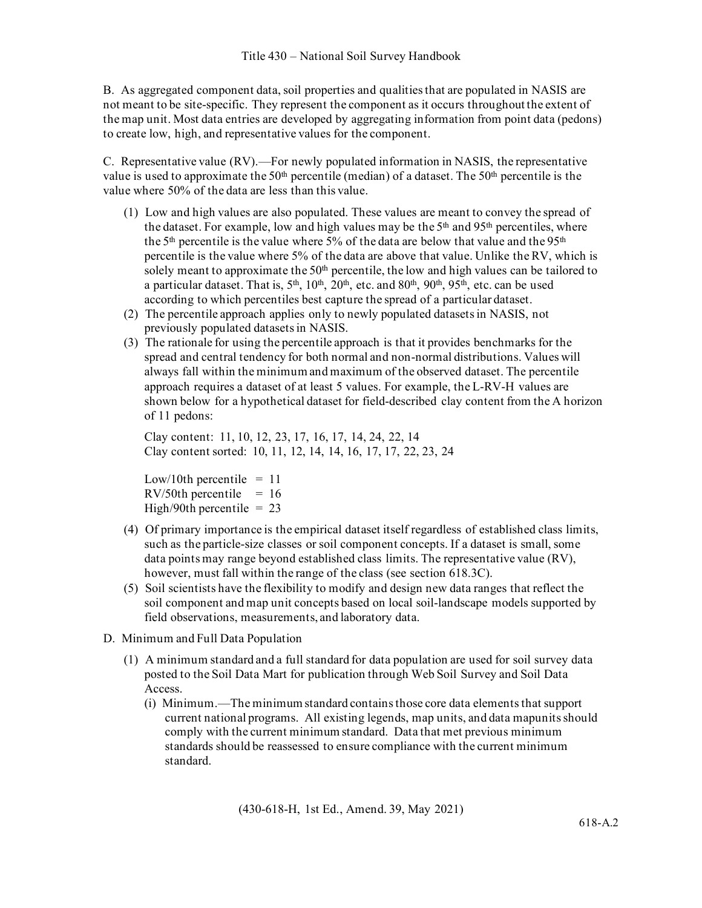B. As aggregated component data, soil properties and qualities that are populated in NASIS are not meant to be site-specific. They represent the component as it occurs throughout the extent of the map unit. Most data entries are developed by aggregating information from point data (pedons) to create low, high, and representative values for the component.

C. Representative value (RV).—For newly populated information in NASIS, the representative value is used to approximate the 50th percentile (median) of a dataset. The 50th percentile is the value where 50% of the data are less than this value.

(1) Low and high values are also populated. These values are meant to convey the spread of the dataset. For example, low and high values may be the 5th and 95th percentiles, where the 5th percentile is the value where 5% of the data are below that value and the 95th percentile is the value where 5% of the data are above that value. Unlike the RV, which is solely meant to approximate the 50th percentile, the low and high values can be tailored to a particular dataset. That is, 5th, 10th, 20th, etc. and 80th, 90th, 95th, etc. can be used according to which percentiles best capture the spread of a particular dataset.

(2) The percentile approach applies only to newly populated datasets in NASIS, not previously populated datasets in NASIS.

(3) The rationale for using the percentile approach is that it provides benchmarks for the spread and central tendency for both normal and non-normal distributions. Values will always fall within the minimum and maximum of the observed dataset. The percentile approach requires a dataset of at least 5 values. For example, the L-RV-H values are shown below for a hypothetical dataset for field-described clay content from the A horizon of 11 pedons:

Clay content: 11, 10, 12, 23, 17, 16, 17, 14, 24, 22, 14
Clay content sorted: 10, 11, 12, 14, 14, 16, 17, 17, 22, 23, 24

Low/10th percentile = 11
RV/50th percentile = 16
High/90th percentile = 23

(4) Of primary importance is the empirical dataset itself regardless of established class limits, such as the particle-size classes or soil component concepts. If a dataset is small, some data points may range beyond established class limits. The representative value (RV), however, must fall within the range of the class (see section 618.3C).

(5) Soil scientists have the flexibility to modify and design new data ranges that reflect the soil component and map unit concepts based on local soil-landscape models supported by field observations, measurements, and laboratory data.

D. Minimum and Full Data Population

(1) A minimum standard and a full standard for data population are used for soil survey data posted to the Soil Data Mart for publication through Web Soil Survey and Soil Data Access.

(i) Minimum.—The minimum standard contains those core data elements that support current national programs. All existing legends, map units, and data mapunits should comply with the current minimum standard. Data that met previous minimum standards should be reassessed to ensure compliance with the current minimum standard.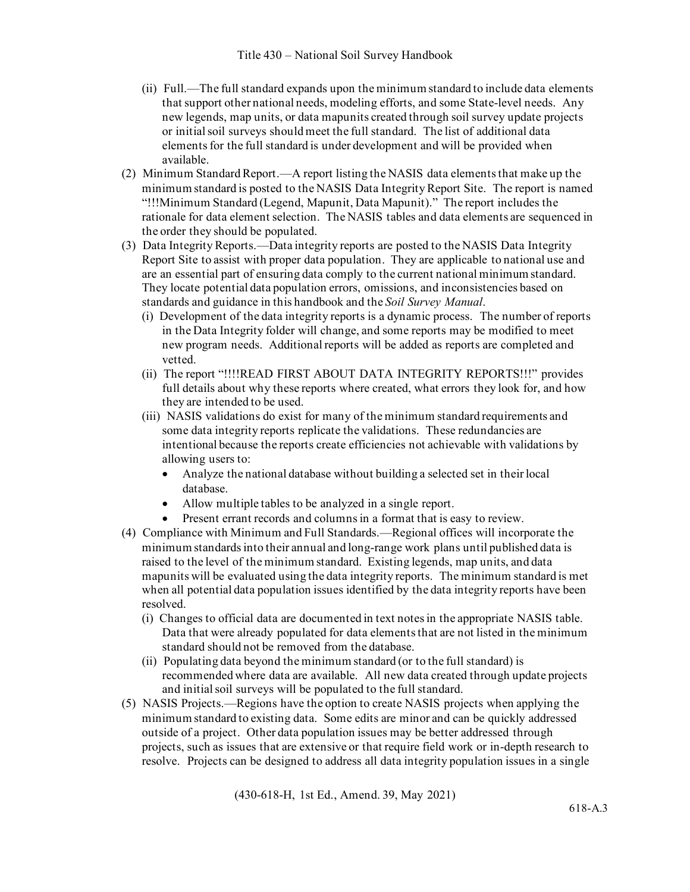(ii) Full.—The full standard expands upon the minimum standard to include data elements that support other national needs, modeling efforts, and some State-level needs. Any new legends, map units, or data mapunits created through soil survey update projects or initial soil surveys should meet the full standard. The list of additional data elements for the full standard is under development and will be provided when available.

(2) Minimum Standard Report.—A report listing the NASIS data elements that make up the minimum standard is posted to the NASIS Data Integrity Report Site. The report is named "!!!Minimum Standard (Legend, Mapunit, Data Mapunit)." The report includes the rationale for data element selection. The NASIS tables and data elements are sequenced in the order they should be populated.

(3) Data Integrity Reports.—Data integrity reports are posted to the NASIS Data Integrity Report Site to assist with proper data population. They are applicable to national use and are an essential part of ensuring data comply to the current national minimum standard. They locate potential data population errors, omissions, and inconsistencies based on standards and guidance in this handbook and the *Soil Survey Manual*.

(i) Development of the data integrity reports is a dynamic process. The number of reports in the Data Integrity folder will change, and some reports may be modified to meet new program needs. Additional reports will be added as reports are completed and vetted.

(ii) The report "!!!!READ FIRST ABOUT DATA INTEGRITY REPORTS!!!" provides full details about why these reports where created, what errors they look for, and how they are intended to be used.

(iii) NASIS validations do exist for many of the minimum standard requirements and some data integrity reports replicate the validations. These redundancies are intentional because the reports create efficiencies not achievable with validations by allowing users to:

- Analyze the national database without building a selected set in their local database.
- Allow multiple tables to be analyzed in a single report.
- Present errant records and columns in a format that is easy to review.

(4) Compliance with Minimum and Full Standards.—Regional offices will incorporate the minimum standards into their annual and long-range work plans until published data is raised to the level of the minimum standard. Existing legends, map units, and data mapunits will be evaluated using the data integrity reports. The minimum standard is met when all potential data population issues identified by the data integrity reports have been resolved.

(i) Changes to official data are documented in text notes in the appropriate NASIS table. Data that were already populated for data elements that are not listed in the minimum standard should not be removed from the database.

(ii) Populating data beyond the minimum standard (or to the full standard) is recommended where data are available. All new data created through update projects and initial soil surveys will be populated to the full standard.

(5) NASIS Projects.—Regions have the option to create NASIS projects when applying the minimum standard to existing data. Some edits are minor and can be quickly addressed outside of a project. Other data population issues may be better addressed through projects, such as issues that are extensive or that require field work or in-depth research to resolve. Projects can be designed to address all data integrity population issues in a single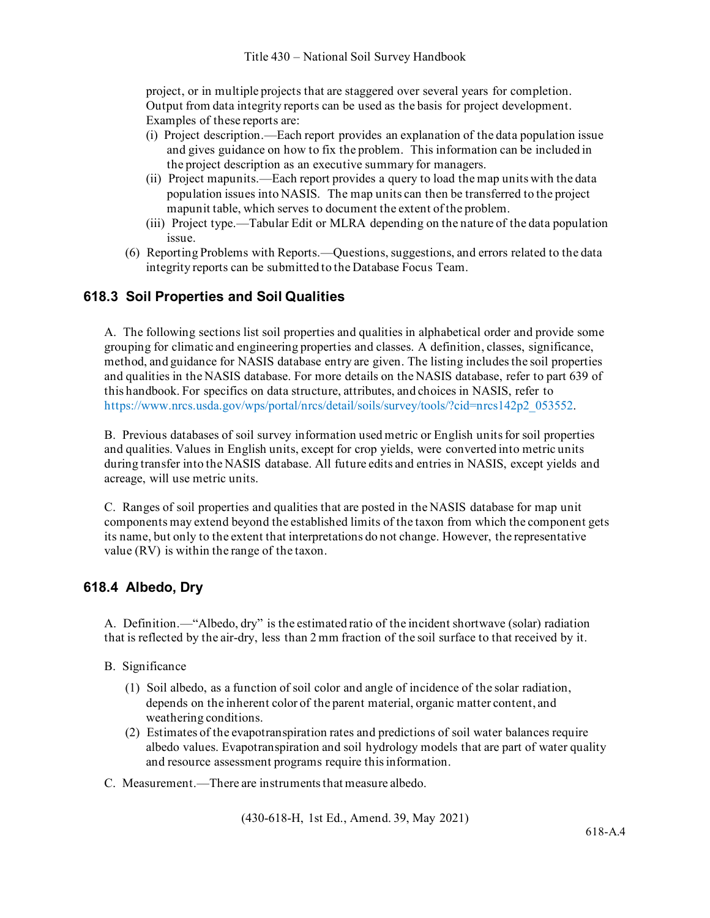project, or in multiple projects that are staggered over several years for completion. Output from data integrity reports can be used as the basis for project development. Examples of these reports are:

(i) Project description.—Each report provides an explanation of the data population issue and gives guidance on how to fix the problem. This information can be included in the project description as an executive summary for managers.

(ii) Project mapunits.—Each report provides a query to load the map units with the data population issues into NASIS. The map units can then be transferred to the project mapunit table, which serves to document the extent of the problem.

(iii) Project type.—Tabular Edit or MLRA depending on the nature of the data population issue.

(6) Reporting Problems with Reports.—Questions, suggestions, and errors related to the data integrity reports can be submitted to the Database Focus Team.

## 618.3 Soil Properties and Soil Qualities

A. The following sections list soil properties and qualities in alphabetical order and provide some grouping for climatic and engineering properties and classes. A definition, classes, significance, method, and guidance for NASIS database entry are given. The listing includes the soil properties and qualities in the NASIS database. For more details on the NASIS database, refer to part 639 of this handbook. For specifics on data structure, attributes, and choices in NASIS, refer to https://www.nrcs.usda.gov/wps/portal/nrcs/detail/soils/survey/tools/?cid=nrcs142p2_053552.

B. Previous databases of soil survey information used metric or English units for soil properties and qualities. Values in English units, except for crop yields, were converted into metric units during transfer into the NASIS database. All future edits and entries in NASIS, except yields and acreage, will use metric units.

C. Ranges of soil properties and qualities that are posted in the NASIS database for map unit components may extend beyond the established limits of the taxon from which the component gets its name, but only to the extent that interpretations do not change. However, the representative value (RV) is within the range of the taxon.

## 618.4 Albedo, Dry

A. Definition.—"Albedo, dry" is the estimated ratio of the incident shortwave (solar) radiation that is reflected by the air-dry, less than 2 mm fraction of the soil surface to that received by it.

B. Significance

(1) Soil albedo, as a function of soil color and angle of incidence of the solar radiation, depends on the inherent color of the parent material, organic matter content, and weathering conditions.

(2) Estimates of the evapotranspiration rates and predictions of soil water balances require albedo values. Evapotranspiration and soil hydrology models that are part of water quality and resource assessment programs require this information.

C. Measurement.—There are instruments that measure albedo.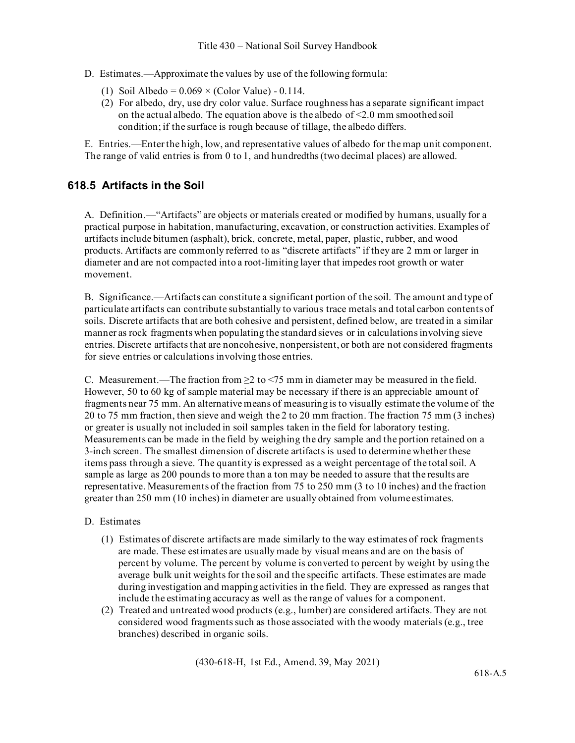D. Estimates.—Approximate the values by use of the following formula:

1. Soil Albedo = $0.069 \times$ (Color Value) - 0.114.
2. For albedo, dry, use dry color value. Surface roughness has a separate significant impact on the actual albedo. The equation above is the albedo of <2.0 mm smoothed soil condition; if the surface is rough because of tillage, the albedo differs.

E. Entries.—Enter the high, low, and representative values of albedo for the map unit component. The range of valid entries is from 0 to 1, and hundredths (two decimal places) are allowed.

## 618.5 Artifacts in the Soil

A. Definition.—"Artifacts" are objects or materials created or modified by humans, usually for a practical purpose in habitation, manufacturing, excavation, or construction activities. Examples of artifacts include bitumen (asphalt), brick, concrete, metal, paper, plastic, rubber, and wood products. Artifacts are commonly referred to as "discrete artifacts" if they are 2 mm or larger in diameter and are not compacted into a root-limiting layer that impedes root growth or water movement.

B. Significance.—Artifacts can constitute a significant portion of the soil. The amount and type of particulate artifacts can contribute substantially to various trace metals and total carbon contents of soils. Discrete artifacts that are both cohesive and persistent, defined below, are treated in a similar manner as rock fragments when populating the standard sieves or in calculations involving sieve entries. Discrete artifacts that are noncohesive, nonpersistent, or both are not considered fragments for sieve entries or calculations involving those entries.

C. Measurement.—The fraction from ≥2 to <75 mm in diameter may be measured in the field. However, 50 to 60 kg of sample material may be necessary if there is an appreciable amount of fragments near 75 mm. An alternative means of measuring is to visually estimate the volume of the 20 to 75 mm fraction, then sieve and weigh the 2 to 20 mm fraction. The fraction 75 mm (3 inches) or greater is usually not included in soil samples taken in the field for laboratory testing. Measurements can be made in the field by weighing the dry sample and the portion retained on a 3-inch screen. The smallest dimension of discrete artifacts is used to determine whether these items pass through a sieve. The quantity is expressed as a weight percentage of the total soil. A sample as large as 200 pounds to more than a ton may be needed to assure that the results are representative. Measurements of the fraction from 75 to 250 mm (3 to 10 inches) and the fraction greater than 250 mm (10 inches) in diameter are usually obtained from volume estimates.

D. Estimates

1. Estimates of discrete artifacts are made similarly to the way estimates of rock fragments are made. These estimates are usually made by visual means and are on the basis of percent by volume. The percent by volume is converted to percent by weight by using the average bulk unit weights for the soil and the specific artifacts. These estimates are made during investigation and mapping activities in the field. They are expressed as ranges that include the estimating accuracy as well as the range of values for a component.
2. Treated and untreated wood products (e.g., lumber) are considered artifacts. They are not considered wood fragments such as those associated with the woody materials (e.g., tree branches) described in organic soils.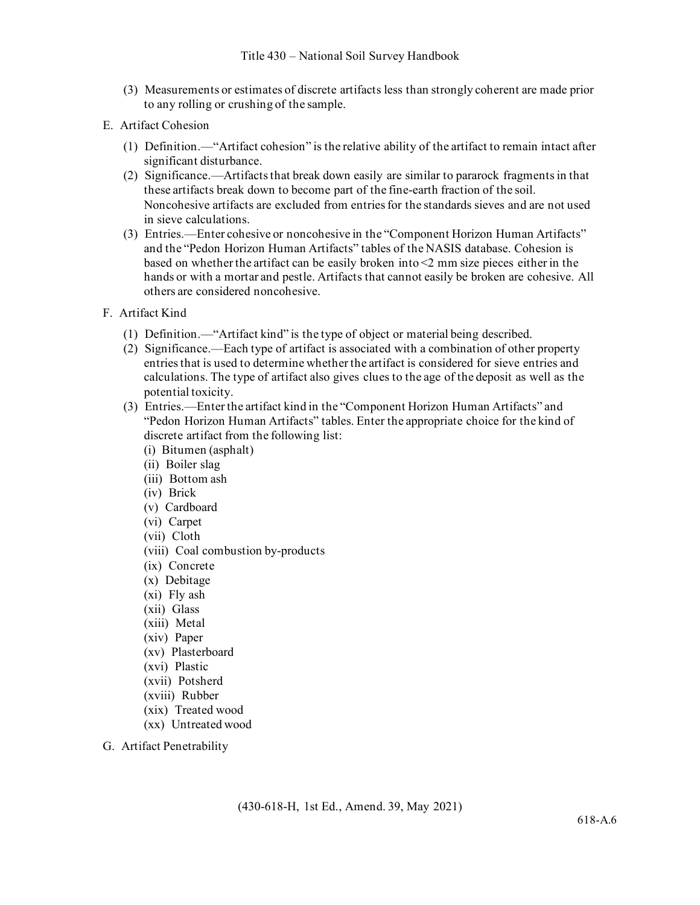(3) Measurements or estimates of discrete artifacts less than strongly coherent are made prior to any rolling or crushing of the sample.

E. Artifact Cohesion

(1) Definition.—"Artifact cohesion" is the relative ability of the artifact to remain intact after significant disturbance.

(2) Significance.—Artifacts that break down easily are similar to pararock fragments in that these artifacts break down to become part of the fine-earth fraction of the soil. Noncohesive artifacts are excluded from entries for the standards sieves and are not used in sieve calculations.

(3) Entries.—Enter cohesive or noncohesive in the "Component Horizon Human Artifacts" and the "Pedon Horizon Human Artifacts" tables of the NASIS database. Cohesion is based on whether the artifact can be easily broken into <2 mm size pieces either in the hands or with a mortar and pestle. Artifacts that cannot easily be broken are cohesive. All others are considered noncohesive.

F. Artifact Kind

(1) Definition.—"Artifact kind" is the type of object or material being described.

(2) Significance.—Each type of artifact is associated with a combination of other property entries that is used to determine whether the artifact is considered for sieve entries and calculations. The type of artifact also gives clues to the age of the deposit as well as the potential toxicity.

(3) Entries.—Enter the artifact kind in the "Component Horizon Human Artifacts" and "Pedon Horizon Human Artifacts" tables. Enter the appropriate choice for the kind of discrete artifact from the following list:

(i) Bitumen (asphalt)
(ii) Boiler slag
(iii) Bottom ash
(iv) Brick
(v) Cardboard
(vi) Carpet
(vii) Cloth
(viii) Coal combustion by-products
(ix) Concrete
(x) Debitage
(xi) Fly ash
(xii) Glass
(xiii) Metal
(xiv) Paper
(xv) Plasterboard
(xvi) Plastic
(xvii) Potsherd
(xviii) Rubber
(xix) Treated wood
(xx) Untreated wood

G. Artifact Penetrability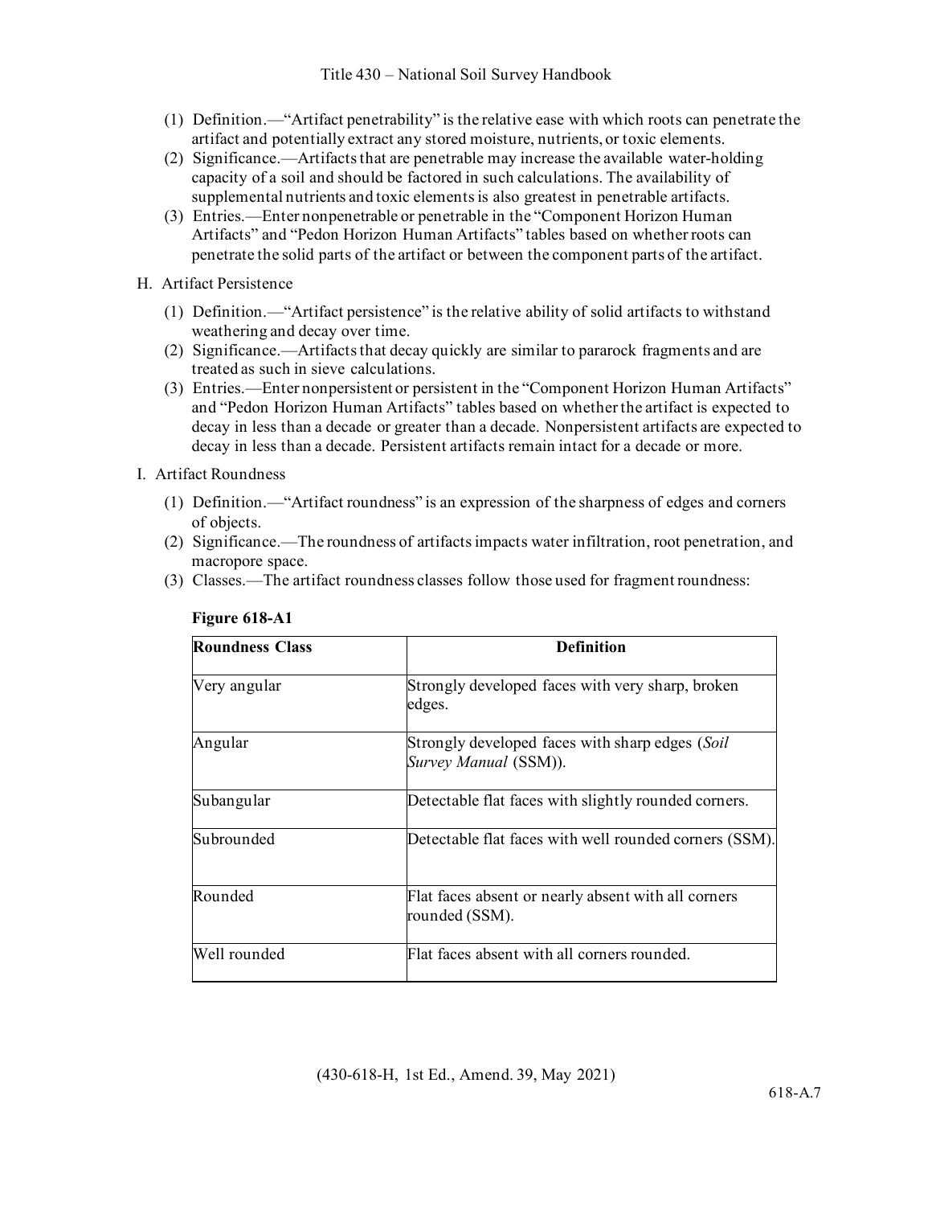(1) Definition.—"Artifact penetrability" is the relative ease with which roots can penetrate the artifact and potentially extract any stored moisture, nutrients, or toxic elements.

(2) Significance.—Artifacts that are penetrable may increase the available water-holding capacity of a soil and should be factored in such calculations. The availability of supplemental nutrients and toxic elements is also greatest in penetrable artifacts.

(3) Entries.—Enter nonpenetrable or penetrable in the "Component Horizon Human Artifacts" and "Pedon Horizon Human Artifacts" tables based on whether roots can penetrate the solid parts of the artifact or between the component parts of the artifact.

H. Artifact Persistence

(1) Definition.—"Artifact persistence" is the relative ability of solid artifacts to withstand weathering and decay over time.

(2) Significance.—Artifacts that decay quickly are similar to pararock fragments and are treated as such in sieve calculations.

(3) Entries.—Enter nonpersistent or persistent in the "Component Horizon Human Artifacts" and "Pedon Horizon Human Artifacts" tables based on whether the artifact is expected to decay in less than a decade or greater than a decade. Nonpersistent artifacts are expected to decay in less than a decade. Persistent artifacts remain intact for a decade or more.

I. Artifact Roundness

(1) Definition.—"Artifact roundness" is an expression of the sharpness of edges and corners of objects.

(2) Significance.—The roundness of artifacts impacts water infiltration, root penetration, and macropore space.

(3) Classes.—The artifact roundness classes follow those used for fragment roundness:

**Figure 618-A1**

| Roundness Class | Definition |
|---|---|
| Very angular | Strongly developed faces with very sharp, broken edges. |
| Angular | Strongly developed faces with sharp edges (*Soil Survey Manual* (SSM)). |
| Subangular | Detectable flat faces with slightly rounded corners. |
| Subrounded | Detectable flat faces with well rounded corners (SSM). |
| Rounded | Flat faces absent or nearly absent with all corners rounded (SSM). |
| Well rounded | Flat faces absent with all corners rounded. |

(430-618-H, 1st Ed., Amend. 39, May 2021)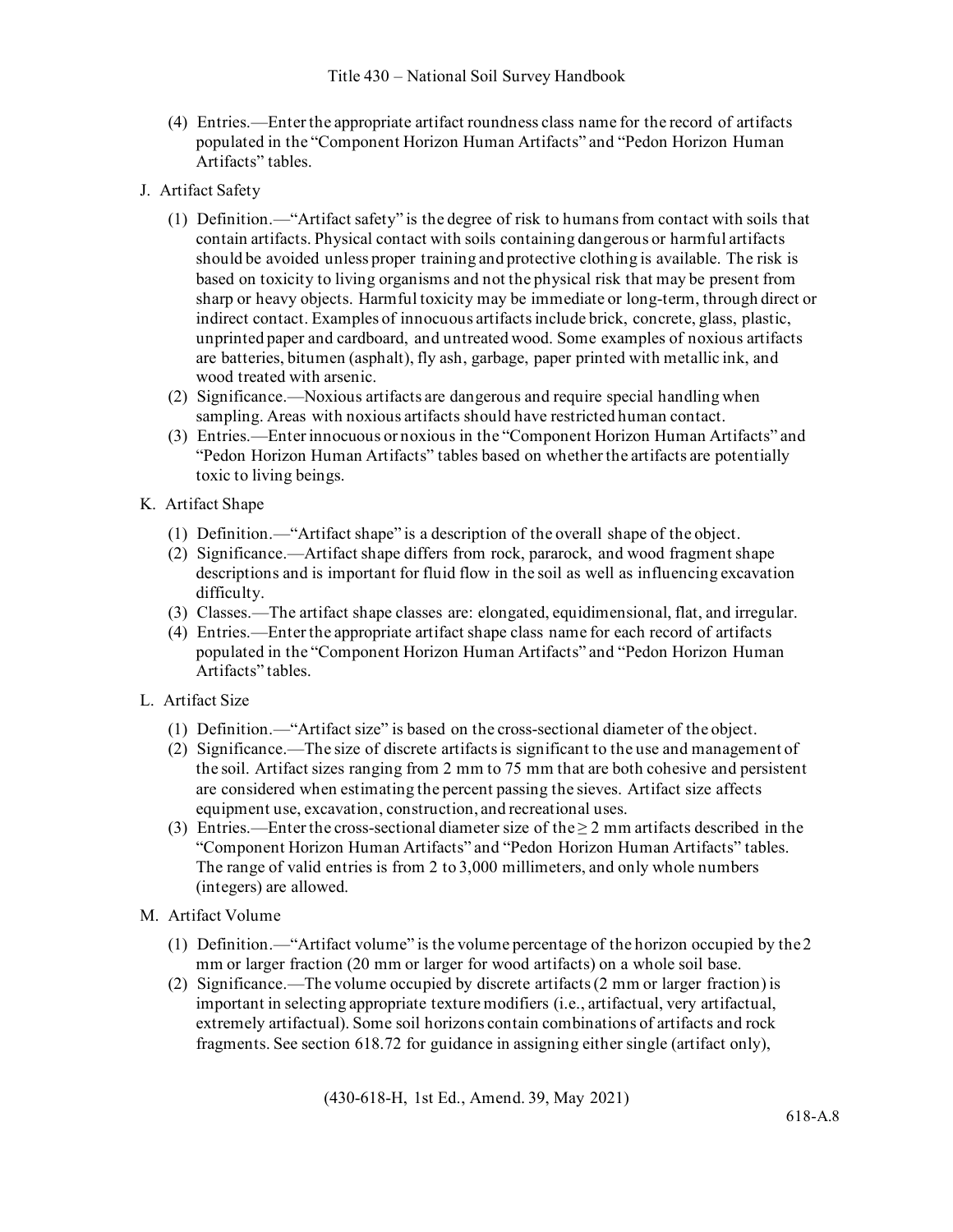(4) Entries.—Enter the appropriate artifact roundness class name for the record of artifacts populated in the "Component Horizon Human Artifacts" and "Pedon Horizon Human Artifacts" tables.

J. Artifact Safety

(1) Definition.—"Artifact safety" is the degree of risk to humans from contact with soils that contain artifacts. Physical contact with soils containing dangerous or harmful artifacts should be avoided unless proper training and protective clothing is available. The risk is based on toxicity to living organisms and not the physical risk that may be present from sharp or heavy objects. Harmful toxicity may be immediate or long-term, through direct or indirect contact. Examples of innocuous artifacts include brick, concrete, glass, plastic, unprinted paper and cardboard, and untreated wood. Some examples of noxious artifacts are batteries, bitumen (asphalt), fly ash, garbage, paper printed with metallic ink, and wood treated with arsenic.

(2) Significance.—Noxious artifacts are dangerous and require special handling when sampling. Areas with noxious artifacts should have restricted human contact.

(3) Entries.—Enter innocuous or noxious in the "Component Horizon Human Artifacts" and "Pedon Horizon Human Artifacts" tables based on whether the artifacts are potentially toxic to living beings.

K. Artifact Shape

(1) Definition.—"Artifact shape" is a description of the overall shape of the object.

(2) Significance.—Artifact shape differs from rock, pararock, and wood fragment shape descriptions and is important for fluid flow in the soil as well as influencing excavation difficulty.

(3) Classes.—The artifact shape classes are: elongated, equidimensional, flat, and irregular.

(4) Entries.—Enter the appropriate artifact shape class name for each record of artifacts populated in the "Component Horizon Human Artifacts" and "Pedon Horizon Human Artifacts" tables.

L. Artifact Size

(1) Definition.—"Artifact size" is based on the cross-sectional diameter of the object.

(2) Significance.—The size of discrete artifacts is significant to the use and management of the soil. Artifact sizes ranging from 2 mm to 75 mm that are both cohesive and persistent are considered when estimating the percent passing the sieves. Artifact size affects equipment use, excavation, construction, and recreational uses.

(3) Entries.—Enter the cross-sectional diameter size of the $\geq 2$ mm artifacts described in the "Component Horizon Human Artifacts" and "Pedon Horizon Human Artifacts" tables. The range of valid entries is from 2 to 3,000 millimeters, and only whole numbers (integers) are allowed.

M. Artifact Volume

(1) Definition.—"Artifact volume" is the volume percentage of the horizon occupied by the 2 mm or larger fraction (20 mm or larger for wood artifacts) on a whole soil base.

(2) Significance.—The volume occupied by discrete artifacts (2 mm or larger fraction) is important in selecting appropriate texture modifiers (i.e., artifactual, very artifactual, extremely artifactual). Some soil horizons contain combinations of artifacts and rock fragments. See section 618.72 for guidance in assigning either single (artifact only),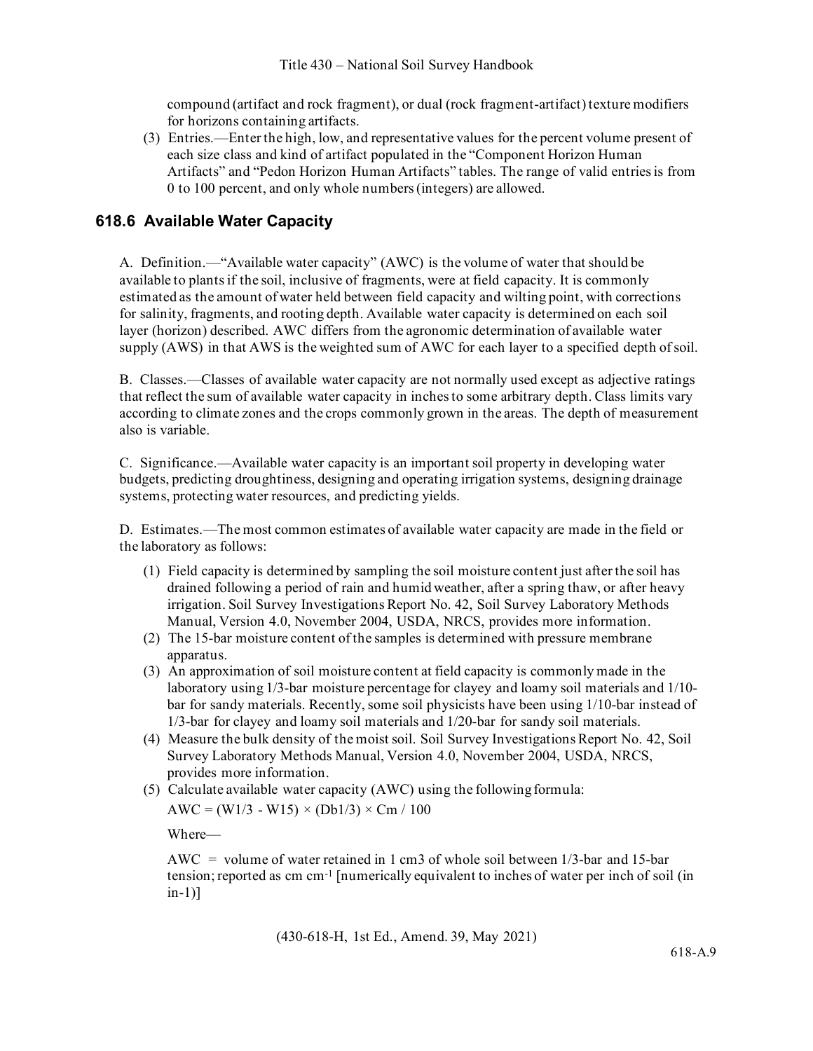compound (artifact and rock fragment), or dual (rock fragment-artifact) texture modifiers for horizons containing artifacts.

(3) Entries.—Enter the high, low, and representative values for the percent volume present of each size class and kind of artifact populated in the "Component Horizon Human Artifacts" and "Pedon Horizon Human Artifacts" tables. The range of valid entries is from 0 to 100 percent, and only whole numbers (integers) are allowed.

## 618.6 Available Water Capacity

A. Definition.—"Available water capacity" (AWC) is the volume of water that should be available to plants if the soil, inclusive of fragments, were at field capacity. It is commonly estimated as the amount of water held between field capacity and wilting point, with corrections for salinity, fragments, and rooting depth. Available water capacity is determined on each soil layer (horizon) described. AWC differs from the agronomic determination of available water supply (AWS) in that AWS is the weighted sum of AWC for each layer to a specified depth of soil.

B. Classes.—Classes of available water capacity are not normally used except as adjective ratings that reflect the sum of available water capacity in inches to some arbitrary depth. Class limits vary according to climate zones and the crops commonly grown in the areas. The depth of measurement also is variable.

C. Significance.—Available water capacity is an important soil property in developing water budgets, predicting droughtiness, designing and operating irrigation systems, designing drainage systems, protecting water resources, and predicting yields.

D. Estimates.—The most common estimates of available water capacity are made in the field or the laboratory as follows:

(1) Field capacity is determined by sampling the soil moisture content just after the soil has drained following a period of rain and humid weather, after a spring thaw, or after heavy irrigation. Soil Survey Investigations Report No. 42, Soil Survey Laboratory Methods Manual, Version 4.0, November 2004, USDA, NRCS, provides more information.

(2) The 15-bar moisture content of the samples is determined with pressure membrane apparatus.

(3) An approximation of soil moisture content at field capacity is commonly made in the laboratory using 1/3-bar moisture percentage for clayey and loamy soil materials and 1/10-bar for sandy materials. Recently, some soil physicists have been using 1/10-bar instead of 1/3-bar for clayey and loamy soil materials and 1/20-bar for sandy soil materials.

(4) Measure the bulk density of the moist soil. Soil Survey Investigations Report No. 42, Soil Survey Laboratory Methods Manual, Version 4.0, November 2004, USDA, NRCS, provides more information.

(5) Calculate available water capacity (AWC) using the following formula:

$$AWC = (W1/3 - W15) \times (Db1/3) \times Cm / 100$$

Where—

AWC = volume of water retained in 1 $cm^3$ of whole soil between 1/3-bar and 15-bar tension; reported as cm $cm^{-1}$ [numerically equivalent to inches of water per inch of soil (in $in^{-1}$)]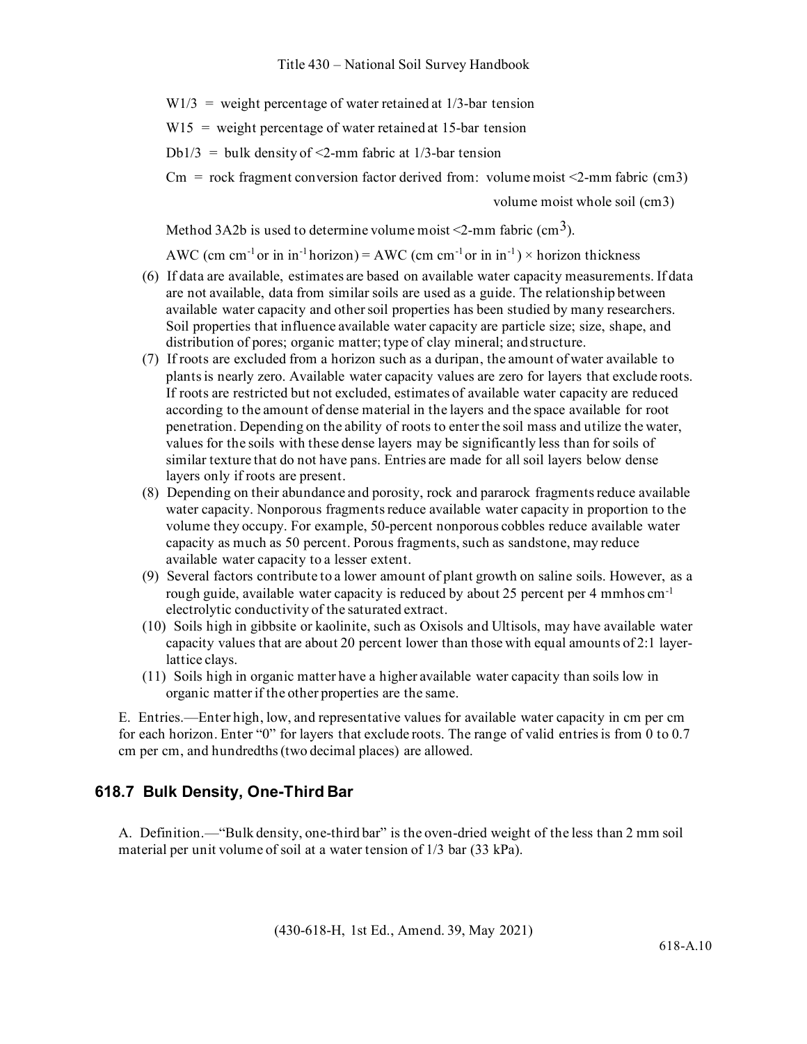W1/3 = weight percentage of water retained at 1/3-bar tension

W15 = weight percentage of water retained at 15-bar tension

Db1/3 = bulk density of <2-mm fabric at 1/3-bar tension

Cm = rock fragment conversion factor derived from: volume moist <2-mm fabric (cm3)

volume moist whole soil (cm3)

Method 3A2b is used to determine volume moist <2-mm fabric ($cm^3$).

AWC ($cm\ cm^{-1}$ or $in\ in^{-1}$ horizon) = AWC ($cm\ cm^{-1}$ or $in\ in^{-1}$) × horizon thickness

(6) If data are available, estimates are based on available water capacity measurements. If data are not available, data from similar soils are used as a guide. The relationship between available water capacity and other soil properties has been studied by many researchers. Soil properties that influence available water capacity are particle size; size, shape, and distribution of pores; organic matter; type of clay mineral; and structure.

(7) If roots are excluded from a horizon such as a duripan, the amount of water available to plants is nearly zero. Available water capacity values are zero for layers that exclude roots. If roots are restricted but not excluded, estimates of available water capacity are reduced according to the amount of dense material in the layers and the space available for root penetration. Depending on the ability of roots to enter the soil mass and utilize the water, values for the soils with these dense layers may be significantly less than for soils of similar texture that do not have pans. Entries are made for all soil layers below dense layers only if roots are present.

(8) Depending on their abundance and porosity, rock and pararock fragments reduce available water capacity. Nonporous fragments reduce available water capacity in proportion to the volume they occupy. For example, 50-percent nonporous cobbles reduce available water capacity as much as 50 percent. Porous fragments, such as sandstone, may reduce available water capacity to a lesser extent.

(9) Several factors contribute to a lower amount of plant growth on saline soils. However, as a rough guide, available water capacity is reduced by about 25 percent per 4 mmhos $cm^{-1}$ electrolytic conductivity of the saturated extract.

(10) Soils high in gibbsite or kaolinite, such as Oxisols and Ultisols, may have available water capacity values that are about 20 percent lower than those with equal amounts of 2:1 layer-lattice clays.

(11) Soils high in organic matter have a higher available water capacity than soils low in organic matter if the other properties are the same.

E. Entries.—Enter high, low, and representative values for available water capacity in cm per cm for each horizon. Enter "0" for layers that exclude roots. The range of valid entries is from 0 to 0.7 cm per cm, and hundredths (two decimal places) are allowed.

## 618.7 Bulk Density, One-Third Bar

A. Definition.—"Bulk density, one-third bar" is the oven-dried weight of the less than 2 mm soil material per unit volume of soil at a water tension of 1/3 bar (33 kPa).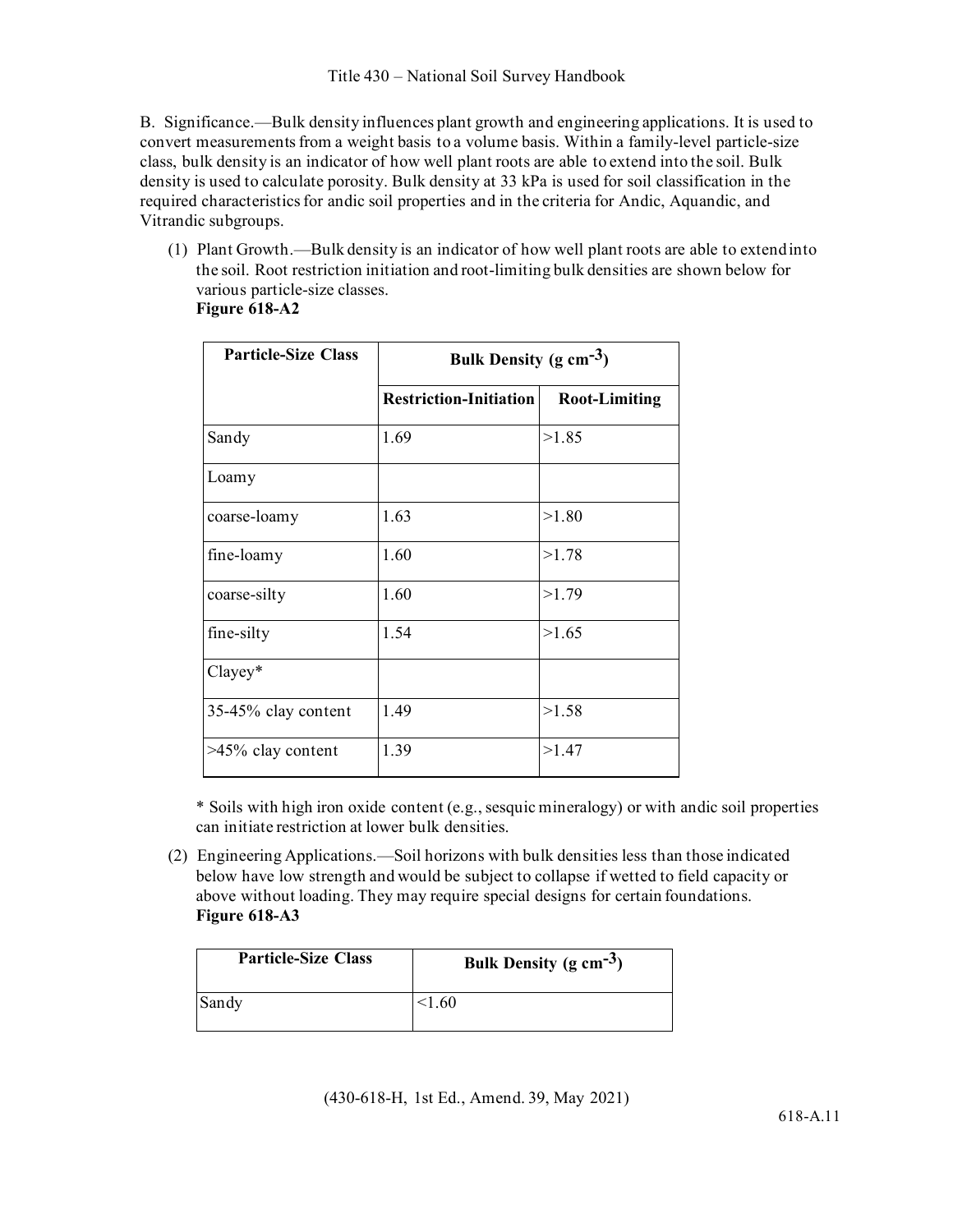B. Significance.—Bulk density influences plant growth and engineering applications. It is used to convert measurements from a weight basis to a volume basis. Within a family-level particle-size class, bulk density is an indicator of how well plant roots are able to extend into the soil. Bulk density is used to calculate porosity. Bulk density at 33 kPa is used for soil classification in the required characteristics for andic soil properties and in the criteria for Andic, Aquandic, and Vitrandic subgroups.

(1) Plant Growth.—Bulk density is an indicator of how well plant roots are able to extend into the soil. Root restriction initiation and root-limiting bulk densities are shown below for various particle-size classes.

**Figure 618-A2**

| Particle-Size Class | Bulk Density (g $cm^{-3}$) | |
|---|---|---|
| | Restriction-Initiation | Root-Limiting |
| Sandy | 1.69 | >1.85 |
| Loamy | | |
| coarse-loamy | 1.63 | >1.80 |
| fine-loamy | 1.60 | >1.78 |
| coarse-silty | 1.60 | >1.79 |
| fine-silty | 1.54 | >1.65 |
| Clayey* | | |
| 35-45% clay content | 1.49 | >1.58 |
| >45% clay content | 1.39 | >1.47 |

* Soils with high iron oxide content (e.g., sesquic mineralogy) or with andic soil properties can initiate restriction at lower bulk densities.

(2) Engineering Applications.—Soil horizons with bulk densities less than those indicated below have low strength and would be subject to collapse if wetted to field capacity or above without loading. They may require special designs for certain foundations.

**Figure 618-A3**

| Particle-Size Class | Bulk Density (g $cm^{-3}$) |
|---|---|
| Sandy | <1.60 |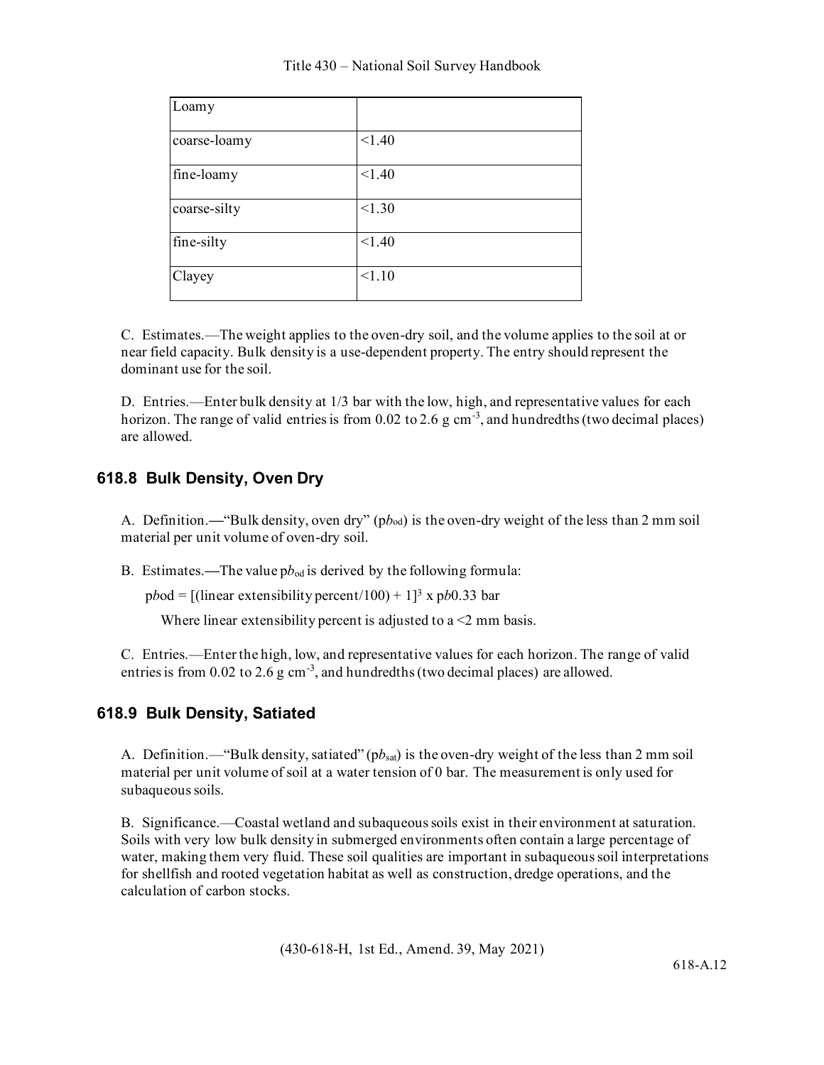| Loamy | |
|---|---|
| coarse-loamy | <1.40 |
| fine-loamy | <1.40 |
| coarse-silty | <1.30 |
| fine-silty | <1.40 |
| Clayey | <1.10 |

C. Estimates.—The weight applies to the oven-dry soil, and the volume applies to the soil at or near field capacity. Bulk density is a use-dependent property. The entry should represent the dominant use for the soil.

D. Entries.—Enter bulk density at 1/3 bar with the low, high, and representative values for each horizon. The range of valid entries is from 0.02 to 2.6 g $cm^{-3}$, and hundredths (two decimal places) are allowed.

## 618.8 Bulk Density, Oven Dry

A. Definition.—"Bulk density, oven dry" ($pb_{od}$) is the oven-dry weight of the less than 2 mm soil material per unit volume of oven-dry soil.

B. Estimates.—The value $pb_{od}$ is derived by the following formula:

$pbod = [(\text{linear extensibility percent}/100) + 1]^3 \times pb0.33 \text{ bar}$

Where linear extensibility percent is adjusted to a <2 mm basis.

C. Entries.—Enter the high, low, and representative values for each horizon. The range of valid entries is from 0.02 to 2.6 g $cm^{-3}$, and hundredths (two decimal places) are allowed.

## 618.9 Bulk Density, Satiated

A. Definition.—"Bulk density, satiated" ($pb_{sat}$) is the oven-dry weight of the less than 2 mm soil material per unit volume of soil at a water tension of 0 bar. The measurement is only used for subaqueous soils.

B. Significance.—Coastal wetland and subaqueous soils exist in their environment at saturation. Soils with very low bulk density in submerged environments often contain a large percentage of water, making them very fluid. These soil qualities are important in subaqueous soil interpretations for shellfish and rooted vegetation habitat as well as construction, dredge operations, and the calculation of carbon stocks.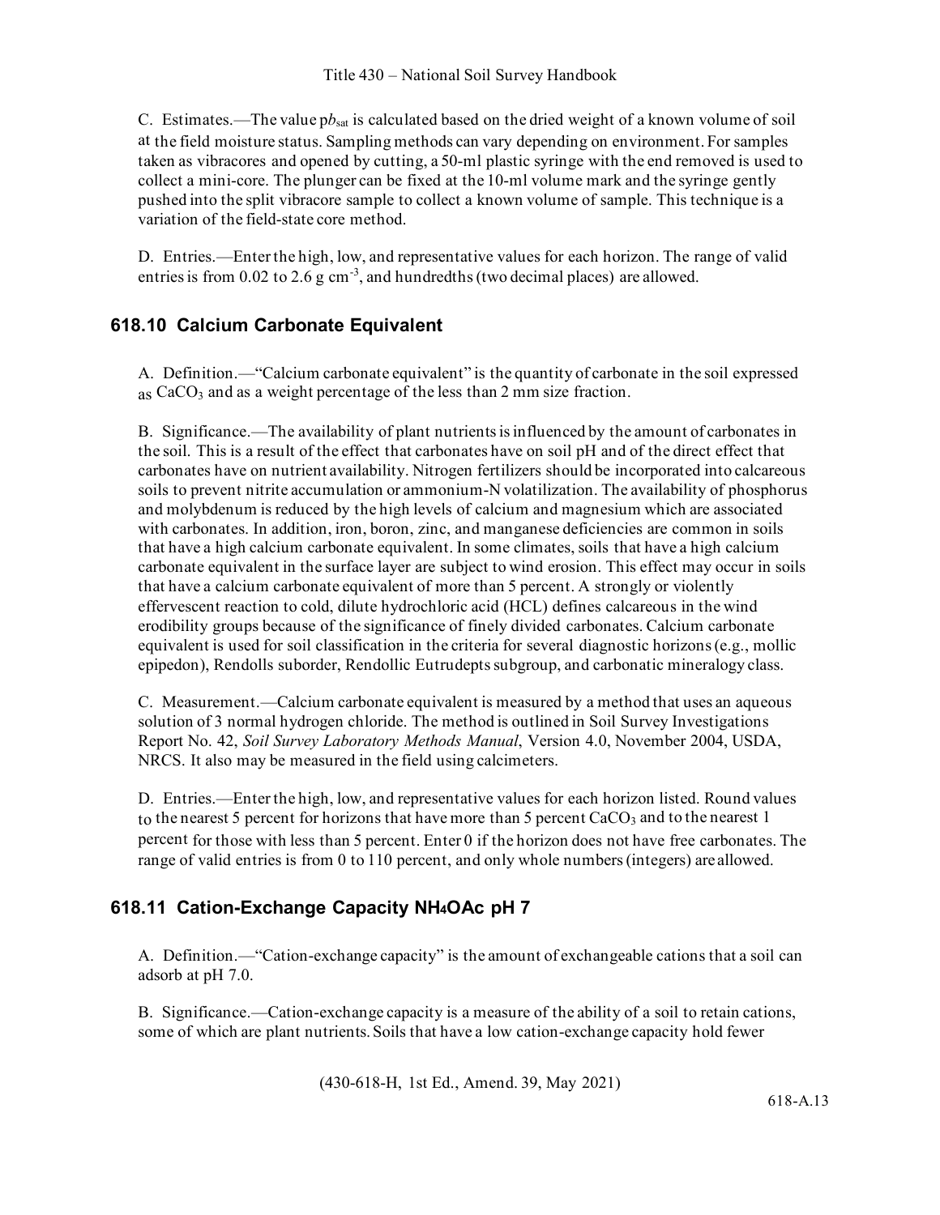C. Estimates.—The value $\rho b_{sat}$ is calculated based on the dried weight of a known volume of soil at the field moisture status. Sampling methods can vary depending on environment. For samples taken as vibracores and opened by cutting, a 50-ml plastic syringe with the end removed is used to collect a mini-core. The plunger can be fixed at the 10-ml volume mark and the syringe gently pushed into the split vibracore sample to collect a known volume of sample. This technique is a variation of the field-state core method.

D. Entries.—Enter the high, low, and representative values for each horizon. The range of valid entries is from 0.02 to 2.6 g $cm^{-3}$, and hundredths (two decimal places) are allowed.

## 618.10 Calcium Carbonate Equivalent

A. Definition.—"Calcium carbonate equivalent" is the quantity of carbonate in the soil expressed as $CaCO_3$ and as a weight percentage of the less than 2 mm size fraction.

B. Significance.—The availability of plant nutrients is influenced by the amount of carbonates in the soil. This is a result of the effect that carbonates have on soil pH and of the direct effect that carbonates have on nutrient availability. Nitrogen fertilizers should be incorporated into calcareous soils to prevent nitrite accumulation or ammonium-N volatilization. The availability of phosphorus and molybdenum is reduced by the high levels of calcium and magnesium which are associated with carbonates. In addition, iron, boron, zinc, and manganese deficiencies are common in soils that have a high calcium carbonate equivalent. In some climates, soils that have a high calcium carbonate equivalent in the surface layer are subject to wind erosion. This effect may occur in soils that have a calcium carbonate equivalent of more than 5 percent. A strongly or violently effervescent reaction to cold, dilute hydrochloric acid (HCL) defines calcareous in the wind erodibility groups because of the significance of finely divided carbonates. Calcium carbonate equivalent is used for soil classification in the criteria for several diagnostic horizons (e.g., mollic epipedon), Rendolls suborder, Rendollic Eutrudepts subgroup, and carbonatic mineralogy class.

C. Measurement.—Calcium carbonate equivalent is measured by a method that uses an aqueous solution of 3 normal hydrogen chloride. The method is outlined in Soil Survey Investigations Report No. 42, *Soil Survey Laboratory Methods Manual*, Version 4.0, November 2004, USDA, NRCS. It also may be measured in the field using calcimeters.

D. Entries.—Enter the high, low, and representative values for each horizon listed. Round values to the nearest 5 percent for horizons that have more than 5 percent $CaCO_3$ and to the nearest 1 percent for those with less than 5 percent. Enter 0 if the horizon does not have free carbonates. The range of valid entries is from 0 to 110 percent, and only whole numbers (integers) are allowed.

## 618.11 Cation-Exchange Capacity $NH_4OAc$ pH 7

A. Definition.—"Cation-exchange capacity" is the amount of exchangeable cations that a soil can adsorb at pH 7.0.

B. Significance.—Cation-exchange capacity is a measure of the ability of a soil to retain cations, some of which are plant nutrients. Soils that have a low cation-exchange capacity hold fewer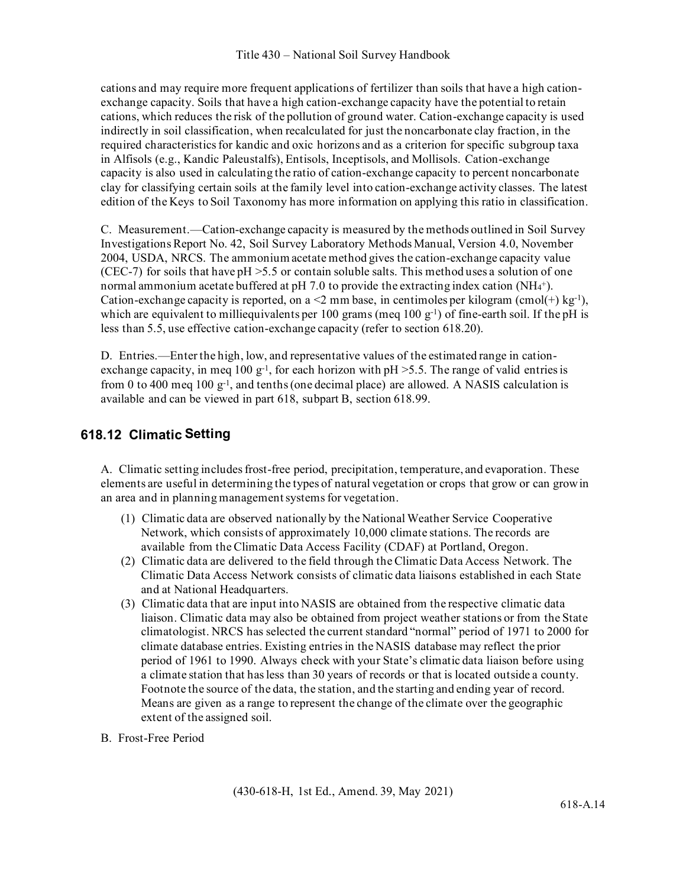cations and may require more frequent applications of fertilizer than soils that have a high cation-exchange capacity. Soils that have a high cation-exchange capacity have the potential to retain cations, which reduces the risk of the pollution of ground water. Cation-exchange capacity is used indirectly in soil classification, when recalculated for just the noncarbonate clay fraction, in the required characteristics for kandic and oxic horizons and as a criterion for specific subgroup taxa in Alfisols (e.g., Kandic Paleustalfs), Entisols, Inceptisols, and Mollisols. Cation-exchange capacity is also used in calculating the ratio of cation-exchange capacity to percent noncarbonate clay for classifying certain soils at the family level into cation-exchange activity classes. The latest edition of the Keys to Soil Taxonomy has more information on applying this ratio in classification.

C. Measurement.—Cation-exchange capacity is measured by the methods outlined in Soil Survey Investigations Report No. 42, Soil Survey Laboratory Methods Manual, Version 4.0, November 2004, USDA, NRCS. The ammonium acetate method gives the cation-exchange capacity value (CEC-7) for soils that have pH >5.5 or contain soluble salts. This method uses a solution of one normal ammonium acetate buffered at pH 7.0 to provide the extracting index cation ($NH_4^+$). Cation-exchange capacity is reported, on a <2 mm base, in centimoles per kilogram (cmol(+) $kg^{-1}$), which are equivalent to milliequivalents per 100 grams (meq 100 $g^{-1}$) of fine-earth soil. If the pH is less than 5.5, use effective cation-exchange capacity (refer to section 618.20).

D. Entries.—Enter the high, low, and representative values of the estimated range in cation-exchange capacity, in meq 100 $g^{-1}$, for each horizon with pH >5.5. The range of valid entries is from 0 to 400 meq 100 $g^{-1}$, and tenths (one decimal place) are allowed. A NASIS calculation is available and can be viewed in part 618, subpart B, section 618.99.

## 618.12 Climatic Setting

A. Climatic setting includes frost-free period, precipitation, temperature, and evaporation. These elements are useful in determining the types of natural vegetation or crops that grow or can grow in an area and in planning management systems for vegetation.

(1) Climatic data are observed nationally by the National Weather Service Cooperative Network, which consists of approximately 10,000 climate stations. The records are available from the Climatic Data Access Facility (CDAF) at Portland, Oregon.

(2) Climatic data are delivered to the field through the Climatic Data Access Network. The Climatic Data Access Network consists of climatic data liaisons established in each State and at National Headquarters.

(3) Climatic data that are input into NASIS are obtained from the respective climatic data liaison. Climatic data may also be obtained from project weather stations or from the State climatologist. NRCS has selected the current standard "normal" period of 1971 to 2000 for climate database entries. Existing entries in the NASIS database may reflect the prior period of 1961 to 1990. Always check with your State's climatic data liaison before using a climate station that has less than 30 years of records or that is located outside a county. Footnote the source of the data, the station, and the starting and ending year of record. Means are given as a range to represent the change of the climate over the geographic extent of the assigned soil.

B. Frost-Free Period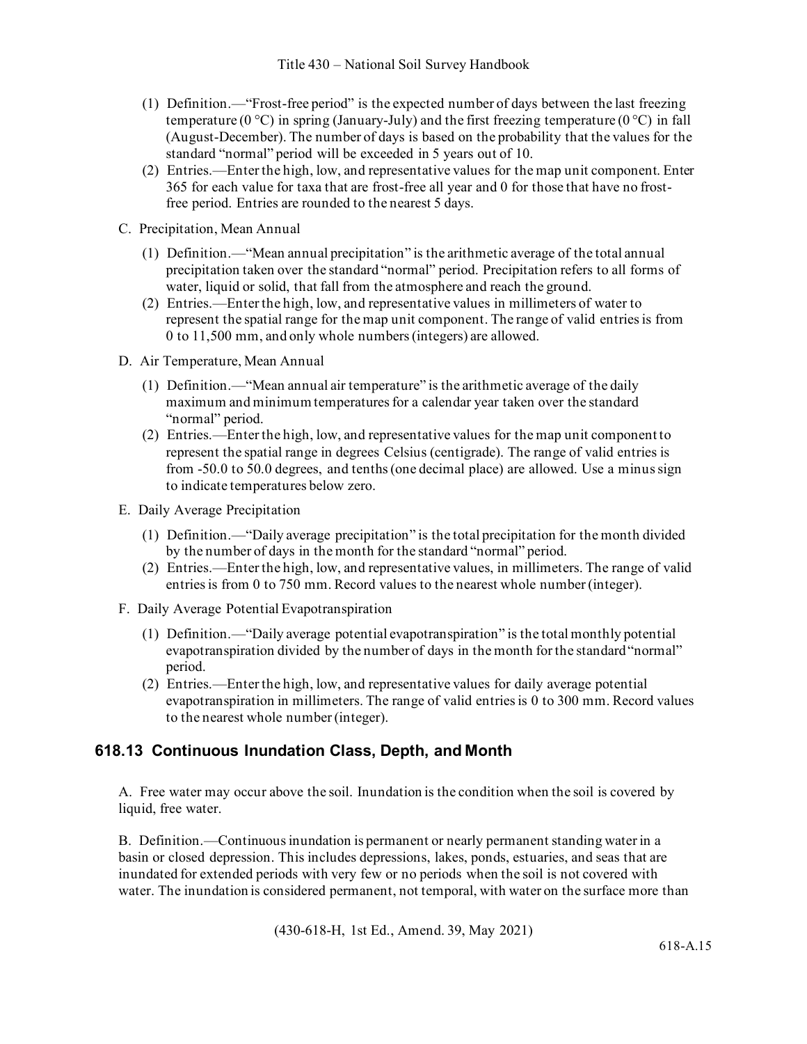(1) Definition.—"Frost-free period" is the expected number of days between the last freezing temperature (0 °C) in spring (January-July) and the first freezing temperature (0 °C) in fall (August-December). The number of days is based on the probability that the values for the standard "normal" period will be exceeded in 5 years out of 10.

(2) Entries.—Enter the high, low, and representative values for the map unit component. Enter 365 for each value for taxa that are frost-free all year and 0 for those that have no frost-free period. Entries are rounded to the nearest 5 days.

C. Precipitation, Mean Annual

(1) Definition.—"Mean annual precipitation" is the arithmetic average of the total annual precipitation taken over the standard "normal" period. Precipitation refers to all forms of water, liquid or solid, that fall from the atmosphere and reach the ground.

(2) Entries.—Enter the high, low, and representative values in millimeters of water to represent the spatial range for the map unit component. The range of valid entries is from 0 to 11,500 mm, and only whole numbers (integers) are allowed.

D. Air Temperature, Mean Annual

(1) Definition.—"Mean annual air temperature" is the arithmetic average of the daily maximum and minimum temperatures for a calendar year taken over the standard "normal" period.

(2) Entries.—Enter the high, low, and representative values for the map unit component to represent the spatial range in degrees Celsius (centigrade). The range of valid entries is from -50.0 to 50.0 degrees, and tenths (one decimal place) are allowed. Use a minus sign to indicate temperatures below zero.

E. Daily Average Precipitation

(1) Definition.—"Daily average precipitation" is the total precipitation for the month divided by the number of days in the month for the standard "normal" period.

(2) Entries.—Enter the high, low, and representative values, in millimeters. The range of valid entries is from 0 to 750 mm. Record values to the nearest whole number (integer).

F. Daily Average Potential Evapotranspiration

(1) Definition.—"Daily average potential evapotranspiration" is the total monthly potential evapotranspiration divided by the number of days in the month for the standard "normal" period.

(2) Entries.—Enter the high, low, and representative values for daily average potential evapotranspiration in millimeters. The range of valid entries is 0 to 300 mm. Record values to the nearest whole number (integer).

## 618.13 Continuous Inundation Class, Depth, and Month

A. Free water may occur above the soil. Inundation is the condition when the soil is covered by liquid, free water.

B. Definition.—Continuous inundation is permanent or nearly permanent standing water in a basin or closed depression. This includes depressions, lakes, ponds, estuaries, and seas that are inundated for extended periods with very few or no periods when the soil is not covered with water. The inundation is considered permanent, not temporal, with water on the surface more than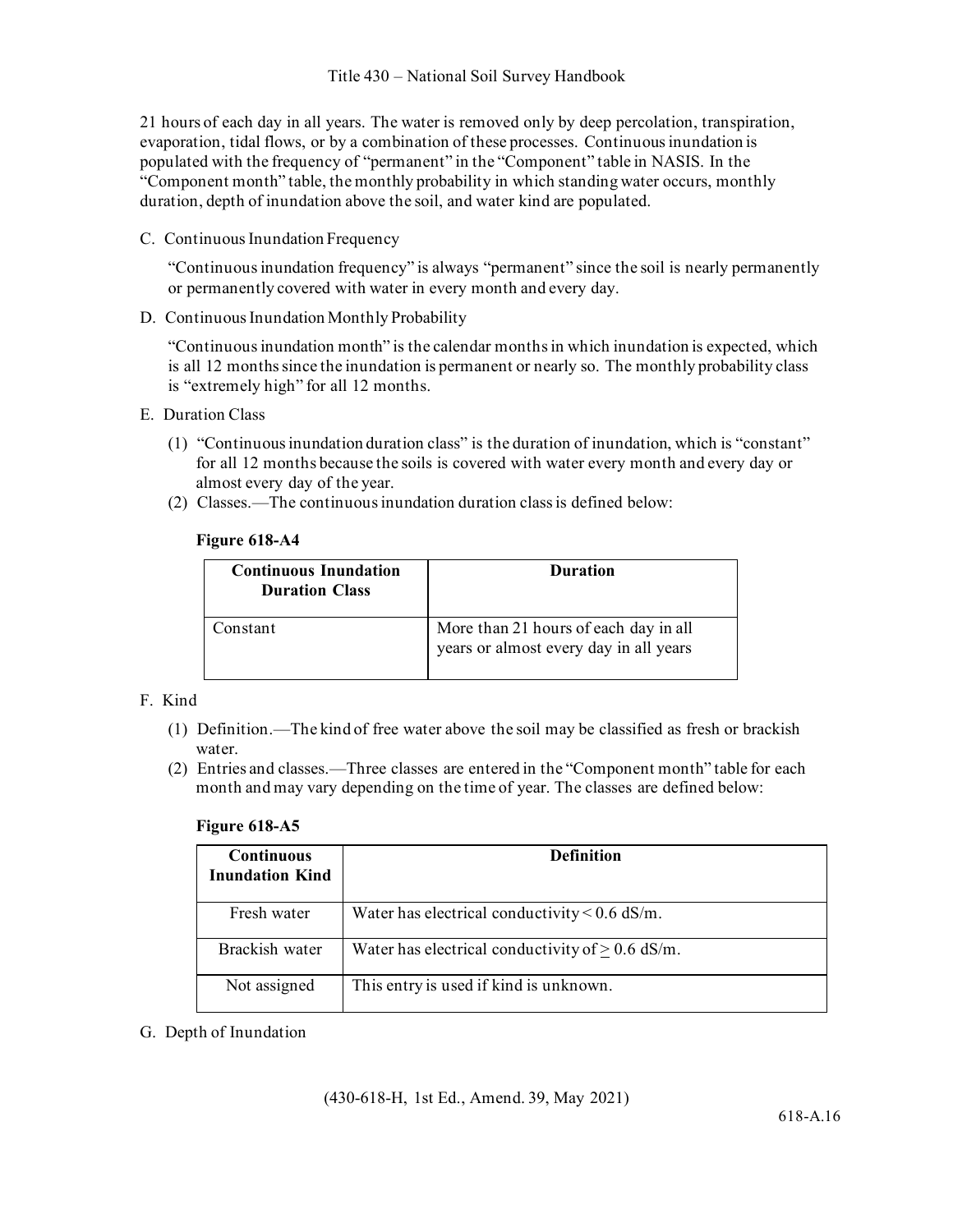21 hours of each day in all years. The water is removed only by deep percolation, transpiration, evaporation, tidal flows, or by a combination of these processes. Continuous inundation is populated with the frequency of "permanent" in the "Component" table in NASIS. In the "Component month" table, the monthly probability in which standing water occurs, monthly duration, depth of inundation above the soil, and water kind are populated.

C. Continuous Inundation Frequency

"Continuous inundation frequency" is always "permanent" since the soil is nearly permanently or permanently covered with water in every month and every day.

D. Continuous Inundation Monthly Probability

"Continuous inundation month" is the calendar months in which inundation is expected, which is all 12 months since the inundation is permanent or nearly so. The monthly probability class is "extremely high" for all 12 months.

E. Duration Class

(1) "Continuous inundation duration class" is the duration of inundation, which is "constant" for all 12 months because the soils is covered with water every month and every day or almost every day of the year.

(2) Classes.—The continuous inundation duration class is defined below:

**Figure 618-A4**

| Continuous Inundation Duration Class | Duration |
|---|---|
| Constant | More than 21 hours of each day in all years or almost every day in all years |

F. Kind

(1) Definition.—The kind of free water above the soil may be classified as fresh or brackish water.

(2) Entries and classes.—Three classes are entered in the "Component month" table for each month and may vary depending on the time of year. The classes are defined below:

**Figure 618-A5**

| Continuous Inundation Kind | Definition |
|---|---|
| Fresh water | Water has electrical conductivity < 0.6 dS/m. |
| Brackish water | Water has electrical conductivity of ≥ 0.6 dS/m. |
| Not assigned | This entry is used if kind is unknown. |

G. Depth of Inundation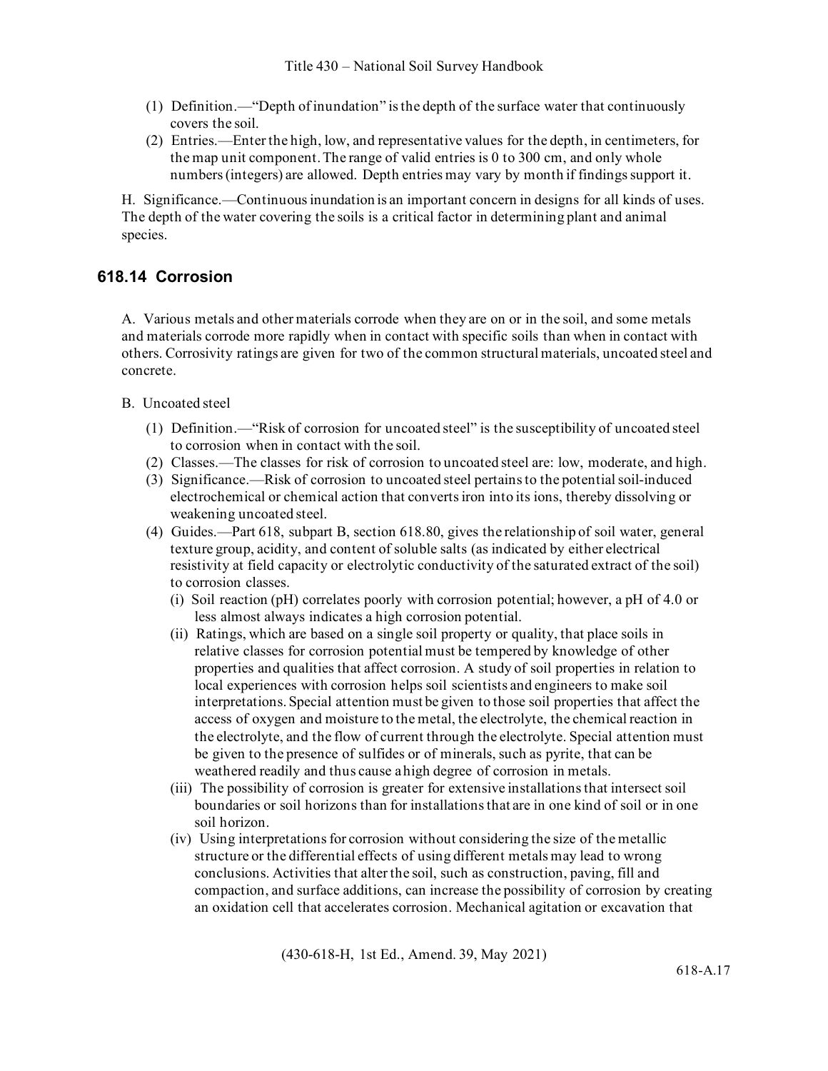(1) Definition.—"Depth of inundation" is the depth of the surface water that continuously covers the soil.

(2) Entries.—Enter the high, low, and representative values for the depth, in centimeters, for the map unit component. The range of valid entries is 0 to 300 cm, and only whole numbers (integers) are allowed. Depth entries may vary by month if findings support it.

H. Significance.—Continuous inundation is an important concern in designs for all kinds of uses. The depth of the water covering the soils is a critical factor in determining plant and animal species.

## 618.14 Corrosion

A. Various metals and other materials corrode when they are on or in the soil, and some metals and materials corrode more rapidly when in contact with specific soils than when in contact with others. Corrosivity ratings are given for two of the common structural materials, uncoated steel and concrete.

B. Uncoated steel

(1) Definition.—"Risk of corrosion for uncoated steel" is the susceptibility of uncoated steel to corrosion when in contact with the soil.

(2) Classes.—The classes for risk of corrosion to uncoated steel are: low, moderate, and high.

(3) Significance.—Risk of corrosion to uncoated steel pertains to the potential soil-induced electrochemical or chemical action that converts iron into its ions, thereby dissolving or weakening uncoated steel.

(4) Guides.—Part 618, subpart B, section 618.80, gives the relationship of soil water, general texture group, acidity, and content of soluble salts (as indicated by either electrical resistivity at field capacity or electrolytic conductivity of the saturated extract of the soil) to corrosion classes.

(i) Soil reaction (pH) correlates poorly with corrosion potential; however, a pH of 4.0 or less almost always indicates a high corrosion potential.

(ii) Ratings, which are based on a single soil property or quality, that place soils in relative classes for corrosion potential must be tempered by knowledge of other properties and qualities that affect corrosion. A study of soil properties in relation to local experiences with corrosion helps soil scientists and engineers to make soil interpretations. Special attention must be given to those soil properties that affect the access of oxygen and moisture to the metal, the electrolyte, the chemical reaction in the electrolyte, and the flow of current through the electrolyte. Special attention must be given to the presence of sulfides or of minerals, such as pyrite, that can be weathered readily and thus cause a high degree of corrosion in metals.

(iii) The possibility of corrosion is greater for extensive installations that intersect soil boundaries or soil horizons than for installations that are in one kind of soil or in one soil horizon.

(iv) Using interpretations for corrosion without considering the size of the metallic structure or the differential effects of using different metals may lead to wrong conclusions. Activities that alter the soil, such as construction, paving, fill and compaction, and surface additions, can increase the possibility of corrosion by creating an oxidation cell that accelerates corrosion. Mechanical agitation or excavation that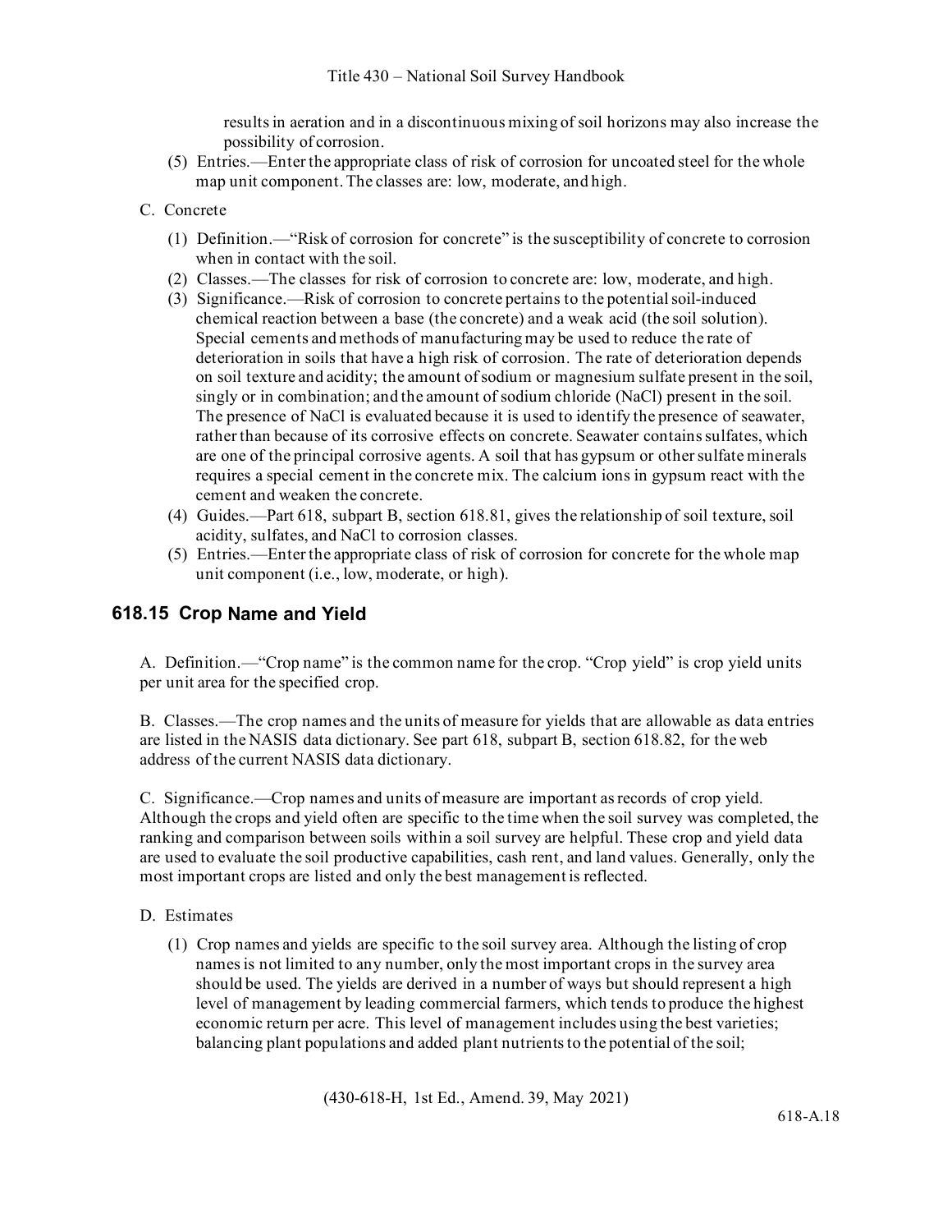results in aeration and in a discontinuous mixing of soil horizons may also increase the possibility of corrosion.

(5) Entries.—Enter the appropriate class of risk of corrosion for uncoated steel for the whole map unit component. The classes are: low, moderate, and high.

C. Concrete

(1) Definition.—"Risk of corrosion for concrete" is the susceptibility of concrete to corrosion when in contact with the soil.

(2) Classes.—The classes for risk of corrosion to concrete are: low, moderate, and high.

(3) Significance.—Risk of corrosion to concrete pertains to the potential soil-induced chemical reaction between a base (the concrete) and a weak acid (the soil solution). Special cements and methods of manufacturing may be used to reduce the rate of deterioration in soils that have a high risk of corrosion. The rate of deterioration depends on soil texture and acidity; the amount of sodium or magnesium sulfate present in the soil, singly or in combination; and the amount of sodium chloride (NaCl) present in the soil. The presence of NaCl is evaluated because it is used to identify the presence of seawater, rather than because of its corrosive effects on concrete. Seawater contains sulfates, which are one of the principal corrosive agents. A soil that has gypsum or other sulfate minerals requires a special cement in the concrete mix. The calcium ions in gypsum react with the cement and weaken the concrete.

(4) Guides.—Part 618, subpart B, section 618.81, gives the relationship of soil texture, soil acidity, sulfates, and NaCl to corrosion classes.

(5) Entries.—Enter the appropriate class of risk of corrosion for concrete for the whole map unit component (i.e., low, moderate, or high).

## 618.15 Crop Name and Yield

A. Definition.—"Crop name" is the common name for the crop. "Crop yield" is crop yield units per unit area for the specified crop.

B. Classes.—The crop names and the units of measure for yields that are allowable as data entries are listed in the NASIS data dictionary. See part 618, subpart B, section 618.82, for the web address of the current NASIS data dictionary.

C. Significance.—Crop names and units of measure are important as records of crop yield. Although the crops and yield often are specific to the time when the soil survey was completed, the ranking and comparison between soils within a soil survey are helpful. These crop and yield data are used to evaluate the soil productive capabilities, cash rent, and land values. Generally, only the most important crops are listed and only the best management is reflected.

D. Estimates

(1) Crop names and yields are specific to the soil survey area. Although the listing of crop names is not limited to any number, only the most important crops in the survey area should be used. The yields are derived in a number of ways but should represent a high level of management by leading commercial farmers, which tends to produce the highest economic return per acre. This level of management includes using the best varieties; balancing plant populations and added plant nutrients to the potential of the soil;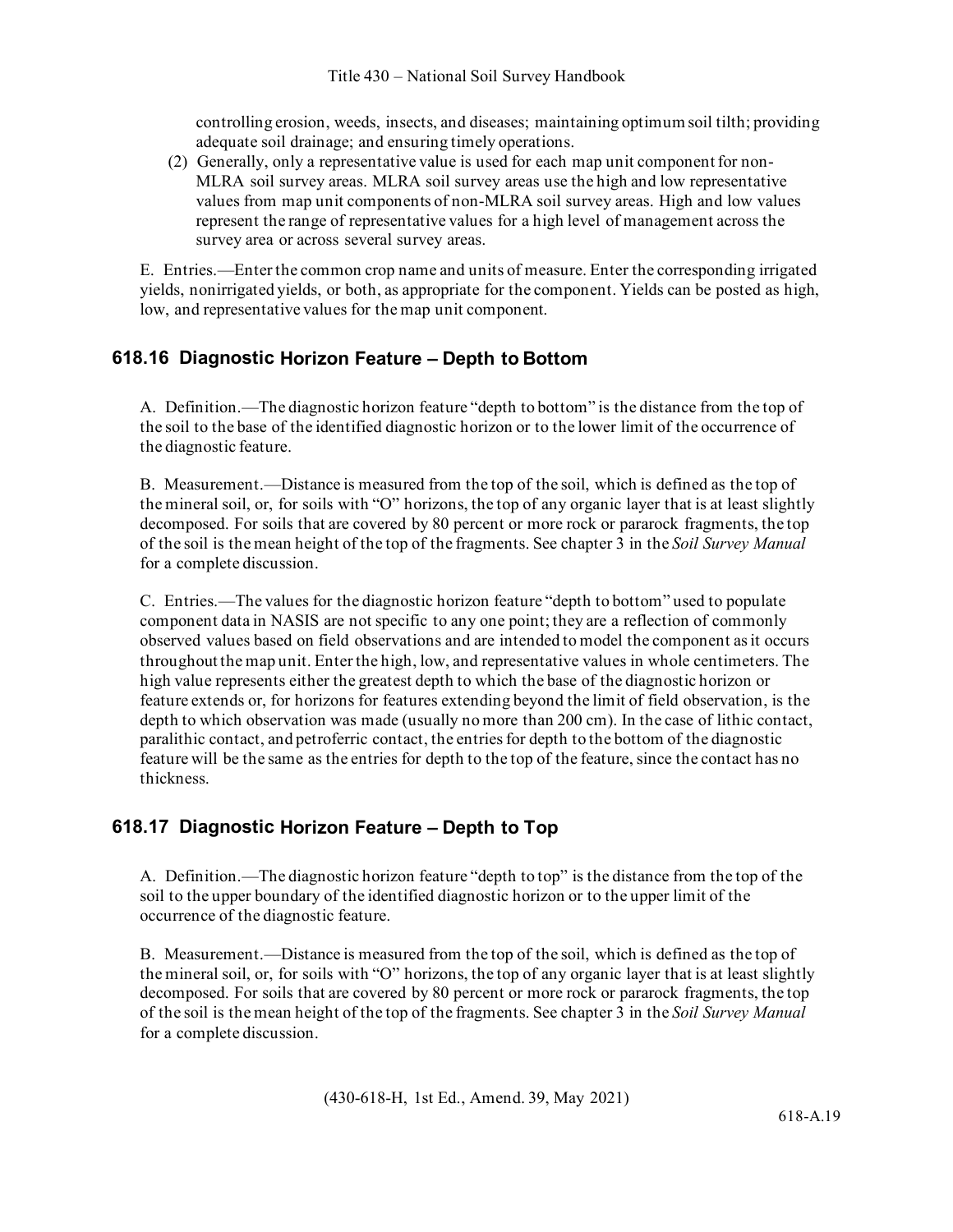controlling erosion, weeds, insects, and diseases; maintaining optimum soil tilth; providing adequate soil drainage; and ensuring timely operations.

(2) Generally, only a representative value is used for each map unit component for non-MLRA soil survey areas. MLRA soil survey areas use the high and low representative values from map unit components of non-MLRA soil survey areas. High and low values represent the range of representative values for a high level of management across the survey area or across several survey areas.

E. Entries.—Enter the common crop name and units of measure. Enter the corresponding irrigated yields, nonirrigated yields, or both, as appropriate for the component. Yields can be posted as high, low, and representative values for the map unit component.

## 618.16 Diagnostic Horizon Feature – Depth to Bottom

A. Definition.—The diagnostic horizon feature "depth to bottom" is the distance from the top of the soil to the base of the identified diagnostic horizon or to the lower limit of the occurrence of the diagnostic feature.

B. Measurement.—Distance is measured from the top of the soil, which is defined as the top of the mineral soil, or, for soils with "O" horizons, the top of any organic layer that is at least slightly decomposed. For soils that are covered by 80 percent or more rock or pararock fragments, the top of the soil is the mean height of the top of the fragments. See chapter 3 in the *Soil Survey Manual* for a complete discussion.

C. Entries.—The values for the diagnostic horizon feature "depth to bottom" used to populate component data in NASIS are not specific to any one point; they are a reflection of commonly observed values based on field observations and are intended to model the component as it occurs throughout the map unit. Enter the high, low, and representative values in whole centimeters. The high value represents either the greatest depth to which the base of the diagnostic horizon or feature extends or, for horizons for features extending beyond the limit of field observation, is the depth to which observation was made (usually no more than 200 cm). In the case of lithic contact, paralithic contact, and petroferric contact, the entries for depth to the bottom of the diagnostic feature will be the same as the entries for depth to the top of the feature, since the contact has no thickness.

## 618.17 Diagnostic Horizon Feature – Depth to Top

A. Definition.—The diagnostic horizon feature "depth to top" is the distance from the top of the soil to the upper boundary of the identified diagnostic horizon or to the upper limit of the occurrence of the diagnostic feature.

B. Measurement.—Distance is measured from the top of the soil, which is defined as the top of the mineral soil, or, for soils with "O" horizons, the top of any organic layer that is at least slightly decomposed. For soils that are covered by 80 percent or more rock or pararock fragments, the top of the soil is the mean height of the top of the fragments. See chapter 3 in the *Soil Survey Manual* for a complete discussion.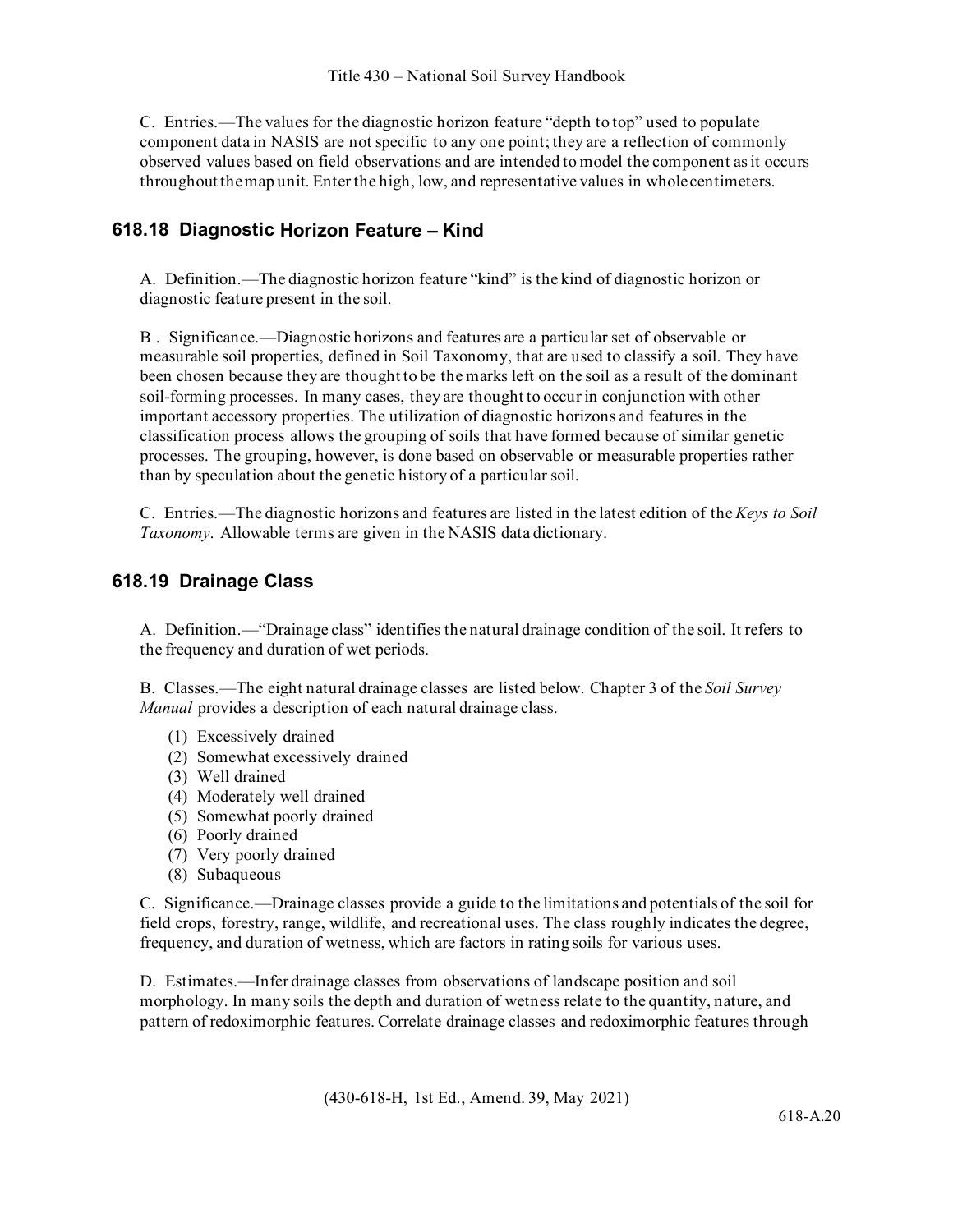C. Entries.—The values for the diagnostic horizon feature "depth to top" used to populate component data in NASIS are not specific to any one point; they are a reflection of commonly observed values based on field observations and are intended to model the component as it occurs throughout the map unit. Enter the high, low, and representative values in whole centimeters.

## 618.18 Diagnostic Horizon Feature – Kind

A. Definition.—The diagnostic horizon feature "kind" is the kind of diagnostic horizon or diagnostic feature present in the soil.

B . Significance.—Diagnostic horizons and features are a particular set of observable or measurable soil properties, defined in Soil Taxonomy, that are used to classify a soil. They have been chosen because they are thought to be the marks left on the soil as a result of the dominant soil-forming processes. In many cases, they are thought to occur in conjunction with other important accessory properties. The utilization of diagnostic horizons and features in the classification process allows the grouping of soils that have formed because of similar genetic processes. The grouping, however, is done based on observable or measurable properties rather than by speculation about the genetic history of a particular soil.

C. Entries.—The diagnostic horizons and features are listed in the latest edition of the *Keys to Soil Taxonomy*. Allowable terms are given in the NASIS data dictionary.

## 618.19 Drainage Class

A. Definition.—"Drainage class" identifies the natural drainage condition of the soil. It refers to the frequency and duration of wet periods.

B. Classes.—The eight natural drainage classes are listed below. Chapter 3 of the *Soil Survey Manual* provides a description of each natural drainage class.

(1) Excessively drained
(2) Somewhat excessively drained
(3) Well drained
(4) Moderately well drained
(5) Somewhat poorly drained
(6) Poorly drained
(7) Very poorly drained
(8) Subaqueous

C. Significance.—Drainage classes provide a guide to the limitations and potentials of the soil for field crops, forestry, range, wildlife, and recreational uses. The class roughly indicates the degree, frequency, and duration of wetness, which are factors in rating soils for various uses.

D. Estimates.—Infer drainage classes from observations of landscape position and soil morphology. In many soils the depth and duration of wetness relate to the quantity, nature, and pattern of redoximorphic features. Correlate drainage classes and redoximorphic features through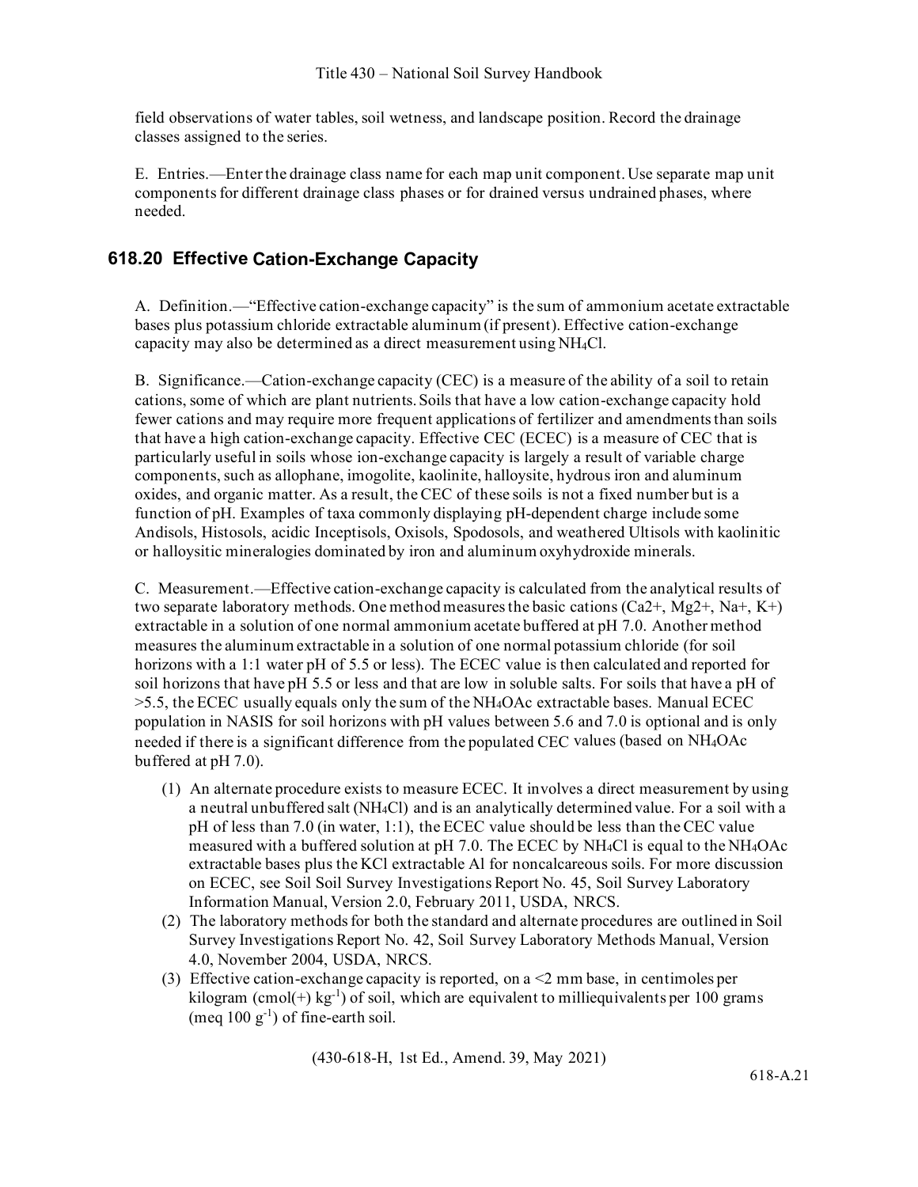field observations of water tables, soil wetness, and landscape position. Record the drainage classes assigned to the series.

E. Entries.—Enter the drainage class name for each map unit component. Use separate map unit components for different drainage class phases or for drained versus undrained phases, where needed.

## 618.20 Effective Cation-Exchange Capacity

A. Definition.—"Effective cation-exchange capacity" is the sum of ammonium acetate extractable bases plus potassium chloride extractable aluminum (if present). Effective cation-exchange capacity may also be determined as a direct measurement using $NH_4Cl$.

B. Significance.—Cation-exchange capacity (CEC) is a measure of the ability of a soil to retain cations, some of which are plant nutrients. Soils that have a low cation-exchange capacity hold fewer cations and may require more frequent applications of fertilizer and amendments than soils that have a high cation-exchange capacity. Effective CEC (ECEC) is a measure of CEC that is particularly useful in soils whose ion-exchange capacity is largely a result of variable charge components, such as allophane, imogolite, kaolinite, halloysite, hydrous iron and aluminum oxides, and organic matter. As a result, the CEC of these soils is not a fixed number but is a function of pH. Examples of taxa commonly displaying pH-dependent charge include some Andisols, Histosols, acidic Inceptisols, Oxisols, Spodosols, and weathered Ultisols with kaolinitic or halloysitic mineralogies dominated by iron and aluminum oxyhydroxide minerals.

C. Measurement.—Effective cation-exchange capacity is calculated from the analytical results of two separate laboratory methods. One method measures the basic cations ($Ca2+$, $Mg2+$, $Na+$, $K+$) extractable in a solution of one normal ammonium acetate buffered at pH 7.0. Another method measures the aluminum extractable in a solution of one normal potassium chloride (for soil horizons with a 1:1 water pH of 5.5 or less). The ECEC value is then calculated and reported for soil horizons that have pH 5.5 or less and that are low in soluble salts. For soils that have a pH of >5.5, the ECEC usually equals only the sum of the $NH_4OAc$ extractable bases. Manual ECEC population in NASIS for soil horizons with pH values between 5.6 and 7.0 is optional and is only needed if there is a significant difference from the populated CEC values (based on $NH_4OAc$ buffered at pH 7.0).

1. An alternate procedure exists to measure ECEC. It involves a direct measurement by using a neutral unbuffered salt ($NH_4Cl$) and is an analytically determined value. For a soil with a pH of less than 7.0 (in water, 1:1), the ECEC value should be less than the CEC value measured with a buffered solution at pH 7.0. The ECEC by $NH_4Cl$ is equal to the $NH_4OAc$ extractable bases plus the KCl extractable Al for noncalcareous soils. For more discussion on ECEC, see Soil Soil Survey Investigations Report No. 45, Soil Survey Laboratory Information Manual, Version 2.0, February 2011, USDA, NRCS.
2. The laboratory methods for both the standard and alternate procedures are outlined in Soil Survey Investigations Report No. 42, Soil Survey Laboratory Methods Manual, Version 4.0, November 2004, USDA, NRCS.
3. Effective cation-exchange capacity is reported, on a <2 mm base, in centimoles per kilogram (cmol(+) $kg^{-1}$) of soil, which are equivalent to milliequivalents per 100 grams (meq 100 $g^{-1}$) of fine-earth soil.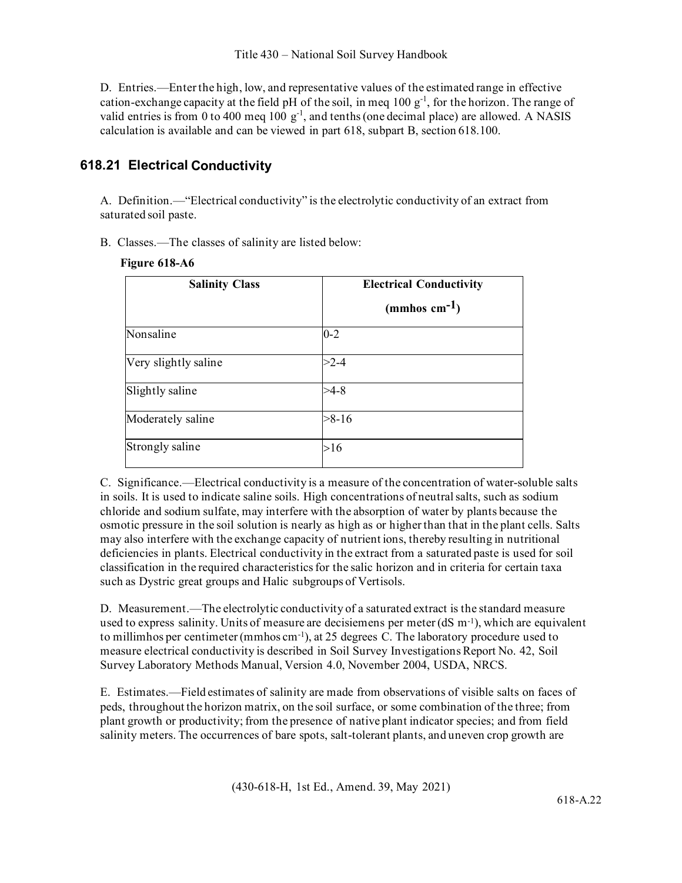D. Entries.—Enter the high, low, and representative values of the estimated range in effective cation-exchange capacity at the field pH of the soil, in meq 100 $g^{-1}$, for the horizon. The range of valid entries is from 0 to 400 meq 100 $g^{-1}$, and tenths (one decimal place) are allowed. A NASIS calculation is available and can be viewed in part 618, subpart B, section 618.100.

## 618.21 Electrical Conductivity

A. Definition.—"Electrical conductivity" is the electrolytic conductivity of an extract from saturated soil paste.

B. Classes.—The classes of salinity are listed below:

**Figure 618-A6**

| Salinity Class | Electrical Conductivity ($mmhos\ cm^{-1}$) |
|---|---|
| Nonsaline | 0-2 |
| Very slightly saline | >2-4 |
| Slightly saline | >4-8 |
| Moderately saline | >8-16 |
| Strongly saline | >16 |

C. Significance.—Electrical conductivity is a measure of the concentration of water-soluble salts in soils. It is used to indicate saline soils. High concentrations of neutral salts, such as sodium chloride and sodium sulfate, may interfere with the absorption of water by plants because the osmotic pressure in the soil solution is nearly as high as or higher than that in the plant cells. Salts may also interfere with the exchange capacity of nutrient ions, thereby resulting in nutritional deficiencies in plants. Electrical conductivity in the extract from a saturated paste is used for soil classification in the required characteristics for the salic horizon and in criteria for certain taxa such as Dystric great groups and Halic subgroups of Vertisols.

D. Measurement.—The electrolytic conductivity of a saturated extract is the standard measure used to express salinity. Units of measure are decisiemens per meter (dS $m^{-1}$), which are equivalent to millimhos per centimeter (mmhos $cm^{-1}$), at 25 degrees C. The laboratory procedure used to measure electrical conductivity is described in Soil Survey Investigations Report No. 42, Soil Survey Laboratory Methods Manual, Version 4.0, November 2004, USDA, NRCS.

E. Estimates.—Field estimates of salinity are made from observations of visible salts on faces of peds, throughout the horizon matrix, on the soil surface, or some combination of the three; from plant growth or productivity; from the presence of native plant indicator species; and from field salinity meters. The occurrences of bare spots, salt-tolerant plants, and uneven crop growth are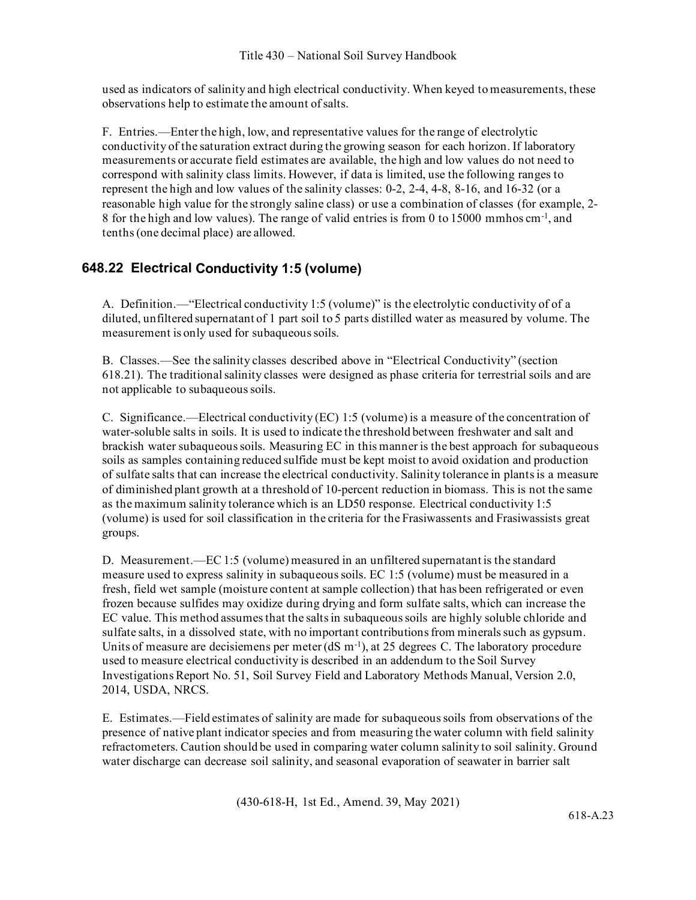used as indicators of salinity and high electrical conductivity. When keyed to measurements, these observations help to estimate the amount of salts.

F. Entries.—Enter the high, low, and representative values for the range of electrolytic conductivity of the saturation extract during the growing season for each horizon. If laboratory measurements or accurate field estimates are available, the high and low values do not need to correspond with salinity class limits. However, if data is limited, use the following ranges to represent the high and low values of the salinity classes: 0-2, 2-4, 4-8, 8-16, and 16-32 (or a reasonable high value for the strongly saline class) or use a combination of classes (for example, 2-8 for the high and low values). The range of valid entries is from 0 to 15000 mmhos $cm^{-1}$, and tenths (one decimal place) are allowed.

## 648.22 Electrical Conductivity 1:5 (volume)

A. Definition.—"Electrical conductivity 1:5 (volume)" is the electrolytic conductivity of of a diluted, unfiltered supernatant of 1 part soil to 5 parts distilled water as measured by volume. The measurement is only used for subaqueous soils.

B. Classes.—See the salinity classes described above in "Electrical Conductivity" (section 618.21). The traditional salinity classes were designed as phase criteria for terrestrial soils and are not applicable to subaqueous soils.

C. Significance.—Electrical conductivity (EC) 1:5 (volume) is a measure of the concentration of water-soluble salts in soils. It is used to indicate the threshold between freshwater and salt and brackish water subaqueous soils. Measuring EC in this manner is the best approach for subaqueous soils as samples containing reduced sulfide must be kept moist to avoid oxidation and production of sulfate salts that can increase the electrical conductivity. Salinity tolerance in plants is a measure of diminished plant growth at a threshold of 10-percent reduction in biomass. This is not the same as the maximum salinity tolerance which is an LD50 response. Electrical conductivity 1:5 (volume) is used for soil classification in the criteria for the Frasiwassents and Frasiwassists great groups.

D. Measurement.—EC 1:5 (volume) measured in an unfiltered supernatant is the standard measure used to express salinity in subaqueous soils. EC 1:5 (volume) must be measured in a fresh, field wet sample (moisture content at sample collection) that has been refrigerated or even frozen because sulfides may oxidize during drying and form sulfate salts, which can increase the EC value. This method assumes that the salts in subaqueous soils are highly soluble chloride and sulfate salts, in a dissolved state, with no important contributions from minerals such as gypsum. Units of measure are decisiemens per meter (dS $m^{-1}$), at 25 degrees C. The laboratory procedure used to measure electrical conductivity is described in an addendum to the Soil Survey Investigations Report No. 51, Soil Survey Field and Laboratory Methods Manual, Version 2.0, 2014, USDA, NRCS.

E. Estimates.—Field estimates of salinity are made for subaqueous soils from observations of the presence of native plant indicator species and from measuring the water column with field salinity refractometers. Caution should be used in comparing water column salinity to soil salinity. Ground water discharge can decrease soil salinity, and seasonal evaporation of seawater in barrier salt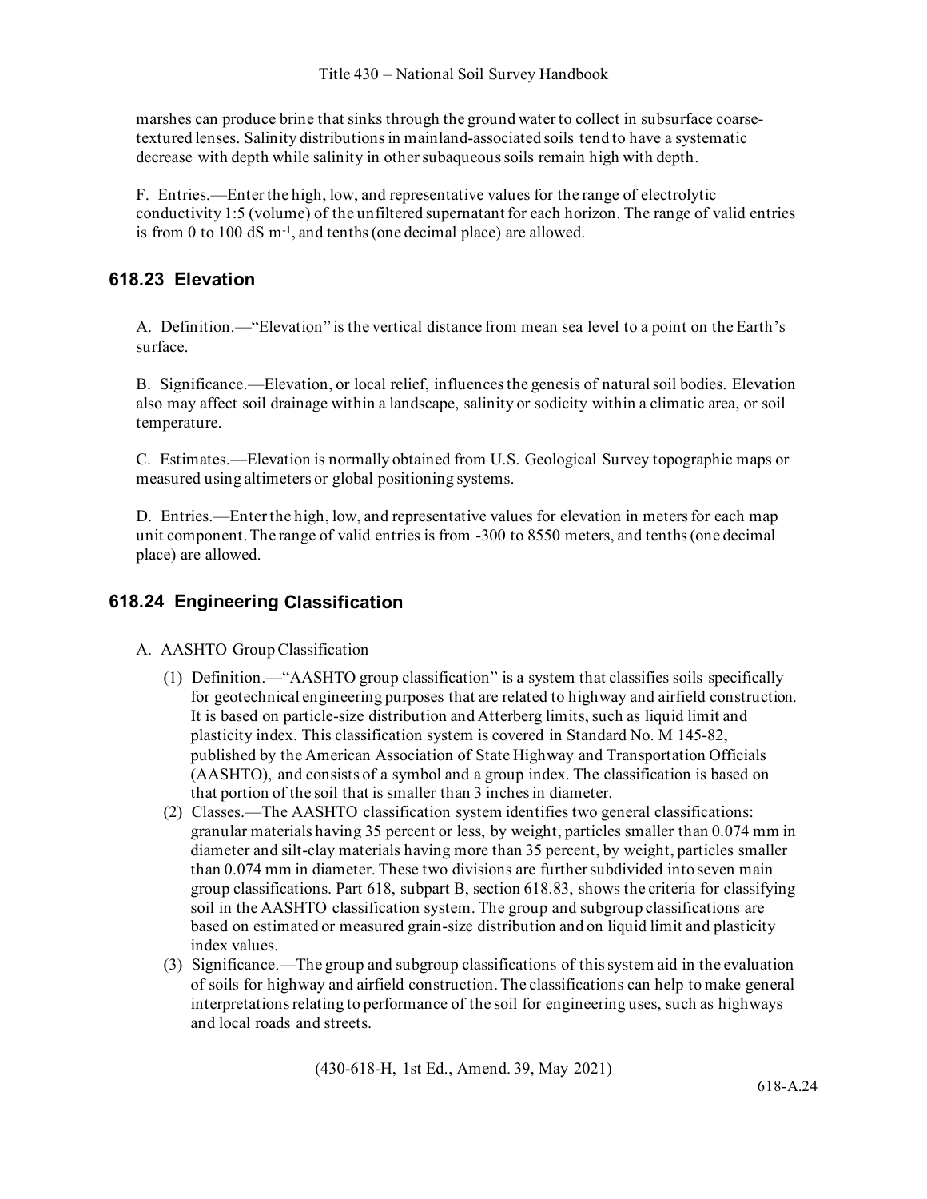marshes can produce brine that sinks through the ground water to collect in subsurface coarse-textured lenses. Salinity distributions in mainland-associated soils tend to have a systematic decrease with depth while salinity in other subaqueous soils remain high with depth.

F. Entries.—Enter the high, low, and representative values for the range of electrolytic conductivity 1:5 (volume) of the unfiltered supernatant for each horizon. The range of valid entries is from 0 to 100 dS $m^{-1}$, and tenths (one decimal place) are allowed.

## 618.23 Elevation

A. Definition.—"Elevation" is the vertical distance from mean sea level to a point on the Earth's surface.

B. Significance.—Elevation, or local relief, influences the genesis of natural soil bodies. Elevation also may affect soil drainage within a landscape, salinity or sodicity within a climatic area, or soil temperature.

C. Estimates.—Elevation is normally obtained from U.S. Geological Survey topographic maps or measured using altimeters or global positioning systems.

D. Entries.—Enter the high, low, and representative values for elevation in meters for each map unit component. The range of valid entries is from -300 to 8550 meters, and tenths (one decimal place) are allowed.

## 618.24 Engineering Classification

A. AASHTO Group Classification

(1) Definition.—"AASHTO group classification" is a system that classifies soils specifically for geotechnical engineering purposes that are related to highway and airfield construction. It is based on particle-size distribution and Atterberg limits, such as liquid limit and plasticity index. This classification system is covered in Standard No. M 145-82, published by the American Association of State Highway and Transportation Officials (AASHTO), and consists of a symbol and a group index. The classification is based on that portion of the soil that is smaller than 3 inches in diameter.

(2) Classes.—The AASHTO classification system identifies two general classifications: granular materials having 35 percent or less, by weight, particles smaller than 0.074 mm in diameter and silt-clay materials having more than 35 percent, by weight, particles smaller than 0.074 mm in diameter. These two divisions are further subdivided into seven main group classifications. Part 618, subpart B, section 618.83, shows the criteria for classifying soil in the AASHTO classification system. The group and subgroup classifications are based on estimated or measured grain-size distribution and on liquid limit and plasticity index values.

(3) Significance.—The group and subgroup classifications of this system aid in the evaluation of soils for highway and airfield construction. The classifications can help to make general interpretations relating to performance of the soil for engineering uses, such as highways and local roads and streets.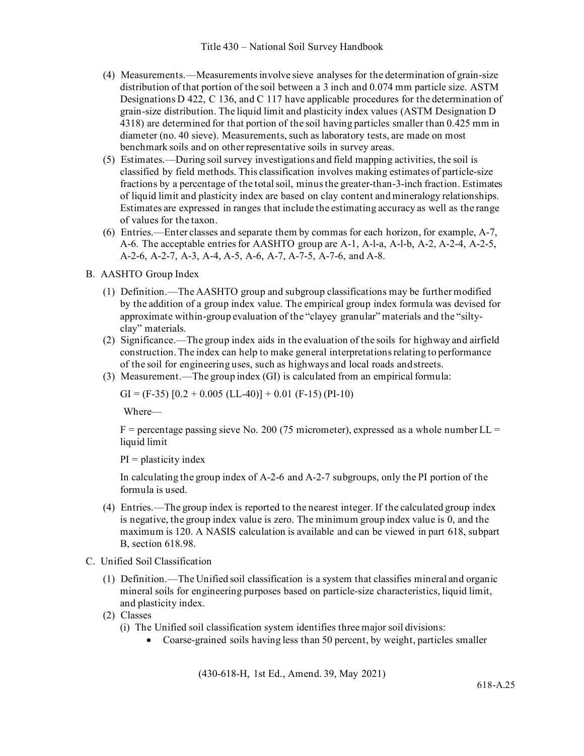(4) Measurements.—Measurements involve sieve analyses for the determination of grain-size distribution of that portion of the soil between a 3 inch and 0.074 mm particle size. ASTM Designations D 422, C 136, and C 117 have applicable procedures for the determination of grain-size distribution. The liquid limit and plasticity index values (ASTM Designation D 4318) are determined for that portion of the soil having particles smaller than 0.425 mm in diameter (no. 40 sieve). Measurements, such as laboratory tests, are made on most benchmark soils and on other representative soils in survey areas.

(5) Estimates.—During soil survey investigations and field mapping activities, the soil is classified by field methods. This classification involves making estimates of particle-size fractions by a percentage of the total soil, minus the greater-than-3-inch fraction. Estimates of liquid limit and plasticity index are based on clay content and mineralogy relationships. Estimates are expressed in ranges that include the estimating accuracy as well as the range of values for the taxon.

(6) Entries.—Enter classes and separate them by commas for each horizon, for example, A-7, A-6. The acceptable entries for AASHTO group are A-1, A-l-a, A-l-b, A-2, A-2-4, A-2-5, A-2-6, A-2-7, A-3, A-4, A-5, A-6, A-7, A-7-5, A-7-6, and A-8.

## B. AASHTO Group Index

(1) Definition.—The AASHTO group and subgroup classifications may be further modified by the addition of a group index value. The empirical group index formula was devised for approximate within-group evaluation of the "clayey granular" materials and the "silty-clay" materials.

(2) Significance.—The group index aids in the evaluation of the soils for highway and airfield construction. The index can help to make general interpretations relating to performance of the soil for engineering uses, such as highways and local roads and streets.

(3) Measurement.—The group index (GI) is calculated from an empirical formula:

$$GI = (F-35)\,[0.2 + 0.005\,(LL-40)] + 0.01\,(F-15)\,(PI-10)$$

Where—

F = percentage passing sieve No. 200 (75 micrometer), expressed as a whole number LL = liquid limit

PI = plasticity index

In calculating the group index of A-2-6 and A-2-7 subgroups, only the PI portion of the formula is used.

(4) Entries.—The group index is reported to the nearest integer. If the calculated group index is negative, the group index value is zero. The minimum group index value is 0, and the maximum is 120. A NASIS calculation is available and can be viewed in part 618, subpart B, section 618.98.

## C. Unified Soil Classification

(1) Definition.—The Unified soil classification is a system that classifies mineral and organic mineral soils for engineering purposes based on particle-size characteristics, liquid limit, and plasticity index.

(2) Classes

(i) The Unified soil classification system identifies three major soil divisions:

- Coarse-grained soils having less than 50 percent, by weight, particles smaller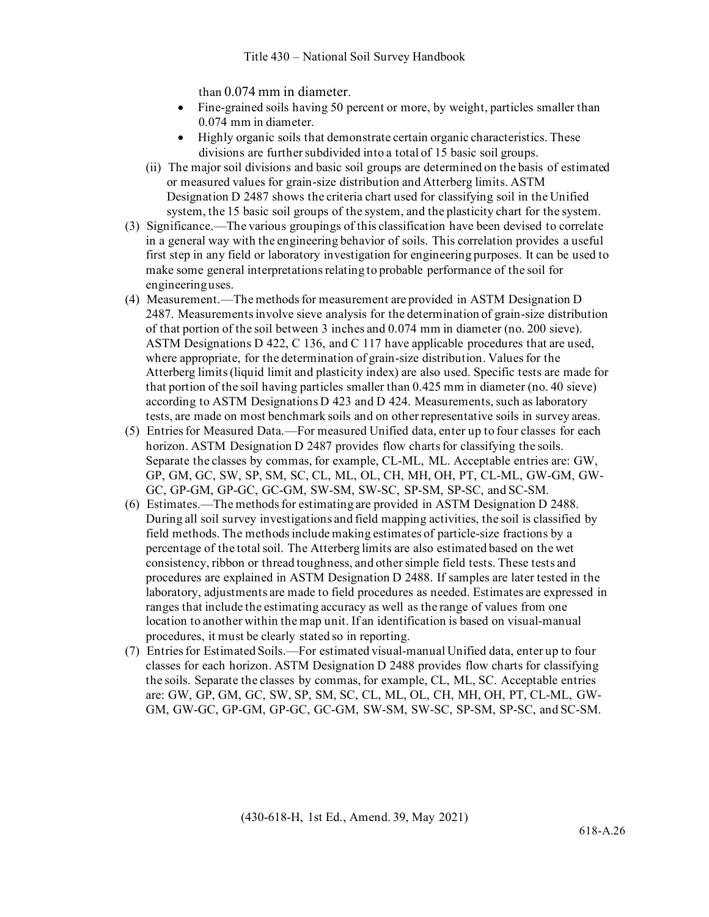than 0.074 mm in diameter.

- Fine-grained soils having 50 percent or more, by weight, particles smaller than 0.074 mm in diameter.
- Highly organic soils that demonstrate certain organic characteristics. These divisions are further subdivided into a total of 15 basic soil groups.

(ii) The major soil divisions and basic soil groups are determined on the basis of estimated or measured values for grain-size distribution and Atterberg limits. ASTM Designation D 2487 shows the criteria chart used for classifying soil in the Unified system, the 15 basic soil groups of the system, and the plasticity chart for the system.

(3) Significance.—The various groupings of this classification have been devised to correlate in a general way with the engineering behavior of soils. This correlation provides a useful first step in any field or laboratory investigation for engineering purposes. It can be used to make some general interpretations relating to probable performance of the soil for engineering uses.

(4) Measurement.—The methods for measurement are provided in ASTM Designation D 2487. Measurements involve sieve analysis for the determination of grain-size distribution of that portion of the soil between 3 inches and 0.074 mm in diameter (no. 200 sieve). ASTM Designations D 422, C 136, and C 117 have applicable procedures that are used, where appropriate, for the determination of grain-size distribution. Values for the Atterberg limits (liquid limit and plasticity index) are also used. Specific tests are made for that portion of the soil having particles smaller than 0.425 mm in diameter (no. 40 sieve) according to ASTM Designations D 423 and D 424. Measurements, such as laboratory tests, are made on most benchmark soils and on other representative soils in survey areas.

(5) Entries for Measured Data.—For measured Unified data, enter up to four classes for each horizon. ASTM Designation D 2487 provides flow charts for classifying the soils. Separate the classes by commas, for example, CL-ML, ML. Acceptable entries are: GW, GP, GM, GC, SW, SP, SM, SC, CL, ML, OL, CH, MH, OH, PT, CL-ML, GW-GM, GW-GC, GP-GM, GP-GC, GC-GM, SW-SM, SW-SC, SP-SM, SP-SC, and SC-SM.

(6) Estimates.—The methods for estimating are provided in ASTM Designation D 2488. During all soil survey investigations and field mapping activities, the soil is classified by field methods. The methods include making estimates of particle-size fractions by a percentage of the total soil. The Atterberg limits are also estimated based on the wet consistency, ribbon or thread toughness, and other simple field tests. These tests and procedures are explained in ASTM Designation D 2488. If samples are later tested in the laboratory, adjustments are made to field procedures as needed. Estimates are expressed in ranges that include the estimating accuracy as well as the range of values from one location to another within the map unit. If an identification is based on visual-manual procedures, it must be clearly stated so in reporting.

(7) Entries for Estimated Soils.—For estimated visual-manual Unified data, enter up to four classes for each horizon. ASTM Designation D 2488 provides flow charts for classifying the soils. Separate the classes by commas, for example, CL, ML, SC. Acceptable entries are: GW, GP, GM, GC, SW, SP, SM, SC, CL, ML, OL, CH, MH, OH, PT, CL-ML, GW-GM, GW-GC, GP-GM, GP-GC, GC-GM, SW-SM, SW-SC, SP-SM, SP-SC, and SC-SM.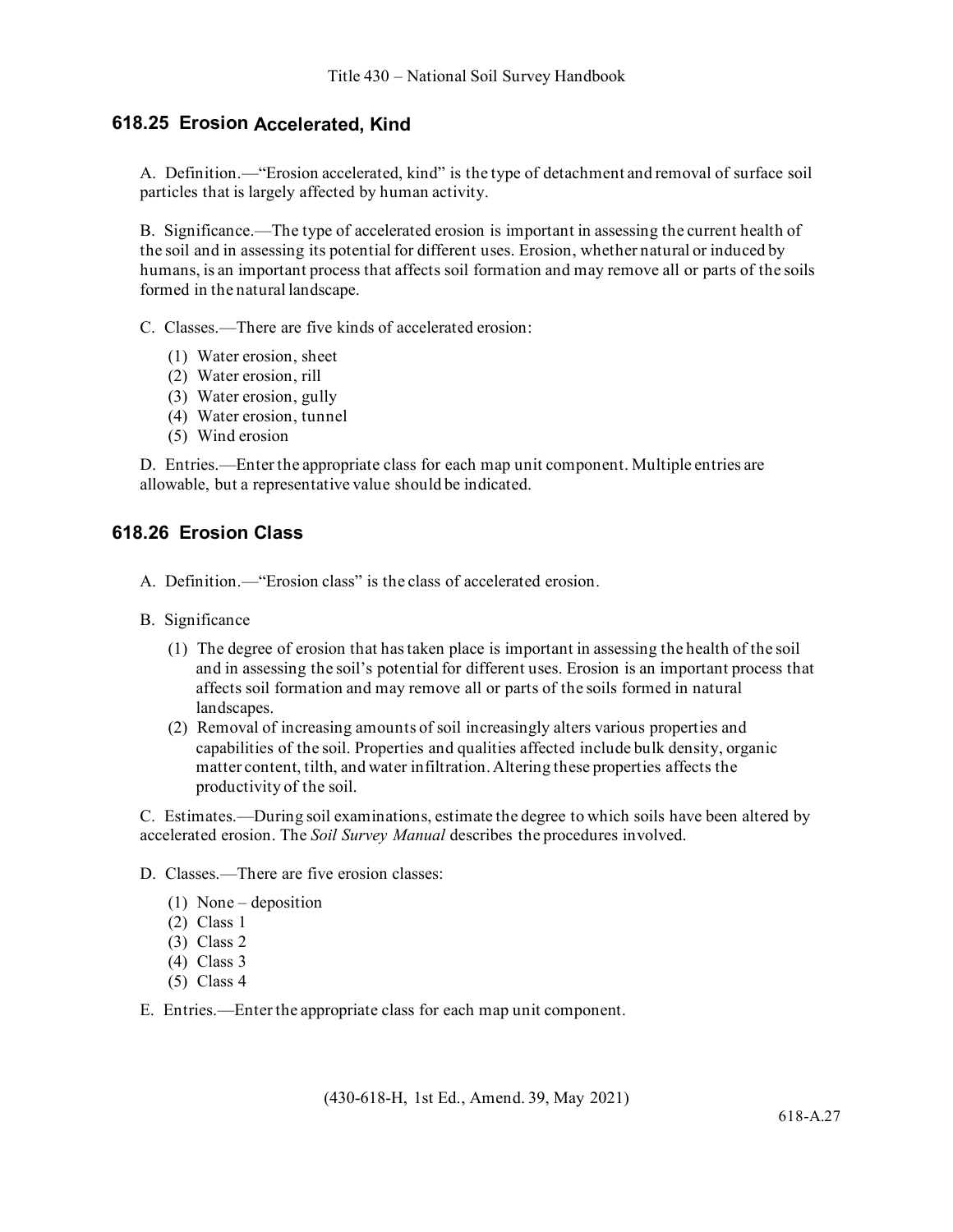## 618.25 Erosion Accelerated, Kind

A. Definition.—"Erosion accelerated, kind" is the type of detachment and removal of surface soil particles that is largely affected by human activity.

B. Significance.—The type of accelerated erosion is important in assessing the current health of the soil and in assessing its potential for different uses. Erosion, whether natural or induced by humans, is an important process that affects soil formation and may remove all or parts of the soils formed in the natural landscape.

C. Classes.—There are five kinds of accelerated erosion:

(1) Water erosion, sheet
(2) Water erosion, rill
(3) Water erosion, gully
(4) Water erosion, tunnel
(5) Wind erosion

D. Entries.—Enter the appropriate class for each map unit component. Multiple entries are allowable, but a representative value should be indicated.

## 618.26 Erosion Class

A. Definition.—"Erosion class" is the class of accelerated erosion.

B. Significance

(1) The degree of erosion that has taken place is important in assessing the health of the soil and in assessing the soil's potential for different uses. Erosion is an important process that affects soil formation and may remove all or parts of the soils formed in natural landscapes.
(2) Removal of increasing amounts of soil increasingly alters various properties and capabilities of the soil. Properties and qualities affected include bulk density, organic matter content, tilth, and water infiltration. Altering these properties affects the productivity of the soil.

C. Estimates.—During soil examinations, estimate the degree to which soils have been altered by accelerated erosion. The *Soil Survey Manual* describes the procedures involved.

D. Classes.—There are five erosion classes:

(1) None – deposition
(2) Class 1
(3) Class 2
(4) Class 3
(5) Class 4

E. Entries.—Enter the appropriate class for each map unit component.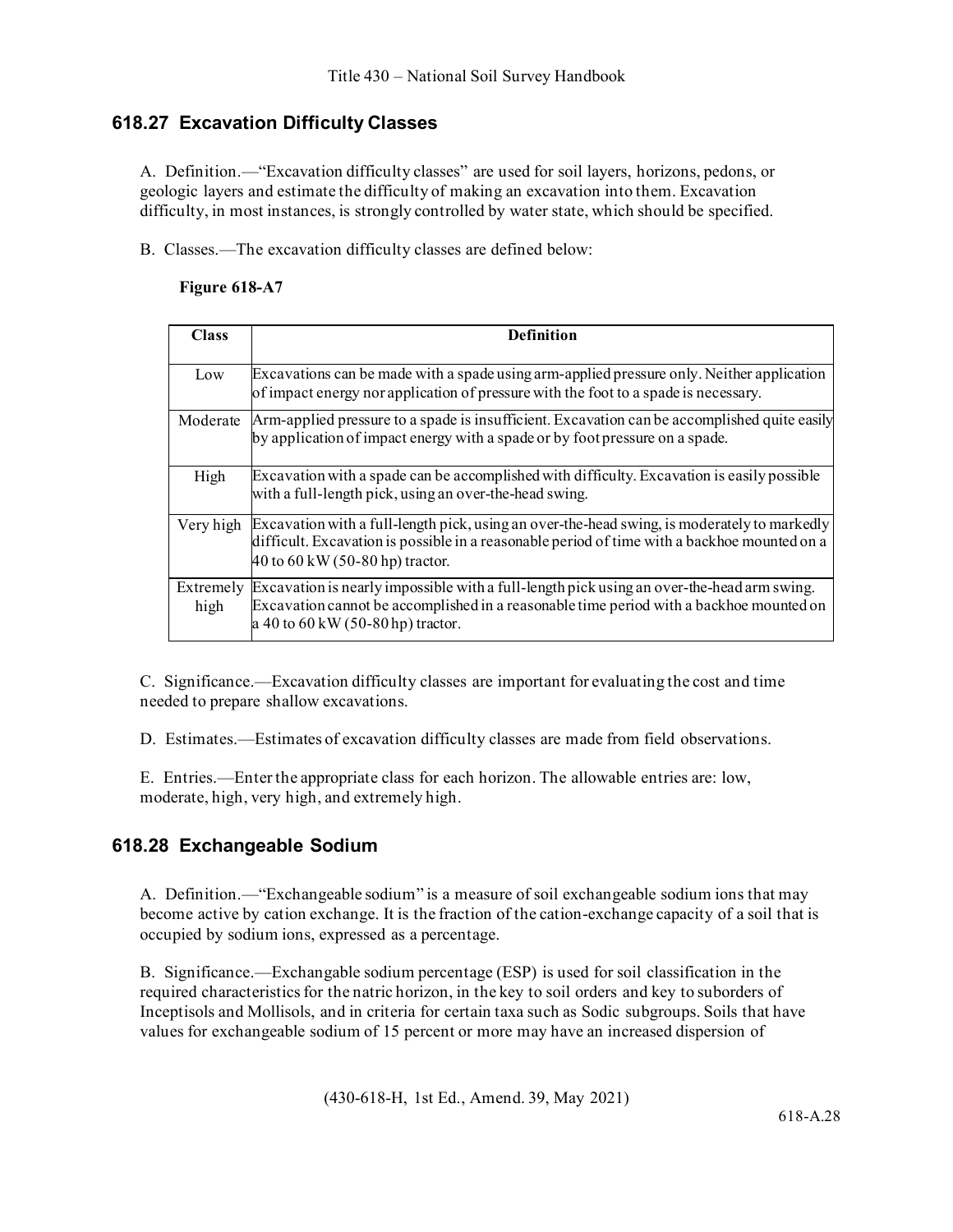## 618.27 Excavation Difficulty Classes

A. Definition.—"Excavation difficulty classes" are used for soil layers, horizons, pedons, or geologic layers and estimate the difficulty of making an excavation into them. Excavation difficulty, in most instances, is strongly controlled by water state, which should be specified.

B. Classes.—The excavation difficulty classes are defined below:

**Figure 618-A7**

| Class | Definition |
|---|---|
| Low | Excavations can be made with a spade using arm-applied pressure only. Neither application of impact energy nor application of pressure with the foot to a spade is necessary. |
| Moderate | Arm-applied pressure to a spade is insufficient. Excavation can be accomplished quite easily by application of impact energy with a spade or by foot pressure on a spade. |
| High | Excavation with a spade can be accomplished with difficulty. Excavation is easily possible with a full-length pick, using an over-the-head swing. |
| Very high | Excavation with a full-length pick, using an over-the-head swing, is moderately to markedly difficult. Excavation is possible in a reasonable period of time with a backhoe mounted on a 40 to 60 kW (50-80 hp) tractor. |
| Extremely high | Excavation is nearly impossible with a full-length pick using an over-the-head arm swing. Excavation cannot be accomplished in a reasonable time period with a backhoe mounted on a 40 to 60 kW (50-80 hp) tractor. |

C. Significance.—Excavation difficulty classes are important for evaluating the cost and time needed to prepare shallow excavations.

D. Estimates.—Estimates of excavation difficulty classes are made from field observations.

E. Entries.—Enter the appropriate class for each horizon. The allowable entries are: low, moderate, high, very high, and extremely high.

## 618.28 Exchangeable Sodium

A. Definition.—"Exchangeable sodium" is a measure of soil exchangeable sodium ions that may become active by cation exchange. It is the fraction of the cation-exchange capacity of a soil that is occupied by sodium ions, expressed as a percentage.

B. Significance.—Exchangable sodium percentage (ESP) is used for soil classification in the required characteristics for the natric horizon, in the key to soil orders and key to suborders of Inceptisols and Mollisols, and in criteria for certain taxa such as Sodic subgroups. Soils that have values for exchangeable sodium of 15 percent or more may have an increased dispersion of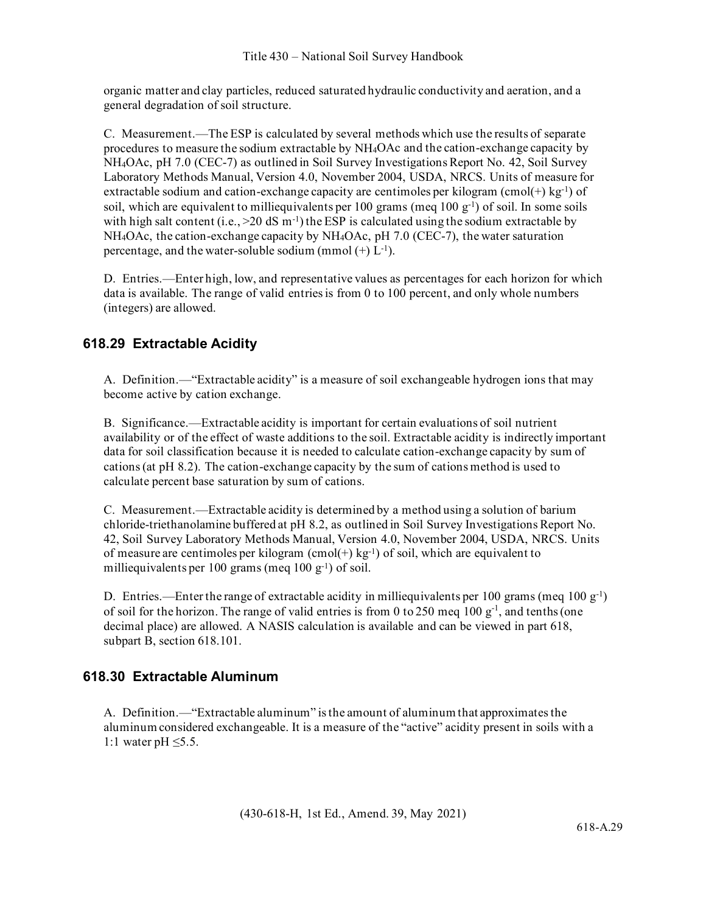organic matter and clay particles, reduced saturated hydraulic conductivity and aeration, and a general degradation of soil structure.

C. Measurement.—The ESP is calculated by several methods which use the results of separate procedures to measure the sodium extractable by $NH_4OAc$ and the cation-exchange capacity by $NH_4OAc$, pH 7.0 (CEC-7) as outlined in Soil Survey Investigations Report No. 42, Soil Survey Laboratory Methods Manual, Version 4.0, November 2004, USDA, NRCS. Units of measure for extractable sodium and cation-exchange capacity are centimoles per kilogram ($cmol(+)\ kg^{-1}$) of soil, which are equivalent to milliequivalents per 100 grams ($meq\ 100\ g^{-1}$) of soil. In some soils with high salt content (i.e., >20 $dS\ m^{-1}$) the ESP is calculated using the sodium extractable by $NH_4OAc$, the cation-exchange capacity by $NH_4OAc$, pH 7.0 (CEC-7), the water saturation percentage, and the water-soluble sodium ($mmol\ (+)\ L^{-1}$).

D. Entries.—Enter high, low, and representative values as percentages for each horizon for which data is available. The range of valid entries is from 0 to 100 percent, and only whole numbers (integers) are allowed.

## 618.29 Extractable Acidity

A. Definition.—"Extractable acidity" is a measure of soil exchangeable hydrogen ions that may become active by cation exchange.

B. Significance.—Extractable acidity is important for certain evaluations of soil nutrient availability or of the effect of waste additions to the soil. Extractable acidity is indirectly important data for soil classification because it is needed to calculate cation-exchange capacity by sum of cations (at pH 8.2). The cation-exchange capacity by the sum of cations method is used to calculate percent base saturation by sum of cations.

C. Measurement.—Extractable acidity is determined by a method using a solution of barium chloride-triethanolamine buffered at pH 8.2, as outlined in Soil Survey Investigations Report No. 42, Soil Survey Laboratory Methods Manual, Version 4.0, November 2004, USDA, NRCS. Units of measure are centimoles per kilogram ($cmol(+)\ kg^{-1}$) of soil, which are equivalent to milliequivalents per 100 grams ($meq\ 100\ g^{-1}$) of soil.

D. Entries.—Enter the range of extractable acidity in milliequivalents per 100 grams ($meq\ 100\ g^{-1}$) of soil for the horizon. The range of valid entries is from 0 to 250 $meq\ 100\ g^{-1}$, and tenths (one decimal place) are allowed. A NASIS calculation is available and can be viewed in part 618, subpart B, section 618.101.

## 618.30 Extractable Aluminum

A. Definition.—"Extractable aluminum" is the amount of aluminum that approximates the aluminum considered exchangeable. It is a measure of the "active" acidity present in soils with a 1:1 water pH ≤5.5.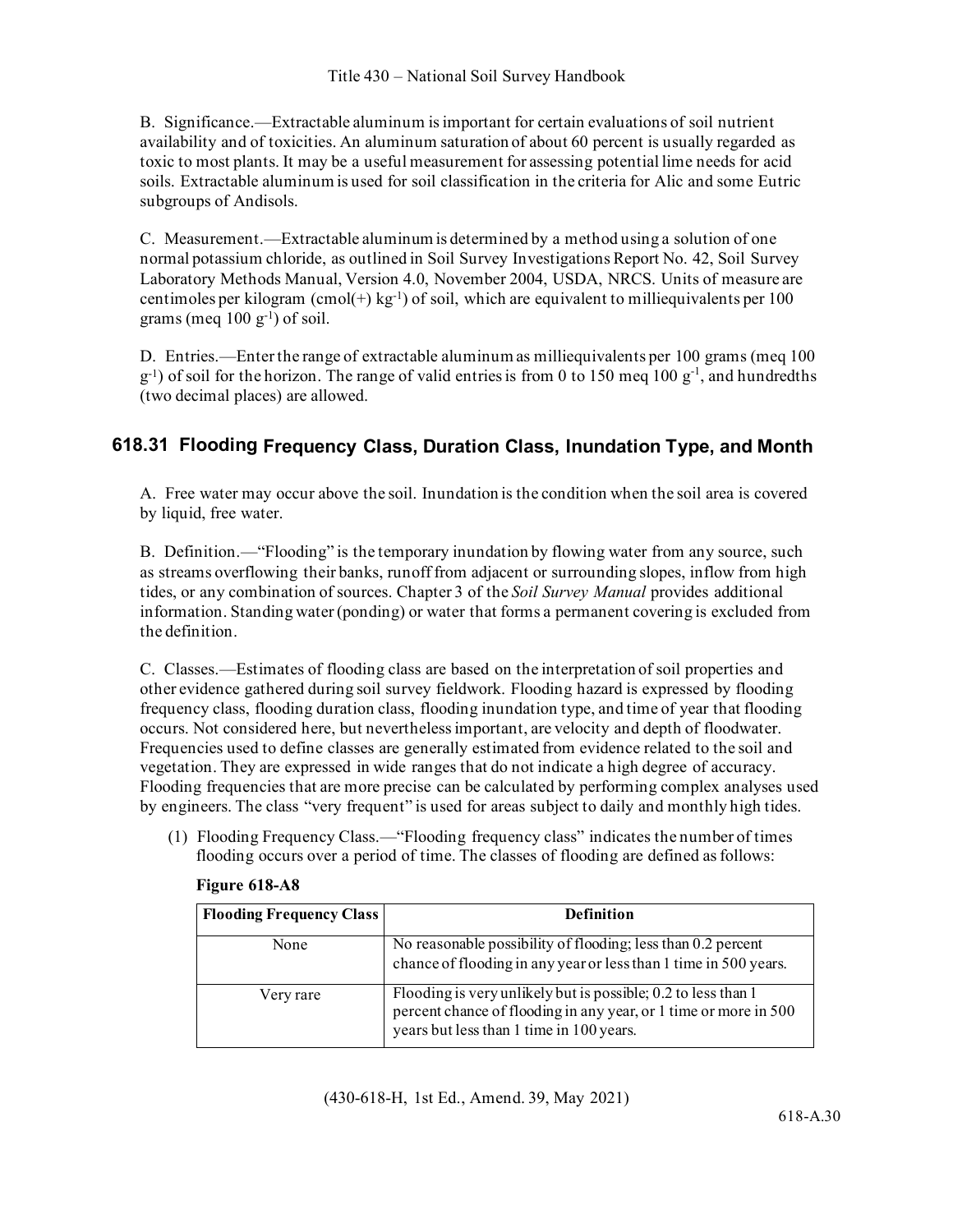B. Significance.—Extractable aluminum is important for certain evaluations of soil nutrient availability and of toxicities. An aluminum saturation of about 60 percent is usually regarded as toxic to most plants. It may be a useful measurement for assessing potential lime needs for acid soils. Extractable aluminum is used for soil classification in the criteria for Alic and some Eutric subgroups of Andisols.

C. Measurement.—Extractable aluminum is determined by a method using a solution of one normal potassium chloride, as outlined in Soil Survey Investigations Report No. 42, Soil Survey Laboratory Methods Manual, Version 4.0, November 2004, USDA, NRCS. Units of measure are centimoles per kilogram (cmol(+) $kg^{-1}$) of soil, which are equivalent to milliequivalents per 100 grams (meq 100 $g^{-1}$) of soil.

D. Entries.—Enter the range of extractable aluminum as milliequivalents per 100 grams (meq 100 $g^{-1}$) of soil for the horizon. The range of valid entries is from 0 to 150 meq 100 $g^{-1}$, and hundredths (two decimal places) are allowed.

## 618.31 Flooding Frequency Class, Duration Class, Inundation Type, and Month

A. Free water may occur above the soil. Inundation is the condition when the soil area is covered by liquid, free water.

B. Definition.—"Flooding" is the temporary inundation by flowing water from any source, such as streams overflowing their banks, runoff from adjacent or surrounding slopes, inflow from high tides, or any combination of sources. Chapter 3 of the *Soil Survey Manual* provides additional information. Standing water (ponding) or water that forms a permanent covering is excluded from the definition.

C. Classes.—Estimates of flooding class are based on the interpretation of soil properties and other evidence gathered during soil survey fieldwork. Flooding hazard is expressed by flooding frequency class, flooding duration class, flooding inundation type, and time of year that flooding occurs. Not considered here, but nevertheless important, are velocity and depth of floodwater. Frequencies used to define classes are generally estimated from evidence related to the soil and vegetation. They are expressed in wide ranges that do not indicate a high degree of accuracy. Flooding frequencies that are more precise can be calculated by performing complex analyses used by engineers. The class "very frequent" is used for areas subject to daily and monthly high tides.

(1) Flooding Frequency Class.—"Flooding frequency class" indicates the number of times flooding occurs over a period of time. The classes of flooding are defined as follows:

**Figure 618-A8**

| Flooding Frequency Class | Definition |
|---|---|
| None | No reasonable possibility of flooding; less than 0.2 percent chance of flooding in any year or less than 1 time in 500 years. |
| Very rare | Flooding is very unlikely but is possible; 0.2 to less than 1 percent chance of flooding in any year, or 1 time or more in 500 years but less than 1 time in 100 years. |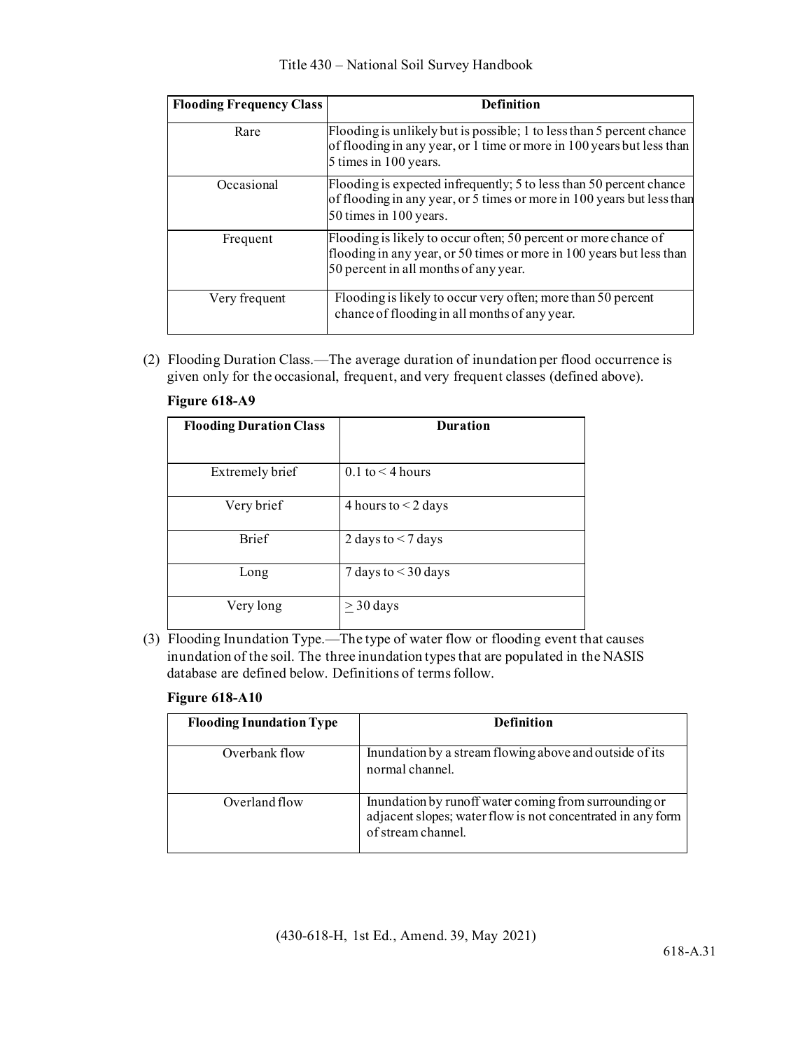| Flooding Frequency Class | Definition |
|---|---|
| Rare | Flooding is unlikely but is possible; 1 to less than 5 percent chance of flooding in any year, or 1 time or more in 100 years but less than 5 times in 100 years. |
| Occasional | Flooding is expected infrequently; 5 to less than 50 percent chance of flooding in any year, or 5 times or more in 100 years but less than 50 times in 100 years. |
| Frequent | Flooding is likely to occur often; 50 percent or more chance of flooding in any year, or 50 times or more in 100 years but less than 50 percent in all months of any year. |
| Very frequent | Flooding is likely to occur very often; more than 50 percent chance of flooding in all months of any year. |

(2) Flooding Duration Class.—The average duration of inundation per flood occurrence is given only for the occasional, frequent, and very frequent classes (defined above).

**Figure 618-A9**

| Flooding Duration Class | Duration |
|---|---|
| Extremely brief | 0.1 to < 4 hours |
| Very brief | 4 hours to < 2 days |
| Brief | 2 days to < 7 days |
| Long | 7 days to < 30 days |
| Very long | ≥ 30 days |

(3) Flooding Inundation Type.—The type of water flow or flooding event that causes inundation of the soil. The three inundation types that are populated in the NASIS database are defined below. Definitions of terms follow.

**Figure 618-A10**

| Flooding Inundation Type | Definition |
|---|---|
| Overbank flow | Inundation by a stream flowing above and outside of its normal channel. |
| Overland flow | Inundation by runoff water coming from surrounding or adjacent slopes; water flow is not concentrated in any form of stream channel. |

(430-618-H, 1st Ed., Amend. 39, May 2021)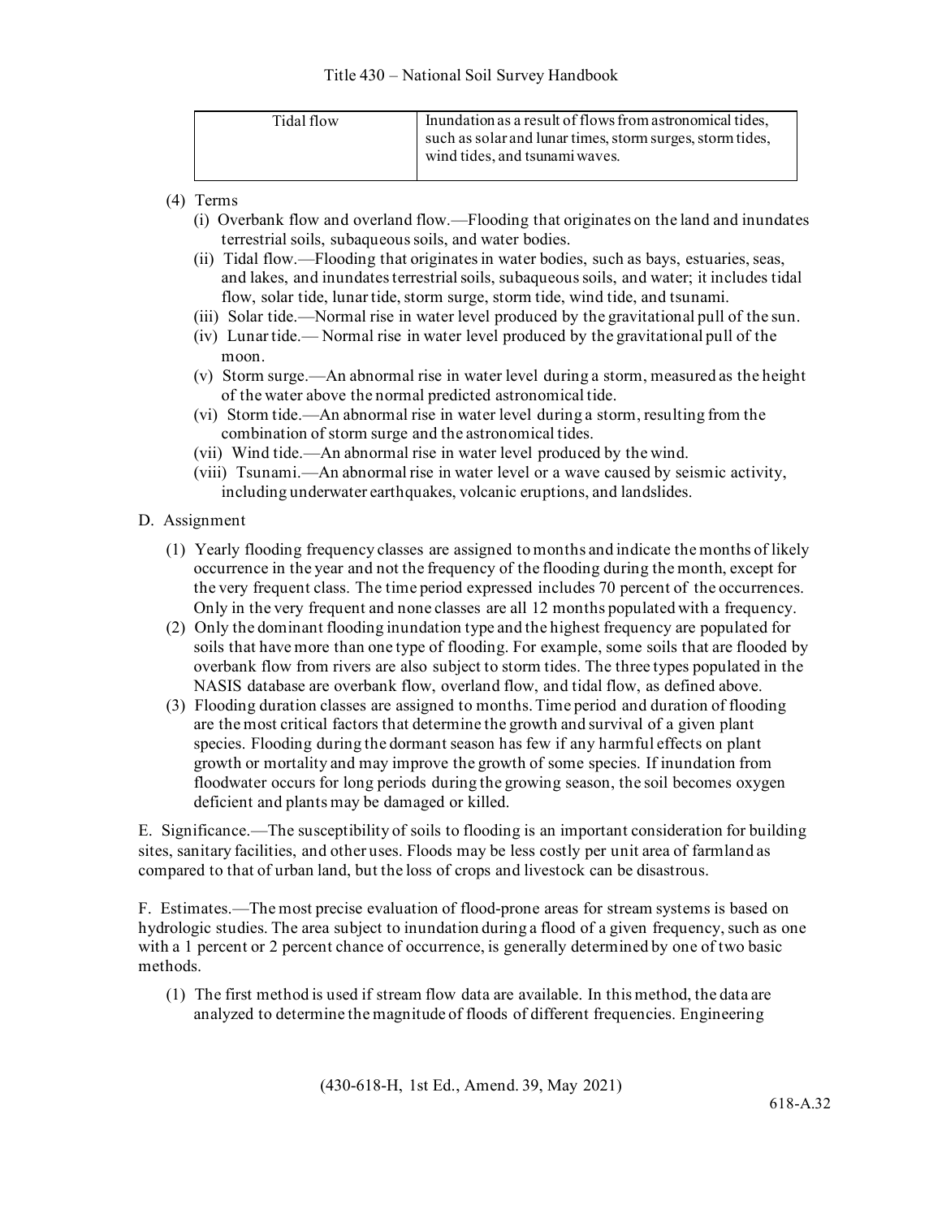| Tidal flow | Inundation as a result of flows from astronomical tides, such as solar and lunar times, storm surges, storm tides, wind tides, and tsunami waves. |
| --- | --- |

(4) Terms

(i) Overbank flow and overland flow.—Flooding that originates on the land and inundates terrestrial soils, subaqueous soils, and water bodies.

(ii) Tidal flow.—Flooding that originates in water bodies, such as bays, estuaries, seas, and lakes, and inundates terrestrial soils, subaqueous soils, and water; it includes tidal flow, solar tide, lunar tide, storm surge, storm tide, wind tide, and tsunami.

(iii) Solar tide.—Normal rise in water level produced by the gravitational pull of the sun.

(iv) Lunar tide.— Normal rise in water level produced by the gravitational pull of the moon.

(v) Storm surge.—An abnormal rise in water level during a storm, measured as the height of the water above the normal predicted astronomical tide.

(vi) Storm tide.—An abnormal rise in water level during a storm, resulting from the combination of storm surge and the astronomical tides.

(vii) Wind tide.—An abnormal rise in water level produced by the wind.

(viii) Tsunami.—An abnormal rise in water level or a wave caused by seismic activity, including underwater earthquakes, volcanic eruptions, and landslides.

D. Assignment

(1) Yearly flooding frequency classes are assigned to months and indicate the months of likely occurrence in the year and not the frequency of the flooding during the month, except for the very frequent class. The time period expressed includes 70 percent of the occurrences. Only in the very frequent and none classes are all 12 months populated with a frequency.

(2) Only the dominant flooding inundation type and the highest frequency are populated for soils that have more than one type of flooding. For example, some soils that are flooded by overbank flow from rivers are also subject to storm tides. The three types populated in the NASIS database are overbank flow, overland flow, and tidal flow, as defined above.

(3) Flooding duration classes are assigned to months. Time period and duration of flooding are the most critical factors that determine the growth and survival of a given plant species. Flooding during the dormant season has few if any harmful effects on plant growth or mortality and may improve the growth of some species. If inundation from floodwater occurs for long periods during the growing season, the soil becomes oxygen deficient and plants may be damaged or killed.

E. Significance.—The susceptibility of soils to flooding is an important consideration for building sites, sanitary facilities, and other uses. Floods may be less costly per unit area of farmland as compared to that of urban land, but the loss of crops and livestock can be disastrous.

F. Estimates.—The most precise evaluation of flood-prone areas for stream systems is based on hydrologic studies. The area subject to inundation during a flood of a given frequency, such as one with a 1 percent or 2 percent chance of occurrence, is generally determined by one of two basic methods.

(1) The first method is used if stream flow data are available. In this method, the data are analyzed to determine the magnitude of floods of different frequencies. Engineering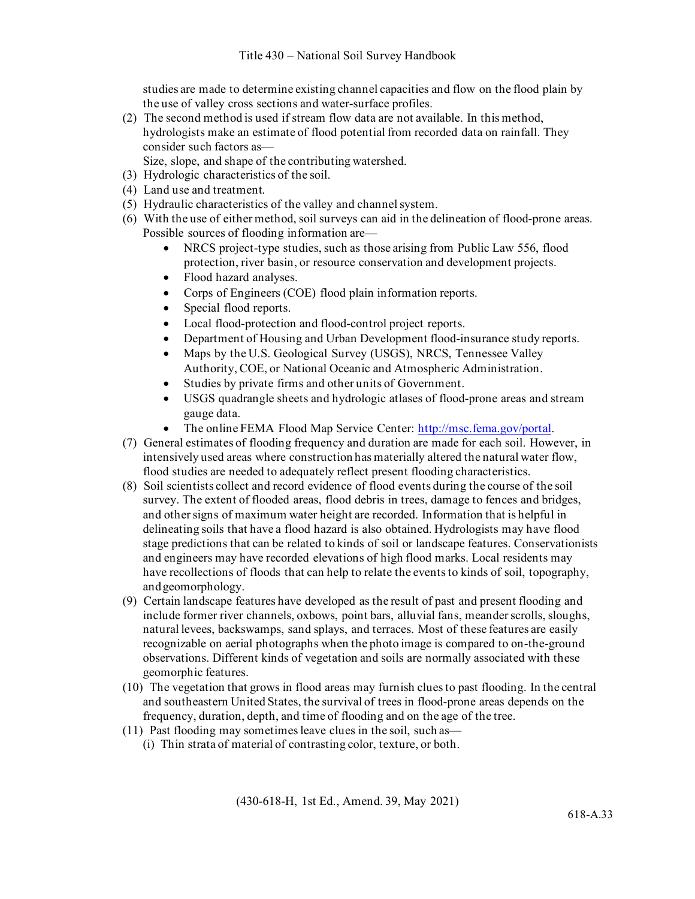studies are made to determine existing channel capacities and flow on the flood plain by the use of valley cross sections and water-surface profiles.

(2) The second method is used if stream flow data are not available. In this method, hydrologists make an estimate of flood potential from recorded data on rainfall. They consider such factors as—
   Size, slope, and shape of the contributing watershed.

(3) Hydrologic characteristics of the soil.

(4) Land use and treatment.

(5) Hydraulic characteristics of the valley and channel system.

(6) With the use of either method, soil surveys can aid in the delineation of flood-prone areas. Possible sources of flooding information are—
   - NRCS project-type studies, such as those arising from Public Law 556, flood protection, river basin, or resource conservation and development projects.
   - Flood hazard analyses.
   - Corps of Engineers (COE) flood plain information reports.
   - Special flood reports.
   - Local flood-protection and flood-control project reports.
   - Department of Housing and Urban Development flood-insurance study reports.
   - Maps by the U.S. Geological Survey (USGS), NRCS, Tennessee Valley Authority, COE, or National Oceanic and Atmospheric Administration.
   - Studies by private firms and other units of Government.
   - USGS quadrangle sheets and hydrologic atlases of flood-prone areas and stream gauge data.
   - The online FEMA Flood Map Service Center: [http://msc.fema.gov/portal](http://msc.fema.gov/portal).

(7) General estimates of flooding frequency and duration are made for each soil. However, in intensively used areas where construction has materially altered the natural water flow, flood studies are needed to adequately reflect present flooding characteristics.

(8) Soil scientists collect and record evidence of flood events during the course of the soil survey. The extent of flooded areas, flood debris in trees, damage to fences and bridges, and other signs of maximum water height are recorded. Information that is helpful in delineating soils that have a flood hazard is also obtained. Hydrologists may have flood stage predictions that can be related to kinds of soil or landscape features. Conservationists and engineers may have recorded elevations of high flood marks. Local residents may have recollections of floods that can help to relate the events to kinds of soil, topography, and geomorphology.

(9) Certain landscape features have developed as the result of past and present flooding and include former river channels, oxbows, point bars, alluvial fans, meander scrolls, sloughs, natural levees, backswamps, sand splays, and terraces. Most of these features are easily recognizable on aerial photographs when the photo image is compared to on-the-ground observations. Different kinds of vegetation and soils are normally associated with these geomorphic features.

(10) The vegetation that grows in flood areas may furnish clues to past flooding. In the central and southeastern United States, the survival of trees in flood-prone areas depends on the frequency, duration, depth, and time of flooding and on the age of the tree.

(11) Past flooding may sometimes leave clues in the soil, such as—
   (i) Thin strata of material of contrasting color, texture, or both.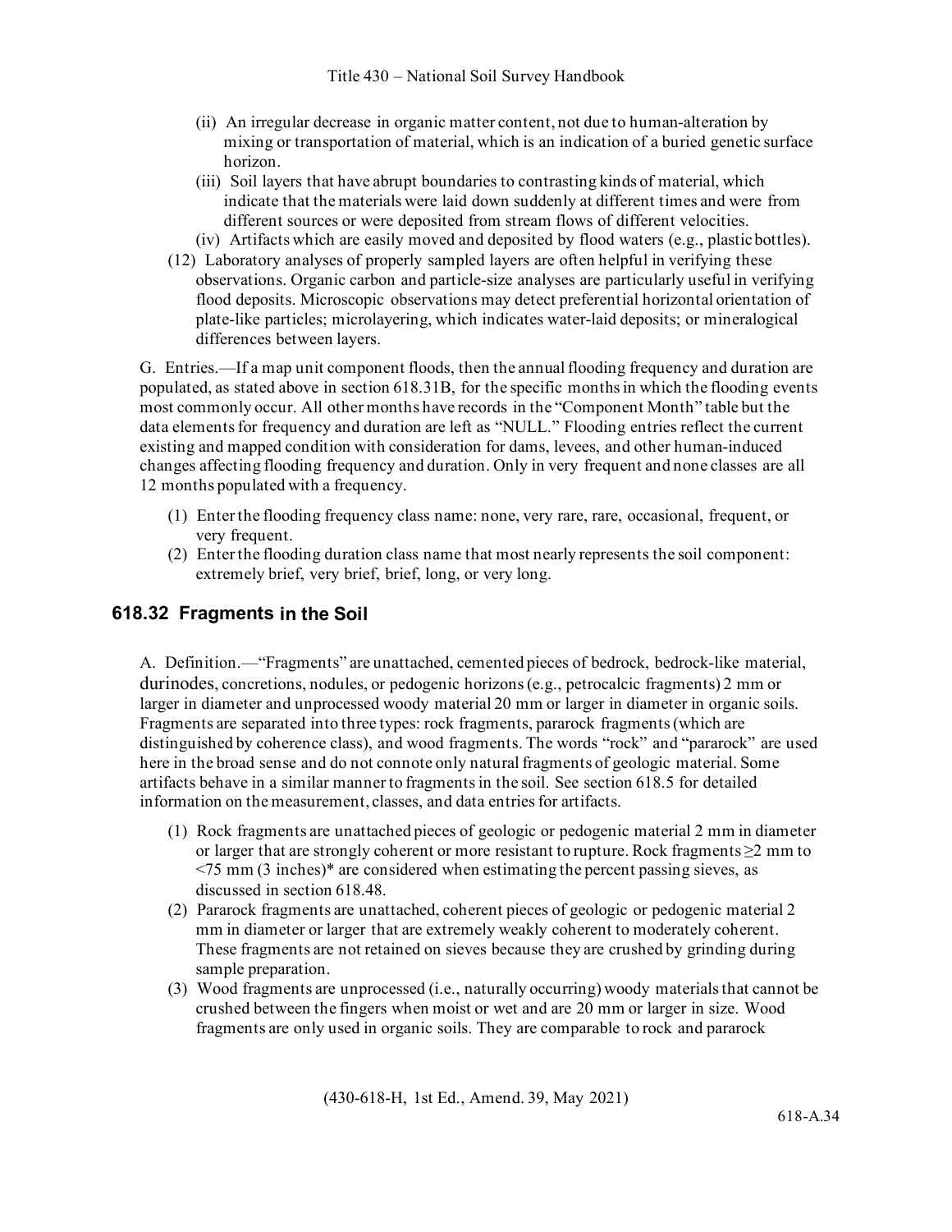(ii) An irregular decrease in organic matter content, not due to human-alteration by mixing or transportation of material, which is an indication of a buried genetic surface horizon.

(iii) Soil layers that have abrupt boundaries to contrasting kinds of material, which indicate that the materials were laid down suddenly at different times and were from different sources or were deposited from stream flows of different velocities.

(iv) Artifacts which are easily moved and deposited by flood waters (e.g., plastic bottles).

(12) Laboratory analyses of properly sampled layers are often helpful in verifying these observations. Organic carbon and particle-size analyses are particularly useful in verifying flood deposits. Microscopic observations may detect preferential horizontal orientation of plate-like particles; microlayering, which indicates water-laid deposits; or mineralogical differences between layers.

G. Entries.—If a map unit component floods, then the annual flooding frequency and duration are populated, as stated above in section 618.31B, for the specific months in which the flooding events most commonly occur. All other months have records in the "Component Month" table but the data elements for frequency and duration are left as "NULL." Flooding entries reflect the current existing and mapped condition with consideration for dams, levees, and other human-induced changes affecting flooding frequency and duration. Only in very frequent and none classes are all 12 months populated with a frequency.

(1) Enter the flooding frequency class name: none, very rare, rare, occasional, frequent, or very frequent.

(2) Enter the flooding duration class name that most nearly represents the soil component: extremely brief, very brief, brief, long, or very long.

## 618.32 Fragments in the Soil

A. Definition.—"Fragments" are unattached, cemented pieces of bedrock, bedrock-like material, durinodes, concretions, nodules, or pedogenic horizons (e.g., petrocalcic fragments) 2 mm or larger in diameter and unprocessed woody material 20 mm or larger in diameter in organic soils. Fragments are separated into three types: rock fragments, pararock fragments (which are distinguished by coherence class), and wood fragments. The words "rock" and "pararock" are used here in the broad sense and do not connote only natural fragments of geologic material. Some artifacts behave in a similar manner to fragments in the soil. See section 618.5 for detailed information on the measurement, classes, and data entries for artifacts.

(1) Rock fragments are unattached pieces of geologic or pedogenic material 2 mm in diameter or larger that are strongly coherent or more resistant to rupture. Rock fragments ≥2 mm to <75 mm (3 inches)* are considered when estimating the percent passing sieves, as discussed in section 618.48.

(2) Pararock fragments are unattached, coherent pieces of geologic or pedogenic material 2 mm in diameter or larger that are extremely weakly coherent to moderately coherent. These fragments are not retained on sieves because they are crushed by grinding during sample preparation.

(3) Wood fragments are unprocessed (i.e., naturally occurring) woody materials that cannot be crushed between the fingers when moist or wet and are 20 mm or larger in size. Wood fragments are only used in organic soils. They are comparable to rock and pararock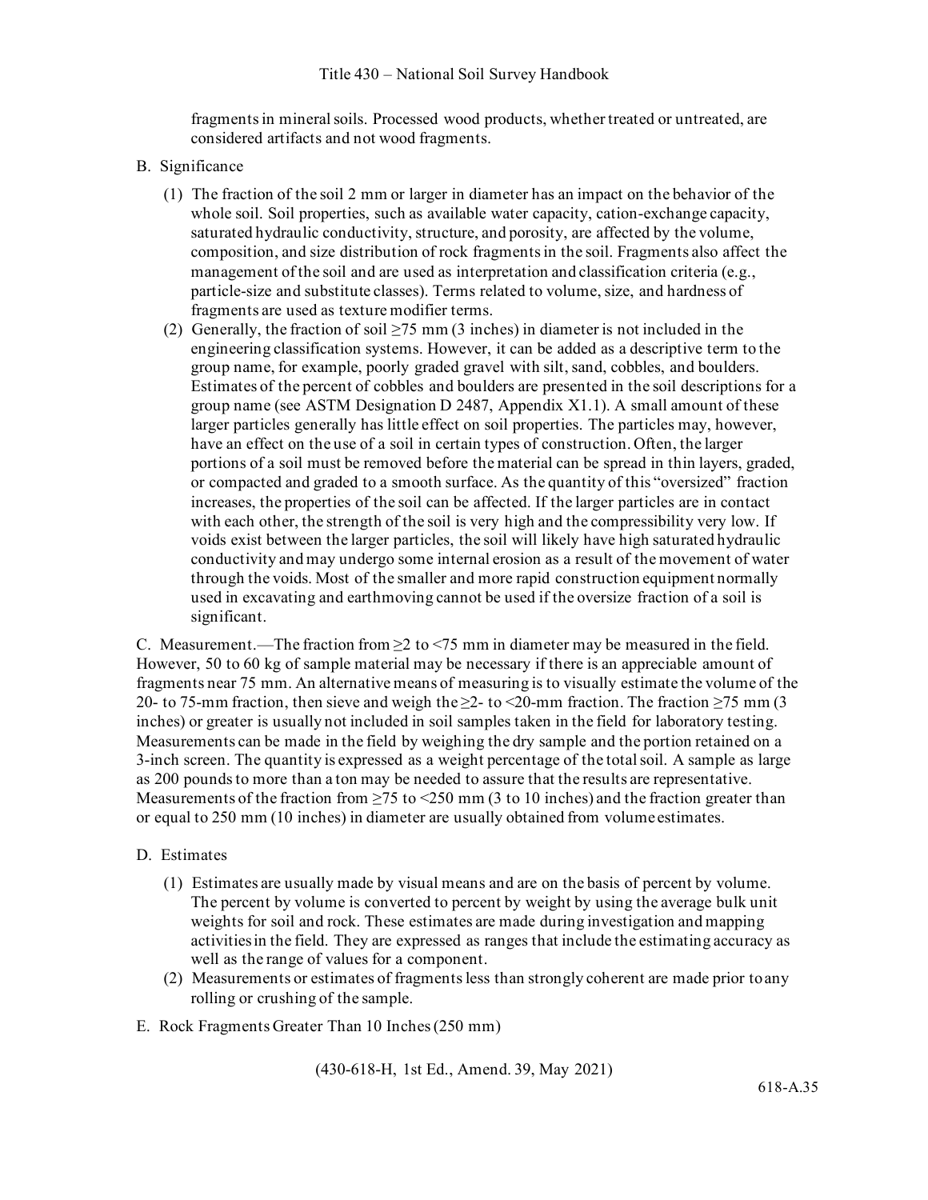fragments in mineral soils. Processed wood products, whether treated or untreated, are considered artifacts and not wood fragments.

B. Significance

(1) The fraction of the soil 2 mm or larger in diameter has an impact on the behavior of the whole soil. Soil properties, such as available water capacity, cation-exchange capacity, saturated hydraulic conductivity, structure, and porosity, are affected by the volume, composition, and size distribution of rock fragments in the soil. Fragments also affect the management of the soil and are used as interpretation and classification criteria (e.g., particle-size and substitute classes). Terms related to volume, size, and hardness of fragments are used as texture modifier terms.

(2) Generally, the fraction of soil ≥75 mm (3 inches) in diameter is not included in the engineering classification systems. However, it can be added as a descriptive term to the group name, for example, poorly graded gravel with silt, sand, cobbles, and boulders. Estimates of the percent of cobbles and boulders are presented in the soil descriptions for a group name (see ASTM Designation D 2487, Appendix X1.1). A small amount of these larger particles generally has little effect on soil properties. The particles may, however, have an effect on the use of a soil in certain types of construction. Often, the larger portions of a soil must be removed before the material can be spread in thin layers, graded, or compacted and graded to a smooth surface. As the quantity of this "oversized" fraction increases, the properties of the soil can be affected. If the larger particles are in contact with each other, the strength of the soil is very high and the compressibility very low. If voids exist between the larger particles, the soil will likely have high saturated hydraulic conductivity and may undergo some internal erosion as a result of the movement of water through the voids. Most of the smaller and more rapid construction equipment normally used in excavating and earthmoving cannot be used if the oversize fraction of a soil is significant.

C. Measurement.—The fraction from ≥2 to <75 mm in diameter may be measured in the field. However, 50 to 60 kg of sample material may be necessary if there is an appreciable amount of fragments near 75 mm. An alternative means of measuring is to visually estimate the volume of the 20- to 75-mm fraction, then sieve and weigh the ≥2- to <20-mm fraction. The fraction ≥75 mm (3 inches) or greater is usually not included in soil samples taken in the field for laboratory testing. Measurements can be made in the field by weighing the dry sample and the portion retained on a 3-inch screen. The quantity is expressed as a weight percentage of the total soil. A sample as large as 200 pounds to more than a ton may be needed to assure that the results are representative. Measurements of the fraction from ≥75 to <250 mm (3 to 10 inches) and the fraction greater than or equal to 250 mm (10 inches) in diameter are usually obtained from volume estimates.

D. Estimates

(1) Estimates are usually made by visual means and are on the basis of percent by volume. The percent by volume is converted to percent by weight by using the average bulk unit weights for soil and rock. These estimates are made during investigation and mapping activities in the field. They are expressed as ranges that include the estimating accuracy as well as the range of values for a component.

(2) Measurements or estimates of fragments less than strongly coherent are made prior to any rolling or crushing of the sample.

E. Rock Fragments Greater Than 10 Inches (250 mm)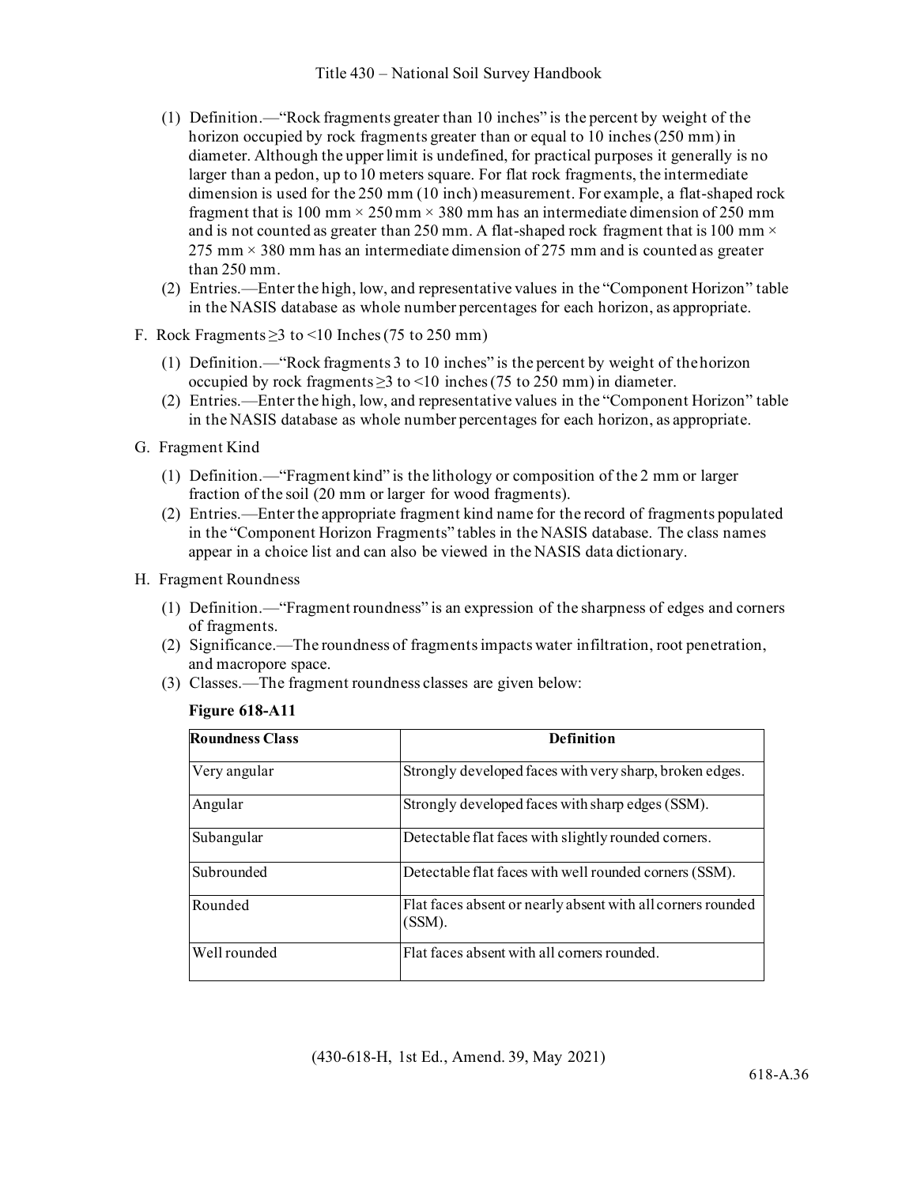(1) Definition.—"Rock fragments greater than 10 inches" is the percent by weight of the horizon occupied by rock fragments greater than or equal to 10 inches (250 mm) in diameter. Although the upper limit is undefined, for practical purposes it generally is no larger than a pedon, up to 10 meters square. For flat rock fragments, the intermediate dimension is used for the 250 mm (10 inch) measurement. For example, a flat-shaped rock fragment that is 100 mm × 250 mm × 380 mm has an intermediate dimension of 250 mm and is not counted as greater than 250 mm. A flat-shaped rock fragment that is 100 mm × 275 mm × 380 mm has an intermediate dimension of 275 mm and is counted as greater than 250 mm.

(2) Entries.—Enter the high, low, and representative values in the "Component Horizon" table in the NASIS database as whole number percentages for each horizon, as appropriate.

F. Rock Fragments ≥3 to <10 Inches (75 to 250 mm)

(1) Definition.—"Rock fragments 3 to 10 inches" is the percent by weight of the horizon occupied by rock fragments ≥3 to <10 inches (75 to 250 mm) in diameter.

(2) Entries.—Enter the high, low, and representative values in the "Component Horizon" table in the NASIS database as whole number percentages for each horizon, as appropriate.

G. Fragment Kind

(1) Definition.—"Fragment kind" is the lithology or composition of the 2 mm or larger fraction of the soil (20 mm or larger for wood fragments).

(2) Entries.—Enter the appropriate fragment kind name for the record of fragments populated in the "Component Horizon Fragments" tables in the NASIS database. The class names appear in a choice list and can also be viewed in the NASIS data dictionary.

H. Fragment Roundness

(1) Definition.—"Fragment roundness" is an expression of the sharpness of edges and corners of fragments.

(2) Significance.—The roundness of fragments impacts water infiltration, root penetration, and macropore space.

(3) Classes.—The fragment roundness classes are given below:

**Figure 618-A11**

| Roundness Class | Definition |
|---|---|
| Very angular | Strongly developed faces with very sharp, broken edges. |
| Angular | Strongly developed faces with sharp edges (SSM). |
| Subangular | Detectable flat faces with slightly rounded corners. |
| Subrounded | Detectable flat faces with well rounded corners (SSM). |
| Rounded | Flat faces absent or nearly absent with all corners rounded (SSM). |
| Well rounded | Flat faces absent with all corners rounded. |

(430-618-H, 1st Ed., Amend. 39, May 2021)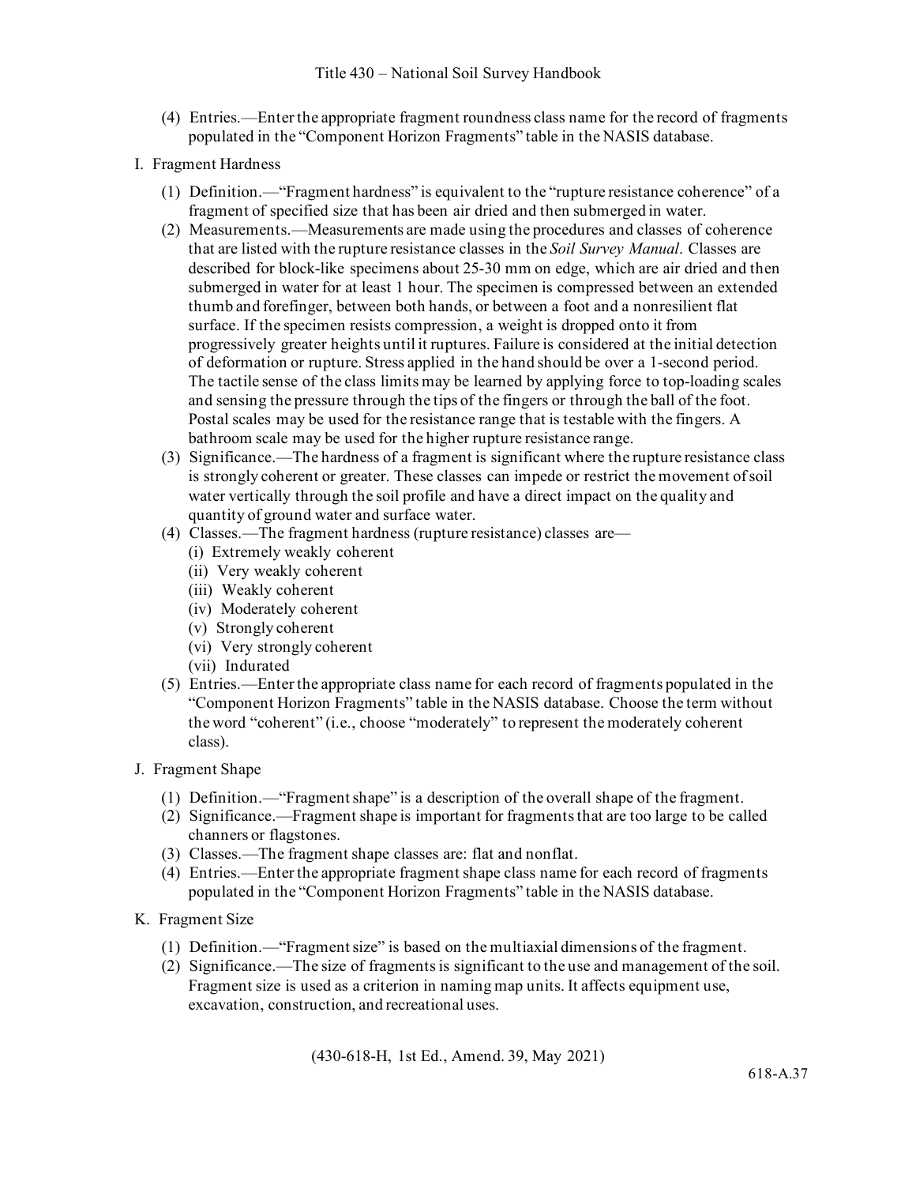(4) Entries.—Enter the appropriate fragment roundness class name for the record of fragments populated in the "Component Horizon Fragments" table in the NASIS database.

I. Fragment Hardness

(1) Definition.—"Fragment hardness" is equivalent to the "rupture resistance coherence" of a fragment of specified size that has been air dried and then submerged in water.

(2) Measurements.—Measurements are made using the procedures and classes of coherence that are listed with the rupture resistance classes in the *Soil Survey Manual*. Classes are described for block-like specimens about 25-30 mm on edge, which are air dried and then submerged in water for at least 1 hour. The specimen is compressed between an extended thumb and forefinger, between both hands, or between a foot and a nonresilient flat surface. If the specimen resists compression, a weight is dropped onto it from progressively greater heights until it ruptures. Failure is considered at the initial detection of deformation or rupture. Stress applied in the hand should be over a 1-second period. The tactile sense of the class limits may be learned by applying force to top-loading scales and sensing the pressure through the tips of the fingers or through the ball of the foot. Postal scales may be used for the resistance range that is testable with the fingers. A bathroom scale may be used for the higher rupture resistance range.

(3) Significance.—The hardness of a fragment is significant where the rupture resistance class is strongly coherent or greater. These classes can impede or restrict the movement of soil water vertically through the soil profile and have a direct impact on the quality and quantity of ground water and surface water.

(4) Classes.—The fragment hardness (rupture resistance) classes are—

- (i) Extremely weakly coherent
- (ii) Very weakly coherent
- (iii) Weakly coherent
- (iv) Moderately coherent
- (v) Strongly coherent
- (vi) Very strongly coherent
- (vii) Indurated

(5) Entries.—Enter the appropriate class name for each record of fragments populated in the "Component Horizon Fragments" table in the NASIS database. Choose the term without the word "coherent" (i.e., choose "moderately" to represent the moderately coherent class).

J. Fragment Shape

(1) Definition.—"Fragment shape" is a description of the overall shape of the fragment.

(2) Significance.—Fragment shape is important for fragments that are too large to be called channers or flagstones.

(3) Classes.—The fragment shape classes are: flat and nonflat.

(4) Entries.—Enter the appropriate fragment shape class name for each record of fragments populated in the "Component Horizon Fragments" table in the NASIS database.

K. Fragment Size

(1) Definition.—"Fragment size" is based on the multiaxial dimensions of the fragment.

(2) Significance.—The size of fragments is significant to the use and management of the soil. Fragment size is used as a criterion in naming map units. It affects equipment use, excavation, construction, and recreational uses.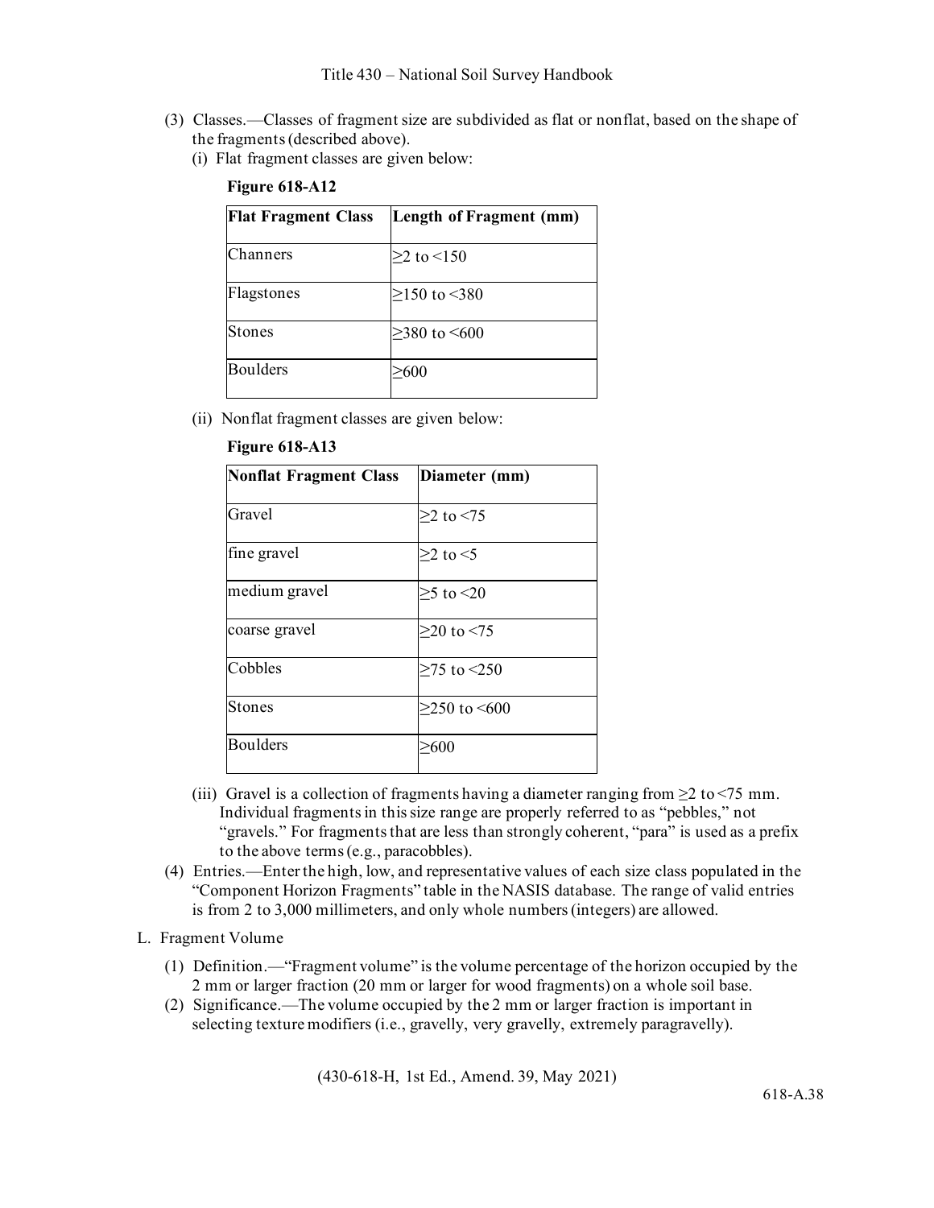(3) Classes.—Classes of fragment size are subdivided as flat or nonflat, based on the shape of the fragments (described above).

(i) Flat fragment classes are given below:

**Figure 618-A12**

| Flat Fragment Class | Length of Fragment (mm) |
|---|---|
| Channers | ≥2 to <150 |
| Flagstones | ≥150 to <380 |
| Stones | ≥380 to <600 |
| Boulders | ≥600 |

(ii) Nonflat fragment classes are given below:

**Figure 618-A13**

| Nonflat Fragment Class | Diameter (mm) |
|---|---|
| Gravel | ≥2 to <75 |
| fine gravel | ≥2 to <5 |
| medium gravel | ≥5 to <20 |
| coarse gravel | ≥20 to <75 |
| Cobbles | ≥75 to <250 |
| Stones | ≥250 to <600 |
| Boulders | ≥600 |

(iii) Gravel is a collection of fragments having a diameter ranging from ≥2 to <75 mm. Individual fragments in this size range are properly referred to as "pebbles," not "gravels." For fragments that are less than strongly coherent, "para" is used as a prefix to the above terms (e.g., paracobbles).

(4) Entries.—Enter the high, low, and representative values of each size class populated in the "Component Horizon Fragments" table in the NASIS database. The range of valid entries is from 2 to 3,000 millimeters, and only whole numbers (integers) are allowed.

L. Fragment Volume

(1) Definition.—"Fragment volume" is the volume percentage of the horizon occupied by the 2 mm or larger fraction (20 mm or larger for wood fragments) on a whole soil base.

(2) Significance.—The volume occupied by the 2 mm or larger fraction is important in selecting texture modifiers (i.e., gravelly, very gravelly, extremely paragravelly).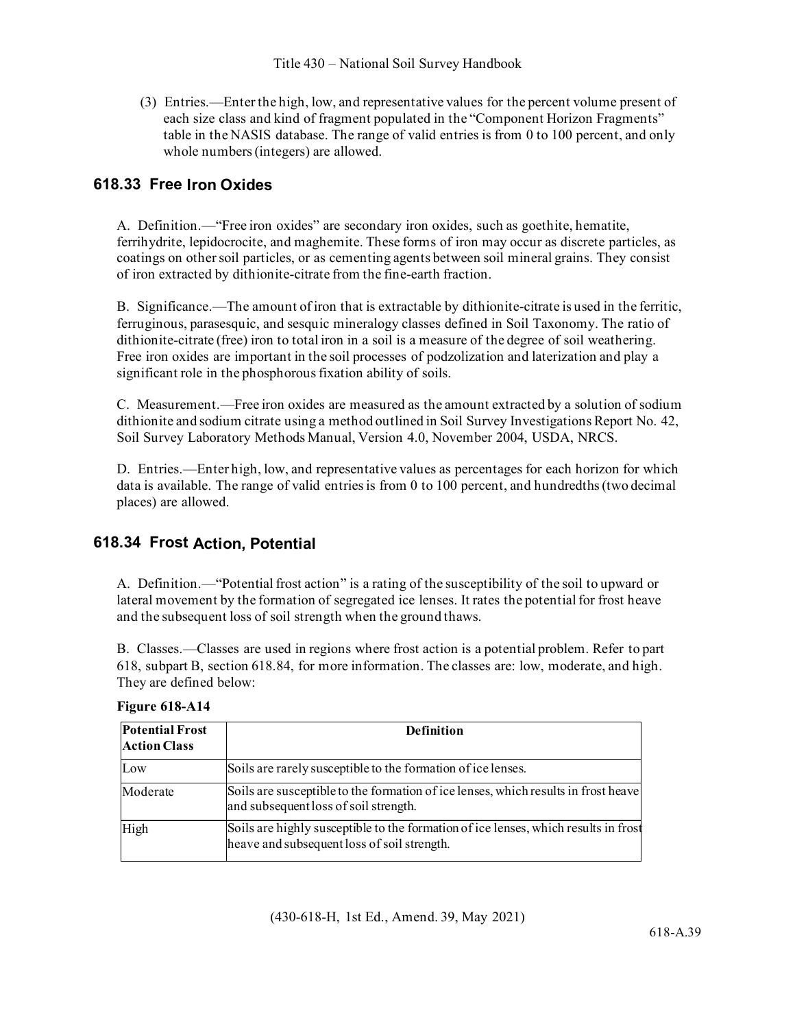(3) Entries.—Enter the high, low, and representative values for the percent volume present of each size class and kind of fragment populated in the "Component Horizon Fragments" table in the NASIS database. The range of valid entries is from 0 to 100 percent, and only whole numbers (integers) are allowed.

## 618.33 Free Iron Oxides

A. Definition.—"Free iron oxides" are secondary iron oxides, such as goethite, hematite, ferrihydrite, lepidocrocite, and maghemite. These forms of iron may occur as discrete particles, as coatings on other soil particles, or as cementing agents between soil mineral grains. They consist of iron extracted by dithionite-citrate from the fine-earth fraction.

B. Significance.—The amount of iron that is extractable by dithionite-citrate is used in the ferritic, ferruginous, parasesquic, and sesquic mineralogy classes defined in Soil Taxonomy. The ratio of dithionite-citrate (free) iron to total iron in a soil is a measure of the degree of soil weathering. Free iron oxides are important in the soil processes of podzolization and laterization and play a significant role in the phosphorous fixation ability of soils.

C. Measurement.—Free iron oxides are measured as the amount extracted by a solution of sodium dithionite and sodium citrate using a method outlined in Soil Survey Investigations Report No. 42, Soil Survey Laboratory Methods Manual, Version 4.0, November 2004, USDA, NRCS.

D. Entries.—Enter high, low, and representative values as percentages for each horizon for which data is available. The range of valid entries is from 0 to 100 percent, and hundredths (two decimal places) are allowed.

## 618.34 Frost Action, Potential

A. Definition.—"Potential frost action" is a rating of the susceptibility of the soil to upward or lateral movement by the formation of segregated ice lenses. It rates the potential for frost heave and the subsequent loss of soil strength when the ground thaws.

B. Classes.—Classes are used in regions where frost action is a potential problem. Refer to part 618, subpart B, section 618.84, for more information. The classes are: low, moderate, and high. They are defined below:

**Figure 618-A14**

| Potential Frost Action Class | Definition |
|---|---|
| Low | Soils are rarely susceptible to the formation of ice lenses. |
| Moderate | Soils are susceptible to the formation of ice lenses, which results in frost heave and subsequent loss of soil strength. |
| High | Soils are highly susceptible to the formation of ice lenses, which results in frost heave and subsequent loss of soil strength. |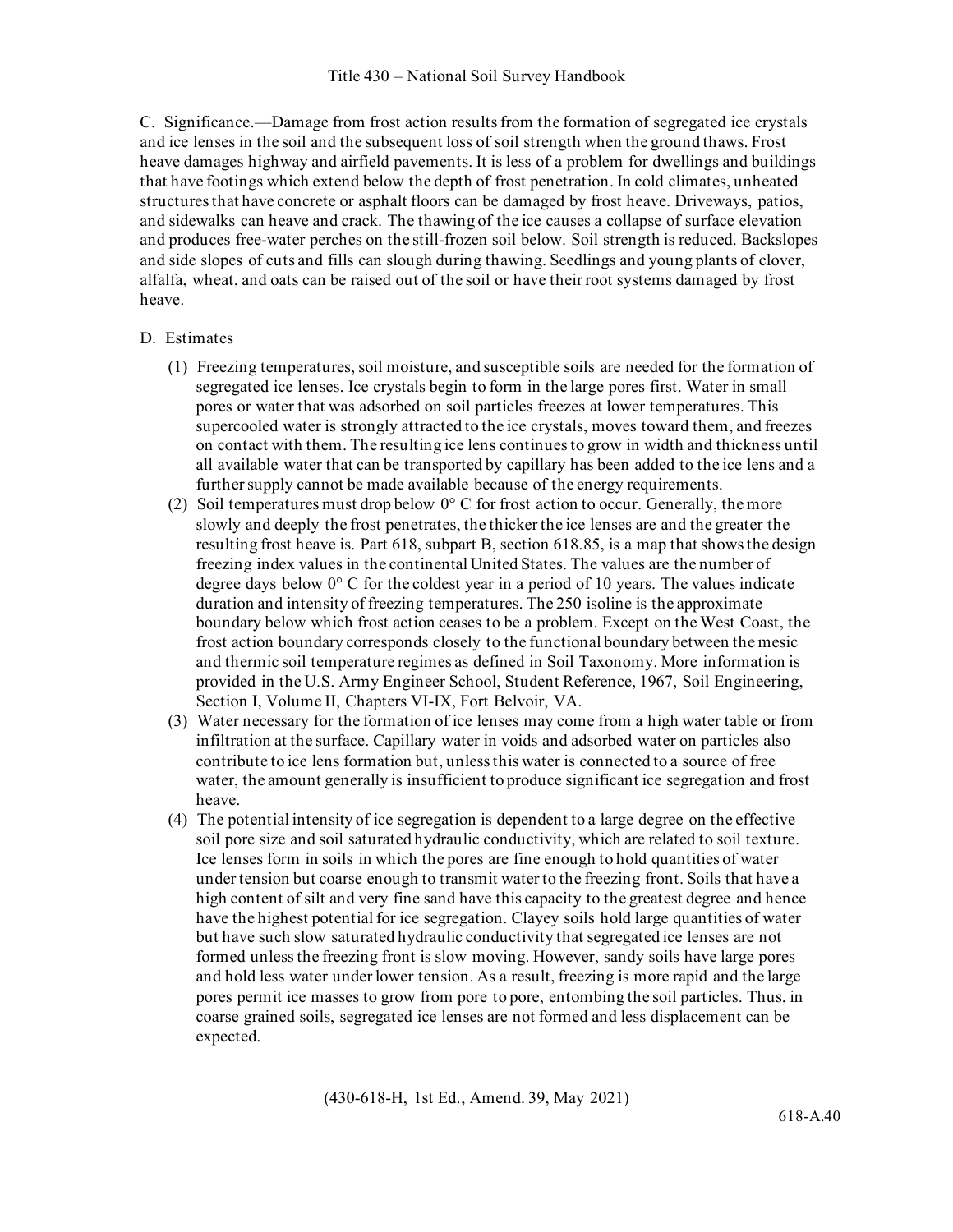C. Significance.—Damage from frost action results from the formation of segregated ice crystals and ice lenses in the soil and the subsequent loss of soil strength when the ground thaws. Frost heave damages highway and airfield pavements. It is less of a problem for dwellings and buildings that have footings which extend below the depth of frost penetration. In cold climates, unheated structures that have concrete or asphalt floors can be damaged by frost heave. Driveways, patios, and sidewalks can heave and crack. The thawing of the ice causes a collapse of surface elevation and produces free-water perches on the still-frozen soil below. Soil strength is reduced. Backslopes and side slopes of cuts and fills can slough during thawing. Seedlings and young plants of clover, alfalfa, wheat, and oats can be raised out of the soil or have their root systems damaged by frost heave.

D. Estimates

(1) Freezing temperatures, soil moisture, and susceptible soils are needed for the formation of segregated ice lenses. Ice crystals begin to form in the large pores first. Water in small pores or water that was adsorbed on soil particles freezes at lower temperatures. This supercooled water is strongly attracted to the ice crystals, moves toward them, and freezes on contact with them. The resulting ice lens continues to grow in width and thickness until all available water that can be transported by capillary has been added to the ice lens and a further supply cannot be made available because of the energy requirements.

(2) Soil temperatures must drop below 0° C for frost action to occur. Generally, the more slowly and deeply the frost penetrates, the thicker the ice lenses are and the greater the resulting frost heave is. Part 618, subpart B, section 618.85, is a map that shows the design freezing index values in the continental United States. The values are the number of degree days below 0° C for the coldest year in a period of 10 years. The values indicate duration and intensity of freezing temperatures. The 250 isoline is the approximate boundary below which frost action ceases to be a problem. Except on the West Coast, the frost action boundary corresponds closely to the functional boundary between the mesic and thermic soil temperature regimes as defined in Soil Taxonomy. More information is provided in the U.S. Army Engineer School, Student Reference, 1967, Soil Engineering, Section I, Volume II, Chapters VI-IX, Fort Belvoir, VA.

(3) Water necessary for the formation of ice lenses may come from a high water table or from infiltration at the surface. Capillary water in voids and adsorbed water on particles also contribute to ice lens formation but, unless this water is connected to a source of free water, the amount generally is insufficient to produce significant ice segregation and frost heave.

(4) The potential intensity of ice segregation is dependent to a large degree on the effective soil pore size and soil saturated hydraulic conductivity, which are related to soil texture. Ice lenses form in soils in which the pores are fine enough to hold quantities of water under tension but coarse enough to transmit water to the freezing front. Soils that have a high content of silt and very fine sand have this capacity to the greatest degree and hence have the highest potential for ice segregation. Clayey soils hold large quantities of water but have such slow saturated hydraulic conductivity that segregated ice lenses are not formed unless the freezing front is slow moving. However, sandy soils have large pores and hold less water under lower tension. As a result, freezing is more rapid and the large pores permit ice masses to grow from pore to pore, entombing the soil particles. Thus, in coarse grained soils, segregated ice lenses are not formed and less displacement can be expected.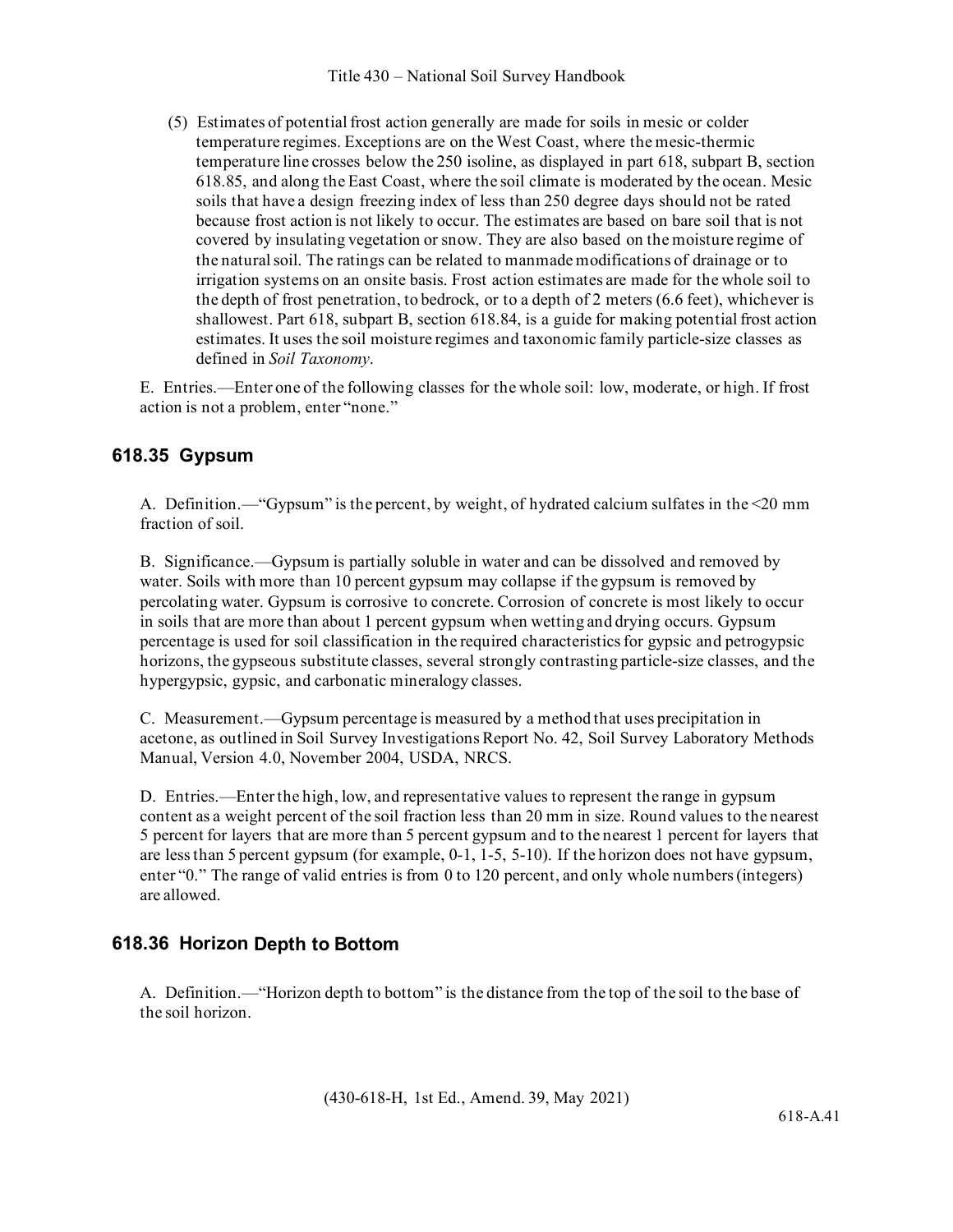(5) Estimates of potential frost action generally are made for soils in mesic or colder temperature regimes. Exceptions are on the West Coast, where the mesic-thermic temperature line crosses below the 250 isoline, as displayed in part 618, subpart B, section 618.85, and along the East Coast, where the soil climate is moderated by the ocean. Mesic soils that have a design freezing index of less than 250 degree days should not be rated because frost action is not likely to occur. The estimates are based on bare soil that is not covered by insulating vegetation or snow. They are also based on the moisture regime of the natural soil. The ratings can be related to manmade modifications of drainage or to irrigation systems on an onsite basis. Frost action estimates are made for the whole soil to the depth of frost penetration, to bedrock, or to a depth of 2 meters (6.6 feet), whichever is shallowest. Part 618, subpart B, section 618.84, is a guide for making potential frost action estimates. It uses the soil moisture regimes and taxonomic family particle-size classes as defined in *Soil Taxonomy*.

E. Entries.—Enter one of the following classes for the whole soil: low, moderate, or high. If frost action is not a problem, enter "none."

## 618.35 Gypsum

A. Definition.—"Gypsum" is the percent, by weight, of hydrated calcium sulfates in the <20 mm fraction of soil.

B. Significance.—Gypsum is partially soluble in water and can be dissolved and removed by water. Soils with more than 10 percent gypsum may collapse if the gypsum is removed by percolating water. Gypsum is corrosive to concrete. Corrosion of concrete is most likely to occur in soils that are more than about 1 percent gypsum when wetting and drying occurs. Gypsum percentage is used for soil classification in the required characteristics for gypsic and petrogypsic horizons, the gypseous substitute classes, several strongly contrasting particle-size classes, and the hypergypsic, gypsic, and carbonatic mineralogy classes.

C. Measurement.—Gypsum percentage is measured by a method that uses precipitation in acetone, as outlined in Soil Survey Investigations Report No. 42, Soil Survey Laboratory Methods Manual, Version 4.0, November 2004, USDA, NRCS.

D. Entries.—Enter the high, low, and representative values to represent the range in gypsum content as a weight percent of the soil fraction less than 20 mm in size. Round values to the nearest 5 percent for layers that are more than 5 percent gypsum and to the nearest 1 percent for layers that are less than 5 percent gypsum (for example, 0-1, 1-5, 5-10). If the horizon does not have gypsum, enter "0." The range of valid entries is from 0 to 120 percent, and only whole numbers (integers) are allowed.

## 618.36 Horizon Depth to Bottom

A. Definition.—"Horizon depth to bottom" is the distance from the top of the soil to the base of the soil horizon.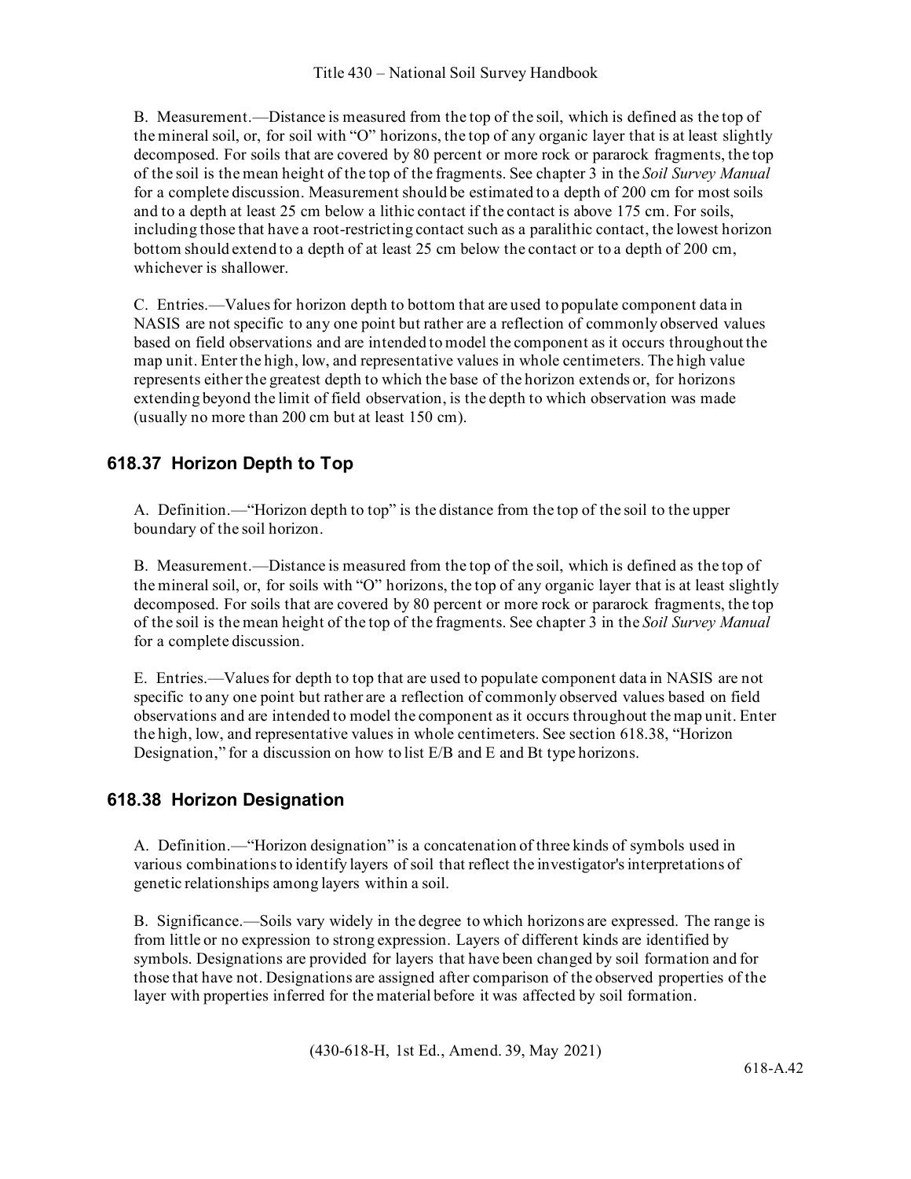B. Measurement.—Distance is measured from the top of the soil, which is defined as the top of the mineral soil, or, for soil with "O" horizons, the top of any organic layer that is at least slightly decomposed. For soils that are covered by 80 percent or more rock or pararock fragments, the top of the soil is the mean height of the top of the fragments. See chapter 3 in the *Soil Survey Manual* for a complete discussion. Measurement should be estimated to a depth of 200 cm for most soils and to a depth at least 25 cm below a lithic contact if the contact is above 175 cm. For soils, including those that have a root-restricting contact such as a paralithic contact, the lowest horizon bottom should extend to a depth of at least 25 cm below the contact or to a depth of 200 cm, whichever is shallower.

C. Entries.—Values for horizon depth to bottom that are used to populate component data in NASIS are not specific to any one point but rather are a reflection of commonly observed values based on field observations and are intended to model the component as it occurs throughout the map unit. Enter the high, low, and representative values in whole centimeters. The high value represents either the greatest depth to which the base of the horizon extends or, for horizons extending beyond the limit of field observation, is the depth to which observation was made (usually no more than 200 cm but at least 150 cm).

## 618.37 Horizon Depth to Top

A. Definition.—"Horizon depth to top" is the distance from the top of the soil to the upper boundary of the soil horizon.

B. Measurement.—Distance is measured from the top of the soil, which is defined as the top of the mineral soil, or, for soils with "O" horizons, the top of any organic layer that is at least slightly decomposed. For soils that are covered by 80 percent or more rock or pararock fragments, the top of the soil is the mean height of the top of the fragments. See chapter 3 in the *Soil Survey Manual* for a complete discussion.

E. Entries.—Values for depth to top that are used to populate component data in NASIS are not specific to any one point but rather are a reflection of commonly observed values based on field observations and are intended to model the component as it occurs throughout the map unit. Enter the high, low, and representative values in whole centimeters. See section 618.38, "Horizon Designation," for a discussion on how to list E/B and E and Bt type horizons.

## 618.38 Horizon Designation

A. Definition.—"Horizon designation" is a concatenation of three kinds of symbols used in various combinations to identify layers of soil that reflect the investigator's interpretations of genetic relationships among layers within a soil.

B. Significance.—Soils vary widely in the degree to which horizons are expressed. The range is from little or no expression to strong expression. Layers of different kinds are identified by symbols. Designations are provided for layers that have been changed by soil formation and for those that have not. Designations are assigned after comparison of the observed properties of the layer with properties inferred for the material before it was affected by soil formation.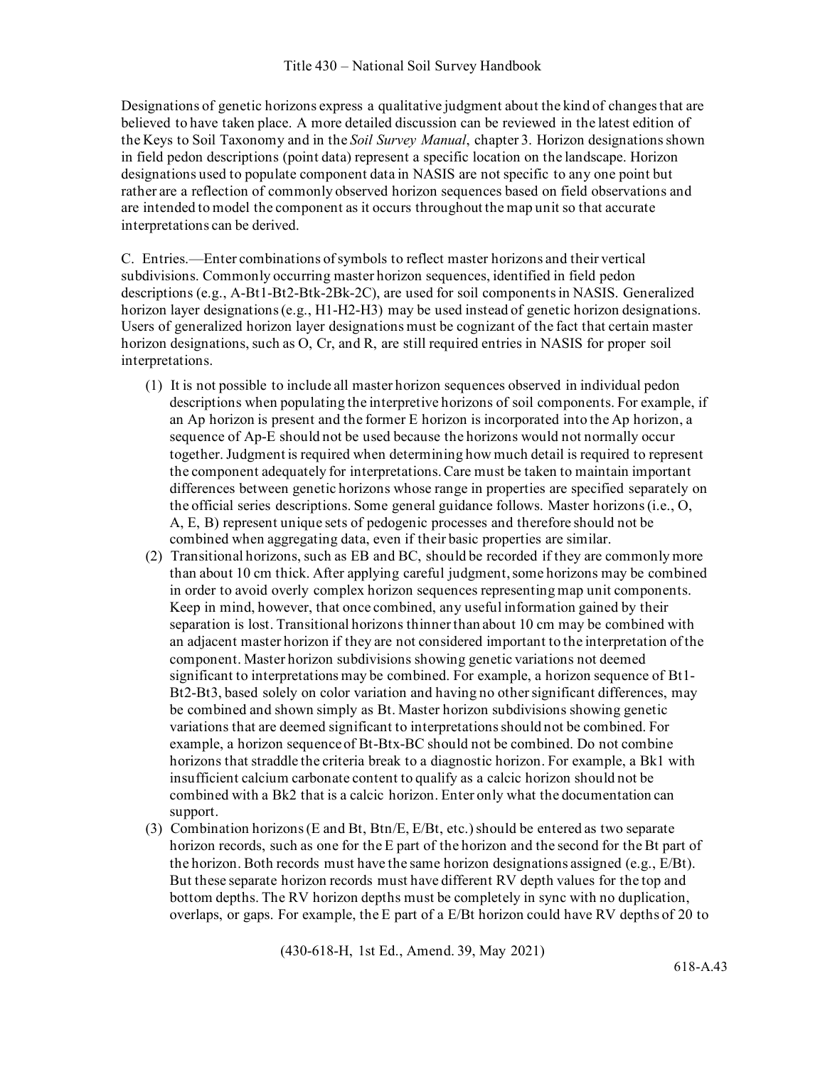Designations of genetic horizons express a qualitative judgment about the kind of changes that are believed to have taken place. A more detailed discussion can be reviewed in the latest edition of the Keys to Soil Taxonomy and in the *Soil Survey Manual*, chapter 3. Horizon designations shown in field pedon descriptions (point data) represent a specific location on the landscape. Horizon designations used to populate component data in NASIS are not specific to any one point but rather are a reflection of commonly observed horizon sequences based on field observations and are intended to model the component as it occurs throughout the map unit so that accurate interpretations can be derived.

C. Entries.—Enter combinations of symbols to reflect master horizons and their vertical subdivisions. Commonly occurring master horizon sequences, identified in field pedon descriptions (e.g., A-Bt1-Bt2-Btk-2Bk-2C), are used for soil components in NASIS. Generalized horizon layer designations (e.g., H1-H2-H3) may be used instead of genetic horizon designations. Users of generalized horizon layer designations must be cognizant of the fact that certain master horizon designations, such as O, Cr, and R, are still required entries in NASIS for proper soil interpretations.

(1) It is not possible to include all master horizon sequences observed in individual pedon descriptions when populating the interpretive horizons of soil components. For example, if an Ap horizon is present and the former E horizon is incorporated into the Ap horizon, a sequence of Ap-E should not be used because the horizons would not normally occur together. Judgment is required when determining how much detail is required to represent the component adequately for interpretations. Care must be taken to maintain important differences between genetic horizons whose range in properties are specified separately on the official series descriptions. Some general guidance follows. Master horizons (i.e., O, A, E, B) represent unique sets of pedogenic processes and therefore should not be combined when aggregating data, even if their basic properties are similar.

(2) Transitional horizons, such as EB and BC, should be recorded if they are commonly more than about 10 cm thick. After applying careful judgment, some horizons may be combined in order to avoid overly complex horizon sequences representing map unit components. Keep in mind, however, that once combined, any useful information gained by their separation is lost. Transitional horizons thinner than about 10 cm may be combined with an adjacent master horizon if they are not considered important to the interpretation of the component. Master horizon subdivisions showing genetic variations not deemed significant to interpretations may be combined. For example, a horizon sequence of Bt1-Bt2-Bt3, based solely on color variation and having no other significant differences, may be combined and shown simply as Bt. Master horizon subdivisions showing genetic variations that are deemed significant to interpretations should not be combined. For example, a horizon sequence of Bt-Btx-BC should not be combined. Do not combine horizons that straddle the criteria break to a diagnostic horizon. For example, a Bk1 with insufficient calcium carbonate content to qualify as a calcic horizon should not be combined with a Bk2 that is a calcic horizon. Enter only what the documentation can support.

(3) Combination horizons (E and Bt, Btn/E, E/Bt, etc.) should be entered as two separate horizon records, such as one for the E part of the horizon and the second for the Bt part of the horizon. Both records must have the same horizon designations assigned (e.g., E/Bt). But these separate horizon records must have different RV depth values for the top and bottom depths. The RV horizon depths must be completely in sync with no duplication, overlaps, or gaps. For example, the E part of a E/Bt horizon could have RV depths of 20 to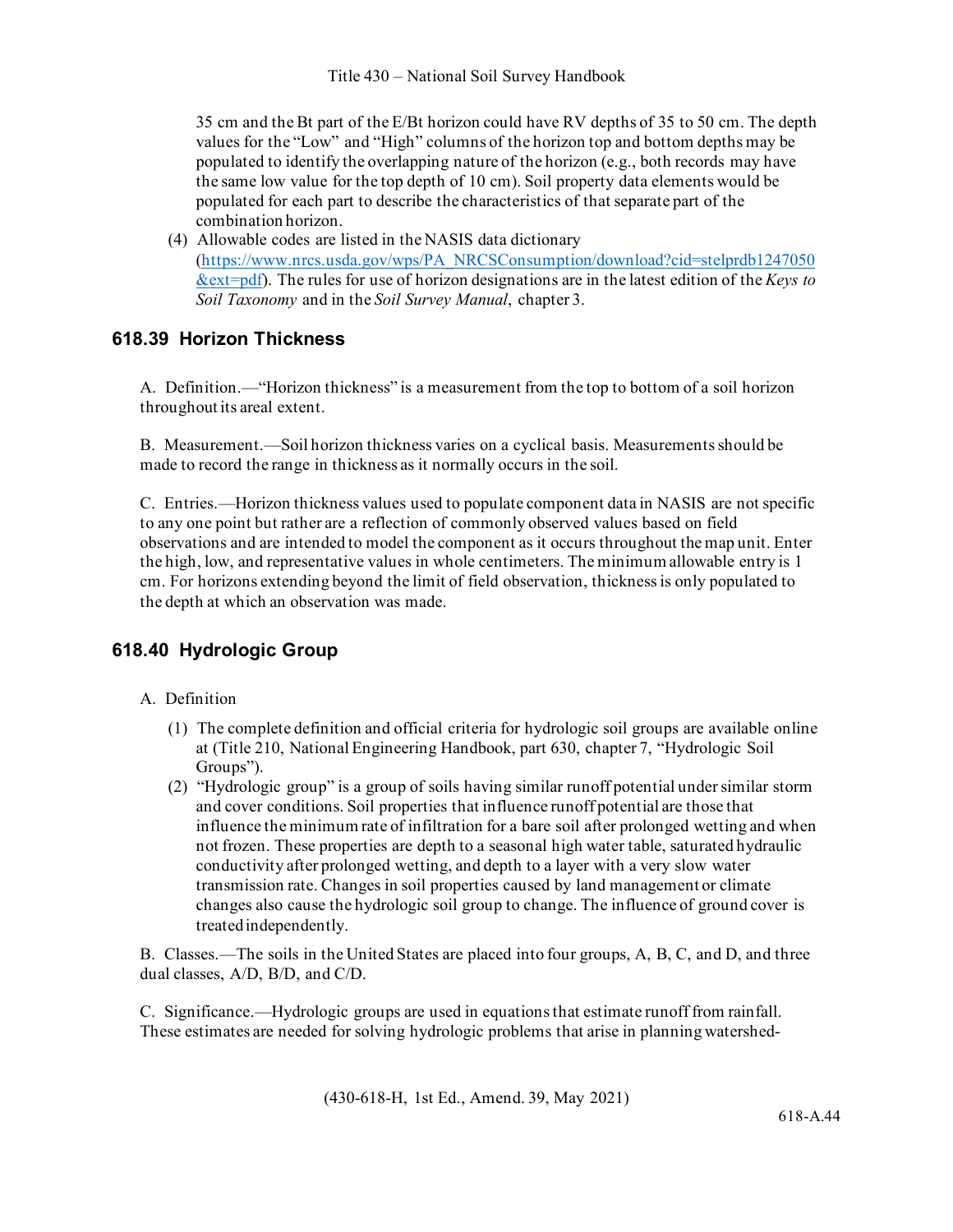35 cm and the Bt part of the E/Bt horizon could have RV depths of 35 to 50 cm. The depth values for the "Low" and "High" columns of the horizon top and bottom depths may be populated to identify the overlapping nature of the horizon (e.g., both records may have the same low value for the top depth of 10 cm). Soil property data elements would be populated for each part to describe the characteristics of that separate part of the combination horizon.

(4) Allowable codes are listed in the NASIS data dictionary (https://www.nrcs.usda.gov/wps/PA_NRCSConsumption/download?cid=stelprdb1247050&ext=pdf). The rules for use of horizon designations are in the latest edition of the *Keys to Soil Taxonomy* and in the *Soil Survey Manual*, chapter 3.

## 618.39 Horizon Thickness

A. Definition.—"Horizon thickness" is a measurement from the top to bottom of a soil horizon throughout its areal extent.

B. Measurement.—Soil horizon thickness varies on a cyclical basis. Measurements should be made to record the range in thickness as it normally occurs in the soil.

C. Entries.—Horizon thickness values used to populate component data in NASIS are not specific to any one point but rather are a reflection of commonly observed values based on field observations and are intended to model the component as it occurs throughout the map unit. Enter the high, low, and representative values in whole centimeters. The minimum allowable entry is 1 cm. For horizons extending beyond the limit of field observation, thickness is only populated to the depth at which an observation was made.

## 618.40 Hydrologic Group

A. Definition

(1) The complete definition and official criteria for hydrologic soil groups are available online at (Title 210, National Engineering Handbook, part 630, chapter 7, "Hydrologic Soil Groups").

(2) "Hydrologic group" is a group of soils having similar runoff potential under similar storm and cover conditions. Soil properties that influence runoff potential are those that influence the minimum rate of infiltration for a bare soil after prolonged wetting and when not frozen. These properties are depth to a seasonal high water table, saturated hydraulic conductivity after prolonged wetting, and depth to a layer with a very slow water transmission rate. Changes in soil properties caused by land management or climate changes also cause the hydrologic soil group to change. The influence of ground cover is treated independently.

B. Classes.—The soils in the United States are placed into four groups, A, B, C, and D, and three dual classes, A/D, B/D, and C/D.

C. Significance.—Hydrologic groups are used in equations that estimate runoff from rainfall. These estimates are needed for solving hydrologic problems that arise in planning watershed-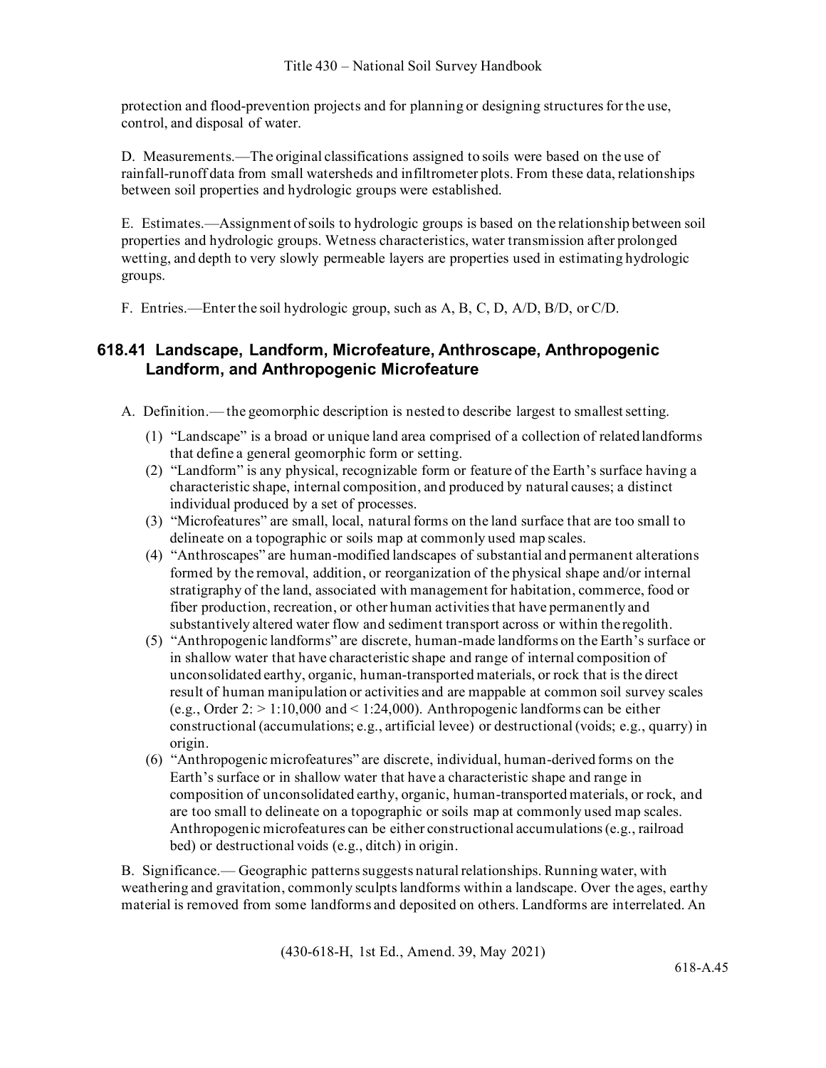protection and flood-prevention projects and for planning or designing structures for the use, control, and disposal of water.

D. Measurements.—The original classifications assigned to soils were based on the use of rainfall-runoff data from small watersheds and infiltrometer plots. From these data, relationships between soil properties and hydrologic groups were established.

E. Estimates.—Assignment of soils to hydrologic groups is based on the relationship between soil properties and hydrologic groups. Wetness characteristics, water transmission after prolonged wetting, and depth to very slowly permeable layers are properties used in estimating hydrologic groups.

F. Entries.—Enter the soil hydrologic group, such as A, B, C, D, A/D, B/D, or C/D.

## 618.41 Landscape, Landform, Microfeature, Anthroscape, Anthropogenic Landform, and Anthropogenic Microfeature

A. Definition.— the geomorphic description is nested to describe largest to smallest setting.

(1) "Landscape" is a broad or unique land area comprised of a collection of related landforms that define a general geomorphic form or setting.

(2) "Landform" is any physical, recognizable form or feature of the Earth's surface having a characteristic shape, internal composition, and produced by natural causes; a distinct individual produced by a set of processes.

(3) "Microfeatures" are small, local, natural forms on the land surface that are too small to delineate on a topographic or soils map at commonly used map scales.

(4) "Anthroscapes" are human-modified landscapes of substantial and permanent alterations formed by the removal, addition, or reorganization of the physical shape and/or internal stratigraphy of the land, associated with management for habitation, commerce, food or fiber production, recreation, or other human activities that have permanently and substantively altered water flow and sediment transport across or within the regolith.

(5) "Anthropogenic landforms" are discrete, human-made landforms on the Earth's surface or in shallow water that have characteristic shape and range of internal composition of unconsolidated earthy, organic, human-transported materials, or rock that is the direct result of human manipulation or activities and are mappable at common soil survey scales (e.g., Order 2: > 1:10,000 and < 1:24,000). Anthropogenic landforms can be either constructional (accumulations; e.g., artificial levee) or destructional (voids; e.g., quarry) in origin.

(6) "Anthropogenic microfeatures" are discrete, individual, human-derived forms on the Earth's surface or in shallow water that have a characteristic shape and range in composition of unconsolidated earthy, organic, human-transported materials, or rock, and are too small to delineate on a topographic or soils map at commonly used map scales. Anthropogenic microfeatures can be either constructional accumulations (e.g., railroad bed) or destructional voids (e.g., ditch) in origin.

B. Significance.— Geographic patterns suggests natural relationships. Running water, with weathering and gravitation, commonly sculpts landforms within a landscape. Over the ages, earthy material is removed from some landforms and deposited on others. Landforms are interrelated. An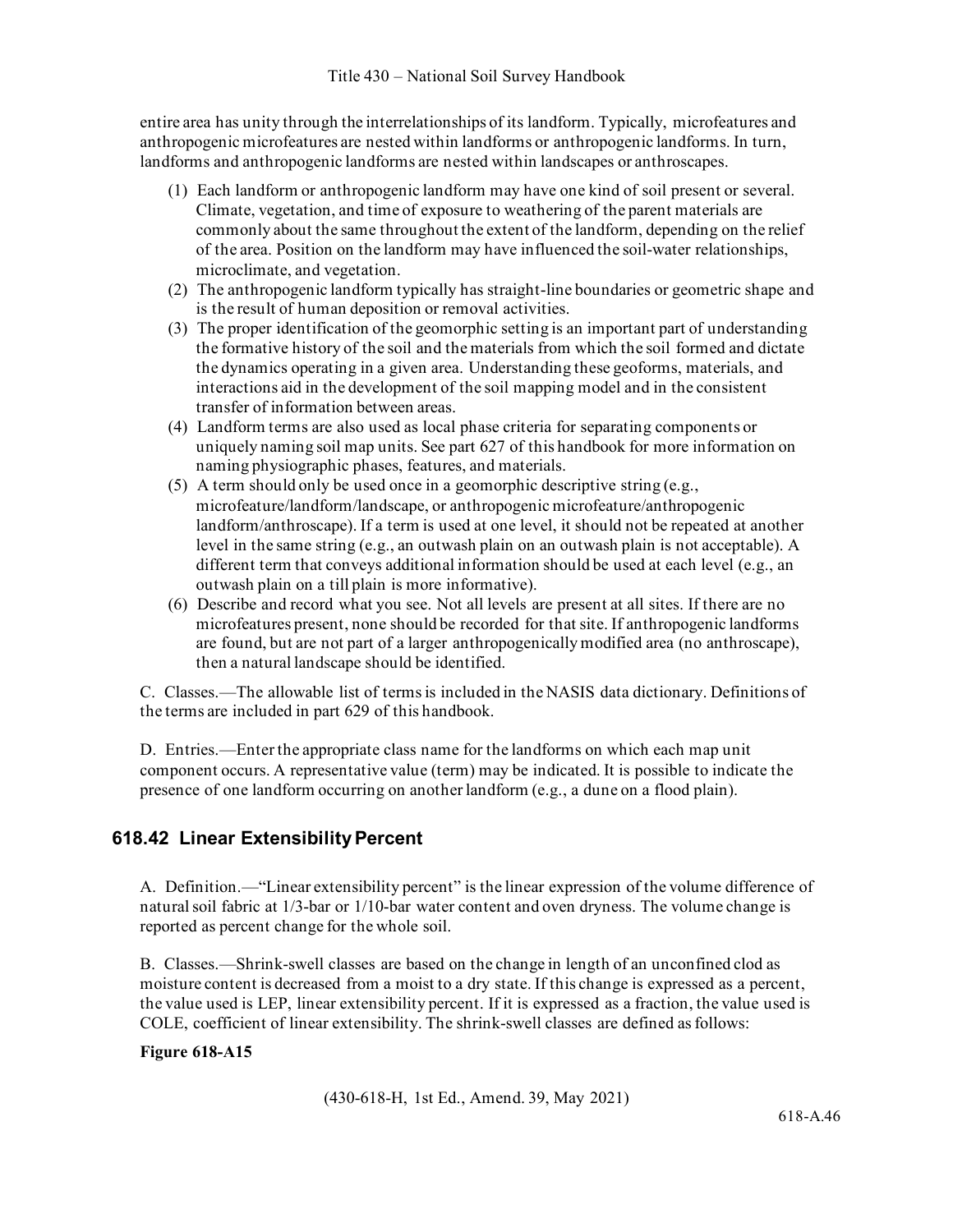entire area has unity through the interrelationships of its landform. Typically, microfeatures and anthropogenic microfeatures are nested within landforms or anthropogenic landforms. In turn, landforms and anthropogenic landforms are nested within landscapes or anthroscapes.

(1) Each landform or anthropogenic landform may have one kind of soil present or several. Climate, vegetation, and time of exposure to weathering of the parent materials are commonly about the same throughout the extent of the landform, depending on the relief of the area. Position on the landform may have influenced the soil-water relationships, microclimate, and vegetation.

(2) The anthropogenic landform typically has straight-line boundaries or geometric shape and is the result of human deposition or removal activities.

(3) The proper identification of the geomorphic setting is an important part of understanding the formative history of the soil and the materials from which the soil formed and dictate the dynamics operating in a given area. Understanding these geoforms, materials, and interactions aid in the development of the soil mapping model and in the consistent transfer of information between areas.

(4) Landform terms are also used as local phase criteria for separating components or uniquely naming soil map units. See part 627 of this handbook for more information on naming physiographic phases, features, and materials.

(5) A term should only be used once in a geomorphic descriptive string (e.g., microfeature/landform/landscape, or anthropogenic microfeature/anthropogenic landform/anthroscape). If a term is used at one level, it should not be repeated at another level in the same string (e.g., an outwash plain on an outwash plain is not acceptable). A different term that conveys additional information should be used at each level (e.g., an outwash plain on a till plain is more informative).

(6) Describe and record what you see. Not all levels are present at all sites. If there are no microfeatures present, none should be recorded for that site. If anthropogenic landforms are found, but are not part of a larger anthropogenically modified area (no anthroscape), then a natural landscape should be identified.

C. Classes.—The allowable list of terms is included in the NASIS data dictionary. Definitions of the terms are included in part 629 of this handbook.

D. Entries.—Enter the appropriate class name for the landforms on which each map unit component occurs. A representative value (term) may be indicated. It is possible to indicate the presence of one landform occurring on another landform (e.g., a dune on a flood plain).

## 618.42 Linear Extensibility Percent

A. Definition.—"Linear extensibility percent" is the linear expression of the volume difference of natural soil fabric at 1/3-bar or 1/10-bar water content and oven dryness. The volume change is reported as percent change for the whole soil.

B. Classes.—Shrink-swell classes are based on the change in length of an unconfined clod as moisture content is decreased from a moist to a dry state. If this change is expressed as a percent, the value used is LEP, linear extensibility percent. If it is expressed as a fraction, the value used is COLE, coefficient of linear extensibility. The shrink-swell classes are defined as follows:

**Figure 618-A15**

(430-618-H, 1st Ed., Amend. 39, May 2021)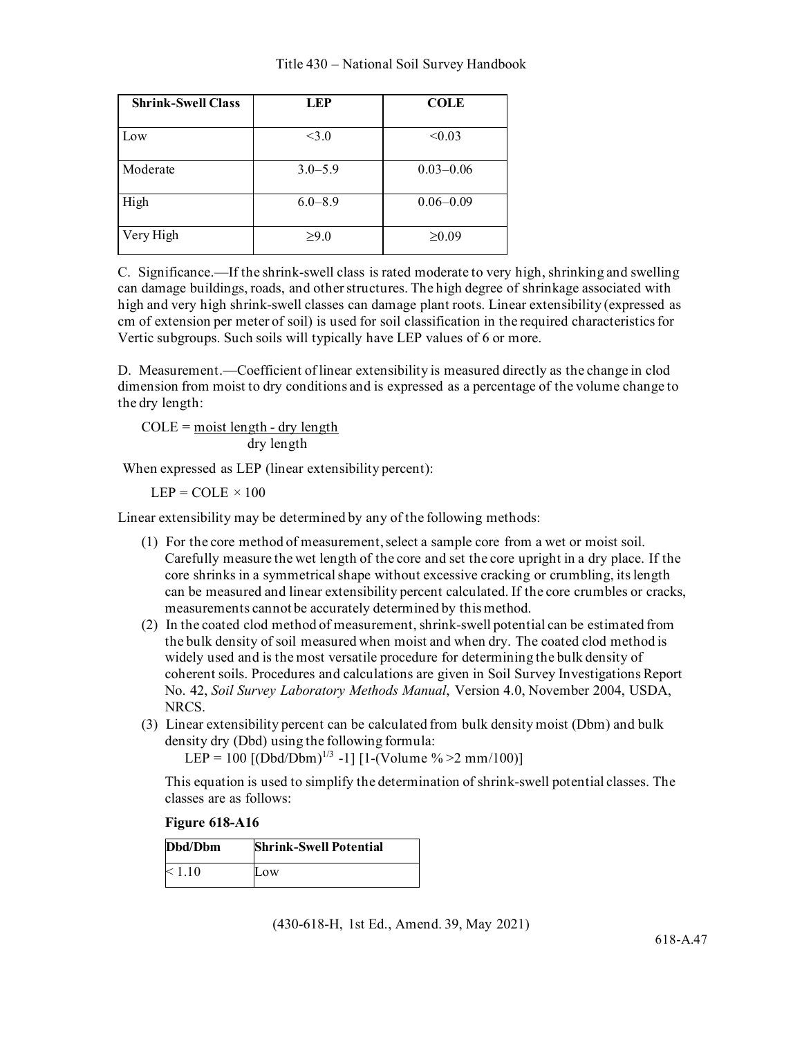| Shrink-Swell Class | LEP | COLE |
|---|---|---|
| Low | <3.0 | <0.03 |
| Moderate | 3.0–5.9 | 0.03–0.06 |
| High | 6.0–8.9 | 0.06–0.09 |
| Very High | ≥9.0 | ≥0.09 |

C. Significance.—If the shrink-swell class is rated moderate to very high, shrinking and swelling can damage buildings, roads, and other structures. The high degree of shrinkage associated with high and very high shrink-swell classes can damage plant roots. Linear extensibility (expressed as cm of extension per meter of soil) is used for soil classification in the required characteristics for Vertic subgroups. Such soils will typically have LEP values of 6 or more.

D. Measurement.—Coefficient of linear extensibility is measured directly as the change in clod dimension from moist to dry conditions and is expressed as a percentage of the volume change to the dry length:

$$\text{COLE} = \frac{\text{moist length - dry length}}{\text{dry length}}$$

When expressed as LEP (linear extensibility percent):

$$\text{LEP} = \text{COLE} \times 100$$

Linear extensibility may be determined by any of the following methods:

(1) For the core method of measurement, select a sample core from a wet or moist soil. Carefully measure the wet length of the core and set the core upright in a dry place. If the core shrinks in a symmetrical shape without excessive cracking or crumbling, its length can be measured and linear extensibility percent calculated. If the core crumbles or cracks, measurements cannot be accurately determined by this method.

(2) In the coated clod method of measurement, shrink-swell potential can be estimated from the bulk density of soil measured when moist and when dry. The coated clod method is widely used and is the most versatile procedure for determining the bulk density of coherent soils. Procedures and calculations are given in Soil Survey Investigations Report No. 42, *Soil Survey Laboratory Methods Manual*, Version 4.0, November 2004, USDA, NRCS.

(3) Linear extensibility percent can be calculated from bulk density moist (Dbm) and bulk density dry (Dbd) using the following formula:

$$\text{LEP} = 100\ [(\text{Dbd}/\text{Dbm})^{1/3} - 1]\ [1 - (\text{Volume \%} > 2\ \text{mm}/100)]$$

This equation is used to simplify the determination of shrink-swell potential classes. The classes are as follows:

**Figure 618-A16**

| Dbd/Dbm | Shrink-Swell Potential |
|---|---|
| < 1.10 | Low |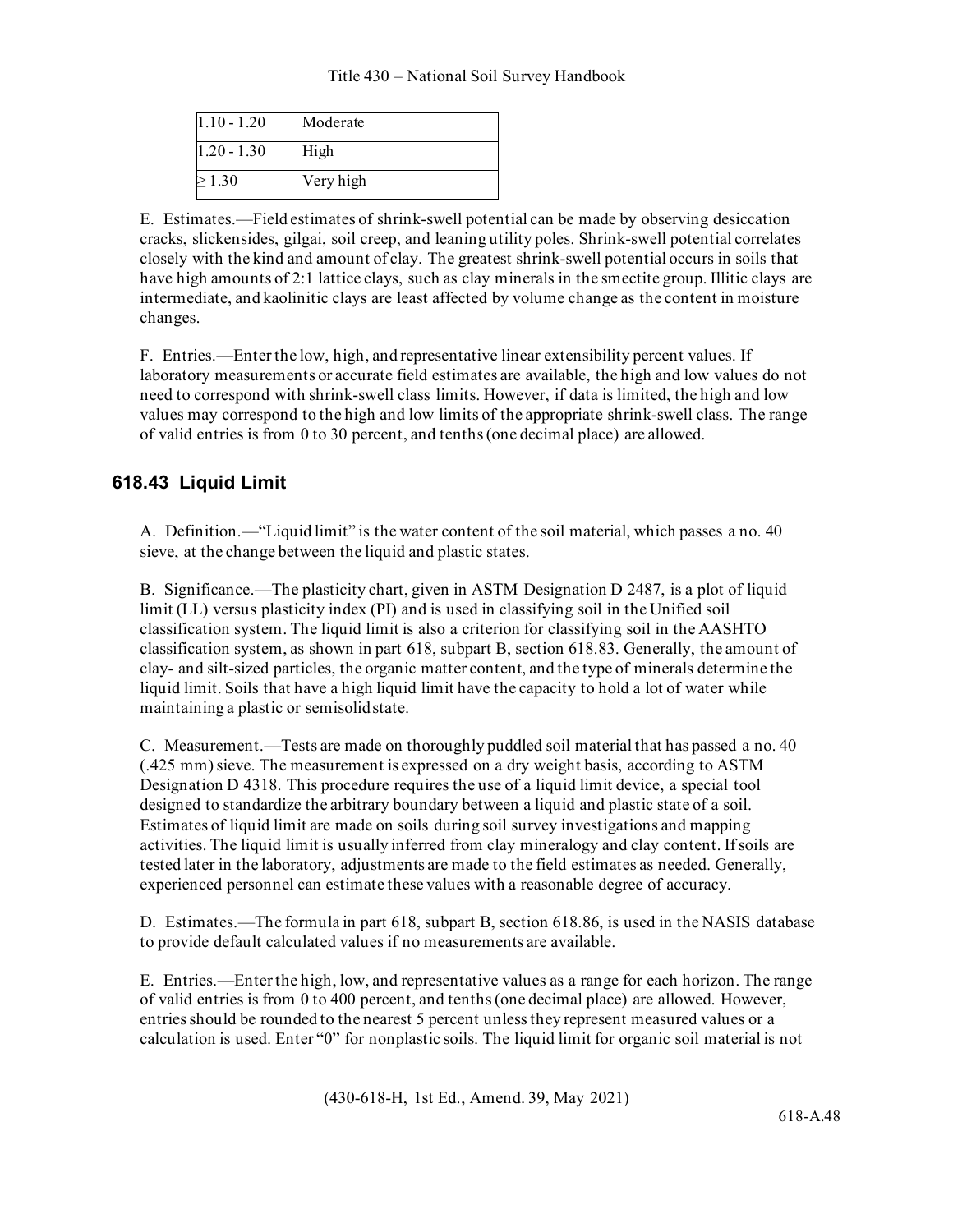| | |
|---|---|
| 1.10 - 1.20 | Moderate |
| 1.20 - 1.30 | High |
| ≥ 1.30 | Very high |

E. Estimates.—Field estimates of shrink-swell potential can be made by observing desiccation cracks, slickensides, gilgai, soil creep, and leaning utility poles. Shrink-swell potential correlates closely with the kind and amount of clay. The greatest shrink-swell potential occurs in soils that have high amounts of 2:1 lattice clays, such as clay minerals in the smectite group. Illitic clays are intermediate, and kaolinitic clays are least affected by volume change as the content in moisture changes.

F. Entries.—Enter the low, high, and representative linear extensibility percent values. If laboratory measurements or accurate field estimates are available, the high and low values do not need to correspond with shrink-swell class limits. However, if data is limited, the high and low values may correspond to the high and low limits of the appropriate shrink-swell class. The range of valid entries is from 0 to 30 percent, and tenths (one decimal place) are allowed.

## 618.43 Liquid Limit

A. Definition.—"Liquid limit" is the water content of the soil material, which passes a no. 40 sieve, at the change between the liquid and plastic states.

B. Significance.—The plasticity chart, given in ASTM Designation D 2487, is a plot of liquid limit (LL) versus plasticity index (PI) and is used in classifying soil in the Unified soil classification system. The liquid limit is also a criterion for classifying soil in the AASHTO classification system, as shown in part 618, subpart B, section 618.83. Generally, the amount of clay- and silt-sized particles, the organic matter content, and the type of minerals determine the liquid limit. Soils that have a high liquid limit have the capacity to hold a lot of water while maintaining a plastic or semisolid state.

C. Measurement.—Tests are made on thoroughly puddled soil material that has passed a no. 40 (.425 mm) sieve. The measurement is expressed on a dry weight basis, according to ASTM Designation D 4318. This procedure requires the use of a liquid limit device, a special tool designed to standardize the arbitrary boundary between a liquid and plastic state of a soil. Estimates of liquid limit are made on soils during soil survey investigations and mapping activities. The liquid limit is usually inferred from clay mineralogy and clay content. If soils are tested later in the laboratory, adjustments are made to the field estimates as needed. Generally, experienced personnel can estimate these values with a reasonable degree of accuracy.

D. Estimates.—The formula in part 618, subpart B, section 618.86, is used in the NASIS database to provide default calculated values if no measurements are available.

E. Entries.—Enter the high, low, and representative values as a range for each horizon. The range of valid entries is from 0 to 400 percent, and tenths (one decimal place) are allowed. However, entries should be rounded to the nearest 5 percent unless they represent measured values or a calculation is used. Enter "0" for nonplastic soils. The liquid limit for organic soil material is not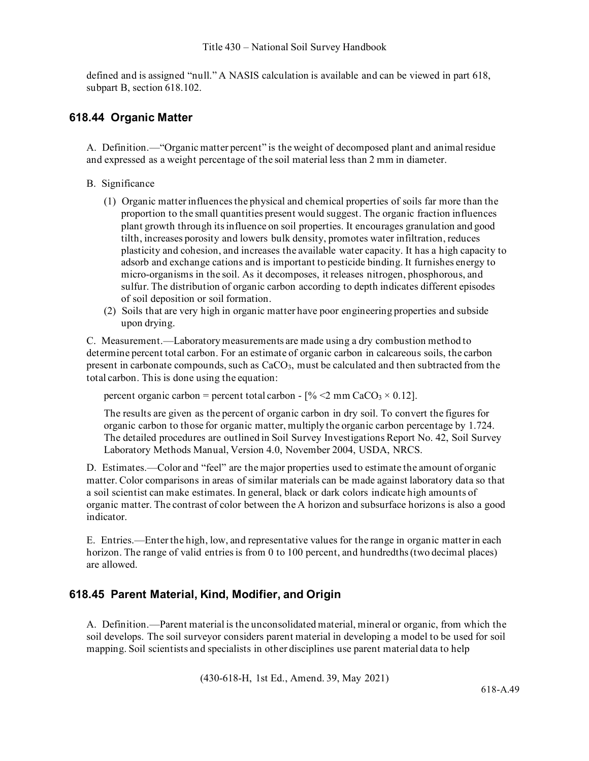defined and is assigned "null." A NASIS calculation is available and can be viewed in part 618, subpart B, section 618.102.

## 618.44 Organic Matter

A. Definition.—"Organic matter percent" is the weight of decomposed plant and animal residue and expressed as a weight percentage of the soil material less than 2 mm in diameter.

B. Significance

(1) Organic matter influences the physical and chemical properties of soils far more than the proportion to the small quantities present would suggest. The organic fraction influences plant growth through its influence on soil properties. It encourages granulation and good tilth, increases porosity and lowers bulk density, promotes water infiltration, reduces plasticity and cohesion, and increases the available water capacity. It has a high capacity to adsorb and exchange cations and is important to pesticide binding. It furnishes energy to micro-organisms in the soil. As it decomposes, it releases nitrogen, phosphorous, and sulfur. The distribution of organic carbon according to depth indicates different episodes of soil deposition or soil formation.

(2) Soils that are very high in organic matter have poor engineering properties and subside upon drying.

C. Measurement.—Laboratory measurements are made using a dry combustion method to determine percent total carbon. For an estimate of organic carbon in calcareous soils, the carbon present in carbonate compounds, such as $CaCO_3$, must be calculated and then subtracted from the total carbon. This is done using the equation:

percent organic carbon = percent total carbon - [% <2 mm $CaCO_3 \times 0.12$].

The results are given as the percent of organic carbon in dry soil. To convert the figures for organic carbon to those for organic matter, multiply the organic carbon percentage by 1.724. The detailed procedures are outlined in Soil Survey Investigations Report No. 42, Soil Survey Laboratory Methods Manual, Version 4.0, November 2004, USDA, NRCS.

D. Estimates.—Color and "feel" are the major properties used to estimate the amount of organic matter. Color comparisons in areas of similar materials can be made against laboratory data so that a soil scientist can make estimates. In general, black or dark colors indicate high amounts of organic matter. The contrast of color between the A horizon and subsurface horizons is also a good indicator.

E. Entries.—Enter the high, low, and representative values for the range in organic matter in each horizon. The range of valid entries is from 0 to 100 percent, and hundredths (two decimal places) are allowed.

## 618.45 Parent Material, Kind, Modifier, and Origin

A. Definition.—Parent material is the unconsolidated material, mineral or organic, from which the soil develops. The soil surveyor considers parent material in developing a model to be used for soil mapping. Soil scientists and specialists in other disciplines use parent material data to help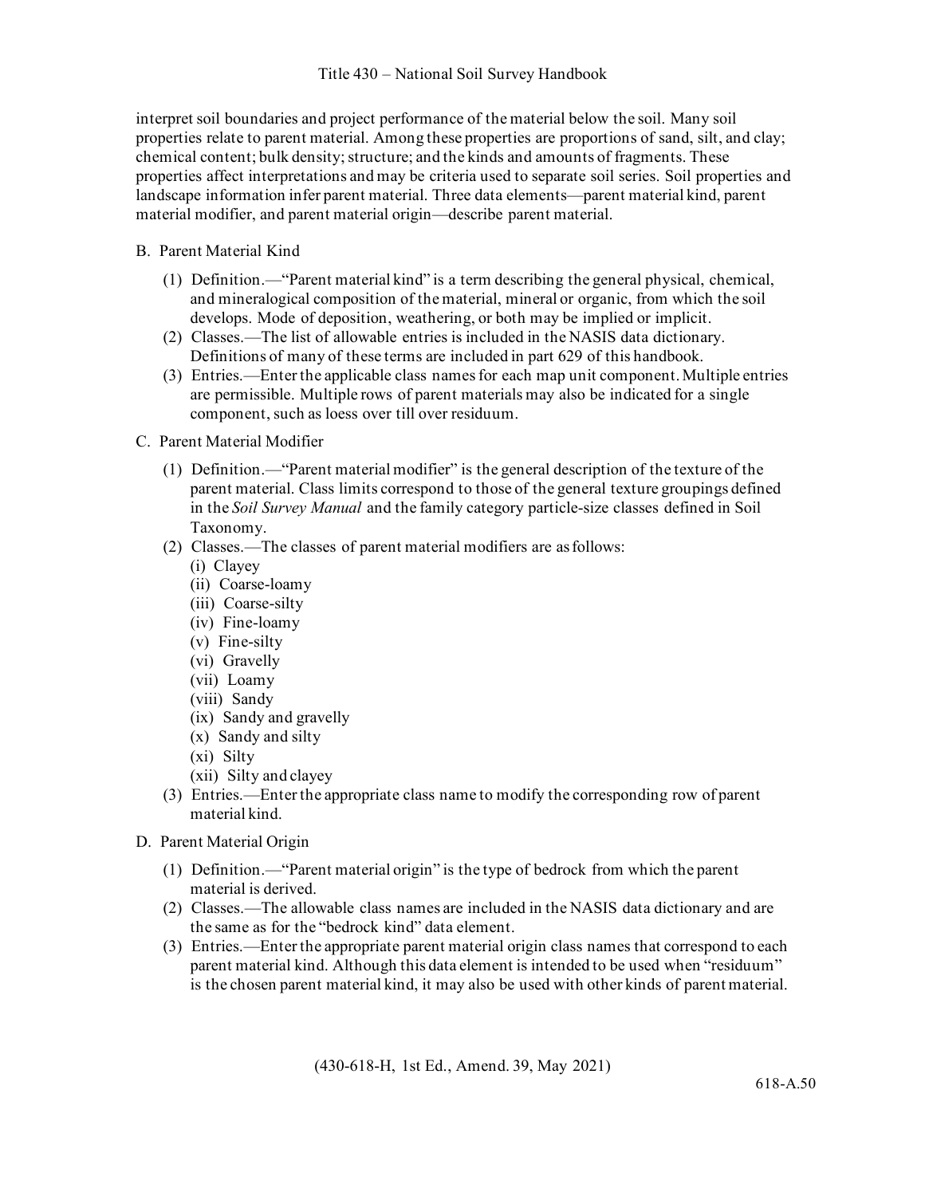interpret soil boundaries and project performance of the material below the soil. Many soil properties relate to parent material. Among these properties are proportions of sand, silt, and clay; chemical content; bulk density; structure; and the kinds and amounts of fragments. These properties affect interpretations and may be criteria used to separate soil series. Soil properties and landscape information infer parent material. Three data elements—parent material kind, parent material modifier, and parent material origin—describe parent material.

B. Parent Material Kind

(1) Definition.—"Parent material kind" is a term describing the general physical, chemical, and mineralogical composition of the material, mineral or organic, from which the soil develops. Mode of deposition, weathering, or both may be implied or implicit.

(2) Classes.—The list of allowable entries is included in the NASIS data dictionary. Definitions of many of these terms are included in part 629 of this handbook.

(3) Entries.—Enter the applicable class names for each map unit component. Multiple entries are permissible. Multiple rows of parent materials may also be indicated for a single component, such as loess over till over residuum.

C. Parent Material Modifier

(1) Definition.—"Parent material modifier" is the general description of the texture of the parent material. Class limits correspond to those of the general texture groupings defined in the *Soil Survey Manual* and the family category particle-size classes defined in Soil Taxonomy.

(2) Classes.—The classes of parent material modifiers are as follows:

(i) Clayey
(ii) Coarse-loamy
(iii) Coarse-silty
(iv) Fine-loamy
(v) Fine-silty
(vi) Gravelly
(vii) Loamy
(viii) Sandy
(ix) Sandy and gravelly
(x) Sandy and silty
(xi) Silty
(xii) Silty and clayey

(3) Entries.—Enter the appropriate class name to modify the corresponding row of parent material kind.

D. Parent Material Origin

(1) Definition.—"Parent material origin" is the type of bedrock from which the parent material is derived.

(2) Classes.—The allowable class names are included in the NASIS data dictionary and are the same as for the "bedrock kind" data element.

(3) Entries.—Enter the appropriate parent material origin class names that correspond to each parent material kind. Although this data element is intended to be used when "residuum" is the chosen parent material kind, it may also be used with other kinds of parent material.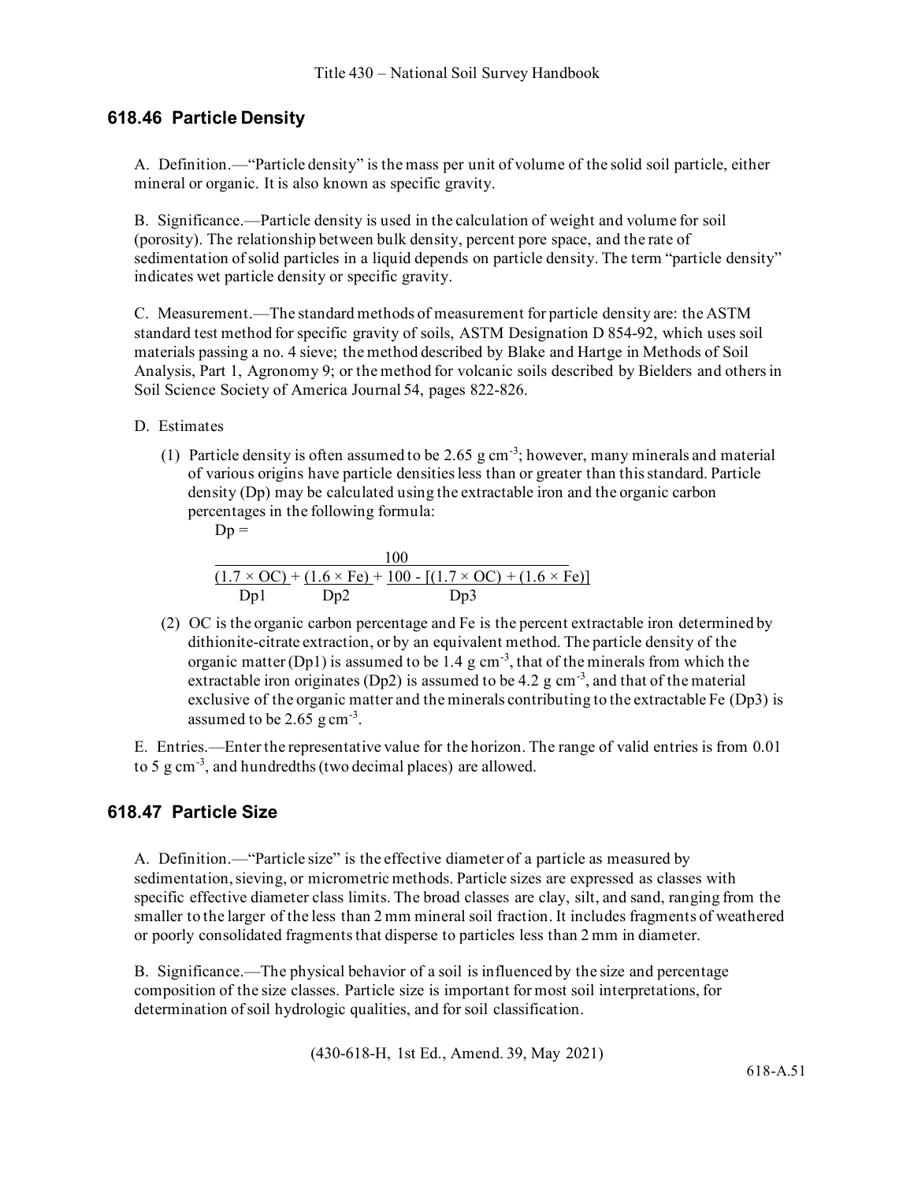## 618.46 Particle Density

A. Definition.—“Particle density” is the mass per unit of volume of the solid soil particle, either mineral or organic. It is also known as specific gravity.

B. Significance.—Particle density is used in the calculation of weight and volume for soil (porosity). The relationship between bulk density, percent pore space, and the rate of sedimentation of solid particles in a liquid depends on particle density. The term “particle density” indicates wet particle density or specific gravity.

C. Measurement.—The standard methods of measurement for particle density are: the ASTM standard test method for specific gravity of soils, ASTM Designation D 854-92, which uses soil materials passing a no. 4 sieve; the method described by Blake and Hartge in Methods of Soil Analysis, Part 1, Agronomy 9; or the method for volcanic soils described by Bielders and others in Soil Science Society of America Journal 54, pages 822-826.

D. Estimates

(1) Particle density is often assumed to be 2.65 g $cm^{-3}$; however, many minerals and material of various origins have particle densities less than or greater than this standard. Particle density (Dp) may be calculated using the extractable iron and the organic carbon percentages in the following formula:

$$Dp = \frac{100}{\frac{(1.7 \times OC)}{Dp1} + \frac{(1.6 \times Fe)}{Dp2} + \frac{100 - [(1.7 \times OC) + (1.6 \times Fe)]}{Dp3}}$$

(2) OC is the organic carbon percentage and Fe is the percent extractable iron determined by dithionite-citrate extraction, or by an equivalent method. The particle density of the organic matter (Dp1) is assumed to be 1.4 g $cm^{-3}$, that of the minerals from which the extractable iron originates (Dp2) is assumed to be 4.2 g $cm^{-3}$, and that of the material exclusive of the organic matter and the minerals contributing to the extractable Fe (Dp3) is assumed to be 2.65 g $cm^{-3}$.

E. Entries.—Enter the representative value for the horizon. The range of valid entries is from 0.01 to 5 g $cm^{-3}$, and hundredths (two decimal places) are allowed.

## 618.47 Particle Size

A. Definition.—“Particle size” is the effective diameter of a particle as measured by sedimentation, sieving, or micrometric methods. Particle sizes are expressed as classes with specific effective diameter class limits. The broad classes are clay, silt, and sand, ranging from the smaller to the larger of the less than 2 mm mineral soil fraction. It includes fragments of weathered or poorly consolidated fragments that disperse to particles less than 2 mm in diameter.

B. Significance.—The physical behavior of a soil is influenced by the size and percentage composition of the size classes. Particle size is important for most soil interpretations, for determination of soil hydrologic qualities, and for soil classification.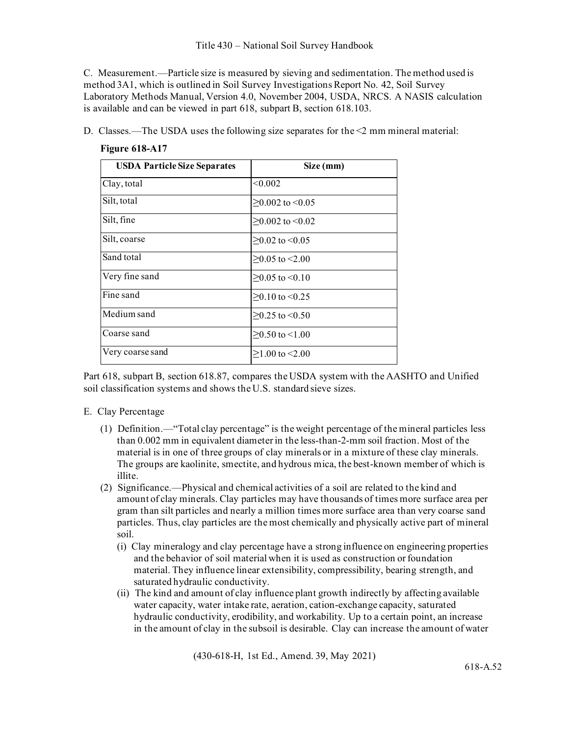C. Measurement.—Particle size is measured by sieving and sedimentation. The method used is method 3A1, which is outlined in Soil Survey Investigations Report No. 42, Soil Survey Laboratory Methods Manual, Version 4.0, November 2004, USDA, NRCS. A NASIS calculation is available and can be viewed in part 618, subpart B, section 618.103.

D. Classes.—The USDA uses the following size separates for the <2 mm mineral material:

**Figure 618-A17**

| USDA Particle Size Separates | Size (mm) |
|---|---|
| Clay, total | <0.002 |
| Silt, total | ≥0.002 to <0.05 |
| Silt, fine | ≥0.002 to <0.02 |
| Silt, coarse | ≥0.02 to <0.05 |
| Sand total | ≥0.05 to <2.00 |
| Very fine sand | ≥0.05 to <0.10 |
| Fine sand | ≥0.10 to <0.25 |
| Medium sand | ≥0.25 to <0.50 |
| Coarse sand | ≥0.50 to <1.00 |
| Very coarse sand | ≥1.00 to <2.00 |

Part 618, subpart B, section 618.87, compares the USDA system with the AASHTO and Unified soil classification systems and shows the U.S. standard sieve sizes.

E. Clay Percentage

(1) Definition.—"Total clay percentage" is the weight percentage of the mineral particles less than 0.002 mm in equivalent diameter in the less-than-2-mm soil fraction. Most of the material is in one of three groups of clay minerals or in a mixture of these clay minerals. The groups are kaolinite, smectite, and hydrous mica, the best-known member of which is illite.

(2) Significance.—Physical and chemical activities of a soil are related to the kind and amount of clay minerals. Clay particles may have thousands of times more surface area per gram than silt particles and nearly a million times more surface area than very coarse sand particles. Thus, clay particles are the most chemically and physically active part of mineral soil.

(i) Clay mineralogy and clay percentage have a strong influence on engineering properties and the behavior of soil material when it is used as construction or foundation material. They influence linear extensibility, compressibility, bearing strength, and saturated hydraulic conductivity.

(ii) The kind and amount of clay influence plant growth indirectly by affecting available water capacity, water intake rate, aeration, cation-exchange capacity, saturated hydraulic conductivity, erodibility, and workability. Up to a certain point, an increase in the amount of clay in the subsoil is desirable. Clay can increase the amount of water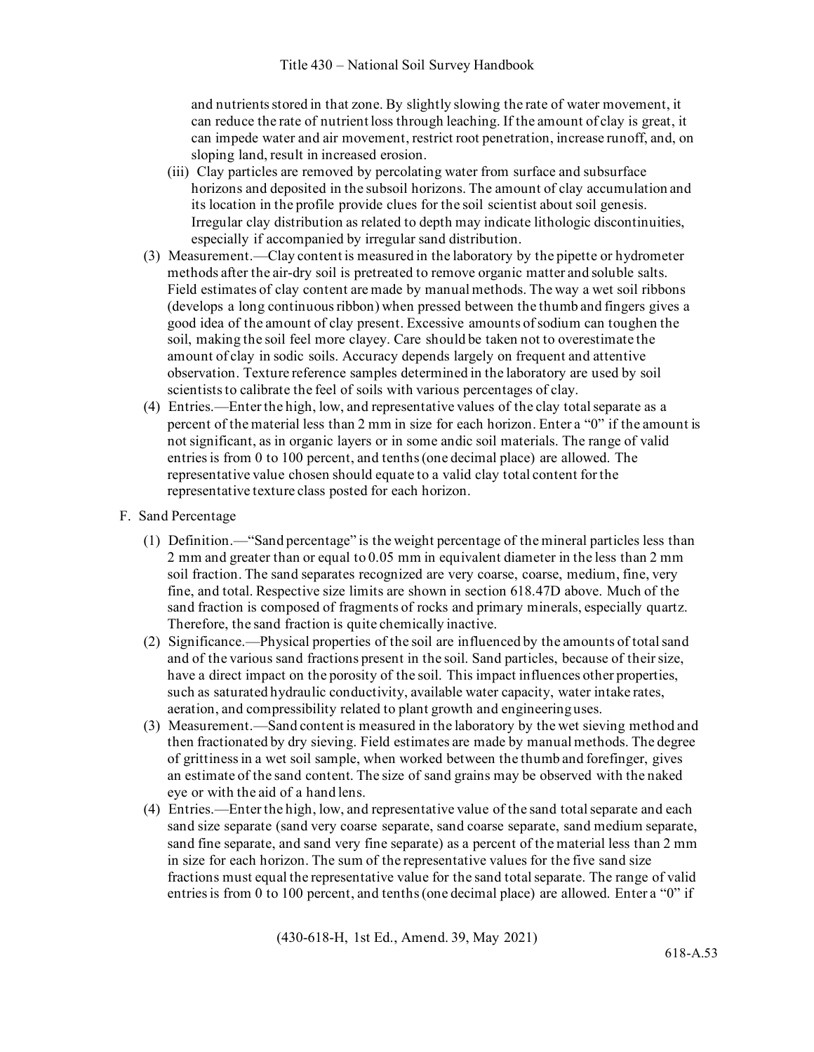and nutrients stored in that zone. By slightly slowing the rate of water movement, it can reduce the rate of nutrient loss through leaching. If the amount of clay is great, it can impede water and air movement, restrict root penetration, increase runoff, and, on sloping land, result in increased erosion.

(iii) Clay particles are removed by percolating water from surface and subsurface horizons and deposited in the subsoil horizons. The amount of clay accumulation and its location in the profile provide clues for the soil scientist about soil genesis. Irregular clay distribution as related to depth may indicate lithologic discontinuities, especially if accompanied by irregular sand distribution.

(3) Measurement.—Clay content is measured in the laboratory by the pipette or hydrometer methods after the air-dry soil is pretreated to remove organic matter and soluble salts. Field estimates of clay content are made by manual methods. The way a wet soil ribbons (develops a long continuous ribbon) when pressed between the thumb and fingers gives a good idea of the amount of clay present. Excessive amounts of sodium can toughen the soil, making the soil feel more clayey. Care should be taken not to overestimate the amount of clay in sodic soils. Accuracy depends largely on frequent and attentive observation. Texture reference samples determined in the laboratory are used by soil scientists to calibrate the feel of soils with various percentages of clay.

(4) Entries.—Enter the high, low, and representative values of the clay total separate as a percent of the material less than 2 mm in size for each horizon. Enter a "0" if the amount is not significant, as in organic layers or in some andic soil materials. The range of valid entries is from 0 to 100 percent, and tenths (one decimal place) are allowed. The representative value chosen should equate to a valid clay total content for the representative texture class posted for each horizon.

F. Sand Percentage

(1) Definition.—"Sand percentage" is the weight percentage of the mineral particles less than 2 mm and greater than or equal to 0.05 mm in equivalent diameter in the less than 2 mm soil fraction. The sand separates recognized are very coarse, coarse, medium, fine, very fine, and total. Respective size limits are shown in section 618.47D above. Much of the sand fraction is composed of fragments of rocks and primary minerals, especially quartz. Therefore, the sand fraction is quite chemically inactive.

(2) Significance.—Physical properties of the soil are influenced by the amounts of total sand and of the various sand fractions present in the soil. Sand particles, because of their size, have a direct impact on the porosity of the soil. This impact influences other properties, such as saturated hydraulic conductivity, available water capacity, water intake rates, aeration, and compressibility related to plant growth and engineering uses.

(3) Measurement.—Sand content is measured in the laboratory by the wet sieving method and then fractionated by dry sieving. Field estimates are made by manual methods. The degree of grittiness in a wet soil sample, when worked between the thumb and forefinger, gives an estimate of the sand content. The size of sand grains may be observed with the naked eye or with the aid of a hand lens.

(4) Entries.—Enter the high, low, and representative value of the sand total separate and each sand size separate (sand very coarse separate, sand coarse separate, sand medium separate, sand fine separate, and sand very fine separate) as a percent of the material less than 2 mm in size for each horizon. The sum of the representative values for the five sand size fractions must equal the representative value for the sand total separate. The range of valid entries is from 0 to 100 percent, and tenths (one decimal place) are allowed. Enter a "0" if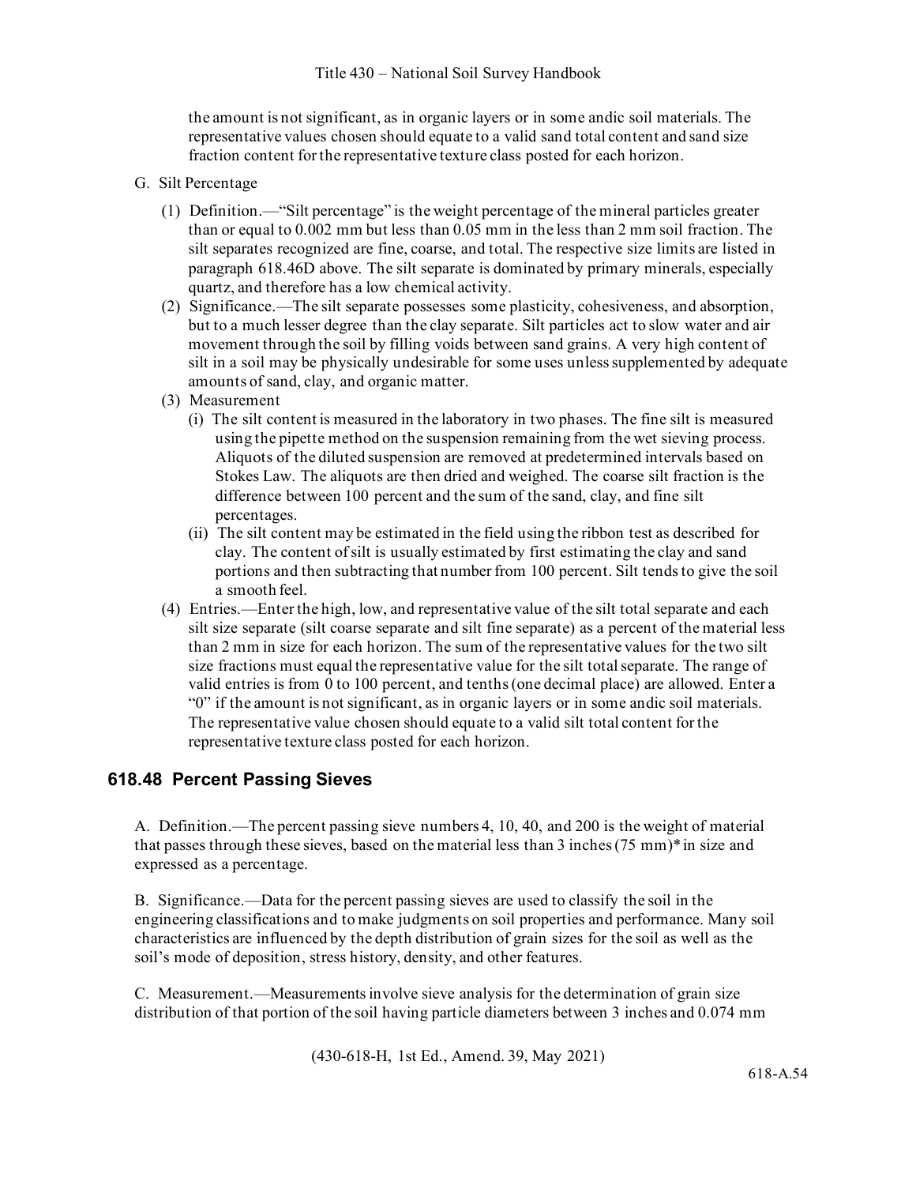the amount is not significant, as in organic layers or in some andic soil materials. The representative values chosen should equate to a valid sand total content and sand size fraction content for the representative texture class posted for each horizon.

G. Silt Percentage

(1) Definition.—"Silt percentage" is the weight percentage of the mineral particles greater than or equal to 0.002 mm but less than 0.05 mm in the less than 2 mm soil fraction. The silt separates recognized are fine, coarse, and total. The respective size limits are listed in paragraph 618.46D above. The silt separate is dominated by primary minerals, especially quartz, and therefore has a low chemical activity.

(2) Significance.—The silt separate possesses some plasticity, cohesiveness, and absorption, but to a much lesser degree than the clay separate. Silt particles act to slow water and air movement through the soil by filling voids between sand grains. A very high content of silt in a soil may be physically undesirable for some uses unless supplemented by adequate amounts of sand, clay, and organic matter.

(3) Measurement

(i) The silt content is measured in the laboratory in two phases. The fine silt is measured using the pipette method on the suspension remaining from the wet sieving process. Aliquots of the diluted suspension are removed at predetermined intervals based on Stokes Law. The aliquots are then dried and weighed. The coarse silt fraction is the difference between 100 percent and the sum of the sand, clay, and fine silt percentages.

(ii) The silt content may be estimated in the field using the ribbon test as described for clay. The content of silt is usually estimated by first estimating the clay and sand portions and then subtracting that number from 100 percent. Silt tends to give the soil a smooth feel.

(4) Entries.—Enter the high, low, and representative value of the silt total separate and each silt size separate (silt coarse separate and silt fine separate) as a percent of the material less than 2 mm in size for each horizon. The sum of the representative values for the two silt size fractions must equal the representative value for the silt total separate. The range of valid entries is from 0 to 100 percent, and tenths (one decimal place) are allowed. Enter a "0" if the amount is not significant, as in organic layers or in some andic soil materials. The representative value chosen should equate to a valid silt total content for the representative texture class posted for each horizon.

## 618.48 Percent Passing Sieves

A. Definition.—The percent passing sieve numbers 4, 10, 40, and 200 is the weight of material that passes through these sieves, based on the material less than 3 inches (75 mm)* in size and expressed as a percentage.

B. Significance.—Data for the percent passing sieves are used to classify the soil in the engineering classifications and to make judgments on soil properties and performance. Many soil characteristics are influenced by the depth distribution of grain sizes for the soil as well as the soil's mode of deposition, stress history, density, and other features.

C. Measurement.—Measurements involve sieve analysis for the determination of grain size distribution of that portion of the soil having particle diameters between 3 inches and 0.074 mm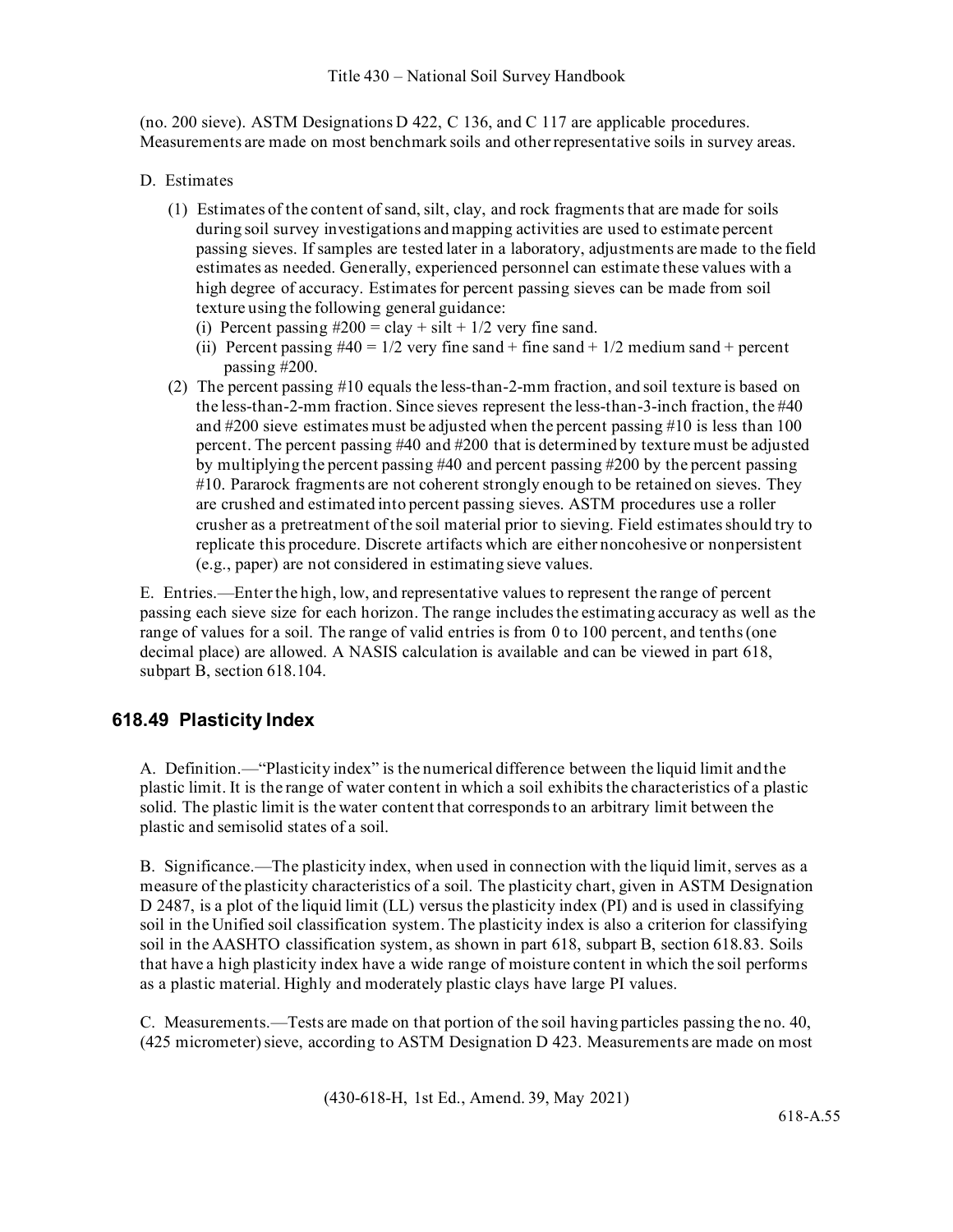(no. 200 sieve). ASTM Designations D 422, C 136, and C 117 are applicable procedures. Measurements are made on most benchmark soils and other representative soils in survey areas.

D. Estimates

(1) Estimates of the content of sand, silt, clay, and rock fragments that are made for soils during soil survey investigations and mapping activities are used to estimate percent passing sieves. If samples are tested later in a laboratory, adjustments are made to the field estimates as needed. Generally, experienced personnel can estimate these values with a high degree of accuracy. Estimates for percent passing sieves can be made from soil texture using the following general guidance:

(i) Percent passing #200 = clay + silt + 1/2 very fine sand.

(ii) Percent passing #40 = 1/2 very fine sand + fine sand + 1/2 medium sand + percent passing #200.

(2) The percent passing #10 equals the less-than-2-mm fraction, and soil texture is based on the less-than-2-mm fraction. Since sieves represent the less-than-3-inch fraction, the #40 and #200 sieve estimates must be adjusted when the percent passing #10 is less than 100 percent. The percent passing #40 and #200 that is determined by texture must be adjusted by multiplying the percent passing #40 and percent passing #200 by the percent passing #10. Pararock fragments are not coherent strongly enough to be retained on sieves. They are crushed and estimated into percent passing sieves. ASTM procedures use a roller crusher as a pretreatment of the soil material prior to sieving. Field estimates should try to replicate this procedure. Discrete artifacts which are either noncohesive or nonpersistent (e.g., paper) are not considered in estimating sieve values.

E. Entries.—Enter the high, low, and representative values to represent the range of percent passing each sieve size for each horizon. The range includes the estimating accuracy as well as the range of values for a soil. The range of valid entries is from 0 to 100 percent, and tenths (one decimal place) are allowed. A NASIS calculation is available and can be viewed in part 618, subpart B, section 618.104.

## 618.49 Plasticity Index

A. Definition.—"Plasticity index" is the numerical difference between the liquid limit and the plastic limit. It is the range of water content in which a soil exhibits the characteristics of a plastic solid. The plastic limit is the water content that corresponds to an arbitrary limit between the plastic and semisolid states of a soil.

B. Significance.—The plasticity index, when used in connection with the liquid limit, serves as a measure of the plasticity characteristics of a soil. The plasticity chart, given in ASTM Designation D 2487, is a plot of the liquid limit (LL) versus the plasticity index (PI) and is used in classifying soil in the Unified soil classification system. The plasticity index is also a criterion for classifying soil in the AASHTO classification system, as shown in part 618, subpart B, section 618.83. Soils that have a high plasticity index have a wide range of moisture content in which the soil performs as a plastic material. Highly and moderately plastic clays have large PI values.

C. Measurements.—Tests are made on that portion of the soil having particles passing the no. 40, (425 micrometer) sieve, according to ASTM Designation D 423. Measurements are made on most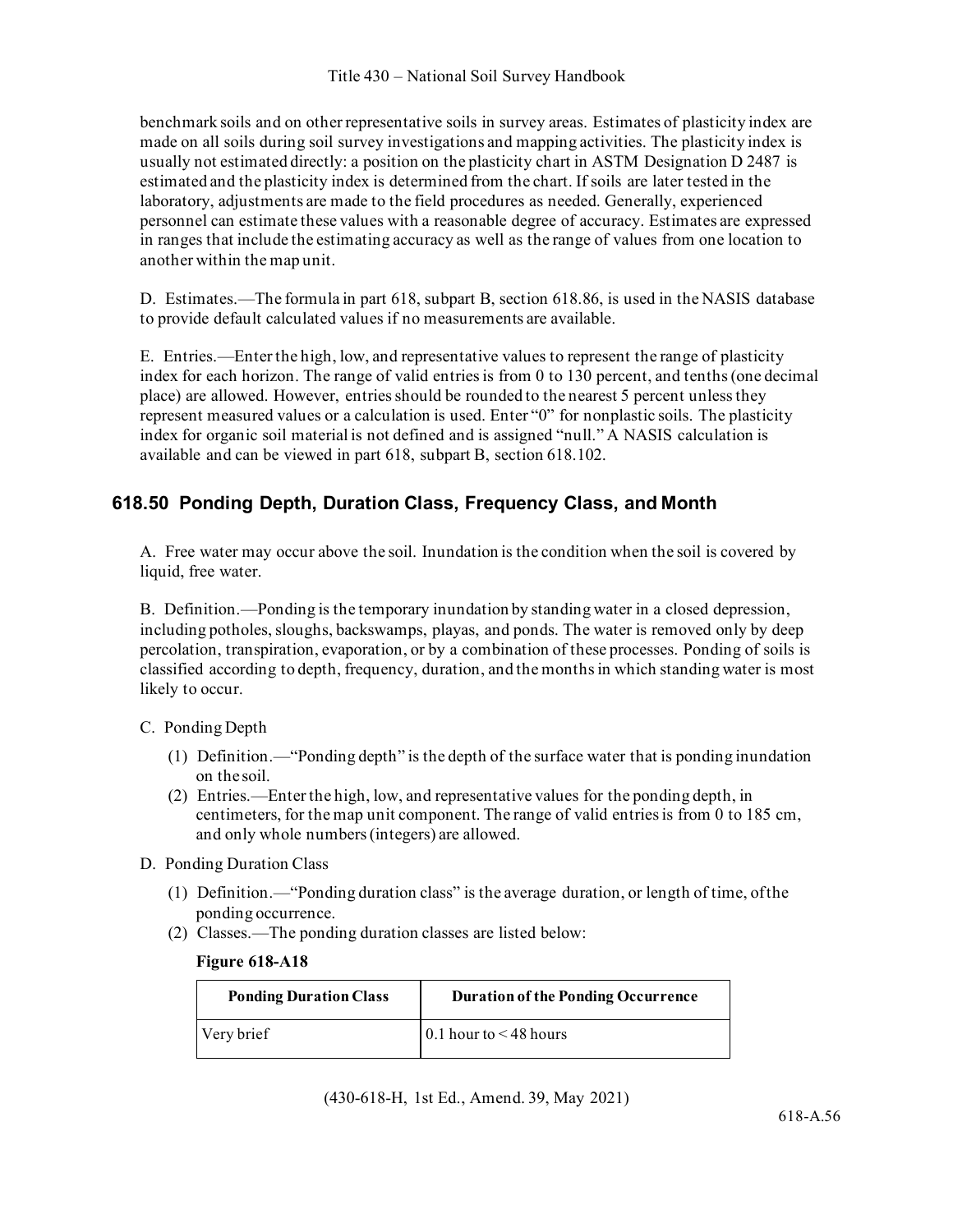benchmark soils and on other representative soils in survey areas. Estimates of plasticity index are made on all soils during soil survey investigations and mapping activities. The plasticity index is usually not estimated directly: a position on the plasticity chart in ASTM Designation D 2487 is estimated and the plasticity index is determined from the chart. If soils are later tested in the laboratory, adjustments are made to the field procedures as needed. Generally, experienced personnel can estimate these values with a reasonable degree of accuracy. Estimates are expressed in ranges that include the estimating accuracy as well as the range of values from one location to another within the map unit.

D. Estimates.—The formula in part 618, subpart B, section 618.86, is used in the NASIS database to provide default calculated values if no measurements are available.

E. Entries.—Enter the high, low, and representative values to represent the range of plasticity index for each horizon. The range of valid entries is from 0 to 130 percent, and tenths (one decimal place) are allowed. However, entries should be rounded to the nearest 5 percent unless they represent measured values or a calculation is used. Enter "0" for nonplastic soils. The plasticity index for organic soil material is not defined and is assigned "null." A NASIS calculation is available and can be viewed in part 618, subpart B, section 618.102.

## 618.50 Ponding Depth, Duration Class, Frequency Class, and Month

A. Free water may occur above the soil. Inundation is the condition when the soil is covered by liquid, free water.

B. Definition.—Ponding is the temporary inundation by standing water in a closed depression, including potholes, sloughs, backswamps, playas, and ponds. The water is removed only by deep percolation, transpiration, evaporation, or by a combination of these processes. Ponding of soils is classified according to depth, frequency, duration, and the months in which standing water is most likely to occur.

C. Ponding Depth

(1) Definition.—"Ponding depth" is the depth of the surface water that is ponding inundation on the soil.

(2) Entries.—Enter the high, low, and representative values for the ponding depth, in centimeters, for the map unit component. The range of valid entries is from 0 to 185 cm, and only whole numbers (integers) are allowed.

D. Ponding Duration Class

(1) Definition.—"Ponding duration class" is the average duration, or length of time, of the ponding occurrence.

(2) Classes.—The ponding duration classes are listed below:

**Figure 618-A18**

| Ponding Duration Class | Duration of the Ponding Occurrence |
|---|---|
| Very brief | 0.1 hour to < 48 hours |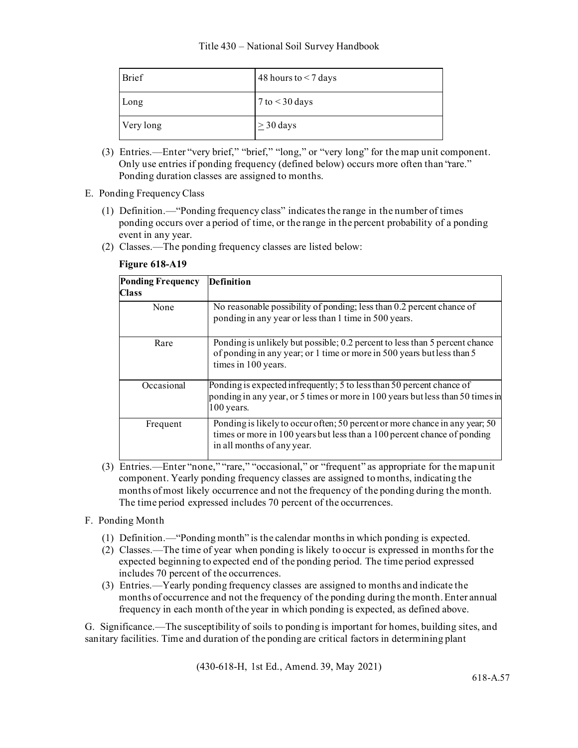| Brief | 48 hours to < 7 days |
| --- | --- |
| Long | 7 to < 30 days |
| Very long | ≥ 30 days |

(3) Entries.—Enter "very brief," "brief," "long," or "very long" for the map unit component. Only use entries if ponding frequency (defined below) occurs more often than "rare." Ponding duration classes are assigned to months.

E. Ponding Frequency Class

(1) Definition.—"Ponding frequency class" indicates the range in the number of times ponding occurs over a period of time, or the range in the percent probability of a ponding event in any year.

(2) Classes.—The ponding frequency classes are listed below:

**Figure 618-A19**

| Ponding Frequency Class | Definition |
| --- | --- |
| None | No reasonable possibility of ponding; less than 0.2 percent chance of ponding in any year or less than 1 time in 500 years. |
| Rare | Ponding is unlikely but possible; 0.2 percent to less than 5 percent chance of ponding in any year; or 1 time or more in 500 years but less than 5 times in 100 years. |
| Occasional | Ponding is expected infrequently; 5 to less than 50 percent chance of ponding in any year, or 5 times or more in 100 years but less than 50 times in 100 years. |
| Frequent | Ponding is likely to occur often; 50 percent or more chance in any year; 50 times or more in 100 years but less than a 100 percent chance of ponding in all months of any year. |

(3) Entries.—Enter "none," "rare," "occasional," or "frequent" as appropriate for the map unit component. Yearly ponding frequency classes are assigned to months, indicating the months of most likely occurrence and not the frequency of the ponding during the month. The time period expressed includes 70 percent of the occurrences.

F. Ponding Month

(1) Definition.—"Ponding month" is the calendar months in which ponding is expected.

(2) Classes.—The time of year when ponding is likely to occur is expressed in months for the expected beginning to expected end of the ponding period. The time period expressed includes 70 percent of the occurrences.

(3) Entries.—Yearly ponding frequency classes are assigned to months and indicate the months of occurrence and not the frequency of the ponding during the month. Enter annual frequency in each month of the year in which ponding is expected, as defined above.

G. Significance.—The susceptibility of soils to ponding is important for homes, building sites, and sanitary facilities. Time and duration of the ponding are critical factors in determining plant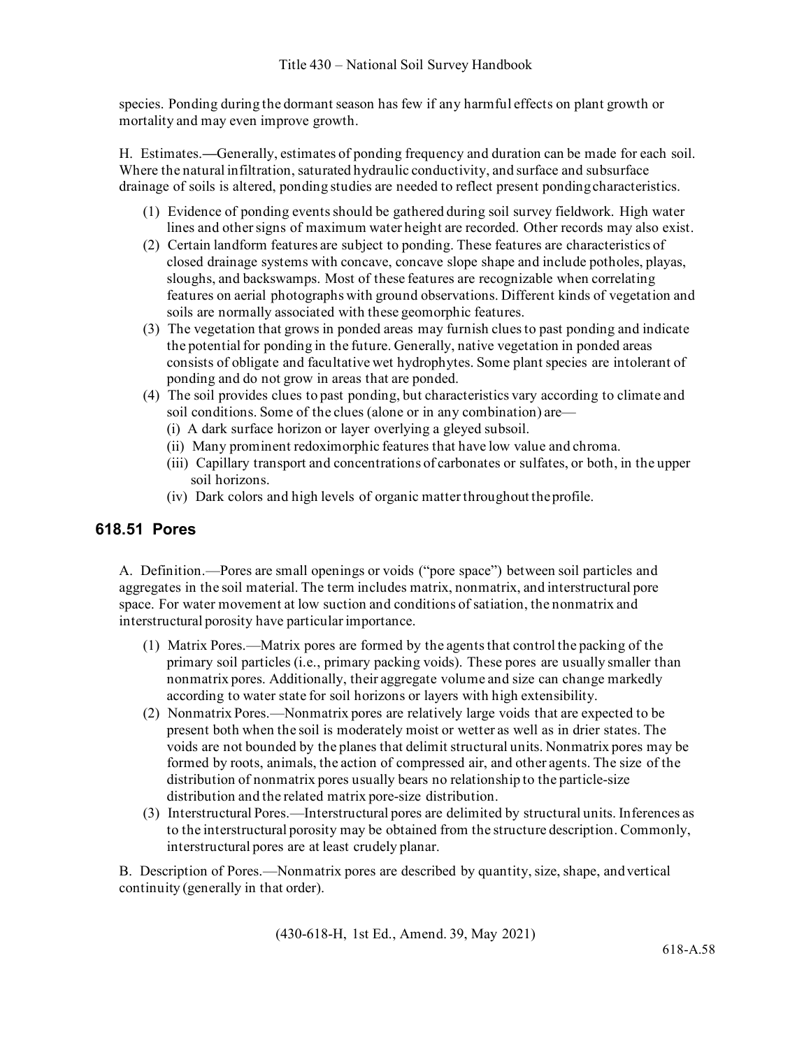species. Ponding during the dormant season has few if any harmful effects on plant growth or mortality and may even improve growth.

H. Estimates.—Generally, estimates of ponding frequency and duration can be made for each soil. Where the natural infiltration, saturated hydraulic conductivity, and surface and subsurface drainage of soils is altered, ponding studies are needed to reflect present ponding characteristics.

(1) Evidence of ponding events should be gathered during soil survey fieldwork. High water lines and other signs of maximum water height are recorded. Other records may also exist.
(2) Certain landform features are subject to ponding. These features are characteristics of closed drainage systems with concave, concave slope shape and include potholes, playas, sloughs, and backswamps. Most of these features are recognizable when correlating features on aerial photographs with ground observations. Different kinds of vegetation and soils are normally associated with these geomorphic features.
(3) The vegetation that grows in ponded areas may furnish clues to past ponding and indicate the potential for ponding in the future. Generally, native vegetation in ponded areas consists of obligate and facultative wet hydrophytes. Some plant species are intolerant of ponding and do not grow in areas that are ponded.
(4) The soil provides clues to past ponding, but characteristics vary according to climate and soil conditions. Some of the clues (alone or in any combination) are—
    (i) A dark surface horizon or layer overlying a gleyed subsoil.
    (ii) Many prominent redoximorphic features that have low value and chroma.
    (iii) Capillary transport and concentrations of carbonates or sulfates, or both, in the upper soil horizons.
    (iv) Dark colors and high levels of organic matter throughout the profile.

## 618.51 Pores

A. Definition.—Pores are small openings or voids ("pore space") between soil particles and aggregates in the soil material. The term includes matrix, nonmatrix, and interstructural pore space. For water movement at low suction and conditions of satiation, the nonmatrix and interstructural porosity have particular importance.

(1) Matrix Pores.—Matrix pores are formed by the agents that control the packing of the primary soil particles (i.e., primary packing voids). These pores are usually smaller than nonmatrix pores. Additionally, their aggregate volume and size can change markedly according to water state for soil horizons or layers with high extensibility.
(2) Nonmatrix Pores.—Nonmatrix pores are relatively large voids that are expected to be present both when the soil is moderately moist or wetter as well as in drier states. The voids are not bounded by the planes that delimit structural units. Nonmatrix pores may be formed by roots, animals, the action of compressed air, and other agents. The size of the distribution of nonmatrix pores usually bears no relationship to the particle-size distribution and the related matrix pore-size distribution.
(3) Interstructural Pores.—Interstructural pores are delimited by structural units. Inferences as to the interstructural porosity may be obtained from the structure description. Commonly, interstructural pores are at least crudely planar.

B. Description of Pores.—Nonmatrix pores are described by quantity, size, shape, and vertical continuity (generally in that order).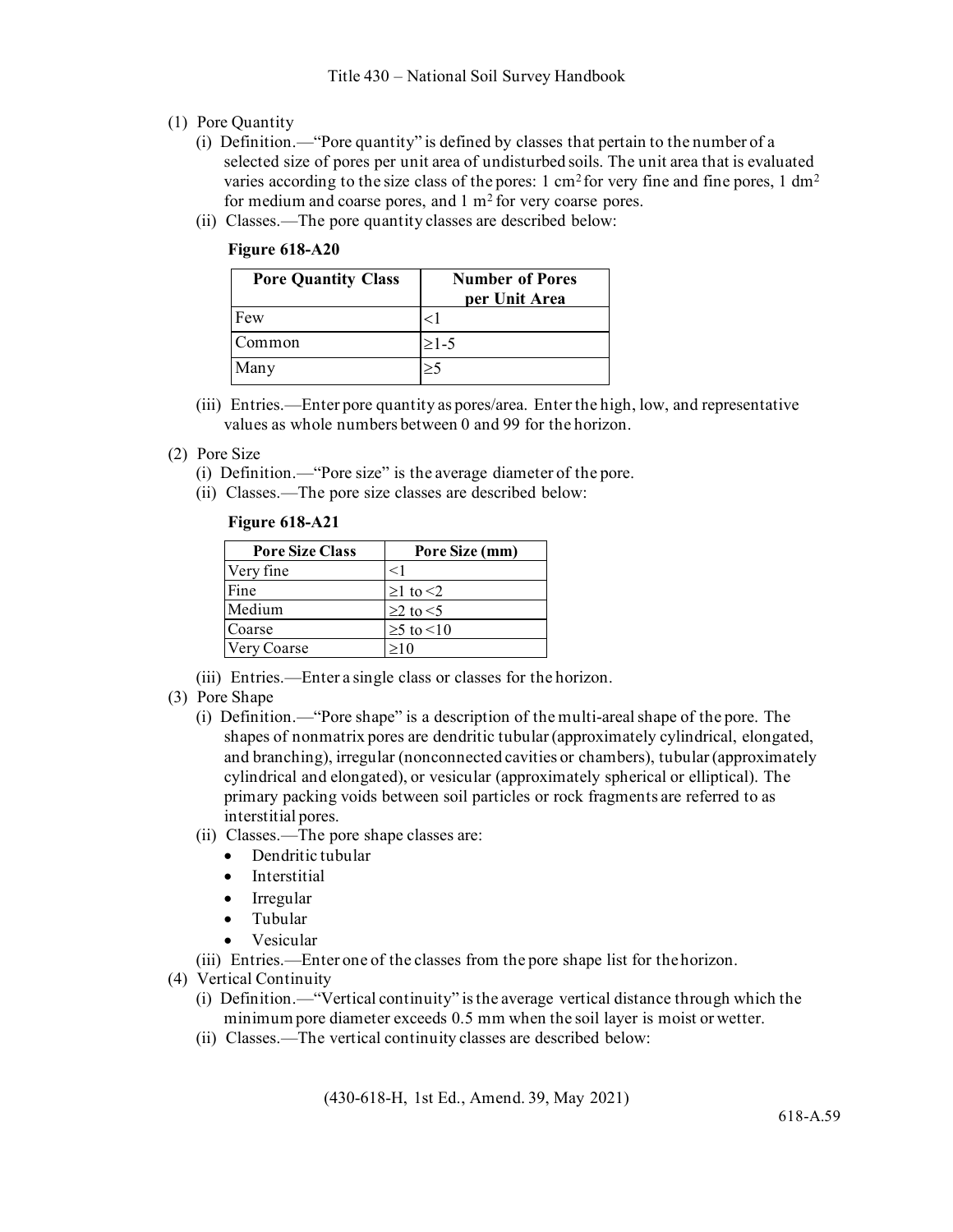(1) Pore Quantity

(i) Definition.—"Pore quantity" is defined by classes that pertain to the number of a selected size of pores per unit area of undisturbed soils. The unit area that is evaluated varies according to the size class of the pores: 1 $cm^2$ for very fine and fine pores, 1 $dm^2$ for medium and coarse pores, and 1 $m^2$ for very coarse pores.

(ii) Classes.—The pore quantity classes are described below:

**Figure 618-A20**

| Pore Quantity Class | Number of Pores per Unit Area |
|---|---|
| Few | <1 |
| Common | ≥1-5 |
| Many | ≥5 |

(iii) Entries.—Enter pore quantity as pores/area. Enter the high, low, and representative values as whole numbers between 0 and 99 for the horizon.

(2) Pore Size

(i) Definition.—"Pore size" is the average diameter of the pore.

(ii) Classes.—The pore size classes are described below:

**Figure 618-A21**

| Pore Size Class | Pore Size (mm) |
|---|---|
| Very fine | <1 |
| Fine | ≥1 to <2 |
| Medium | ≥2 to <5 |
| Coarse | ≥5 to <10 |
| Very Coarse | ≥10 |

(iii) Entries.—Enter a single class or classes for the horizon.

(3) Pore Shape

(i) Definition.—"Pore shape" is a description of the multi-areal shape of the pore. The shapes of nonmatrix pores are dendritic tubular (approximately cylindrical, elongated, and branching), irregular (nonconnected cavities or chambers), tubular (approximately cylindrical and elongated), or vesicular (approximately spherical or elliptical). The primary packing voids between soil particles or rock fragments are referred to as interstitial pores.

(ii) Classes.—The pore shape classes are:

- Dendritic tubular
- Interstitial
- Irregular
- Tubular
- Vesicular

(iii) Entries.—Enter one of the classes from the pore shape list for the horizon.

(4) Vertical Continuity

(i) Definition.—"Vertical continuity" is the average vertical distance through which the minimum pore diameter exceeds 0.5 mm when the soil layer is moist or wetter.

(ii) Classes.—The vertical continuity classes are described below: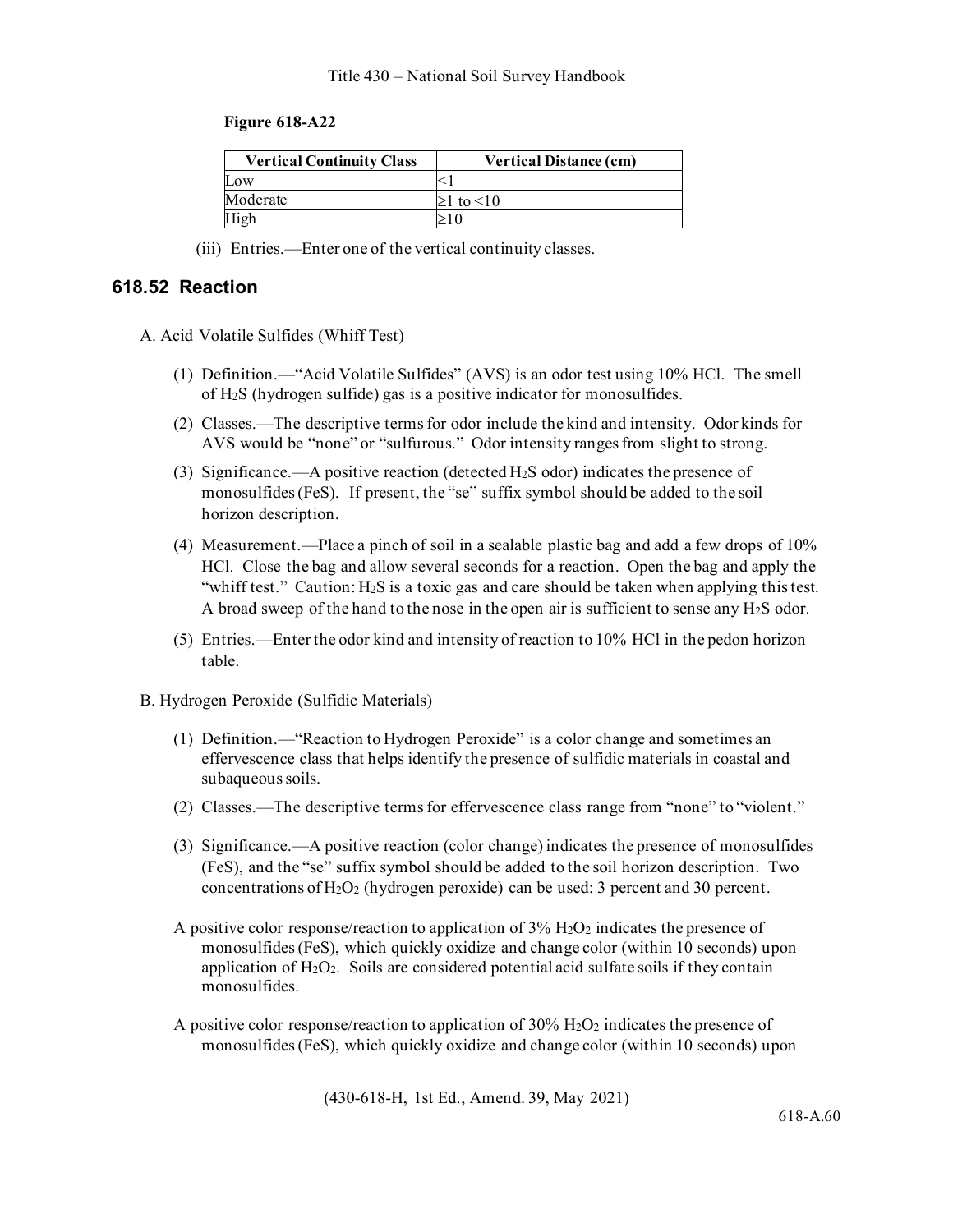**Figure 618-A22**

| Vertical Continuity Class | Vertical Distance (cm) |
|---|---|
| Low | <1 |
| Moderate | ≥1 to <10 |
| High | ≥10 |

(iii) Entries.—Enter one of the vertical continuity classes.

## 618.52 Reaction

A. Acid Volatile Sulfides (Whiff Test)

(1) Definition.—"Acid Volatile Sulfides" (AVS) is an odor test using 10% HCl. The smell of $H_2S$ (hydrogen sulfide) gas is a positive indicator for monosulfides.

(2) Classes.—The descriptive terms for odor include the kind and intensity. Odor kinds for AVS would be "none" or "sulfurous." Odor intensity ranges from slight to strong.

(3) Significance.—A positive reaction (detected $H_2S$ odor) indicates the presence of monosulfides (FeS). If present, the "se" suffix symbol should be added to the soil horizon description.

(4) Measurement.—Place a pinch of soil in a sealable plastic bag and add a few drops of 10% HCl. Close the bag and allow several seconds for a reaction. Open the bag and apply the "whiff test." Caution: $H_2S$ is a toxic gas and care should be taken when applying this test. A broad sweep of the hand to the nose in the open air is sufficient to sense any $H_2S$ odor.

(5) Entries.—Enter the odor kind and intensity of reaction to 10% HCl in the pedon horizon table.

B. Hydrogen Peroxide (Sulfidic Materials)

(1) Definition.—"Reaction to Hydrogen Peroxide" is a color change and sometimes an effervescence class that helps identify the presence of sulfidic materials in coastal and subaqueous soils.

(2) Classes.—The descriptive terms for effervescence class range from "none" to "violent."

(3) Significance.—A positive reaction (color change) indicates the presence of monosulfides (FeS), and the "se" suffix symbol should be added to the soil horizon description. Two concentrations of $H_2O_2$ (hydrogen peroxide) can be used: 3 percent and 30 percent.

A positive color response/reaction to application of 3% $H_2O_2$ indicates the presence of monosulfides (FeS), which quickly oxidize and change color (within 10 seconds) upon application of $H_2O_2$. Soils are considered potential acid sulfate soils if they contain monosulfides.

A positive color response/reaction to application of 30% $H_2O_2$ indicates the presence of monosulfides (FeS), which quickly oxidize and change color (within 10 seconds) upon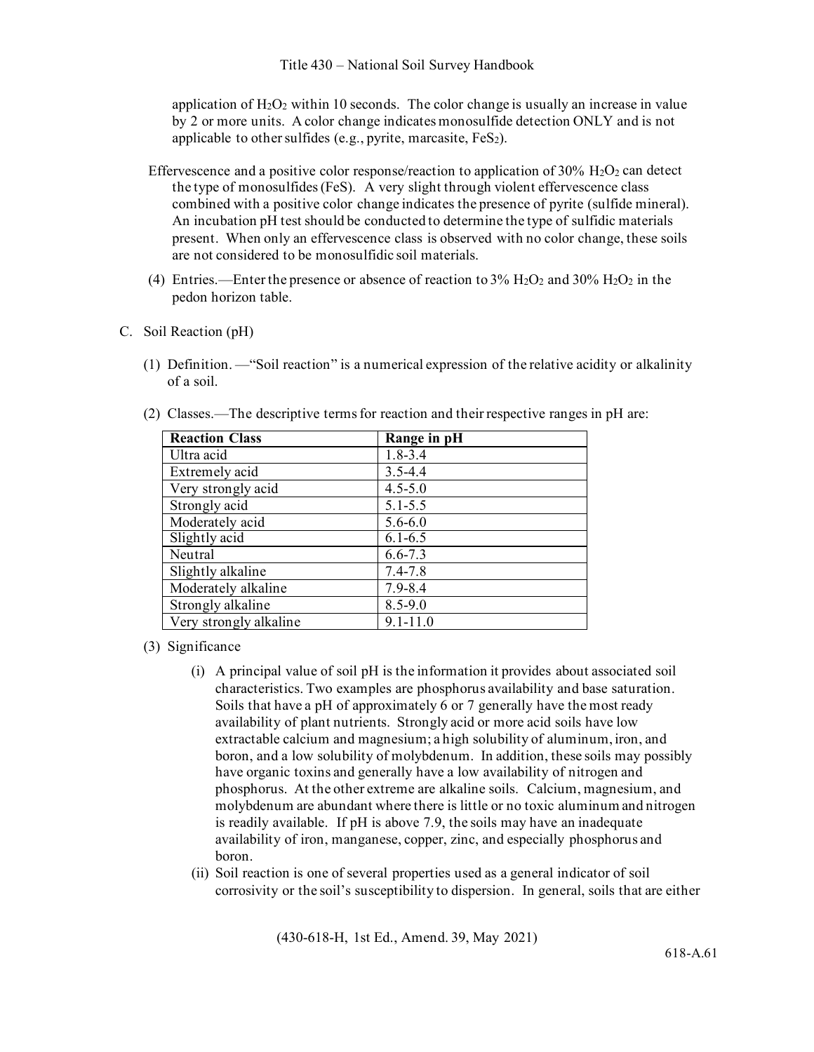application of $H_2O_2$ within 10 seconds. The color change is usually an increase in value by 2 or more units. A color change indicates monosulfide detection ONLY and is not applicable to other sulfides (e.g., pyrite, marcasite, $FeS_2$).

Effervescence and a positive color response/reaction to application of 30% $H_2O_2$ can detect the type of monosulfides (FeS). A very slight through violent effervescence class combined with a positive color change indicates the presence of pyrite (sulfide mineral). An incubation pH test should be conducted to determine the type of sulfidic materials present. When only an effervescence class is observed with no color change, these soils are not considered to be monosulfidic soil materials.

(4) Entries.—Enter the presence or absence of reaction to 3% $H_2O_2$ and 30% $H_2O_2$ in the pedon horizon table.

C. Soil Reaction (pH)

(1) Definition. —"Soil reaction" is a numerical expression of the relative acidity or alkalinity of a soil.

(2) Classes.—The descriptive terms for reaction and their respective ranges in pH are:

| Reaction Class | Range in pH |
| --- | --- |
| Ultra acid | 1.8-3.4 |
| Extremely acid | 3.5-4.4 |
| Very strongly acid | 4.5-5.0 |
| Strongly acid | 5.1-5.5 |
| Moderately acid | 5.6-6.0 |
| Slightly acid | 6.1-6.5 |
| Neutral | 6.6-7.3 |
| Slightly alkaline | 7.4-7.8 |
| Moderately alkaline | 7.9-8.4 |
| Strongly alkaline | 8.5-9.0 |
| Very strongly alkaline | 9.1-11.0 |

(3) Significance

(i) A principal value of soil pH is the information it provides about associated soil characteristics. Two examples are phosphorus availability and base saturation. Soils that have a pH of approximately 6 or 7 generally have the most ready availability of plant nutrients. Strongly acid or more acid soils have low extractable calcium and magnesium; a high solubility of aluminum, iron, and boron, and a low solubility of molybdenum. In addition, these soils may possibly have organic toxins and generally have a low availability of nitrogen and phosphorus. At the other extreme are alkaline soils. Calcium, magnesium, and molybdenum are abundant where there is little or no toxic aluminum and nitrogen is readily available. If pH is above 7.9, the soils may have an inadequate availability of iron, manganese, copper, zinc, and especially phosphorus and boron.

(ii) Soil reaction is one of several properties used as a general indicator of soil corrosivity or the soil's susceptibility to dispersion. In general, soils that are either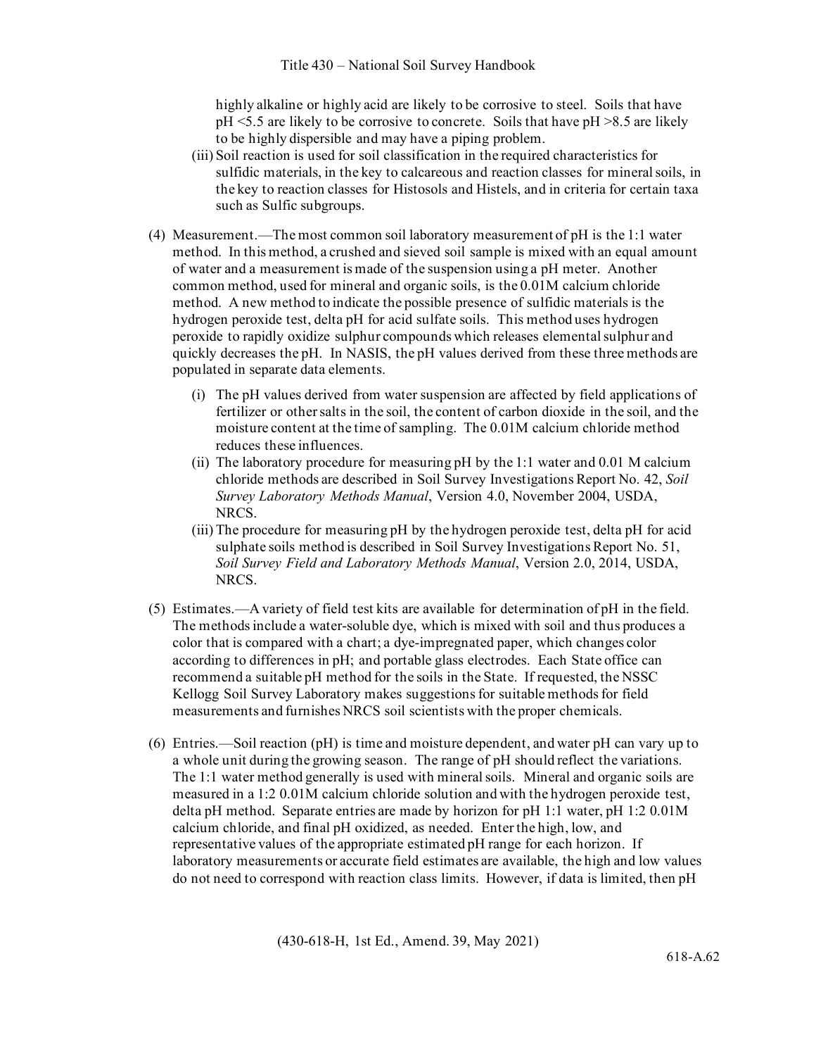highly alkaline or highly acid are likely to be corrosive to steel. Soils that have pH <5.5 are likely to be corrosive to concrete. Soils that have pH >8.5 are likely to be highly dispersible and may have a piping problem.

(iii) Soil reaction is used for soil classification in the required characteristics for sulfidic materials, in the key to calcareous and reaction classes for mineral soils, in the key to reaction classes for Histosols and Histels, and in criteria for certain taxa such as Sulfic subgroups.

(4) Measurement.—The most common soil laboratory measurement of pH is the 1:1 water method. In this method, a crushed and sieved soil sample is mixed with an equal amount of water and a measurement is made of the suspension using a pH meter. Another common method, used for mineral and organic soils, is the 0.01M calcium chloride method. A new method to indicate the possible presence of sulfidic materials is the hydrogen peroxide test, delta pH for acid sulfate soils. This method uses hydrogen peroxide to rapidly oxidize sulphur compounds which releases elemental sulphur and quickly decreases the pH. In NASIS, the pH values derived from these three methods are populated in separate data elements.

(i) The pH values derived from water suspension are affected by field applications of fertilizer or other salts in the soil, the content of carbon dioxide in the soil, and the moisture content at the time of sampling. The 0.01M calcium chloride method reduces these influences.

(ii) The laboratory procedure for measuring pH by the 1:1 water and 0.01 M calcium chloride methods are described in Soil Survey Investigations Report No. 42, *Soil Survey Laboratory Methods Manual*, Version 4.0, November 2004, USDA, NRCS.

(iii) The procedure for measuring pH by the hydrogen peroxide test, delta pH for acid sulphate soils method is described in Soil Survey Investigations Report No. 51, *Soil Survey Field and Laboratory Methods Manual*, Version 2.0, 2014, USDA, NRCS.

(5) Estimates.—A variety of field test kits are available for determination of pH in the field. The methods include a water-soluble dye, which is mixed with soil and thus produces a color that is compared with a chart; a dye-impregnated paper, which changes color according to differences in pH; and portable glass electrodes. Each State office can recommend a suitable pH method for the soils in the State. If requested, the NSSC Kellogg Soil Survey Laboratory makes suggestions for suitable methods for field measurements and furnishes NRCS soil scientists with the proper chemicals.

(6) Entries.—Soil reaction (pH) is time and moisture dependent, and water pH can vary up to a whole unit during the growing season. The range of pH should reflect the variations. The 1:1 water method generally is used with mineral soils. Mineral and organic soils are measured in a 1:2 0.01M calcium chloride solution and with the hydrogen peroxide test, delta pH method. Separate entries are made by horizon for pH 1:1 water, pH 1:2 0.01M calcium chloride, and final pH oxidized, as needed. Enter the high, low, and representative values of the appropriate estimated pH range for each horizon. If laboratory measurements or accurate field estimates are available, the high and low values do not need to correspond with reaction class limits. However, if data is limited, then pH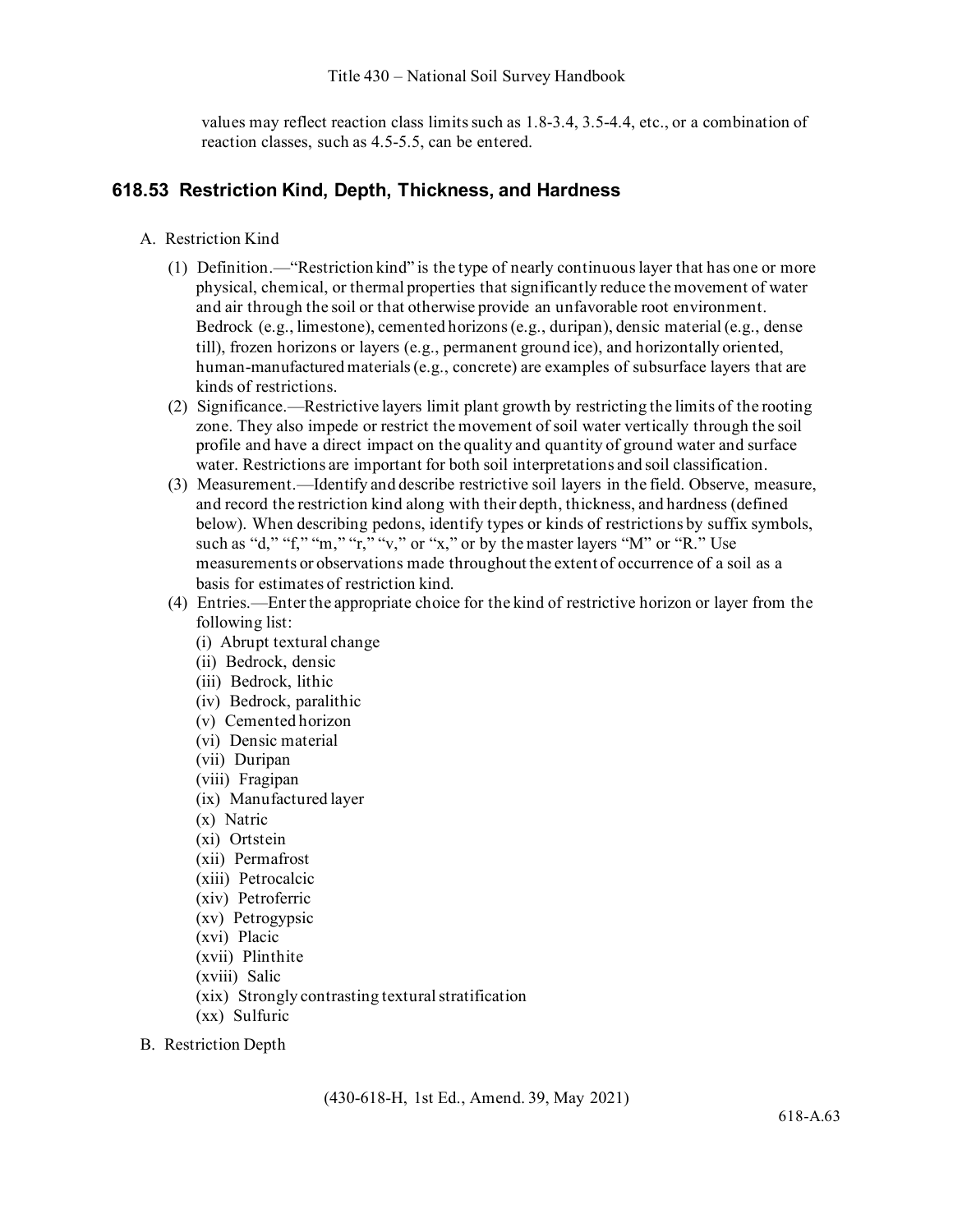values may reflect reaction class limits such as 1.8-3.4, 3.5-4.4, etc., or a combination of reaction classes, such as 4.5-5.5, can be entered.

## 618.53 Restriction Kind, Depth, Thickness, and Hardness

A. Restriction Kind

(1) Definition.—"Restriction kind" is the type of nearly continuous layer that has one or more physical, chemical, or thermal properties that significantly reduce the movement of water and air through the soil or that otherwise provide an unfavorable root environment. Bedrock (e.g., limestone), cemented horizons (e.g., duripan), densic material (e.g., dense till), frozen horizons or layers (e.g., permanent ground ice), and horizontally oriented, human-manufactured materials (e.g., concrete) are examples of subsurface layers that are kinds of restrictions.

(2) Significance.—Restrictive layers limit plant growth by restricting the limits of the rooting zone. They also impede or restrict the movement of soil water vertically through the soil profile and have a direct impact on the quality and quantity of ground water and surface water. Restrictions are important for both soil interpretations and soil classification.

(3) Measurement.—Identify and describe restrictive soil layers in the field. Observe, measure, and record the restriction kind along with their depth, thickness, and hardness (defined below). When describing pedons, identify types or kinds of restrictions by suffix symbols, such as "d," "f," "m," "r," "v," or "x," or by the master layers "M" or "R." Use measurements or observations made throughout the extent of occurrence of a soil as a basis for estimates of restriction kind.

(4) Entries.—Enter the appropriate choice for the kind of restrictive horizon or layer from the following list:

(i) Abrupt textural change
(ii) Bedrock, densic
(iii) Bedrock, lithic
(iv) Bedrock, paralithic
(v) Cemented horizon
(vi) Densic material
(vii) Duripan
(viii) Fragipan
(ix) Manufactured layer
(x) Natric
(xi) Ortstein
(xii) Permafrost
(xiii) Petrocalcic
(xiv) Petroferric
(xv) Petrogypsic
(xvi) Placic
(xvii) Plinthite
(xviii) Salic
(xix) Strongly contrasting textural stratification
(xx) Sulfuric

B. Restriction Depth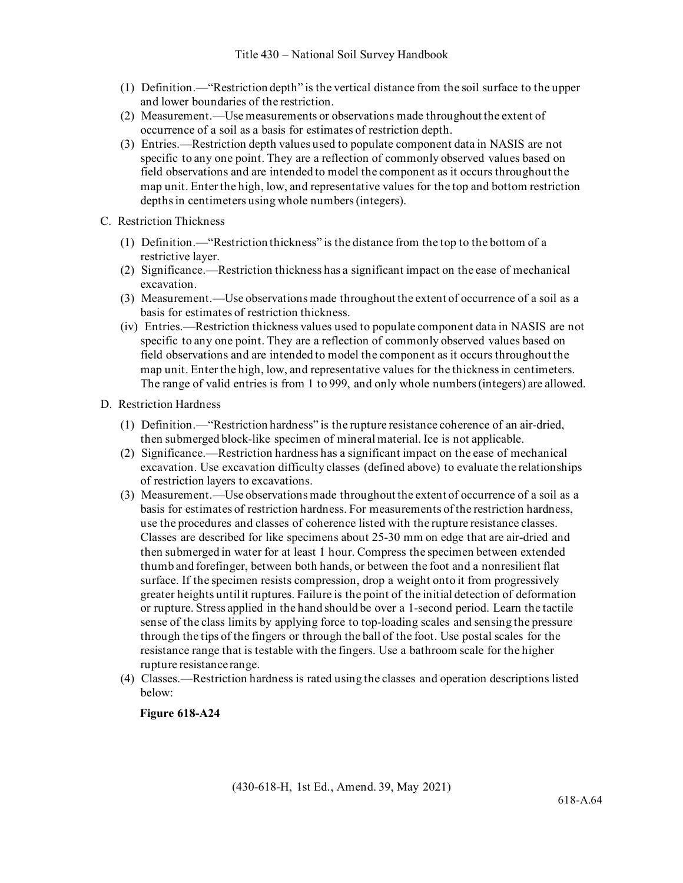(1) Definition.—"Restriction depth" is the vertical distance from the soil surface to the upper and lower boundaries of the restriction.

(2) Measurement.—Use measurements or observations made throughout the extent of occurrence of a soil as a basis for estimates of restriction depth.

(3) Entries.—Restriction depth values used to populate component data in NASIS are not specific to any one point. They are a reflection of commonly observed values based on field observations and are intended to model the component as it occurs throughout the map unit. Enter the high, low, and representative values for the top and bottom restriction depths in centimeters using whole numbers (integers).

C. Restriction Thickness

(1) Definition.—"Restriction thickness" is the distance from the top to the bottom of a restrictive layer.

(2) Significance.—Restriction thickness has a significant impact on the ease of mechanical excavation.

(3) Measurement.—Use observations made throughout the extent of occurrence of a soil as a basis for estimates of restriction thickness.

(iv) Entries.—Restriction thickness values used to populate component data in NASIS are not specific to any one point. They are a reflection of commonly observed values based on field observations and are intended to model the component as it occurs throughout the map unit. Enter the high, low, and representative values for the thickness in centimeters. The range of valid entries is from 1 to 999, and only whole numbers (integers) are allowed.

D. Restriction Hardness

(1) Definition.—"Restriction hardness" is the rupture resistance coherence of an air-dried, then submerged block-like specimen of mineral material. Ice is not applicable.

(2) Significance.—Restriction hardness has a significant impact on the ease of mechanical excavation. Use excavation difficulty classes (defined above) to evaluate the relationships of restriction layers to excavations.

(3) Measurement.—Use observations made throughout the extent of occurrence of a soil as a basis for estimates of restriction hardness. For measurements of the restriction hardness, use the procedures and classes of coherence listed with the rupture resistance classes. Classes are described for like specimens about 25-30 mm on edge that are air-dried and then submerged in water for at least 1 hour. Compress the specimen between extended thumb and forefinger, between both hands, or between the foot and a nonresilient flat surface. If the specimen resists compression, drop a weight onto it from progressively greater heights until it ruptures. Failure is the point of the initial detection of deformation or rupture. Stress applied in the hand should be over a 1-second period. Learn the tactile sense of the class limits by applying force to top-loading scales and sensing the pressure through the tips of the fingers or through the ball of the foot. Use postal scales for the resistance range that is testable with the fingers. Use a bathroom scale for the higher rupture resistance range.

(4) Classes.—Restriction hardness is rated using the classes and operation descriptions listed below:

**Figure 618-A24**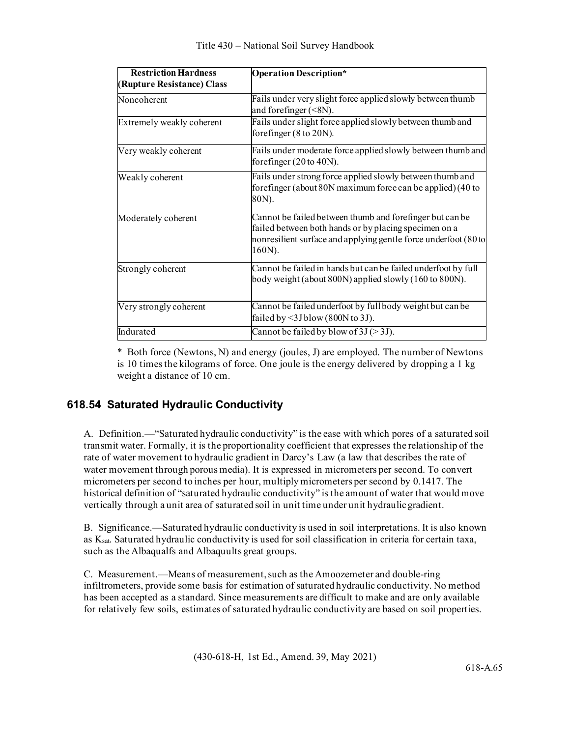| Restriction Hardness (Rupture Resistance) Class | Operation Description* |
|---|---|
| Noncoherent | Fails under very slight force applied slowly between thumb and forefinger (<8N). |
| Extremely weakly coherent | Fails under slight force applied slowly between thumb and forefinger (8 to 20N). |
| Very weakly coherent | Fails under moderate force applied slowly between thumb and forefinger (20 to 40N). |
| Weakly coherent | Fails under strong force applied slowly between thumb and forefinger (about 80N maximum force can be applied) (40 to 80N). |
| Moderately coherent | Cannot be failed between thumb and forefinger but can be failed between both hands or by placing specimen on a nonresilient surface and applying gentle force underfoot (80 to 160N). |
| Strongly coherent | Cannot be failed in hands but can be failed underfoot by full body weight (about 800N) applied slowly (160 to 800N). |
| Very strongly coherent | Cannot be failed underfoot by full body weight but can be failed by <3J blow (800N to 3J). |
| Indurated | Cannot be failed by blow of 3J (> 3J). |

* Both force (Newtons, N) and energy (joules, J) are employed. The number of Newtons is 10 times the kilograms of force. One joule is the energy delivered by dropping a 1 kg weight a distance of 10 cm.

## 618.54 Saturated Hydraulic Conductivity

A. Definition.—"Saturated hydraulic conductivity" is the ease with which pores of a saturated soil transmit water. Formally, it is the proportionality coefficient that expresses the relationship of the rate of water movement to hydraulic gradient in Darcy's Law (a law that describes the rate of water movement through porous media). It is expressed in micrometers per second. To convert micrometers per second to inches per hour, multiply micrometers per second by 0.1417. The historical definition of "saturated hydraulic conductivity" is the amount of water that would move vertically through a unit area of saturated soil in unit time under unit hydraulic gradient.

B. Significance.—Saturated hydraulic conductivity is used in soil interpretations. It is also known as $K_{sat}$. Saturated hydraulic conductivity is used for soil classification in criteria for certain taxa, such as the Albaqualfs and Albaquults great groups.

C. Measurement.—Means of measurement, such as the Amoozemeter and double-ring infiltrometers, provide some basis for estimation of saturated hydraulic conductivity. No method has been accepted as a standard. Since measurements are difficult to make and are only available for relatively few soils, estimates of saturated hydraulic conductivity are based on soil properties.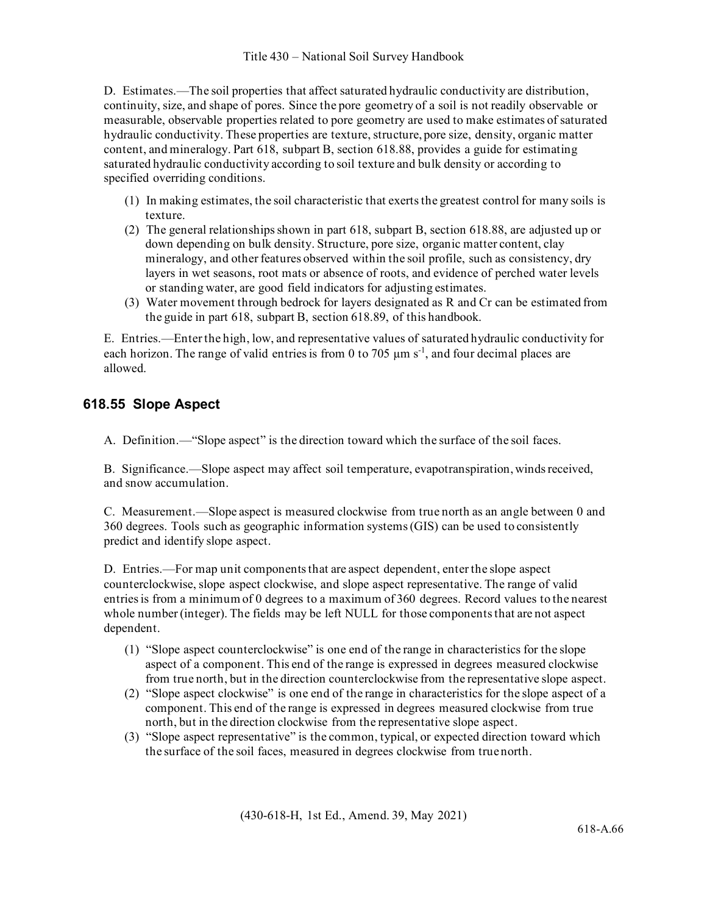D. Estimates.—The soil properties that affect saturated hydraulic conductivity are distribution, continuity, size, and shape of pores. Since the pore geometry of a soil is not readily observable or measurable, observable properties related to pore geometry are used to make estimates of saturated hydraulic conductivity. These properties are texture, structure, pore size, density, organic matter content, and mineralogy. Part 618, subpart B, section 618.88, provides a guide for estimating saturated hydraulic conductivity according to soil texture and bulk density or according to specified overriding conditions.

(1) In making estimates, the soil characteristic that exerts the greatest control for many soils is texture.
(2) The general relationships shown in part 618, subpart B, section 618.88, are adjusted up or down depending on bulk density. Structure, pore size, organic matter content, clay mineralogy, and other features observed within the soil profile, such as consistency, dry layers in wet seasons, root mats or absence of roots, and evidence of perched water levels or standing water, are good field indicators for adjusting estimates.
(3) Water movement through bedrock for layers designated as R and Cr can be estimated from the guide in part 618, subpart B, section 618.89, of this handbook.

E. Entries.—Enter the high, low, and representative values of saturated hydraulic conductivity for each horizon. The range of valid entries is from 0 to 705 $\mu m\ s^{-1}$, and four decimal places are allowed.

## 618.55 Slope Aspect

A. Definition.—"Slope aspect" is the direction toward which the surface of the soil faces.

B. Significance.—Slope aspect may affect soil temperature, evapotranspiration, winds received, and snow accumulation.

C. Measurement.—Slope aspect is measured clockwise from true north as an angle between 0 and 360 degrees. Tools such as geographic information systems (GIS) can be used to consistently predict and identify slope aspect.

D. Entries.—For map unit components that are aspect dependent, enter the slope aspect counterclockwise, slope aspect clockwise, and slope aspect representative. The range of valid entries is from a minimum of 0 degrees to a maximum of 360 degrees. Record values to the nearest whole number (integer). The fields may be left NULL for those components that are not aspect dependent.

(1) "Slope aspect counterclockwise" is one end of the range in characteristics for the slope aspect of a component. This end of the range is expressed in degrees measured clockwise from true north, but in the direction counterclockwise from the representative slope aspect.
(2) "Slope aspect clockwise" is one end of the range in characteristics for the slope aspect of a component. This end of the range is expressed in degrees measured clockwise from true north, but in the direction clockwise from the representative slope aspect.
(3) "Slope aspect representative" is the common, typical, or expected direction toward which the surface of the soil faces, measured in degrees clockwise from true north.

(430-618-H, 1st Ed., Amend. 39, May 2021)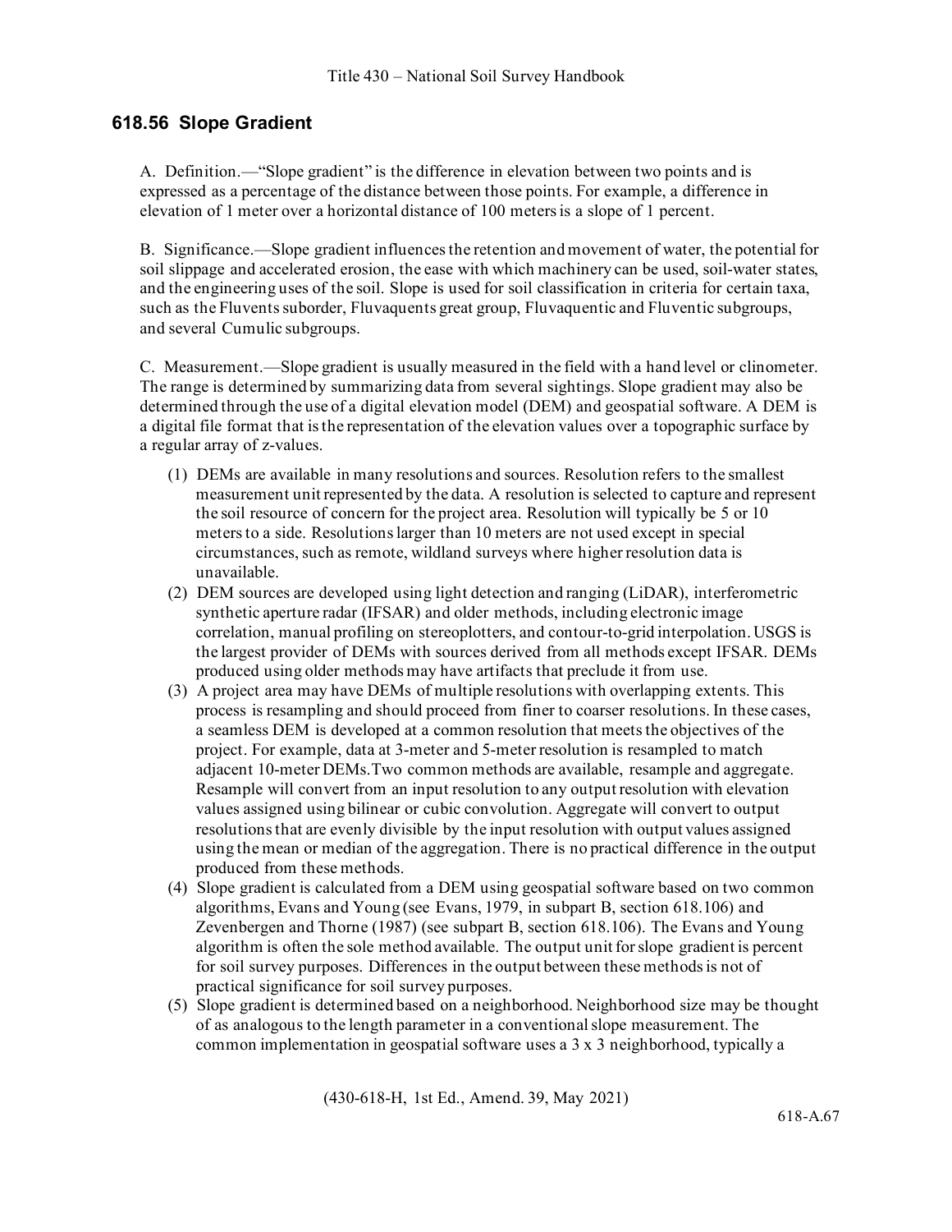## 618.56 Slope Gradient

A. Definition.—"Slope gradient" is the difference in elevation between two points and is expressed as a percentage of the distance between those points. For example, a difference in elevation of 1 meter over a horizontal distance of 100 meters is a slope of 1 percent.

B. Significance.—Slope gradient influences the retention and movement of water, the potential for soil slippage and accelerated erosion, the ease with which machinery can be used, soil-water states, and the engineering uses of the soil. Slope is used for soil classification in criteria for certain taxa, such as the Fluvents suborder, Fluvaquents great group, Fluvaquentic and Fluventic subgroups, and several Cumulic subgroups.

C. Measurement.—Slope gradient is usually measured in the field with a hand level or clinometer. The range is determined by summarizing data from several sightings. Slope gradient may also be determined through the use of a digital elevation model (DEM) and geospatial software. A DEM is a digital file format that is the representation of the elevation values over a topographic surface by a regular array of z-values.

(1) DEMs are available in many resolutions and sources. Resolution refers to the smallest measurement unit represented by the data. A resolution is selected to capture and represent the soil resource of concern for the project area. Resolution will typically be 5 or 10 meters to a side. Resolutions larger than 10 meters are not used except in special circumstances, such as remote, wildland surveys where higher resolution data is unavailable.

(2) DEM sources are developed using light detection and ranging (LiDAR), interferometric synthetic aperture radar (IFSAR) and older methods, including electronic image correlation, manual profiling on stereoplotters, and contour-to-grid interpolation. USGS is the largest provider of DEMs with sources derived from all methods except IFSAR. DEMs produced using older methods may have artifacts that preclude it from use.

(3) A project area may have DEMs of multiple resolutions with overlapping extents. This process is resampling and should proceed from finer to coarser resolutions. In these cases, a seamless DEM is developed at a common resolution that meets the objectives of the project. For example, data at 3-meter and 5-meter resolution is resampled to match adjacent 10-meter DEMs.Two common methods are available, resample and aggregate. Resample will convert from an input resolution to any output resolution with elevation values assigned using bilinear or cubic convolution. Aggregate will convert to output resolutions that are evenly divisible by the input resolution with output values assigned using the mean or median of the aggregation. There is no practical difference in the output produced from these methods.

(4) Slope gradient is calculated from a DEM using geospatial software based on two common algorithms, Evans and Young (see Evans, 1979, in subpart B, section 618.106) and Zevenbergen and Thorne (1987) (see subpart B, section 618.106). The Evans and Young algorithm is often the sole method available. The output unit for slope gradient is percent for soil survey purposes. Differences in the output between these methods is not of practical significance for soil survey purposes.

(5) Slope gradient is determined based on a neighborhood. Neighborhood size may be thought of as analogous to the length parameter in a conventional slope measurement. The common implementation in geospatial software uses a 3 x 3 neighborhood, typically a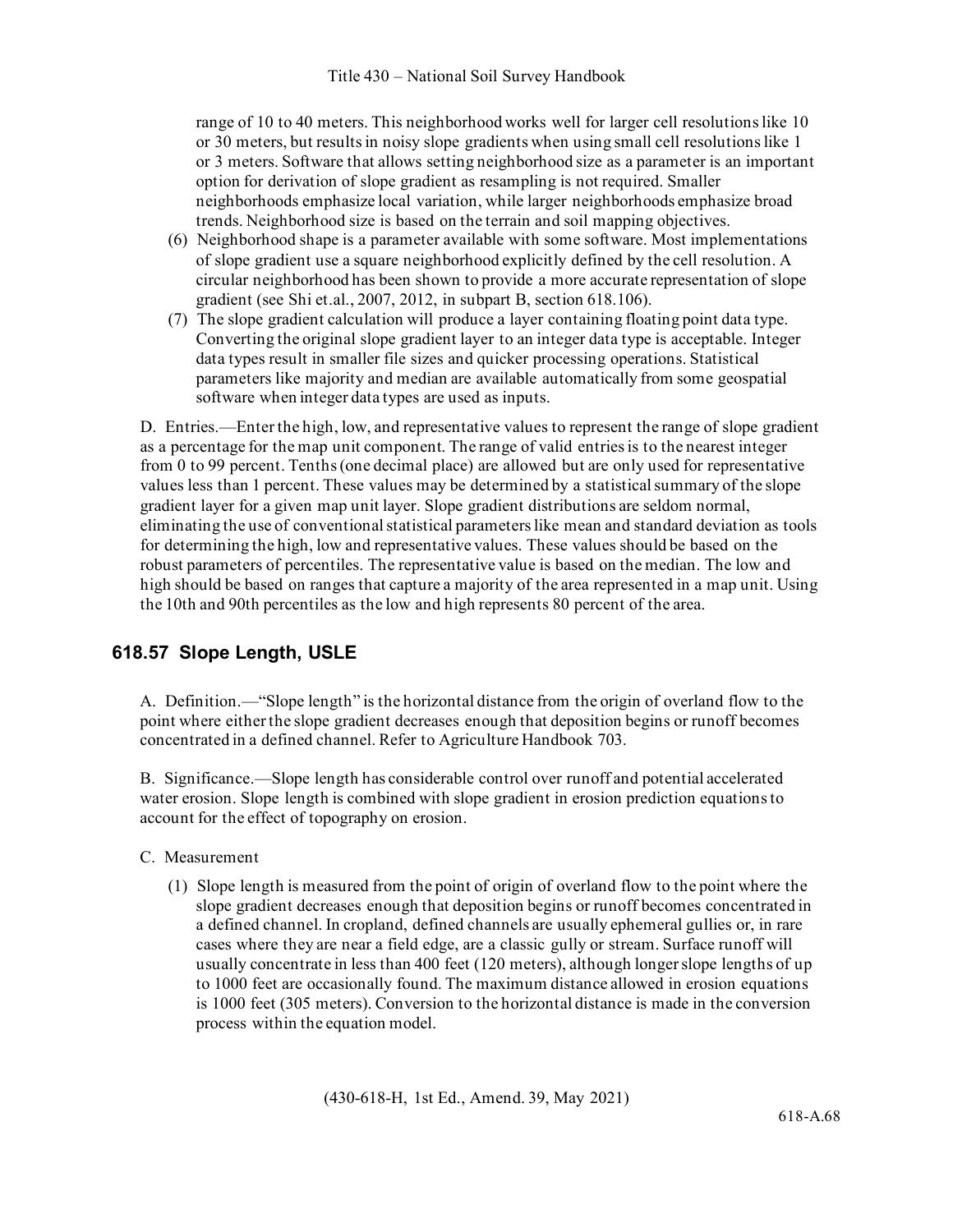range of 10 to 40 meters. This neighborhood works well for larger cell resolutions like 10 or 30 meters, but results in noisy slope gradients when using small cell resolutions like 1 or 3 meters. Software that allows setting neighborhood size as a parameter is an important option for derivation of slope gradient as resampling is not required. Smaller neighborhoods emphasize local variation, while larger neighborhoods emphasize broad trends. Neighborhood size is based on the terrain and soil mapping objectives.

(6) Neighborhood shape is a parameter available with some software. Most implementations of slope gradient use a square neighborhood explicitly defined by the cell resolution. A circular neighborhood has been shown to provide a more accurate representation of slope gradient (see Shi et.al., 2007, 2012, in subpart B, section 618.106).

(7) The slope gradient calculation will produce a layer containing floating point data type. Converting the original slope gradient layer to an integer data type is acceptable. Integer data types result in smaller file sizes and quicker processing operations. Statistical parameters like majority and median are available automatically from some geospatial software when integer data types are used as inputs.

D. Entries.—Enter the high, low, and representative values to represent the range of slope gradient as a percentage for the map unit component. The range of valid entries is to the nearest integer from 0 to 99 percent. Tenths (one decimal place) are allowed but are only used for representative values less than 1 percent. These values may be determined by a statistical summary of the slope gradient layer for a given map unit layer. Slope gradient distributions are seldom normal, eliminating the use of conventional statistical parameters like mean and standard deviation as tools for determining the high, low and representative values. These values should be based on the robust parameters of percentiles. The representative value is based on the median. The low and high should be based on ranges that capture a majority of the area represented in a map unit. Using the 10th and 90th percentiles as the low and high represents 80 percent of the area.

## 618.57 Slope Length, USLE

A. Definition.—"Slope length" is the horizontal distance from the origin of overland flow to the point where either the slope gradient decreases enough that deposition begins or runoff becomes concentrated in a defined channel. Refer to Agriculture Handbook 703.

B. Significance.—Slope length has considerable control over runoff and potential accelerated water erosion. Slope length is combined with slope gradient in erosion prediction equations to account for the effect of topography on erosion.

C. Measurement

(1) Slope length is measured from the point of origin of overland flow to the point where the slope gradient decreases enough that deposition begins or runoff becomes concentrated in a defined channel. In cropland, defined channels are usually ephemeral gullies or, in rare cases where they are near a field edge, are a classic gully or stream. Surface runoff will usually concentrate in less than 400 feet (120 meters), although longer slope lengths of up to 1000 feet are occasionally found. The maximum distance allowed in erosion equations is 1000 feet (305 meters). Conversion to the horizontal distance is made in the conversion process within the equation model.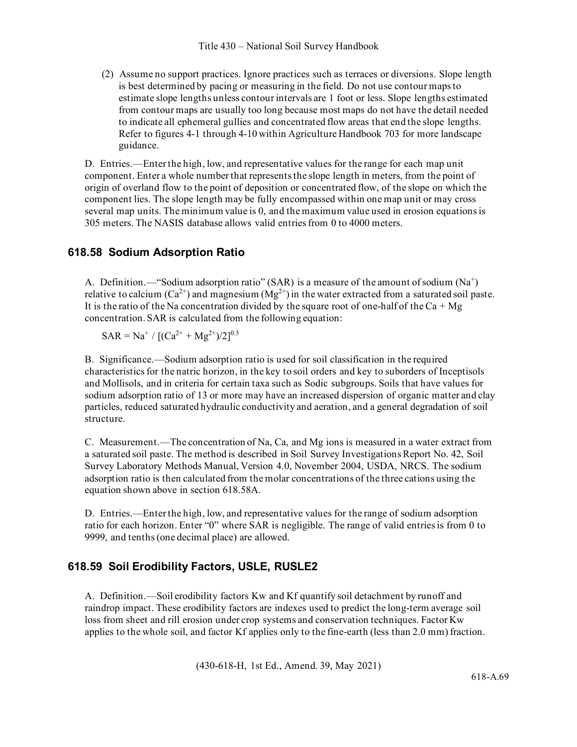(2) Assume no support practices. Ignore practices such as terraces or diversions. Slope length is best determined by pacing or measuring in the field. Do not use contour maps to estimate slope lengths unless contour intervals are 1 foot or less. Slope lengths estimated from contour maps are usually too long because most maps do not have the detail needed to indicate all ephemeral gullies and concentrated flow areas that end the slope lengths. Refer to figures 4-1 through 4-10 within Agriculture Handbook 703 for more landscape guidance.

D. Entries.—Enter the high, low, and representative values for the range for each map unit component. Enter a whole number that represents the slope length in meters, from the point of origin of overland flow to the point of deposition or concentrated flow, of the slope on which the component lies. The slope length may be fully encompassed within one map unit or may cross several map units. The minimum value is 0, and the maximum value used in erosion equations is 305 meters. The NASIS database allows valid entries from 0 to 4000 meters.

## 618.58 Sodium Adsorption Ratio

A. Definition.—"Sodium adsorption ratio" (SAR) is a measure of the amount of sodium ($Na^{+}$) relative to calcium ($Ca^{2+}$) and magnesium ($Mg^{2+}$) in the water extracted from a saturated soil paste. It is the ratio of the Na concentration divided by the square root of one-half of the Ca + Mg concentration. SAR is calculated from the following equation:

$$SAR = Na^{+} / [(Ca^{2+} + Mg^{2+})/2]^{0.5}$$

B. Significance.—Sodium adsorption ratio is used for soil classification in the required characteristics for the natric horizon, in the key to soil orders and key to suborders of Inceptisols and Mollisols, and in criteria for certain taxa such as Sodic subgroups. Soils that have values for sodium adsorption ratio of 13 or more may have an increased dispersion of organic matter and clay particles, reduced saturated hydraulic conductivity and aeration, and a general degradation of soil structure.

C. Measurement.—The concentration of Na, Ca, and Mg ions is measured in a water extract from a saturated soil paste. The method is described in Soil Survey Investigations Report No. 42, Soil Survey Laboratory Methods Manual, Version 4.0, November 2004, USDA, NRCS. The sodium adsorption ratio is then calculated from the molar concentrations of the three cations using the equation shown above in section 618.58A.

D. Entries.—Enter the high, low, and representative values for the range of sodium adsorption ratio for each horizon. Enter "0" where SAR is negligible. The range of valid entries is from 0 to 9999, and tenths (one decimal place) are allowed.

## 618.59 Soil Erodibility Factors, USLE, RUSLE2

A. Definition.—Soil erodibility factors Kw and Kf quantify soil detachment by runoff and raindrop impact. These erodibility factors are indexes used to predict the long-term average soil loss from sheet and rill erosion under crop systems and conservation techniques. Factor Kw applies to the whole soil, and factor Kf applies only to the fine-earth (less than 2.0 mm) fraction.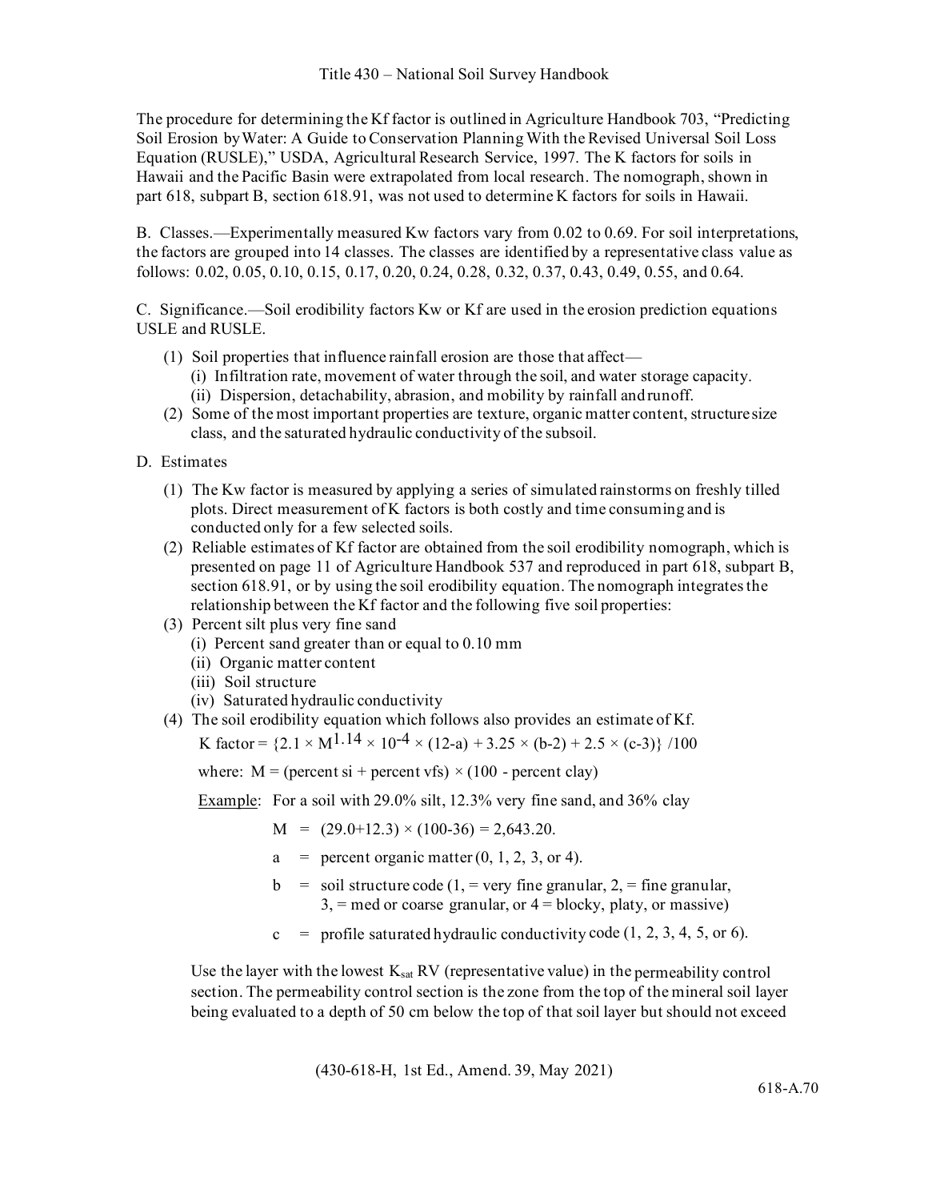The procedure for determining the Kf factor is outlined in Agriculture Handbook 703, "Predicting Soil Erosion by Water: A Guide to Conservation Planning With the Revised Universal Soil Loss Equation (RUSLE)," USDA, Agricultural Research Service, 1997. The K factors for soils in Hawaii and the Pacific Basin were extrapolated from local research. The nomograph, shown in part 618, subpart B, section 618.91, was not used to determine K factors for soils in Hawaii.

B. Classes.—Experimentally measured Kw factors vary from 0.02 to 0.69. For soil interpretations, the factors are grouped into 14 classes. The classes are identified by a representative class value as follows: 0.02, 0.05, 0.10, 0.15, 0.17, 0.20, 0.24, 0.28, 0.32, 0.37, 0.43, 0.49, 0.55, and 0.64.

C. Significance.—Soil erodibility factors Kw or Kf are used in the erosion prediction equations USLE and RUSLE.

(1) Soil properties that influence rainfall erosion are those that affect—
   (i) Infiltration rate, movement of water through the soil, and water storage capacity.
   (ii) Dispersion, detachability, abrasion, and mobility by rainfall and runoff.
(2) Some of the most important properties are texture, organic matter content, structure size class, and the saturated hydraulic conductivity of the subsoil.

D. Estimates

(1) The Kw factor is measured by applying a series of simulated rainstorms on freshly tilled plots. Direct measurement of K factors is both costly and time consuming and is conducted only for a few selected soils.
(2) Reliable estimates of Kf factor are obtained from the soil erodibility nomograph, which is presented on page 11 of Agriculture Handbook 537 and reproduced in part 618, subpart B, section 618.91, or by using the soil erodibility equation. The nomograph integrates the relationship between the Kf factor and the following five soil properties:
(3) Percent silt plus very fine sand
   (i) Percent sand greater than or equal to 0.10 mm
   (ii) Organic matter content
   (iii) Soil structure
   (iv) Saturated hydraulic conductivity
(4) The soil erodibility equation which follows also provides an estimate of Kf.

   $$\text{K factor} = \{2.1 \times M^{1.14} \times 10^{-4} \times (12-a) + 3.25 \times (b-2) + 2.5 \times (c-3)\} / 100$$

   where: $M = (\text{percent si} + \text{percent vfs}) \times (100 - \text{percent clay})$

   Example: For a soil with 29.0% silt, 12.3% very fine sand, and 36% clay

   $M = (29.0+12.3) \times (100-36) = 2{,}643.20.$

   $a$ = percent organic matter (0, 1, 2, 3, or 4).

   $b$ = soil structure code (1, = very fine granular, 2, = fine granular, 3, = med or coarse granular, or 4 = blocky, platy, or massive)

   $c$ = profile saturated hydraulic conductivity code (1, 2, 3, 4, 5, or 6).

   Use the layer with the lowest $K_{sat}$ RV (representative value) in the permeability control section. The permeability control section is the zone from the top of the mineral soil layer being evaluated to a depth of 50 cm below the top of that soil layer but should not exceed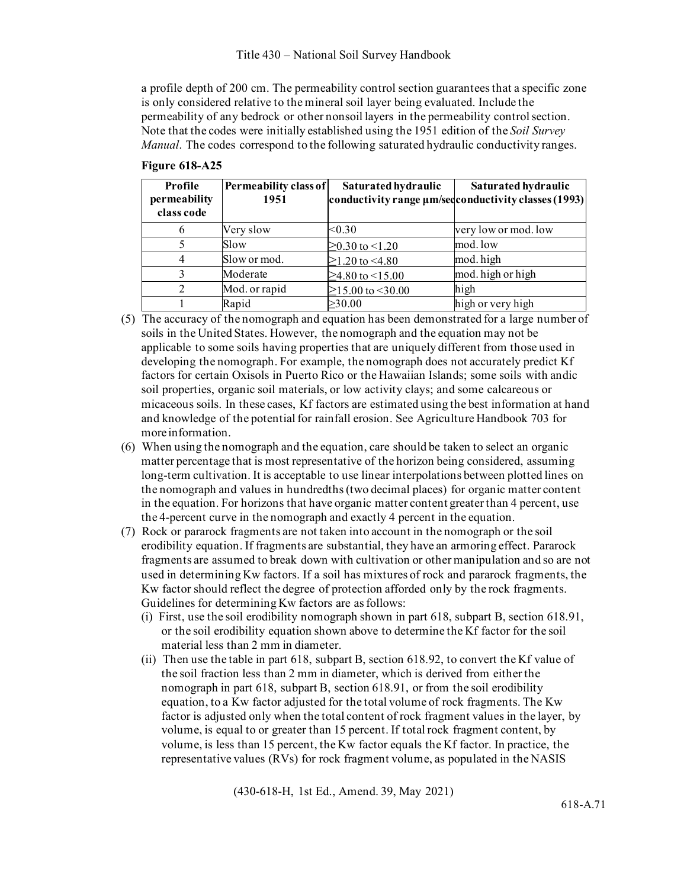a profile depth of 200 cm. The permeability control section guarantees that a specific zone is only considered relative to the mineral soil layer being evaluated. Include the permeability of any bedrock or other nonsoil layers in the permeability control section. Note that the codes were initially established using the 1951 edition of the *Soil Survey Manual*. The codes correspond to the following saturated hydraulic conductivity ranges.

**Figure 618-A25**

| Profile permeability class code | Permeability class of 1951 | Saturated hydraulic conductivity range µm/sec | Saturated hydraulic conductivity classes (1993) |
|---|---|---|---|
| 6 | Very slow | <0.30 | very low or mod. low |
| 5 | Slow | ≥0.30 to <1.20 | mod. low |
| 4 | Slow or mod. | ≥1.20 to <4.80 | mod. high |
| 3 | Moderate | ≥4.80 to <15.00 | mod. high or high |
| 2 | Mod. or rapid | ≥15.00 to <30.00 | high |
| 1 | Rapid | ≥30.00 | high or very high |

(5) The accuracy of the nomograph and equation has been demonstrated for a large number of soils in the United States. However, the nomograph and the equation may not be applicable to some soils having properties that are uniquely different from those used in developing the nomograph. For example, the nomograph does not accurately predict Kf factors for certain Oxisols in Puerto Rico or the Hawaiian Islands; some soils with andic soil properties, organic soil materials, or low activity clays; and some calcareous or micaceous soils. In these cases, Kf factors are estimated using the best information at hand and knowledge of the potential for rainfall erosion. See Agriculture Handbook 703 for more information.

(6) When using the nomograph and the equation, care should be taken to select an organic matter percentage that is most representative of the horizon being considered, assuming long-term cultivation. It is acceptable to use linear interpolations between plotted lines on the nomograph and values in hundredths (two decimal places) for organic matter content in the equation. For horizons that have organic matter content greater than 4 percent, use the 4-percent curve in the nomograph and exactly 4 percent in the equation.

(7) Rock or pararock fragments are not taken into account in the nomograph or the soil erodibility equation. If fragments are substantial, they have an armoring effect. Pararock fragments are assumed to break down with cultivation or other manipulation and so are not used in determining Kw factors. If a soil has mixtures of rock and pararock fragments, the Kw factor should reflect the degree of protection afforded only by the rock fragments. Guidelines for determining Kw factors are as follows:

   (i) First, use the soil erodibility nomograph shown in part 618, subpart B, section 618.91, or the soil erodibility equation shown above to determine the Kf factor for the soil material less than 2 mm in diameter.

   (ii) Then use the table in part 618, subpart B, section 618.92, to convert the Kf value of the soil fraction less than 2 mm in diameter, which is derived from either the nomograph in part 618, subpart B, section 618.91, or from the soil erodibility equation, to a Kw factor adjusted for the total volume of rock fragments. The Kw factor is adjusted only when the total content of rock fragment values in the layer, by volume, is equal to or greater than 15 percent. If total rock fragment content, by volume, is less than 15 percent, the Kw factor equals the Kf factor. In practice, the representative values (RVs) for rock fragment volume, as populated in the NASIS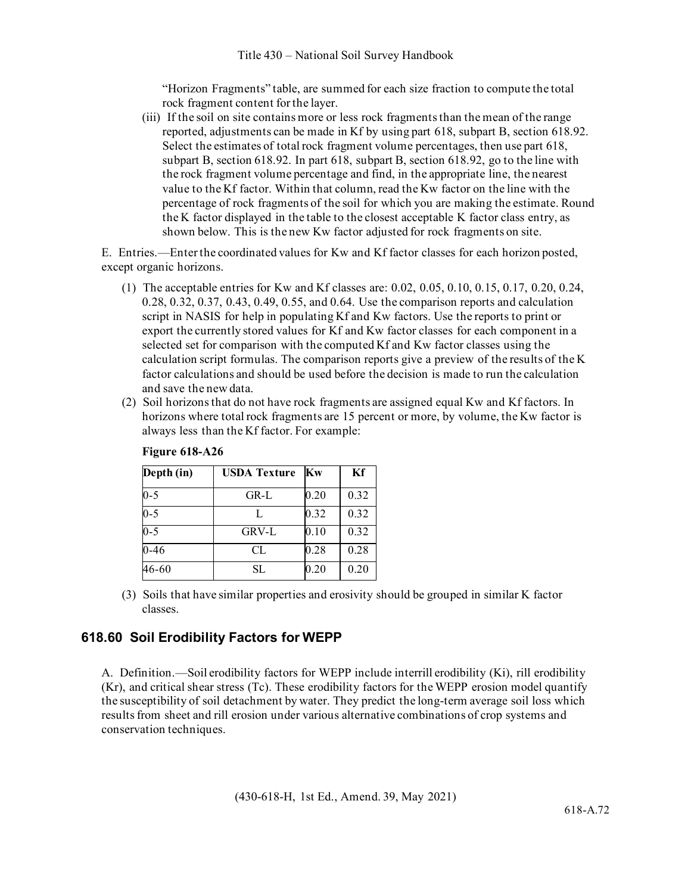"Horizon Fragments" table, are summed for each size fraction to compute the total rock fragment content for the layer.

(iii) If the soil on site contains more or less rock fragments than the mean of the range reported, adjustments can be made in Kf by using part 618, subpart B, section 618.92. Select the estimates of total rock fragment volume percentages, then use part 618, subpart B, section 618.92. In part 618, subpart B, section 618.92, go to the line with the rock fragment volume percentage and find, in the appropriate line, the nearest value to the Kf factor. Within that column, read the Kw factor on the line with the percentage of rock fragments of the soil for which you are making the estimate. Round the K factor displayed in the table to the closest acceptable K factor class entry, as shown below. This is the new Kw factor adjusted for rock fragments on site.

E. Entries.—Enter the coordinated values for Kw and Kf factor classes for each horizon posted, except organic horizons.

(1) The acceptable entries for Kw and Kf classes are: 0.02, 0.05, 0.10, 0.15, 0.17, 0.20, 0.24, 0.28, 0.32, 0.37, 0.43, 0.49, 0.55, and 0.64. Use the comparison reports and calculation script in NASIS for help in populating Kf and Kw factors. Use the reports to print or export the currently stored values for Kf and Kw factor classes for each component in a selected set for comparison with the computed Kf and Kw factor classes using the calculation script formulas. The comparison reports give a preview of the results of the K factor calculations and should be used before the decision is made to run the calculation and save the new data.

(2) Soil horizons that do not have rock fragments are assigned equal Kw and Kf factors. In horizons where total rock fragments are 15 percent or more, by volume, the Kw factor is always less than the Kf factor. For example:

**Figure 618-A26**

| Depth (in) | USDA Texture | Kw | Kf |
|---|---|---|---|
| 0-5 | GR-L | 0.20 | 0.32 |
| 0-5 | L | 0.32 | 0.32 |
| 0-5 | GRV-L | 0.10 | 0.32 |
| 0-46 | CL | 0.28 | 0.28 |
| 46-60 | SL | 0.20 | 0.20 |

(3) Soils that have similar properties and erosivity should be grouped in similar K factor classes.

## 618.60 Soil Erodibility Factors for WEPP

A. Definition.—Soil erodibility factors for WEPP include interrill erodibility (Ki), rill erodibility (Kr), and critical shear stress (Tc). These erodibility factors for the WEPP erosion model quantify the susceptibility of soil detachment by water. They predict the long-term average soil loss which results from sheet and rill erosion under various alternative combinations of crop systems and conservation techniques.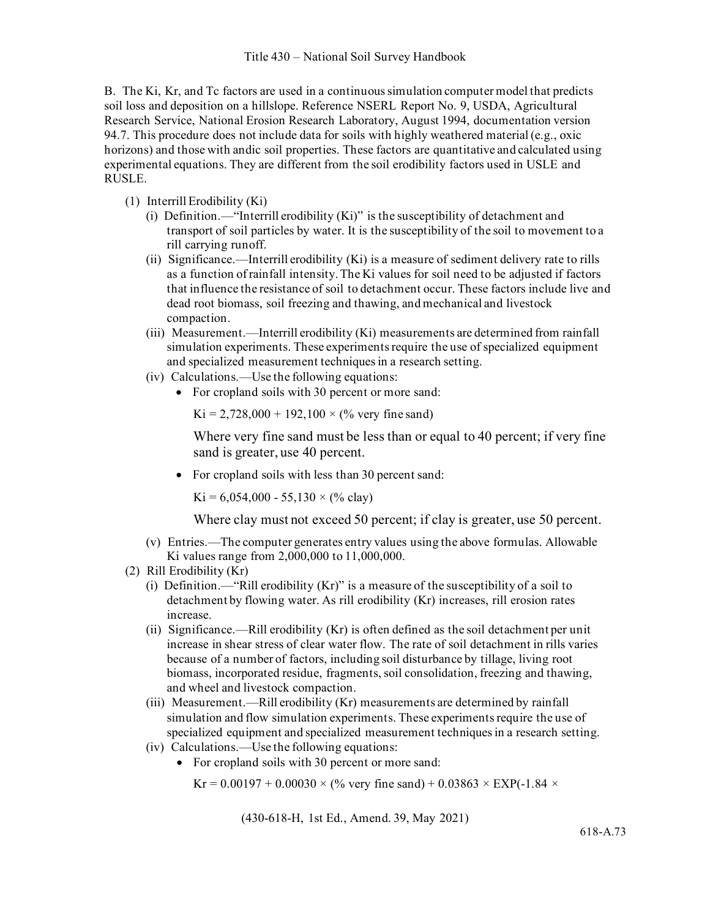B. The Ki, Kr, and Tc factors are used in a continuous simulation computer model that predicts soil loss and deposition on a hillslope. Reference NSERL Report No. 9, USDA, Agricultural Research Service, National Erosion Research Laboratory, August 1994, documentation version 94.7. This procedure does not include data for soils with highly weathered material (e.g., oxic horizons) and those with andic soil properties. These factors are quantitative and calculated using experimental equations. They are different from the soil erodibility factors used in USLE and RUSLE.

(1) Interrill Erodibility (Ki)

(i) Definition.—"Interrill erodibility (Ki)" is the susceptibility of detachment and transport of soil particles by water. It is the susceptibility of the soil to movement to a rill carrying runoff.

(ii) Significance.—Interrill erodibility (Ki) is a measure of sediment delivery rate to rills as a function of rainfall intensity. The Ki values for soil need to be adjusted if factors that influence the resistance of soil to detachment occur. These factors include live and dead root biomass, soil freezing and thawing, and mechanical and livestock compaction.

(iii) Measurement.—Interrill erodibility (Ki) measurements are determined from rainfall simulation experiments. These experiments require the use of specialized equipment and specialized measurement techniques in a research setting.

(iv) Calculations.—Use the following equations:

- For cropland soils with 30 percent or more sand:

  $Ki = 2{,}728{,}000 + 192{,}100 \times (\%\ \text{very fine sand})$

  Where very fine sand must be less than or equal to 40 percent; if very fine sand is greater, use 40 percent.

- For cropland soils with less than 30 percent sand:

  $Ki = 6{,}054{,}000 - 55{,}130 \times (\%\ \text{clay})$

  Where clay must not exceed 50 percent; if clay is greater, use 50 percent.

(v) Entries.—The computer generates entry values using the above formulas. Allowable Ki values range from 2,000,000 to 11,000,000.

(2) Rill Erodibility (Kr)

(i) Definition.—"Rill erodibility (Kr)" is a measure of the susceptibility of a soil to detachment by flowing water. As rill erodibility (Kr) increases, rill erosion rates increase.

(ii) Significance.—Rill erodibility (Kr) is often defined as the soil detachment per unit increase in shear stress of clear water flow. The rate of soil detachment in rills varies because of a number of factors, including soil disturbance by tillage, living root biomass, incorporated residue, fragments, soil consolidation, freezing and thawing, and wheel and livestock compaction.

(iii) Measurement.—Rill erodibility (Kr) measurements are determined by rainfall simulation and flow simulation experiments. These experiments require the use of specialized equipment and specialized measurement techniques in a research setting.

(iv) Calculations.—Use the following equations:

- For cropland soils with 30 percent or more sand:

  $Kr = 0.00197 + 0.00030 \times (\%\ \text{very fine sand}) + 0.03863 \times \text{EXP}(-1.84 \times$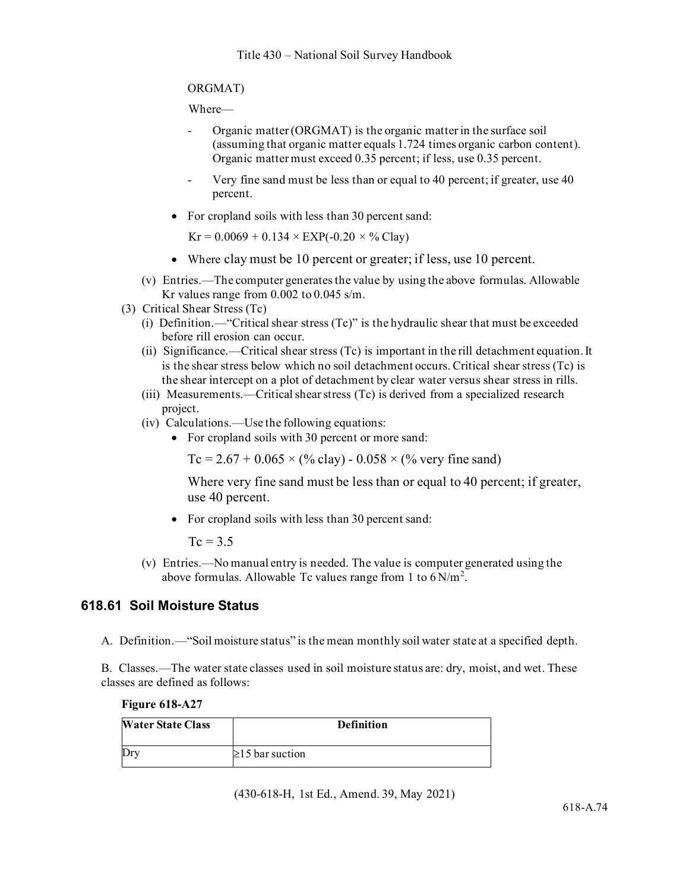ORGMAT)

Where—

- Organic matter (ORGMAT) is the organic matter in the surface soil (assuming that organic matter equals 1.724 times organic carbon content). Organic matter must exceed 0.35 percent; if less, use 0.35 percent.
- Very fine sand must be less than or equal to 40 percent; if greater, use 40 percent.

- For cropland soils with less than 30 percent sand:

  $Kr = 0.0069 + 0.134 \times EXP(-0.20 \times \% \text{ Clay})$

- Where clay must be 10 percent or greater; if less, use 10 percent.

(v) Entries.—The computer generates the value by using the above formulas. Allowable Kr values range from 0.002 to 0.045 s/m.

(3) Critical Shear Stress (Tc)

(i) Definition.—"Critical shear stress (Tc)" is the hydraulic shear that must be exceeded before rill erosion can occur.

(ii) Significance.—Critical shear stress (Tc) is important in the rill detachment equation. It is the shear stress below which no soil detachment occurs. Critical shear stress (Tc) is the shear intercept on a plot of detachment by clear water versus shear stress in rills.

(iii) Measurements.—Critical shear stress (Tc) is derived from a specialized research project.

(iv) Calculations.—Use the following equations:

- For cropland soils with 30 percent or more sand:

  $Tc = 2.67 + 0.065 \times (\% \text{ clay}) - 0.058 \times (\% \text{ very fine sand})$

  Where very fine sand must be less than or equal to 40 percent; if greater, use 40 percent.

- For cropland soils with less than 30 percent sand:

  $Tc = 3.5$

(v) Entries.—No manual entry is needed. The value is computer generated using the above formulas. Allowable Tc values range from 1 to 6 $N/m^2$.

## 618.61 Soil Moisture Status

A. Definition.—"Soil moisture status" is the mean monthly soil water state at a specified depth.

B. Classes.—The water state classes used in soil moisture status are: dry, moist, and wet. These classes are defined as follows:

**Figure 618-A27**

| Water State Class | Definition |
|---|---|
| Dry | ≥15 bar suction |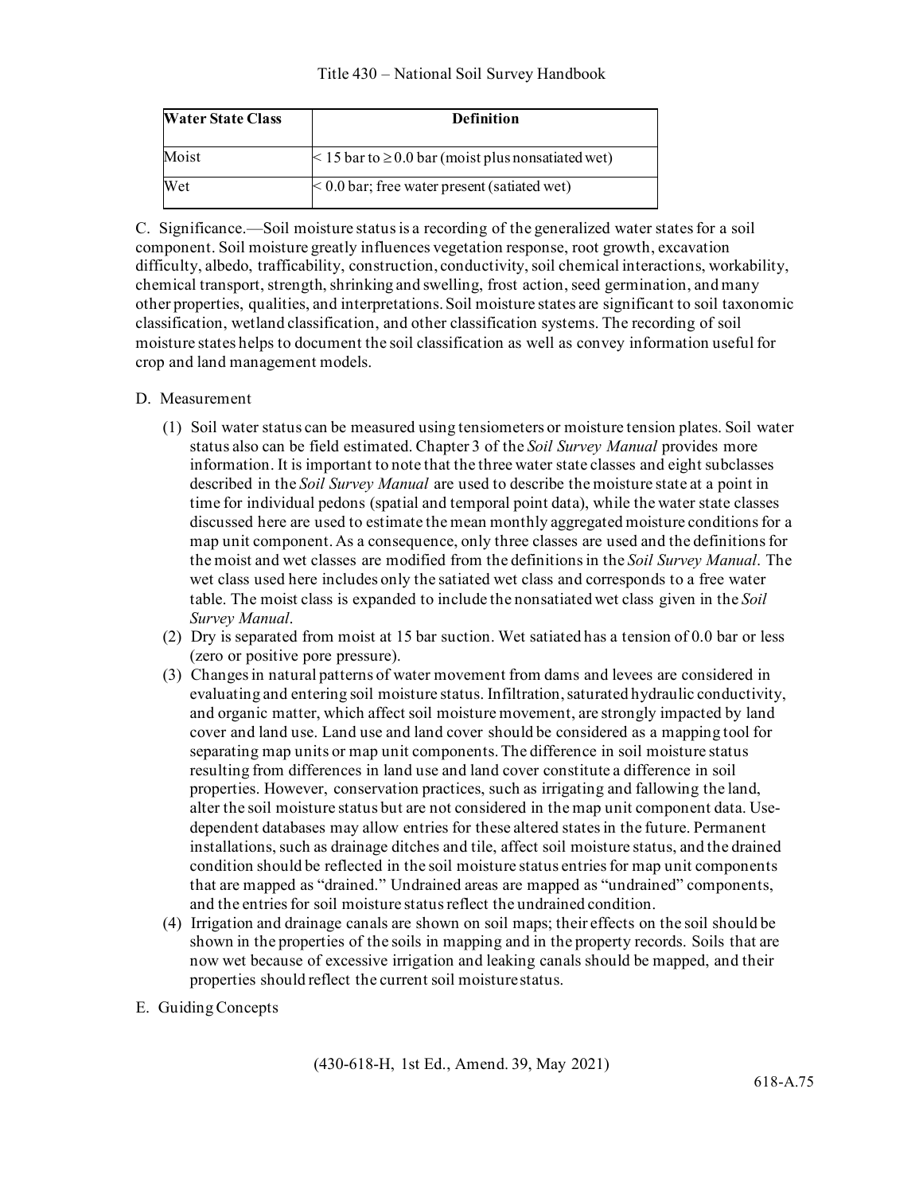| Water State Class | Definition |
| --- | --- |
| Moist | $<$ 15 bar to $\geq$ 0.0 bar (moist plus nonsatiated wet) |
| Wet | $<$ 0.0 bar; free water present (satiated wet) |

C. Significance.—Soil moisture status is a recording of the generalized water states for a soil component. Soil moisture greatly influences vegetation response, root growth, excavation difficulty, albedo, trafficability, construction, conductivity, soil chemical interactions, workability, chemical transport, strength, shrinking and swelling, frost action, seed germination, and many other properties, qualities, and interpretations. Soil moisture states are significant to soil taxonomic classification, wetland classification, and other classification systems. The recording of soil moisture states helps to document the soil classification as well as convey information useful for crop and land management models.

D. Measurement

(1) Soil water status can be measured using tensiometers or moisture tension plates. Soil water status also can be field estimated. Chapter 3 of the *Soil Survey Manual* provides more information. It is important to note that the three water state classes and eight subclasses described in the *Soil Survey Manual* are used to describe the moisture state at a point in time for individual pedons (spatial and temporal point data), while the water state classes discussed here are used to estimate the mean monthly aggregated moisture conditions for a map unit component. As a consequence, only three classes are used and the definitions for the moist and wet classes are modified from the definitions in the *Soil Survey Manual*. The wet class used here includes only the satiated wet class and corresponds to a free water table. The moist class is expanded to include the nonsatiated wet class given in the *Soil Survey Manual*.

(2) Dry is separated from moist at 15 bar suction. Wet satiated has a tension of 0.0 bar or less (zero or positive pore pressure).

(3) Changes in natural patterns of water movement from dams and levees are considered in evaluating and entering soil moisture status. Infiltration, saturated hydraulic conductivity, and organic matter, which affect soil moisture movement, are strongly impacted by land cover and land use. Land use and land cover should be considered as a mapping tool for separating map units or map unit components. The difference in soil moisture status resulting from differences in land use and land cover constitute a difference in soil properties. However, conservation practices, such as irrigating and fallowing the land, alter the soil moisture status but are not considered in the map unit component data. Use-dependent databases may allow entries for these altered states in the future. Permanent installations, such as drainage ditches and tile, affect soil moisture status, and the drained condition should be reflected in the soil moisture status entries for map unit components that are mapped as "drained." Undrained areas are mapped as "undrained" components, and the entries for soil moisture status reflect the undrained condition.

(4) Irrigation and drainage canals are shown on soil maps; their effects on the soil should be shown in the properties of the soils in mapping and in the property records. Soils that are now wet because of excessive irrigation and leaking canals should be mapped, and their properties should reflect the current soil moisture status.

E. Guiding Concepts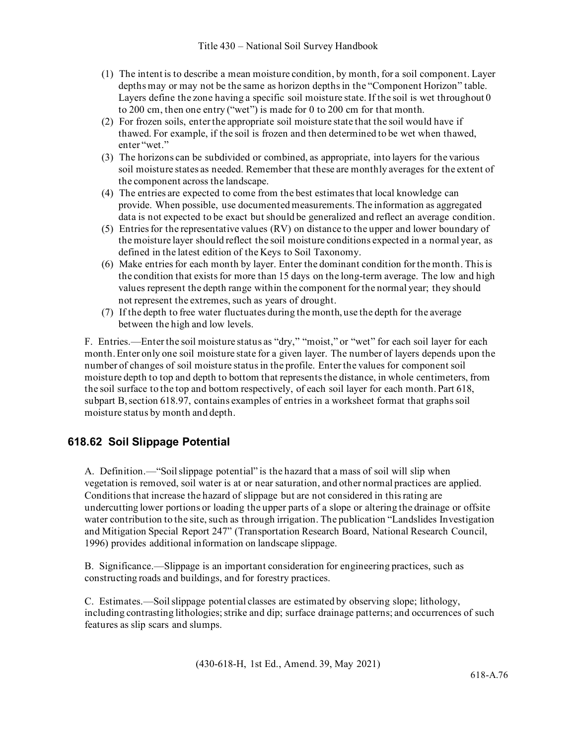(1) The intent is to describe a mean moisture condition, by month, for a soil component. Layer depths may or may not be the same as horizon depths in the "Component Horizon" table. Layers define the zone having a specific soil moisture state. If the soil is wet throughout 0 to 200 cm, then one entry ("wet") is made for 0 to 200 cm for that month.

(2) For frozen soils, enter the appropriate soil moisture state that the soil would have if thawed. For example, if the soil is frozen and then determined to be wet when thawed, enter "wet."

(3) The horizons can be subdivided or combined, as appropriate, into layers for the various soil moisture states as needed. Remember that these are monthly averages for the extent of the component across the landscape.

(4) The entries are expected to come from the best estimates that local knowledge can provide. When possible, use documented measurements. The information as aggregated data is not expected to be exact but should be generalized and reflect an average condition.

(5) Entries for the representative values (RV) on distance to the upper and lower boundary of the moisture layer should reflect the soil moisture conditions expected in a normal year, as defined in the latest edition of the Keys to Soil Taxonomy.

(6) Make entries for each month by layer. Enter the dominant condition for the month. This is the condition that exists for more than 15 days on the long-term average. The low and high values represent the depth range within the component for the normal year; they should not represent the extremes, such as years of drought.

(7) If the depth to free water fluctuates during the month, use the depth for the average between the high and low levels.

F. Entries.—Enter the soil moisture status as "dry," "moist," or "wet" for each soil layer for each month. Enter only one soil moisture state for a given layer. The number of layers depends upon the number of changes of soil moisture status in the profile. Enter the values for component soil moisture depth to top and depth to bottom that represents the distance, in whole centimeters, from the soil surface to the top and bottom respectively, of each soil layer for each month. Part 618, subpart B, section 618.97, contains examples of entries in a worksheet format that graphs soil moisture status by month and depth.

## 618.62 Soil Slippage Potential

A. Definition.—"Soil slippage potential" is the hazard that a mass of soil will slip when vegetation is removed, soil water is at or near saturation, and other normal practices are applied. Conditions that increase the hazard of slippage but are not considered in this rating are undercutting lower portions or loading the upper parts of a slope or altering the drainage or offsite water contribution to the site, such as through irrigation. The publication "Landslides Investigation and Mitigation Special Report 247" (Transportation Research Board, National Research Council, 1996) provides additional information on landscape slippage.

B. Significance.—Slippage is an important consideration for engineering practices, such as constructing roads and buildings, and for forestry practices.

C. Estimates.—Soil slippage potential classes are estimated by observing slope; lithology, including contrasting lithologies; strike and dip; surface drainage patterns; and occurrences of such features as slip scars and slumps.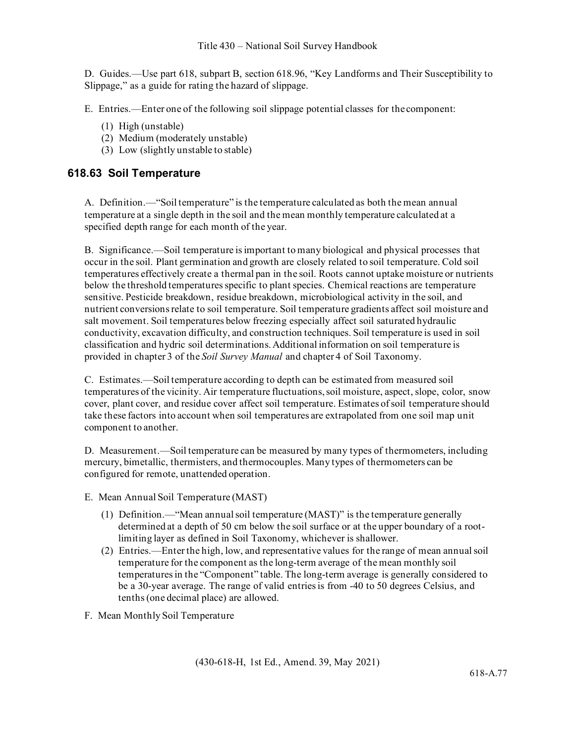D. Guides.—Use part 618, subpart B, section 618.96, "Key Landforms and Their Susceptibility to Slippage," as a guide for rating the hazard of slippage.

E. Entries.—Enter one of the following soil slippage potential classes for the component:

(1) High (unstable)
(2) Medium (moderately unstable)
(3) Low (slightly unstable to stable)

## 618.63 Soil Temperature

A. Definition.—"Soil temperature" is the temperature calculated as both the mean annual temperature at a single depth in the soil and the mean monthly temperature calculated at a specified depth range for each month of the year.

B. Significance.—Soil temperature is important to many biological and physical processes that occur in the soil. Plant germination and growth are closely related to soil temperature. Cold soil temperatures effectively create a thermal pan in the soil. Roots cannot uptake moisture or nutrients below the threshold temperatures specific to plant species. Chemical reactions are temperature sensitive. Pesticide breakdown, residue breakdown, microbiological activity in the soil, and nutrient conversions relate to soil temperature. Soil temperature gradients affect soil moisture and salt movement. Soil temperatures below freezing especially affect soil saturated hydraulic conductivity, excavation difficulty, and construction techniques. Soil temperature is used in soil classification and hydric soil determinations. Additional information on soil temperature is provided in chapter 3 of the *Soil Survey Manual* and chapter 4 of Soil Taxonomy.

C. Estimates.—Soil temperature according to depth can be estimated from measured soil temperatures of the vicinity. Air temperature fluctuations, soil moisture, aspect, slope, color, snow cover, plant cover, and residue cover affect soil temperature. Estimates of soil temperature should take these factors into account when soil temperatures are extrapolated from one soil map unit component to another.

D. Measurement.—Soil temperature can be measured by many types of thermometers, including mercury, bimetallic, thermisters, and thermocouples. Many types of thermometers can be configured for remote, unattended operation.

E. Mean Annual Soil Temperature (MAST)

(1) Definition.—"Mean annual soil temperature (MAST)" is the temperature generally determined at a depth of 50 cm below the soil surface or at the upper boundary of a root-limiting layer as defined in Soil Taxonomy, whichever is shallower.
(2) Entries.—Enter the high, low, and representative values for the range of mean annual soil temperature for the component as the long-term average of the mean monthly soil temperatures in the "Component" table. The long-term average is generally considered to be a 30-year average. The range of valid entries is from -40 to 50 degrees Celsius, and tenths (one decimal place) are allowed.

F. Mean Monthly Soil Temperature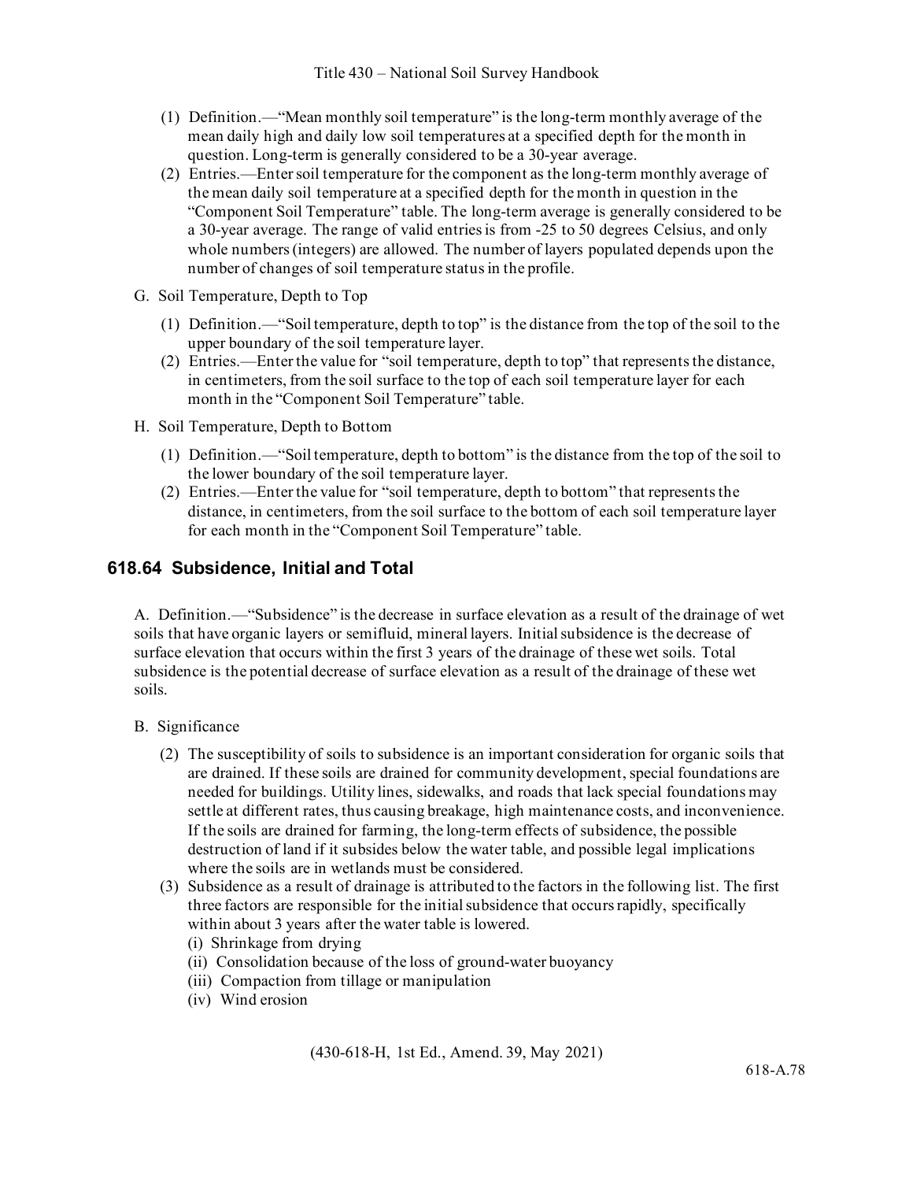(1) Definition.—"Mean monthly soil temperature" is the long-term monthly average of the mean daily high and daily low soil temperatures at a specified depth for the month in question. Long-term is generally considered to be a 30-year average.

(2) Entries.—Enter soil temperature for the component as the long-term monthly average of the mean daily soil temperature at a specified depth for the month in question in the "Component Soil Temperature" table. The long-term average is generally considered to be a 30-year average. The range of valid entries is from -25 to 50 degrees Celsius, and only whole numbers (integers) are allowed. The number of layers populated depends upon the number of changes of soil temperature status in the profile.

G. Soil Temperature, Depth to Top

(1) Definition.—"Soil temperature, depth to top" is the distance from the top of the soil to the upper boundary of the soil temperature layer.

(2) Entries.—Enter the value for "soil temperature, depth to top" that represents the distance, in centimeters, from the soil surface to the top of each soil temperature layer for each month in the "Component Soil Temperature" table.

H. Soil Temperature, Depth to Bottom

(1) Definition.—"Soil temperature, depth to bottom" is the distance from the top of the soil to the lower boundary of the soil temperature layer.

(2) Entries.—Enter the value for "soil temperature, depth to bottom" that represents the distance, in centimeters, from the soil surface to the bottom of each soil temperature layer for each month in the "Component Soil Temperature" table.

## 618.64 Subsidence, Initial and Total

A. Definition.—"Subsidence" is the decrease in surface elevation as a result of the drainage of wet soils that have organic layers or semifluid, mineral layers. Initial subsidence is the decrease of surface elevation that occurs within the first 3 years of the drainage of these wet soils. Total subsidence is the potential decrease of surface elevation as a result of the drainage of these wet soils.

B. Significance

(2) The susceptibility of soils to subsidence is an important consideration for organic soils that are drained. If these soils are drained for community development, special foundations are needed for buildings. Utility lines, sidewalks, and roads that lack special foundations may settle at different rates, thus causing breakage, high maintenance costs, and inconvenience. If the soils are drained for farming, the long-term effects of subsidence, the possible destruction of land if it subsides below the water table, and possible legal implications where the soils are in wetlands must be considered.

(3) Subsidence as a result of drainage is attributed to the factors in the following list. The first three factors are responsible for the initial subsidence that occurs rapidly, specifically within about 3 years after the water table is lowered.

(i) Shrinkage from drying
(ii) Consolidation because of the loss of ground-water buoyancy
(iii) Compaction from tillage or manipulation
(iv) Wind erosion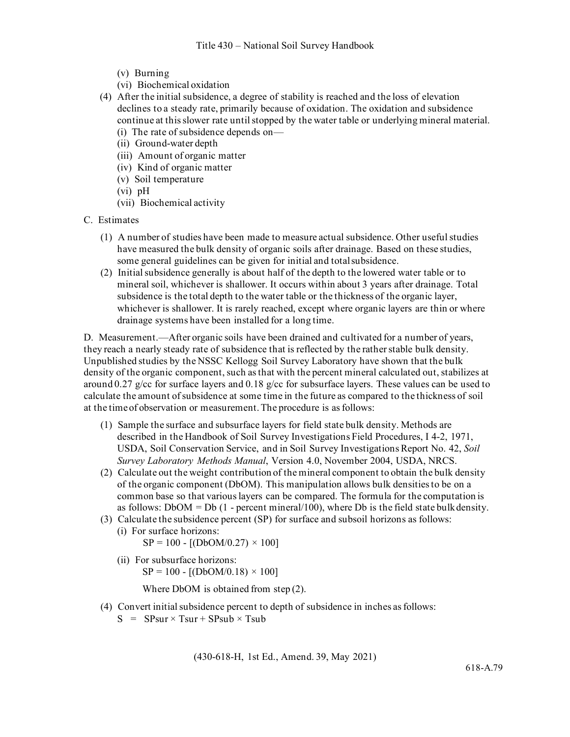(v) Burning

(vi) Biochemical oxidation

(4) After the initial subsidence, a degree of stability is reached and the loss of elevation declines to a steady rate, primarily because of oxidation. The oxidation and subsidence continue at this slower rate until stopped by the water table or underlying mineral material.

(i) The rate of subsidence depends on—

(ii) Ground-water depth

(iii) Amount of organic matter

(iv) Kind of organic matter

(v) Soil temperature

(vi) pH

(vii) Biochemical activity

C. Estimates

(1) A number of studies have been made to measure actual subsidence. Other useful studies have measured the bulk density of organic soils after drainage. Based on these studies, some general guidelines can be given for initial and total subsidence.

(2) Initial subsidence generally is about half of the depth to the lowered water table or to mineral soil, whichever is shallower. It occurs within about 3 years after drainage. Total subsidence is the total depth to the water table or the thickness of the organic layer, whichever is shallower. It is rarely reached, except where organic layers are thin or where drainage systems have been installed for a long time.

D. Measurement.—After organic soils have been drained and cultivated for a number of years, they reach a nearly steady rate of subsidence that is reflected by the rather stable bulk density. Unpublished studies by the NSSC Kellogg Soil Survey Laboratory have shown that the bulk density of the organic component, such as that with the percent mineral calculated out, stabilizes at around 0.27 g/cc for surface layers and 0.18 g/cc for subsurface layers. These values can be used to calculate the amount of subsidence at some time in the future as compared to the thickness of soil at the time of observation or measurement. The procedure is as follows:

(1) Sample the surface and subsurface layers for field state bulk density. Methods are described in the Handbook of Soil Survey Investigations Field Procedures, I 4-2, 1971, USDA, Soil Conservation Service, and in Soil Survey Investigations Report No. 42, *Soil Survey Laboratory Methods Manual*, Version 4.0, November 2004, USDA, NRCS.

(2) Calculate out the weight contribution of the mineral component to obtain the bulk density of the organic component (DbOM). This manipulation allows bulk densities to be on a common base so that various layers can be compared. The formula for the computation is as follows: $DbOM = Db\ (1 - \text{percent mineral}/100)$, where Db is the field state bulk density.

(3) Calculate the subsidence percent (SP) for surface and subsoil horizons as follows:

(i) For surface horizons:

$$SP = 100 - [(DbOM/0.27) \times 100]$$

(ii) For subsurface horizons:

$$SP = 100 - [(DbOM/0.18) \times 100]$$

Where DbOM is obtained from step (2).

(4) Convert initial subsidence percent to depth of subsidence in inches as follows:

$$S = SPsur \times Tsur + SPsub \times Tsub$$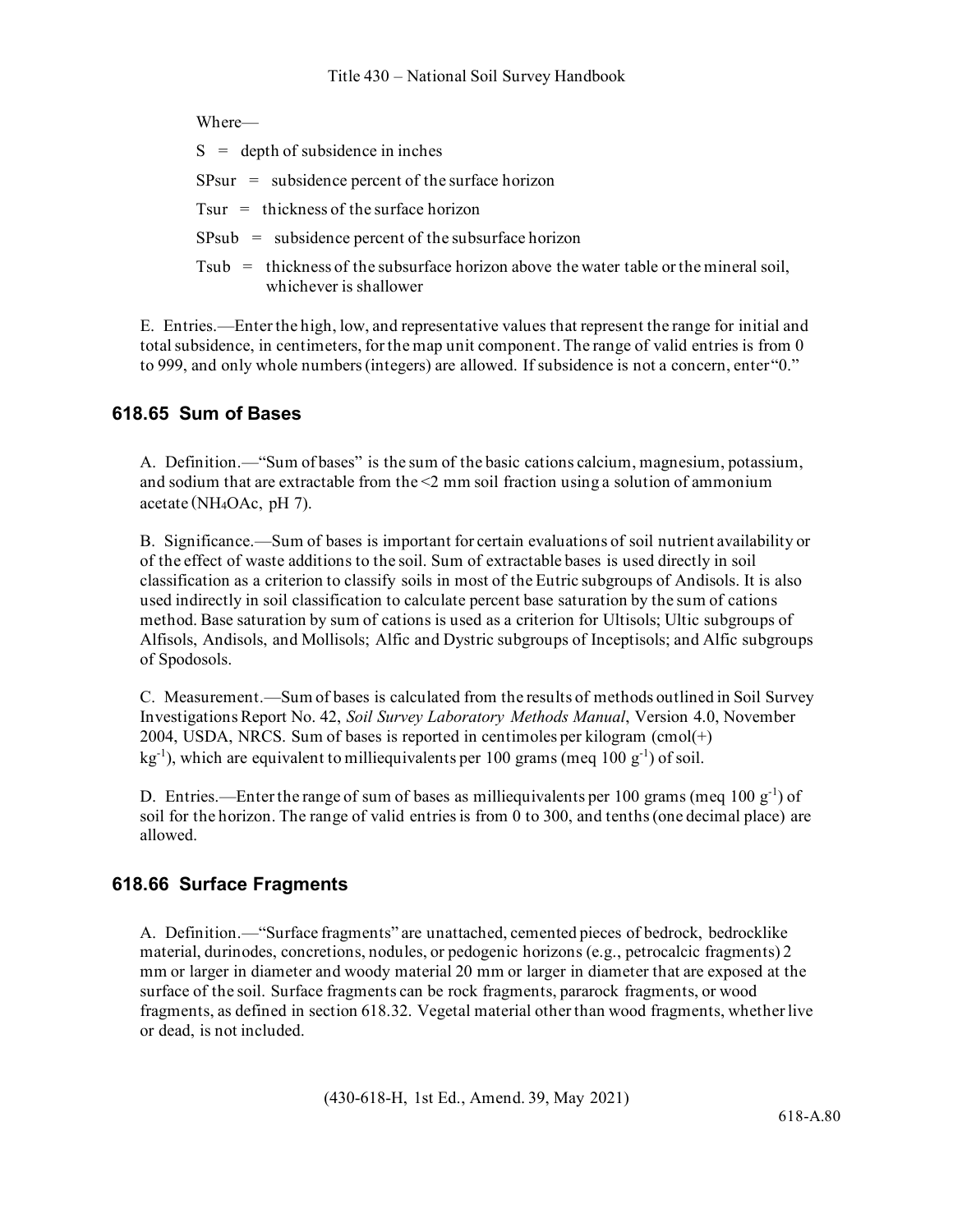Where—

$S$ = depth of subsidence in inches

$SPsur$ = subsidence percent of the surface horizon

$Tsur$ = thickness of the surface horizon

$SPsub$ = subsidence percent of the subsurface horizon

$Tsub$ = thickness of the subsurface horizon above the water table or the mineral soil, whichever is shallower

E. Entries.—Enter the high, low, and representative values that represent the range for initial and total subsidence, in centimeters, for the map unit component. The range of valid entries is from 0 to 999, and only whole numbers (integers) are allowed. If subsidence is not a concern, enter "0."

## 618.65 Sum of Bases

A. Definition.—"Sum of bases" is the sum of the basic cations calcium, magnesium, potassium, and sodium that are extractable from the <2 mm soil fraction using a solution of ammonium acetate ($NH_4OAc$, pH 7).

B. Significance.—Sum of bases is important for certain evaluations of soil nutrient availability or of the effect of waste additions to the soil. Sum of extractable bases is used directly in soil classification as a criterion to classify soils in most of the Eutric subgroups of Andisols. It is also used indirectly in soil classification to calculate percent base saturation by the sum of cations method. Base saturation by sum of cations is used as a criterion for Ultisols; Ultic subgroups of Alfisols, Andisols, and Mollisols; Alfic and Dystric subgroups of Inceptisols; and Alfic subgroups of Spodosols.

C. Measurement.—Sum of bases is calculated from the results of methods outlined in Soil Survey Investigations Report No. 42, *Soil Survey Laboratory Methods Manual*, Version 4.0, November 2004, USDA, NRCS. Sum of bases is reported in centimoles per kilogram ($cmol(+)\ kg^{-1}$), which are equivalent to milliequivalents per 100 grams ($meq\ 100\ g^{-1}$) of soil.

D. Entries.—Enter the range of sum of bases as milliequivalents per 100 grams ($meq\ 100\ g^{-1}$) of soil for the horizon. The range of valid entries is from 0 to 300, and tenths (one decimal place) are allowed.

## 618.66 Surface Fragments

A. Definition.—"Surface fragments" are unattached, cemented pieces of bedrock, bedrocklike material, durinodes, concretions, nodules, or pedogenic horizons (e.g., petrocalcic fragments) 2 mm or larger in diameter and woody material 20 mm or larger in diameter that are exposed at the surface of the soil. Surface fragments can be rock fragments, pararock fragments, or wood fragments, as defined in section 618.32. Vegetal material other than wood fragments, whether live or dead, is not included.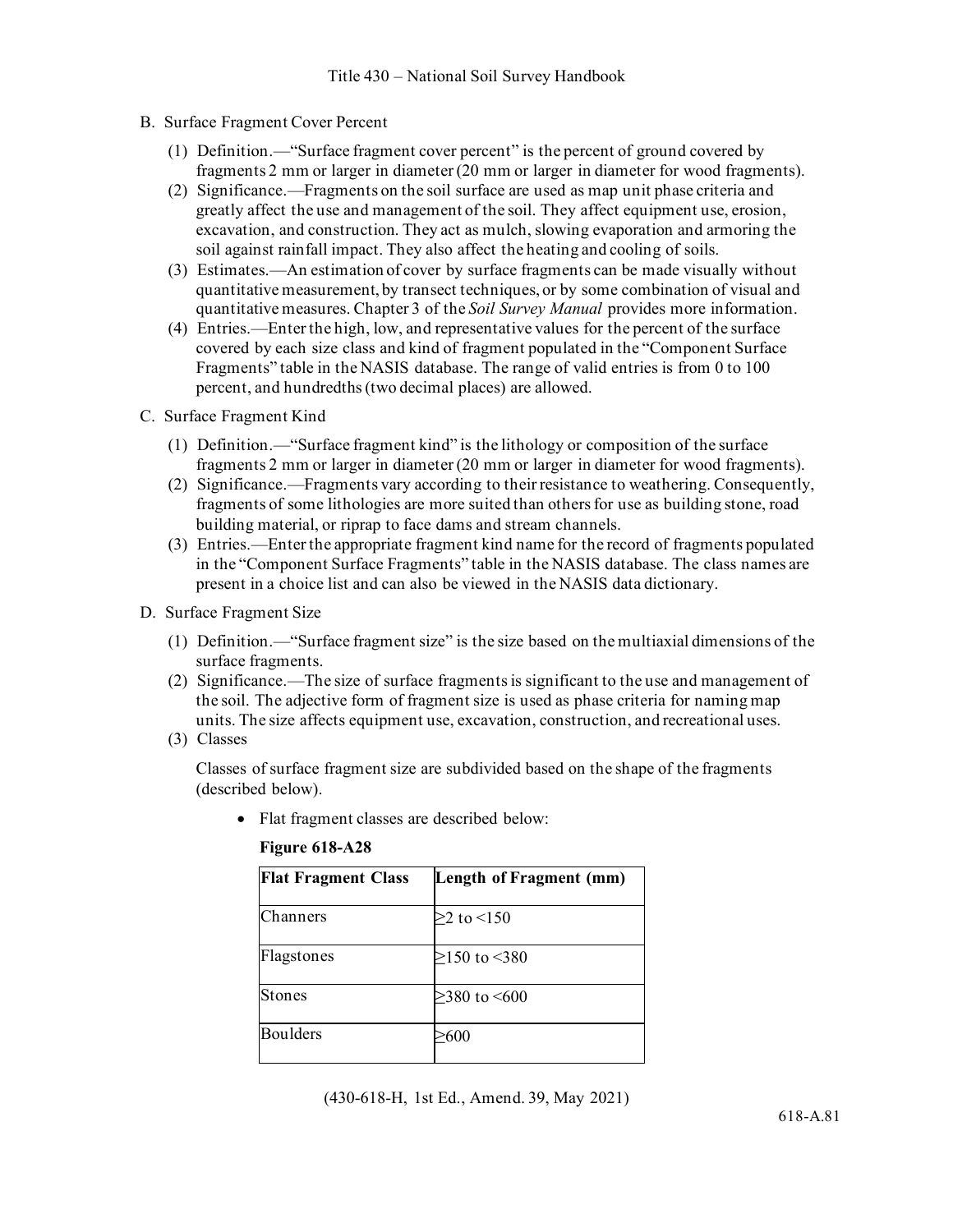B. Surface Fragment Cover Percent

(1) Definition.—"Surface fragment cover percent" is the percent of ground covered by fragments 2 mm or larger in diameter (20 mm or larger in diameter for wood fragments).

(2) Significance.—Fragments on the soil surface are used as map unit phase criteria and greatly affect the use and management of the soil. They affect equipment use, erosion, excavation, and construction. They act as mulch, slowing evaporation and armoring the soil against rainfall impact. They also affect the heating and cooling of soils.

(3) Estimates.—An estimation of cover by surface fragments can be made visually without quantitative measurement, by transect techniques, or by some combination of visual and quantitative measures. Chapter 3 of the *Soil Survey Manual* provides more information.

(4) Entries.—Enter the high, low, and representative values for the percent of the surface covered by each size class and kind of fragment populated in the "Component Surface Fragments" table in the NASIS database. The range of valid entries is from 0 to 100 percent, and hundredths (two decimal places) are allowed.

C. Surface Fragment Kind

(1) Definition.—"Surface fragment kind" is the lithology or composition of the surface fragments 2 mm or larger in diameter (20 mm or larger in diameter for wood fragments).

(2) Significance.—Fragments vary according to their resistance to weathering. Consequently, fragments of some lithologies are more suited than others for use as building stone, road building material, or riprap to face dams and stream channels.

(3) Entries.—Enter the appropriate fragment kind name for the record of fragments populated in the "Component Surface Fragments" table in the NASIS database. The class names are present in a choice list and can also be viewed in the NASIS data dictionary.

D. Surface Fragment Size

(1) Definition.—"Surface fragment size" is the size based on the multiaxial dimensions of the surface fragments.

(2) Significance.—The size of surface fragments is significant to the use and management of the soil. The adjective form of fragment size is used as phase criteria for naming map units. The size affects equipment use, excavation, construction, and recreational uses.

(3) Classes

Classes of surface fragment size are subdivided based on the shape of the fragments (described below).

- Flat fragment classes are described below:

**Figure 618-A28**

| Flat Fragment Class | Length of Fragment (mm) |
|---|---|
| Channers | ≥2 to <150 |
| Flagstones | ≥150 to <380 |
| Stones | ≥380 to <600 |
| Boulders | ≥600 |

(430-618-H, 1st Ed., Amend. 39, May 2021)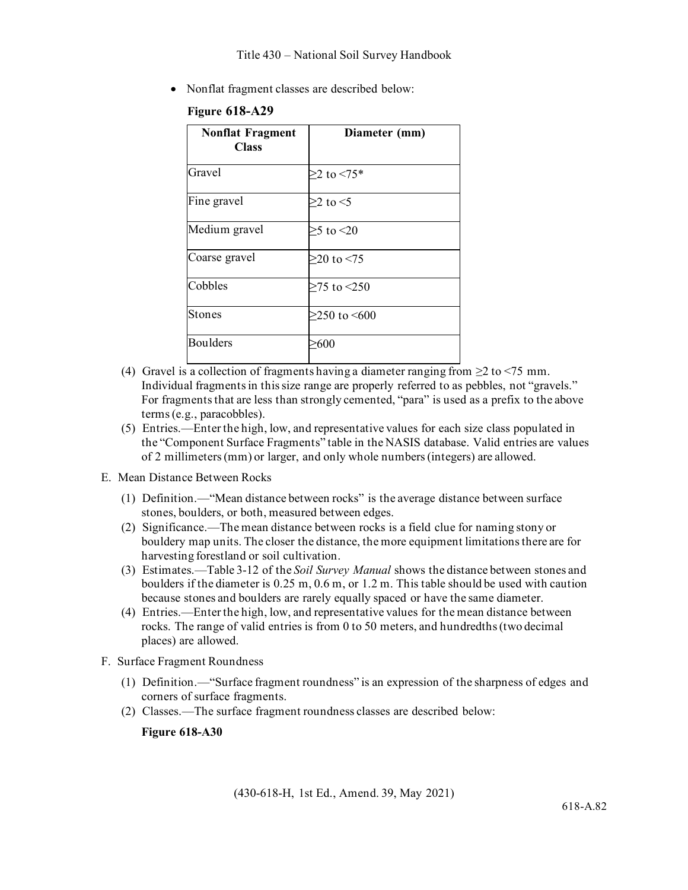- Nonflat fragment classes are described below:

**Figure 618-A29**

| Nonflat Fragment Class | Diameter (mm) |
|---|---|
| Gravel | ≥2 to <75* |
| Fine gravel | ≥2 to <5 |
| Medium gravel | ≥5 to <20 |
| Coarse gravel | ≥20 to <75 |
| Cobbles | ≥75 to <250 |
| Stones | ≥250 to <600 |
| Boulders | ≥600 |

(4) Gravel is a collection of fragments having a diameter ranging from ≥2 to <75 mm. Individual fragments in this size range are properly referred to as pebbles, not "gravels." For fragments that are less than strongly cemented, "para" is used as a prefix to the above terms (e.g., paracobbles).

(5) Entries.—Enter the high, low, and representative values for each size class populated in the "Component Surface Fragments" table in the NASIS database. Valid entries are values of 2 millimeters (mm) or larger, and only whole numbers (integers) are allowed.

E. Mean Distance Between Rocks

(1) Definition.—"Mean distance between rocks" is the average distance between surface stones, boulders, or both, measured between edges.

(2) Significance.—The mean distance between rocks is a field clue for naming stony or bouldery map units. The closer the distance, the more equipment limitations there are for harvesting forestland or soil cultivation.

(3) Estimates.—Table 3-12 of the *Soil Survey Manual* shows the distance between stones and boulders if the diameter is 0.25 m, 0.6 m, or 1.2 m. This table should be used with caution because stones and boulders are rarely equally spaced or have the same diameter.

(4) Entries.—Enter the high, low, and representative values for the mean distance between rocks. The range of valid entries is from 0 to 50 meters, and hundredths (two decimal places) are allowed.

F. Surface Fragment Roundness

(1) Definition.—"Surface fragment roundness" is an expression of the sharpness of edges and corners of surface fragments.

(2) Classes.—The surface fragment roundness classes are described below:

**Figure 618-A30**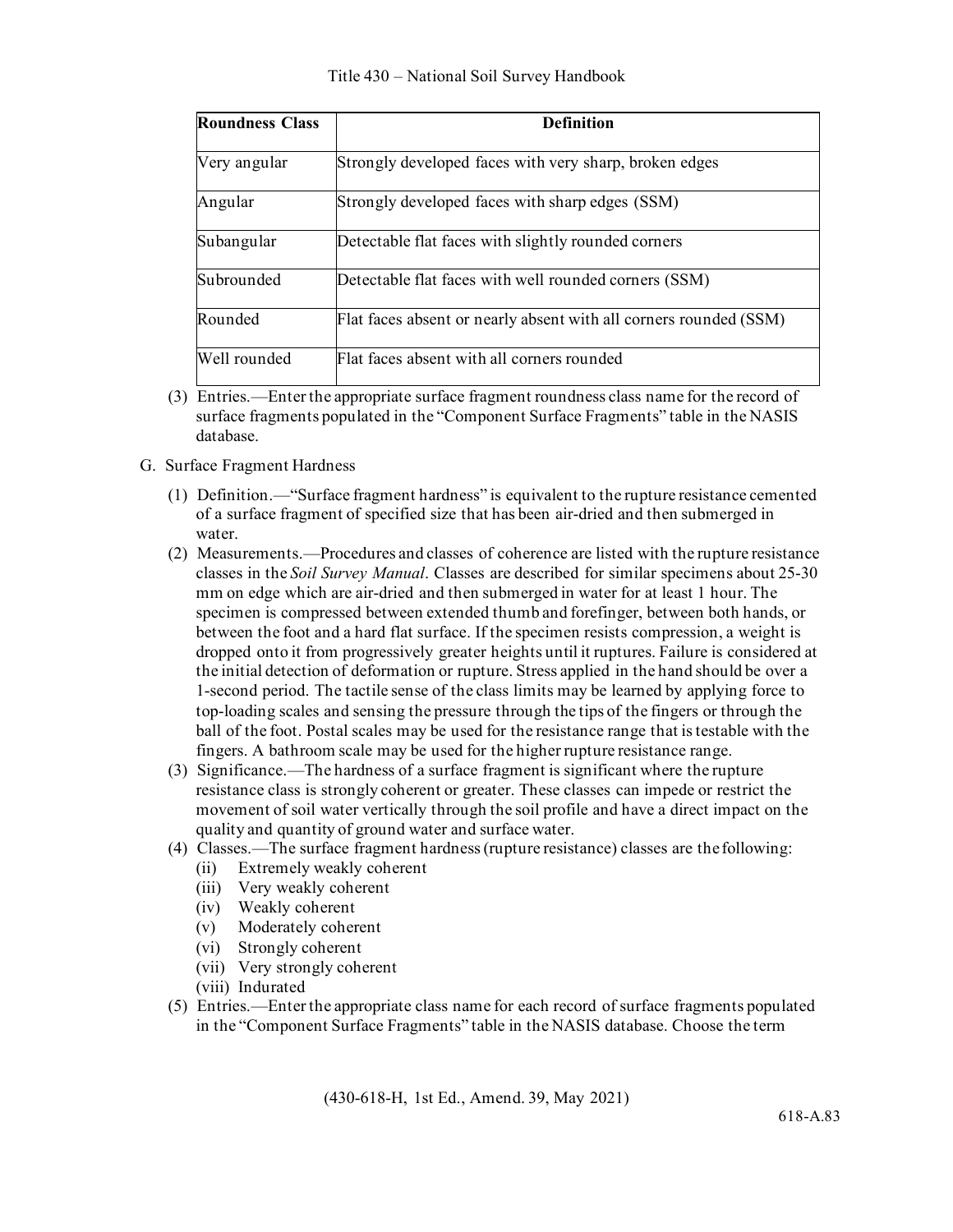| Roundness Class | Definition |
|---|---|
| Very angular | Strongly developed faces with very sharp, broken edges |
| Angular | Strongly developed faces with sharp edges (SSM) |
| Subangular | Detectable flat faces with slightly rounded corners |
| Subrounded | Detectable flat faces with well rounded corners (SSM) |
| Rounded | Flat faces absent or nearly absent with all corners rounded (SSM) |
| Well rounded | Flat faces absent with all corners rounded |

(3) Entries.—Enter the appropriate surface fragment roundness class name for the record of surface fragments populated in the "Component Surface Fragments" table in the NASIS database.

G. Surface Fragment Hardness

(1) Definition.—"Surface fragment hardness" is equivalent to the rupture resistance cemented of a surface fragment of specified size that has been air-dried and then submerged in water.

(2) Measurements.—Procedures and classes of coherence are listed with the rupture resistance classes in the *Soil Survey Manual*. Classes are described for similar specimens about 25-30 mm on edge which are air-dried and then submerged in water for at least 1 hour. The specimen is compressed between extended thumb and forefinger, between both hands, or between the foot and a hard flat surface. If the specimen resists compression, a weight is dropped onto it from progressively greater heights until it ruptures. Failure is considered at the initial detection of deformation or rupture. Stress applied in the hand should be over a 1-second period. The tactile sense of the class limits may be learned by applying force to top-loading scales and sensing the pressure through the tips of the fingers or through the ball of the foot. Postal scales may be used for the resistance range that is testable with the fingers. A bathroom scale may be used for the higher rupture resistance range.

(3) Significance.—The hardness of a surface fragment is significant where the rupture resistance class is strongly coherent or greater. These classes can impede or restrict the movement of soil water vertically through the soil profile and have a direct impact on the quality and quantity of ground water and surface water.

(4) Classes.—The surface fragment hardness (rupture resistance) classes are the following:

- (ii) Extremely weakly coherent
- (iii) Very weakly coherent
- (iv) Weakly coherent
- (v) Moderately coherent
- (vi) Strongly coherent
- (vii) Very strongly coherent
- (viii) Indurated

(5) Entries.—Enter the appropriate class name for each record of surface fragments populated in the "Component Surface Fragments" table in the NASIS database. Choose the term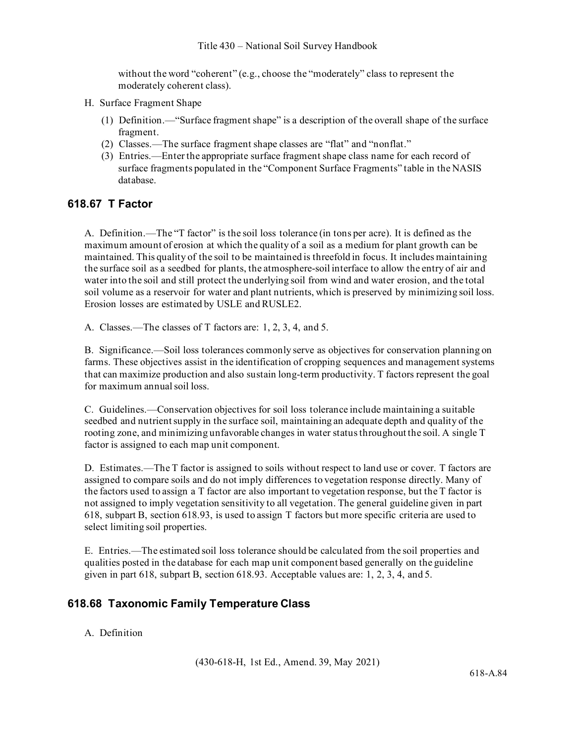without the word "coherent" (e.g., choose the "moderately" class to represent the moderately coherent class).

H. Surface Fragment Shape

(1) Definition.—"Surface fragment shape" is a description of the overall shape of the surface fragment.

(2) Classes.—The surface fragment shape classes are "flat" and "nonflat."

(3) Entries.—Enter the appropriate surface fragment shape class name for each record of surface fragments populated in the "Component Surface Fragments" table in the NASIS database.

## 618.67 T Factor

A. Definition.—The "T factor" is the soil loss tolerance (in tons per acre). It is defined as the maximum amount of erosion at which the quality of a soil as a medium for plant growth can be maintained. This quality of the soil to be maintained is threefold in focus. It includes maintaining the surface soil as a seedbed for plants, the atmosphere-soil interface to allow the entry of air and water into the soil and still protect the underlying soil from wind and water erosion, and the total soil volume as a reservoir for water and plant nutrients, which is preserved by minimizing soil loss. Erosion losses are estimated by USLE and RUSLE2.

A. Classes.—The classes of T factors are: 1, 2, 3, 4, and 5.

B. Significance.—Soil loss tolerances commonly serve as objectives for conservation planning on farms. These objectives assist in the identification of cropping sequences and management systems that can maximize production and also sustain long-term productivity. T factors represent the goal for maximum annual soil loss.

C. Guidelines.—Conservation objectives for soil loss tolerance include maintaining a suitable seedbed and nutrient supply in the surface soil, maintaining an adequate depth and quality of the rooting zone, and minimizing unfavorable changes in water status throughout the soil. A single T factor is assigned to each map unit component.

D. Estimates.—The T factor is assigned to soils without respect to land use or cover. T factors are assigned to compare soils and do not imply differences to vegetation response directly. Many of the factors used to assign a T factor are also important to vegetation response, but the T factor is not assigned to imply vegetation sensitivity to all vegetation. The general guideline given in part 618, subpart B, section 618.93, is used to assign T factors but more specific criteria are used to select limiting soil properties.

E. Entries.—The estimated soil loss tolerance should be calculated from the soil properties and qualities posted in the database for each map unit component based generally on the guideline given in part 618, subpart B, section 618.93. Acceptable values are: 1, 2, 3, 4, and 5.

## 618.68 Taxonomic Family Temperature Class

A. Definition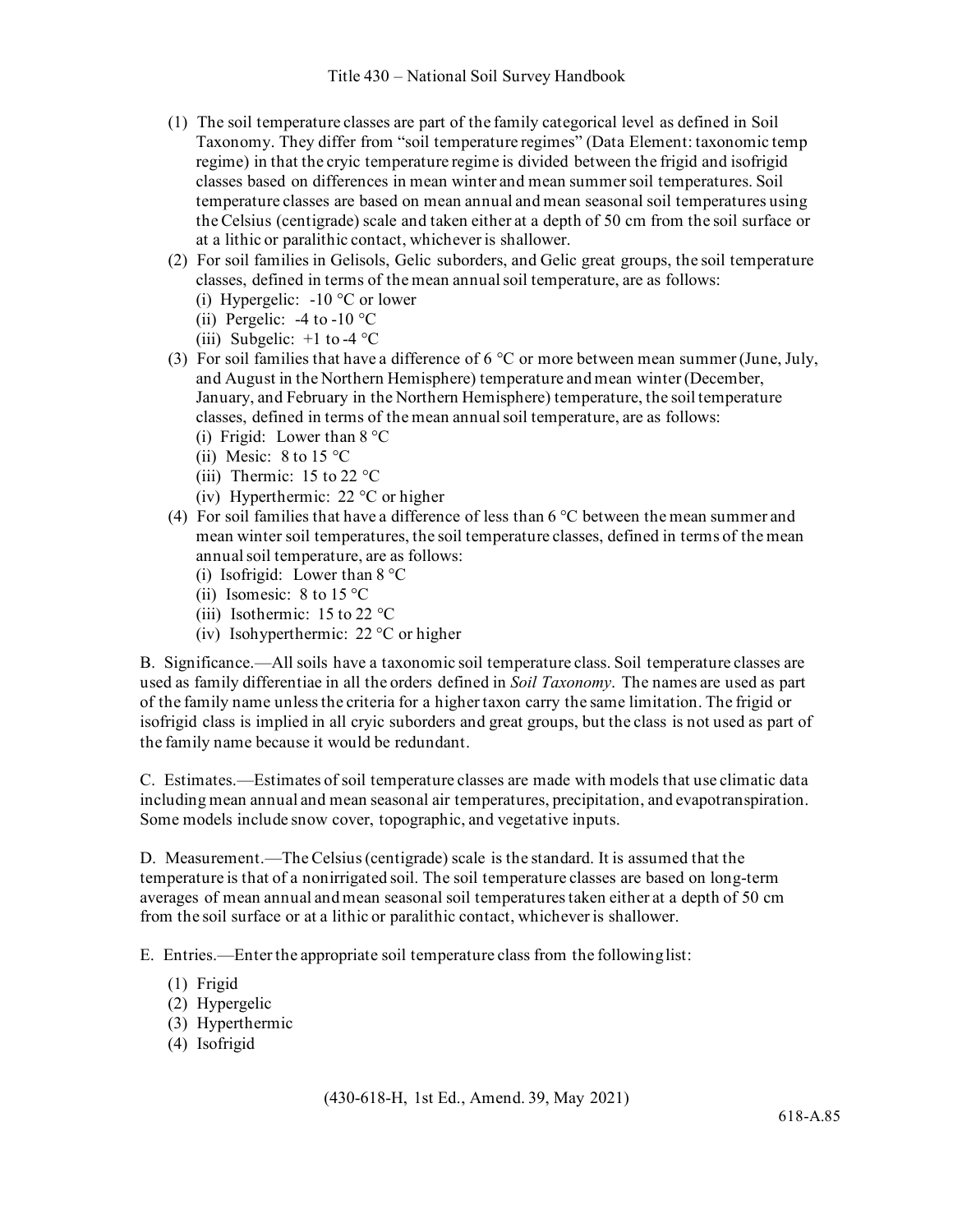(1) The soil temperature classes are part of the family categorical level as defined in Soil Taxonomy. They differ from "soil temperature regimes" (Data Element: taxonomic temp regime) in that the cryic temperature regime is divided between the frigid and isofrigid classes based on differences in mean winter and mean summer soil temperatures. Soil temperature classes are based on mean annual and mean seasonal soil temperatures using the Celsius (centigrade) scale and taken either at a depth of 50 cm from the soil surface or at a lithic or paralithic contact, whichever is shallower.

(2) For soil families in Gelisols, Gelic suborders, and Gelic great groups, the soil temperature classes, defined in terms of the mean annual soil temperature, are as follows:
- (i) Hypergelic: -10 °C or lower
- (ii) Pergelic: -4 to -10 °C
- (iii) Subgelic: +1 to -4 °C

(3) For soil families that have a difference of 6 °C or more between mean summer (June, July, and August in the Northern Hemisphere) temperature and mean winter (December, January, and February in the Northern Hemisphere) temperature, the soil temperature classes, defined in terms of the mean annual soil temperature, are as follows:
- (i) Frigid: Lower than 8 °C
- (ii) Mesic: 8 to 15 °C
- (iii) Thermic: 15 to 22 °C
- (iv) Hyperthermic: 22 °C or higher

(4) For soil families that have a difference of less than 6 °C between the mean summer and mean winter soil temperatures, the soil temperature classes, defined in terms of the mean annual soil temperature, are as follows:
- (i) Isofrigid: Lower than 8 °C
- (ii) Isomesic: 8 to 15 °C
- (iii) Isothermic: 15 to 22 °C
- (iv) Isohyperthermic: 22 °C or higher

B. Significance.—All soils have a taxonomic soil temperature class. Soil temperature classes are used as family differentiae in all the orders defined in *Soil Taxonomy*. The names are used as part of the family name unless the criteria for a higher taxon carry the same limitation. The frigid or isofrigid class is implied in all cryic suborders and great groups, but the class is not used as part of the family name because it would be redundant.

C. Estimates.—Estimates of soil temperature classes are made with models that use climatic data including mean annual and mean seasonal air temperatures, precipitation, and evapotranspiration. Some models include snow cover, topographic, and vegetative inputs.

D. Measurement.—The Celsius (centigrade) scale is the standard. It is assumed that the temperature is that of a nonirrigated soil. The soil temperature classes are based on long-term averages of mean annual and mean seasonal soil temperatures taken either at a depth of 50 cm from the soil surface or at a lithic or paralithic contact, whichever is shallower.

E. Entries.—Enter the appropriate soil temperature class from the following list:

(1) Frigid
(2) Hypergelic
(3) Hyperthermic
(4) Isofrigid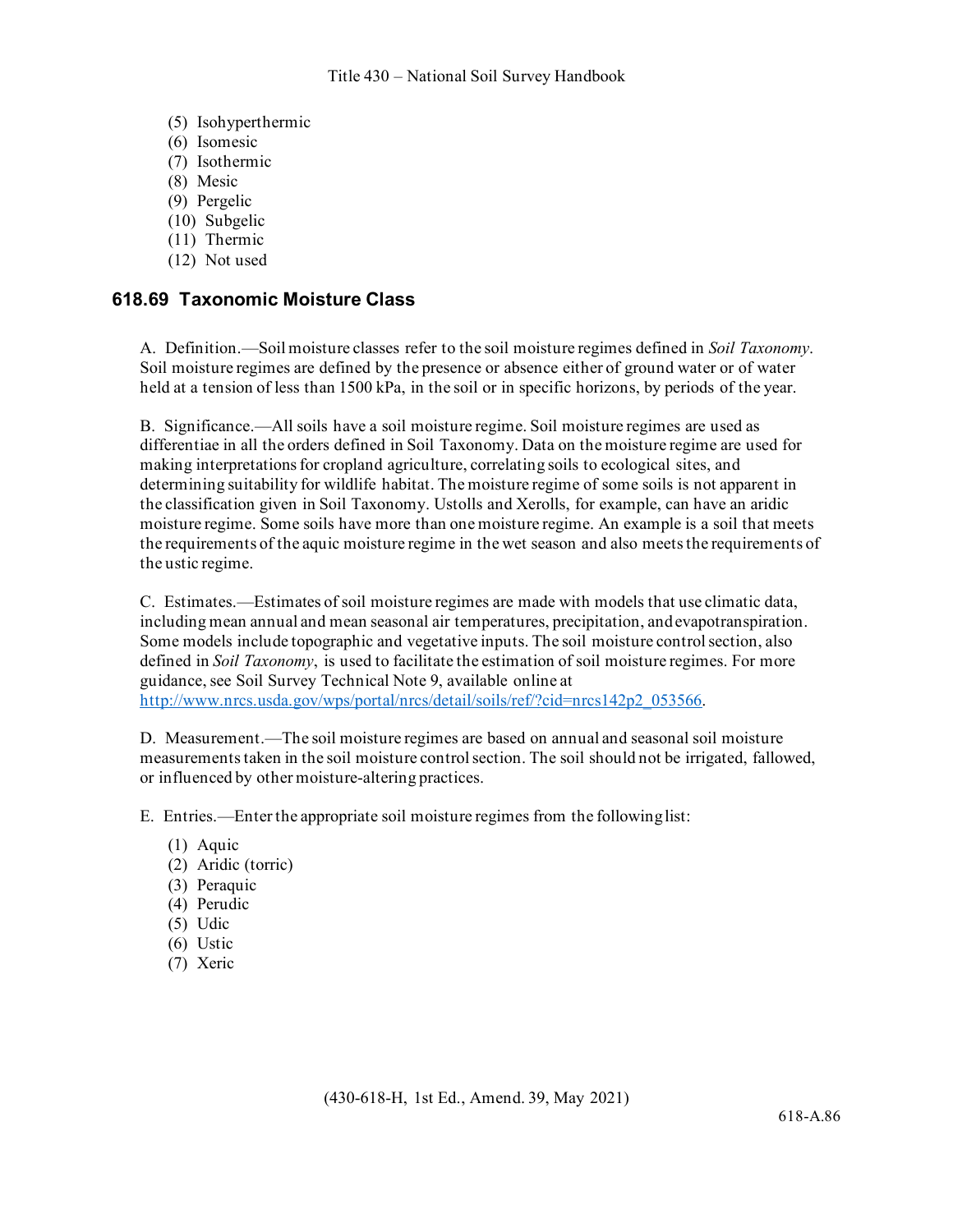(5) Isohyperthermic
(6) Isomesic
(7) Isothermic
(8) Mesic
(9) Pergelic
(10) Subgelic
(11) Thermic
(12) Not used

## 618.69 Taxonomic Moisture Class

A. Definition.—Soil moisture classes refer to the soil moisture regimes defined in *Soil Taxonomy*. Soil moisture regimes are defined by the presence or absence either of ground water or of water held at a tension of less than 1500 kPa, in the soil or in specific horizons, by periods of the year.

B. Significance.—All soils have a soil moisture regime. Soil moisture regimes are used as differentiae in all the orders defined in Soil Taxonomy. Data on the moisture regime are used for making interpretations for cropland agriculture, correlating soils to ecological sites, and determining suitability for wildlife habitat. The moisture regime of some soils is not apparent in the classification given in Soil Taxonomy. Ustolls and Xerolls, for example, can have an aridic moisture regime. Some soils have more than one moisture regime. An example is a soil that meets the requirements of the aquic moisture regime in the wet season and also meets the requirements of the ustic regime.

C. Estimates.—Estimates of soil moisture regimes are made with models that use climatic data, including mean annual and mean seasonal air temperatures, precipitation, and evapotranspiration. Some models include topographic and vegetative inputs. The soil moisture control section, also defined in *Soil Taxonomy*, is used to facilitate the estimation of soil moisture regimes. For more guidance, see Soil Survey Technical Note 9, available online at [http://www.nrcs.usda.gov/wps/portal/nrcs/detail/soils/ref/?cid=nrcs142p2_053566](http://www.nrcs.usda.gov/wps/portal/nrcs/detail/soils/ref/?cid=nrcs142p2_053566).

D. Measurement.—The soil moisture regimes are based on annual and seasonal soil moisture measurements taken in the soil moisture control section. The soil should not be irrigated, fallowed, or influenced by other moisture-altering practices.

E. Entries.—Enter the appropriate soil moisture regimes from the following list:

(1) Aquic
(2) Aridic (torric)
(3) Peraquic
(4) Perudic
(5) Udic
(6) Ustic
(7) Xeric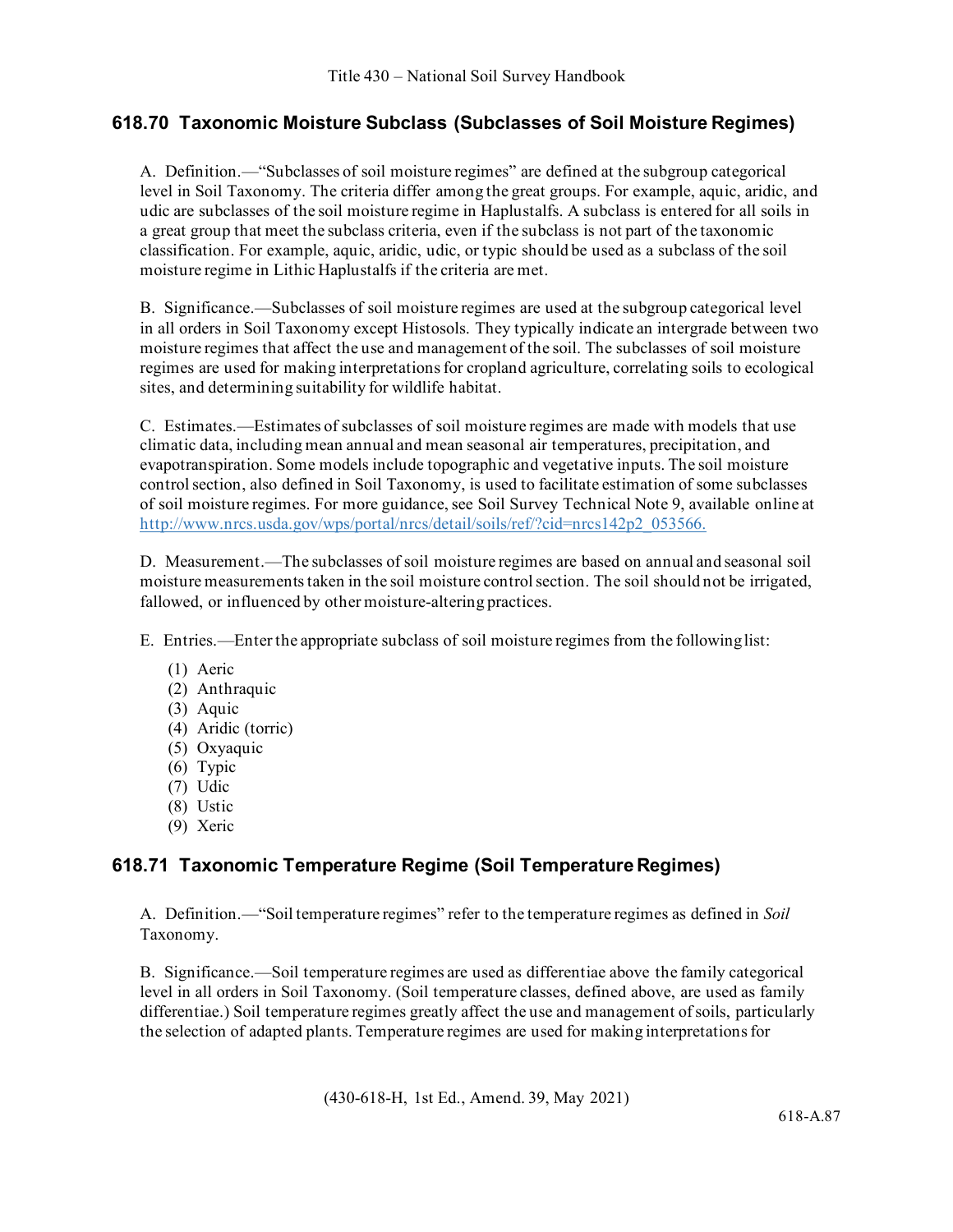## 618.70 Taxonomic Moisture Subclass (Subclasses of Soil Moisture Regimes)

A. Definition.—"Subclasses of soil moisture regimes" are defined at the subgroup categorical level in Soil Taxonomy. The criteria differ among the great groups. For example, aquic, aridic, and udic are subclasses of the soil moisture regime in Haplustalfs. A subclass is entered for all soils in a great group that meet the subclass criteria, even if the subclass is not part of the taxonomic classification. For example, aquic, aridic, udic, or typic should be used as a subclass of the soil moisture regime in Lithic Haplustalfs if the criteria are met.

B. Significance.—Subclasses of soil moisture regimes are used at the subgroup categorical level in all orders in Soil Taxonomy except Histosols. They typically indicate an intergrade between two moisture regimes that affect the use and management of the soil. The subclasses of soil moisture regimes are used for making interpretations for cropland agriculture, correlating soils to ecological sites, and determining suitability for wildlife habitat.

C. Estimates.—Estimates of subclasses of soil moisture regimes are made with models that use climatic data, including mean annual and mean seasonal air temperatures, precipitation, and evapotranspiration. Some models include topographic and vegetative inputs. The soil moisture control section, also defined in Soil Taxonomy, is used to facilitate estimation of some subclasses of soil moisture regimes. For more guidance, see Soil Survey Technical Note 9, available online at http://www.nrcs.usda.gov/wps/portal/nrcs/detail/soils/ref/?cid=nrcs142p2_053566.

D. Measurement.—The subclasses of soil moisture regimes are based on annual and seasonal soil moisture measurements taken in the soil moisture control section. The soil should not be irrigated, fallowed, or influenced by other moisture-altering practices.

E. Entries.—Enter the appropriate subclass of soil moisture regimes from the following list:

(1) Aeric
(2) Anthraquic
(3) Aquic
(4) Aridic (torric)
(5) Oxyaquic
(6) Typic
(7) Udic
(8) Ustic
(9) Xeric

## 618.71 Taxonomic Temperature Regime (Soil Temperature Regimes)

A. Definition.—"Soil temperature regimes" refer to the temperature regimes as defined in *Soil* Taxonomy.

B. Significance.—Soil temperature regimes are used as differentiae above the family categorical level in all orders in Soil Taxonomy. (Soil temperature classes, defined above, are used as family differentiae.) Soil temperature regimes greatly affect the use and management of soils, particularly the selection of adapted plants. Temperature regimes are used for making interpretations for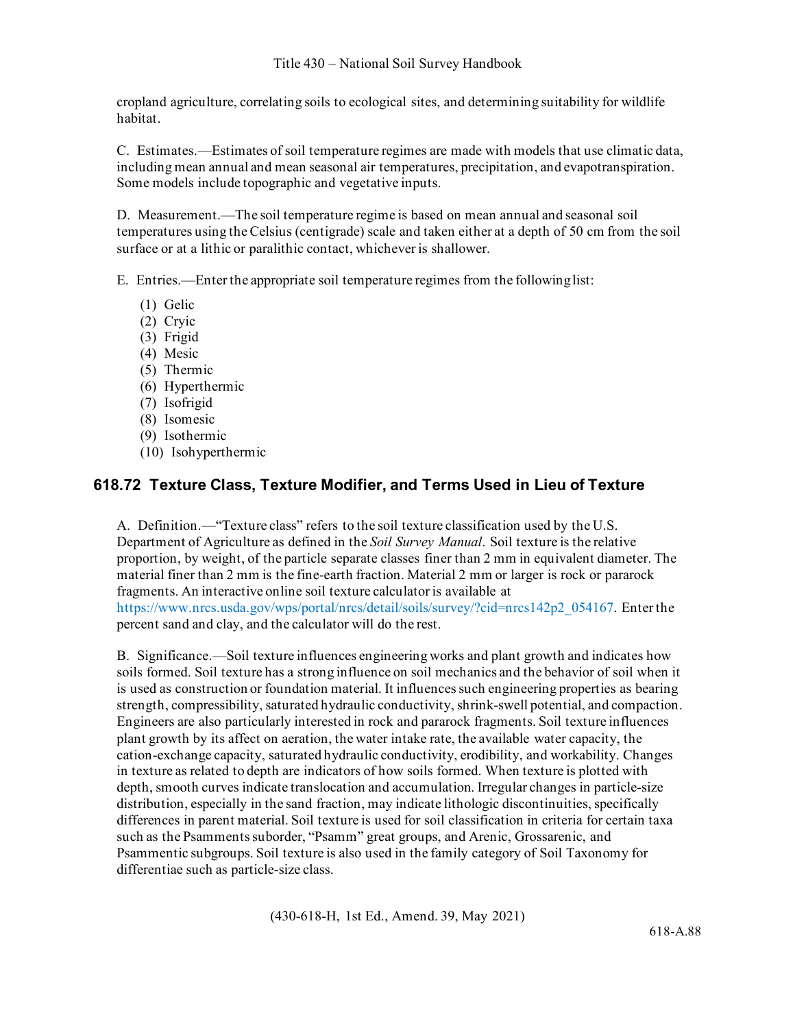cropland agriculture, correlating soils to ecological sites, and determining suitability for wildlife habitat.

C. Estimates.—Estimates of soil temperature regimes are made with models that use climatic data, including mean annual and mean seasonal air temperatures, precipitation, and evapotranspiration. Some models include topographic and vegetative inputs.

D. Measurement.—The soil temperature regime is based on mean annual and seasonal soil temperatures using the Celsius (centigrade) scale and taken either at a depth of 50 cm from the soil surface or at a lithic or paralithic contact, whichever is shallower.

E. Entries.—Enter the appropriate soil temperature regimes from the following list:

(1) Gelic
(2) Cryic
(3) Frigid
(4) Mesic
(5) Thermic
(6) Hyperthermic
(7) Isofrigid
(8) Isomesic
(9) Isothermic
(10) Isohyperthermic

## 618.72 Texture Class, Texture Modifier, and Terms Used in Lieu of Texture

A. Definition.—"Texture class" refers to the soil texture classification used by the U.S. Department of Agriculture as defined in the *Soil Survey Manual*. Soil texture is the relative proportion, by weight, of the particle separate classes finer than 2 mm in equivalent diameter. The material finer than 2 mm is the fine-earth fraction. Material 2 mm or larger is rock or pararock fragments. An interactive online soil texture calculator is available at https://www.nrcs.usda.gov/wps/portal/nrcs/detail/soils/survey/?cid=nrcs142p2_054167. Enter the percent sand and clay, and the calculator will do the rest.

B. Significance.—Soil texture influences engineering works and plant growth and indicates how soils formed. Soil texture has a strong influence on soil mechanics and the behavior of soil when it is used as construction or foundation material. It influences such engineering properties as bearing strength, compressibility, saturated hydraulic conductivity, shrink-swell potential, and compaction. Engineers are also particularly interested in rock and pararock fragments. Soil texture influences plant growth by its affect on aeration, the water intake rate, the available water capacity, the cation-exchange capacity, saturated hydraulic conductivity, erodibility, and workability. Changes in texture as related to depth are indicators of how soils formed. When texture is plotted with depth, smooth curves indicate translocation and accumulation. Irregular changes in particle-size distribution, especially in the sand fraction, may indicate lithologic discontinuities, specifically differences in parent material. Soil texture is used for soil classification in criteria for certain taxa such as the Psamments suborder, "Psamm" great groups, and Arenic, Grossarenic, and Psammentic subgroups. Soil texture is also used in the family category of Soil Taxonomy for differentiae such as particle-size class.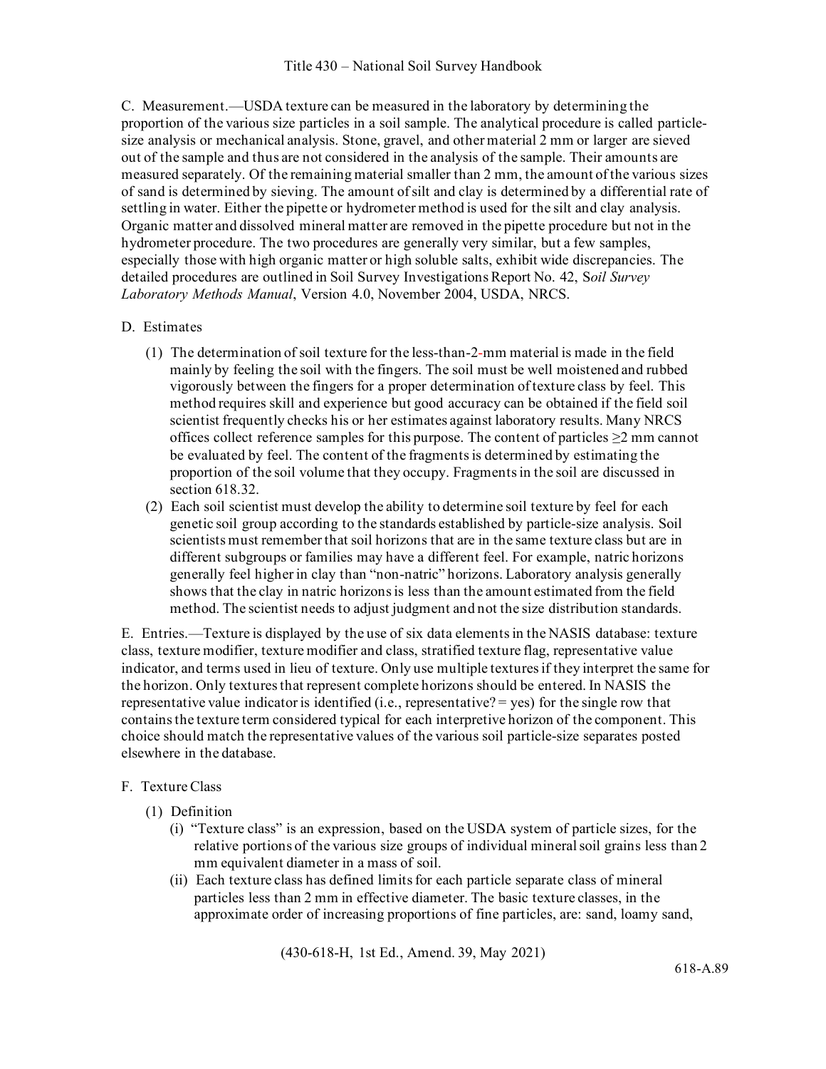C. Measurement.—USDA texture can be measured in the laboratory by determining the proportion of the various size particles in a soil sample. The analytical procedure is called particle-size analysis or mechanical analysis. Stone, gravel, and other material 2 mm or larger are sieved out of the sample and thus are not considered in the analysis of the sample. Their amounts are measured separately. Of the remaining material smaller than 2 mm, the amount of the various sizes of sand is determined by sieving. The amount of silt and clay is determined by a differential rate of settling in water. Either the pipette or hydrometer method is used for the silt and clay analysis. Organic matter and dissolved mineral matter are removed in the pipette procedure but not in the hydrometer procedure. The two procedures are generally very similar, but a few samples, especially those with high organic matter or high soluble salts, exhibit wide discrepancies. The detailed procedures are outlined in Soil Survey Investigations Report No. 42, S*oil Survey Laboratory Methods Manual*, Version 4.0, November 2004, USDA, NRCS.

D. Estimates

(1) The determination of soil texture for the less-than-2-mm material is made in the field mainly by feeling the soil with the fingers. The soil must be well moistened and rubbed vigorously between the fingers for a proper determination of texture class by feel. This method requires skill and experience but good accuracy can be obtained if the field soil scientist frequently checks his or her estimates against laboratory results. Many NRCS offices collect reference samples for this purpose. The content of particles ≥2 mm cannot be evaluated by feel. The content of the fragments is determined by estimating the proportion of the soil volume that they occupy. Fragments in the soil are discussed in section 618.32.

(2) Each soil scientist must develop the ability to determine soil texture by feel for each genetic soil group according to the standards established by particle-size analysis. Soil scientists must remember that soil horizons that are in the same texture class but are in different subgroups or families may have a different feel. For example, natric horizons generally feel higher in clay than "non-natric" horizons. Laboratory analysis generally shows that the clay in natric horizons is less than the amount estimated from the field method. The scientist needs to adjust judgment and not the size distribution standards.

E. Entries.—Texture is displayed by the use of six data elements in the NASIS database: texture class, texture modifier, texture modifier and class, stratified texture flag, representative value indicator, and terms used in lieu of texture. Only use multiple textures if they interpret the same for the horizon. Only textures that represent complete horizons should be entered. In NASIS the representative value indicator is identified (i.e., representative? = yes) for the single row that contains the texture term considered typical for each interpretive horizon of the component. This choice should match the representative values of the various soil particle-size separates posted elsewhere in the database.

F. Texture Class

(1) Definition

(i) "Texture class" is an expression, based on the USDA system of particle sizes, for the relative portions of the various size groups of individual mineral soil grains less than 2 mm equivalent diameter in a mass of soil.

(ii) Each texture class has defined limits for each particle separate class of mineral particles less than 2 mm in effective diameter. The basic texture classes, in the approximate order of increasing proportions of fine particles, are: sand, loamy sand,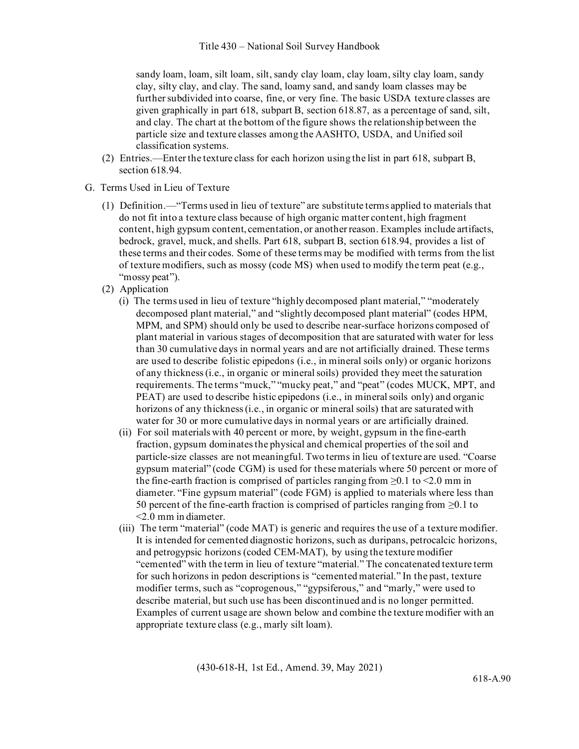sandy loam, loam, silt loam, silt, sandy clay loam, clay loam, silty clay loam, sandy clay, silty clay, and clay. The sand, loamy sand, and sandy loam classes may be further subdivided into coarse, fine, or very fine. The basic USDA texture classes are given graphically in part 618, subpart B, section 618.87, as a percentage of sand, silt, and clay. The chart at the bottom of the figure shows the relationship between the particle size and texture classes among the AASHTO, USDA, and Unified soil classification systems.

(2) Entries.—Enter the texture class for each horizon using the list in part 618, subpart B, section 618.94.

G. Terms Used in Lieu of Texture

(1) Definition.—"Terms used in lieu of texture" are substitute terms applied to materials that do not fit into a texture class because of high organic matter content, high fragment content, high gypsum content, cementation, or another reason. Examples include artifacts, bedrock, gravel, muck, and shells. Part 618, subpart B, section 618.94, provides a list of these terms and their codes. Some of these terms may be modified with terms from the list of texture modifiers, such as mossy (code MS) when used to modify the term peat (e.g., "mossy peat").

(2) Application

(i) The terms used in lieu of texture "highly decomposed plant material," "moderately decomposed plant material," and "slightly decomposed plant material" (codes HPM, MPM, and SPM) should only be used to describe near-surface horizons composed of plant material in various stages of decomposition that are saturated with water for less than 30 cumulative days in normal years and are not artificially drained. These terms are used to describe folistic epipedons (i.e., in mineral soils only) or organic horizons of any thickness (i.e., in organic or mineral soils) provided they meet the saturation requirements. The terms "muck," "mucky peat," and "peat" (codes MUCK, MPT, and PEAT) are used to describe histic epipedons (i.e., in mineral soils only) and organic horizons of any thickness (i.e., in organic or mineral soils) that are saturated with water for 30 or more cumulative days in normal years or are artificially drained.

(ii) For soil materials with 40 percent or more, by weight, gypsum in the fine-earth fraction, gypsum dominates the physical and chemical properties of the soil and particle-size classes are not meaningful. Two terms in lieu of texture are used. "Coarse gypsum material" (code CGM) is used for these materials where 50 percent or more of the fine-earth fraction is comprised of particles ranging from ≥0.1 to <2.0 mm in diameter. "Fine gypsum material" (code FGM) is applied to materials where less than 50 percent of the fine-earth fraction is comprised of particles ranging from ≥0.1 to <2.0 mm in diameter.

(iii) The term "material" (code MAT) is generic and requires the use of a texture modifier. It is intended for cemented diagnostic horizons, such as duripans, petrocalcic horizons, and petrogypsic horizons (coded CEM-MAT), by using the texture modifier "cemented" with the term in lieu of texture "material." The concatenated texture term for such horizons in pedon descriptions is "cemented material." In the past, texture modifier terms, such as "coprogenous," "gypsiferous," and "marly," were used to describe material, but such use has been discontinued and is no longer permitted. Examples of current usage are shown below and combine the texture modifier with an appropriate texture class (e.g., marly silt loam).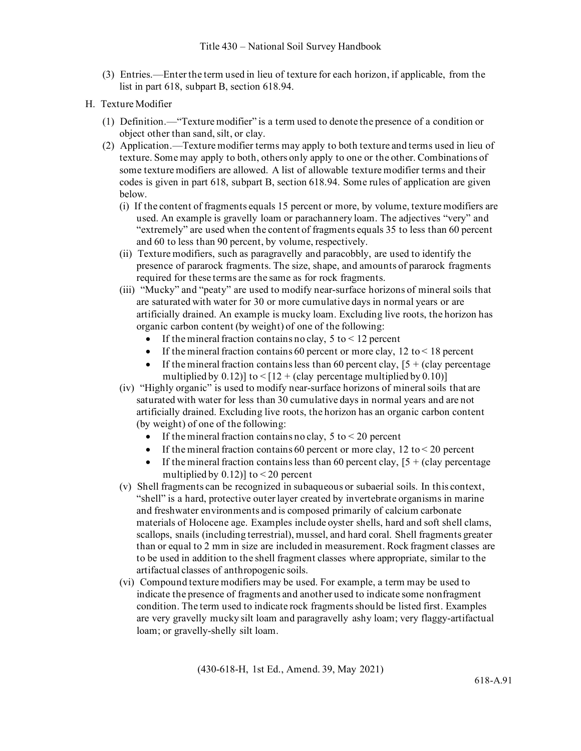(3) Entries.—Enter the term used in lieu of texture for each horizon, if applicable, from the list in part 618, subpart B, section 618.94.

H. Texture Modifier

(1) Definition.—"Texture modifier" is a term used to denote the presence of a condition or object other than sand, silt, or clay.

(2) Application.—Texture modifier terms may apply to both texture and terms used in lieu of texture. Some may apply to both, others only apply to one or the other. Combinations of some texture modifiers are allowed. A list of allowable texture modifier terms and their codes is given in part 618, subpart B, section 618.94. Some rules of application are given below.

(i) If the content of fragments equals 15 percent or more, by volume, texture modifiers are used. An example is gravelly loam or parachannery loam. The adjectives "very" and "extremely" are used when the content of fragments equals 35 to less than 60 percent and 60 to less than 90 percent, by volume, respectively.

(ii) Texture modifiers, such as paragravelly and paracobbly, are used to identify the presence of pararock fragments. The size, shape, and amounts of pararock fragments required for these terms are the same as for rock fragments.

(iii) "Mucky" and "peaty" are used to modify near-surface horizons of mineral soils that are saturated with water for 30 or more cumulative days in normal years or are artificially drained. An example is mucky loam. Excluding live roots, the horizon has organic carbon content (by weight) of one of the following:

- If the mineral fraction contains no clay, 5 to < 12 percent
- If the mineral fraction contains 60 percent or more clay, 12 to < 18 percent
- If the mineral fraction contains less than 60 percent clay, [5 + (clay percentage multiplied by 0.12)] to < [12 + (clay percentage multiplied by 0.10)]

(iv) "Highly organic" is used to modify near-surface horizons of mineral soils that are saturated with water for less than 30 cumulative days in normal years and are not artificially drained. Excluding live roots, the horizon has an organic carbon content (by weight) of one of the following:

- If the mineral fraction contains no clay, 5 to < 20 percent
- If the mineral fraction contains 60 percent or more clay, 12 to < 20 percent
- If the mineral fraction contains less than 60 percent clay, [5 + (clay percentage multiplied by 0.12)] to < 20 percent

(v) Shell fragments can be recognized in subaqueous or subaerial soils. In this context, "shell" is a hard, protective outer layer created by invertebrate organisms in marine and freshwater environments and is composed primarily of calcium carbonate materials of Holocene age. Examples include oyster shells, hard and soft shell clams, scallops, snails (including terrestrial), mussel, and hard coral. Shell fragments greater than or equal to 2 mm in size are included in measurement. Rock fragment classes are to be used in addition to the shell fragment classes where appropriate, similar to the artifactual classes of anthropogenic soils.

(vi) Compound texture modifiers may be used. For example, a term may be used to indicate the presence of fragments and another used to indicate some nonfragment condition. The term used to indicate rock fragments should be listed first. Examples are very gravelly mucky silt loam and paragravelly ashy loam; very flaggy-artifactual loam; or gravelly-shelly silt loam.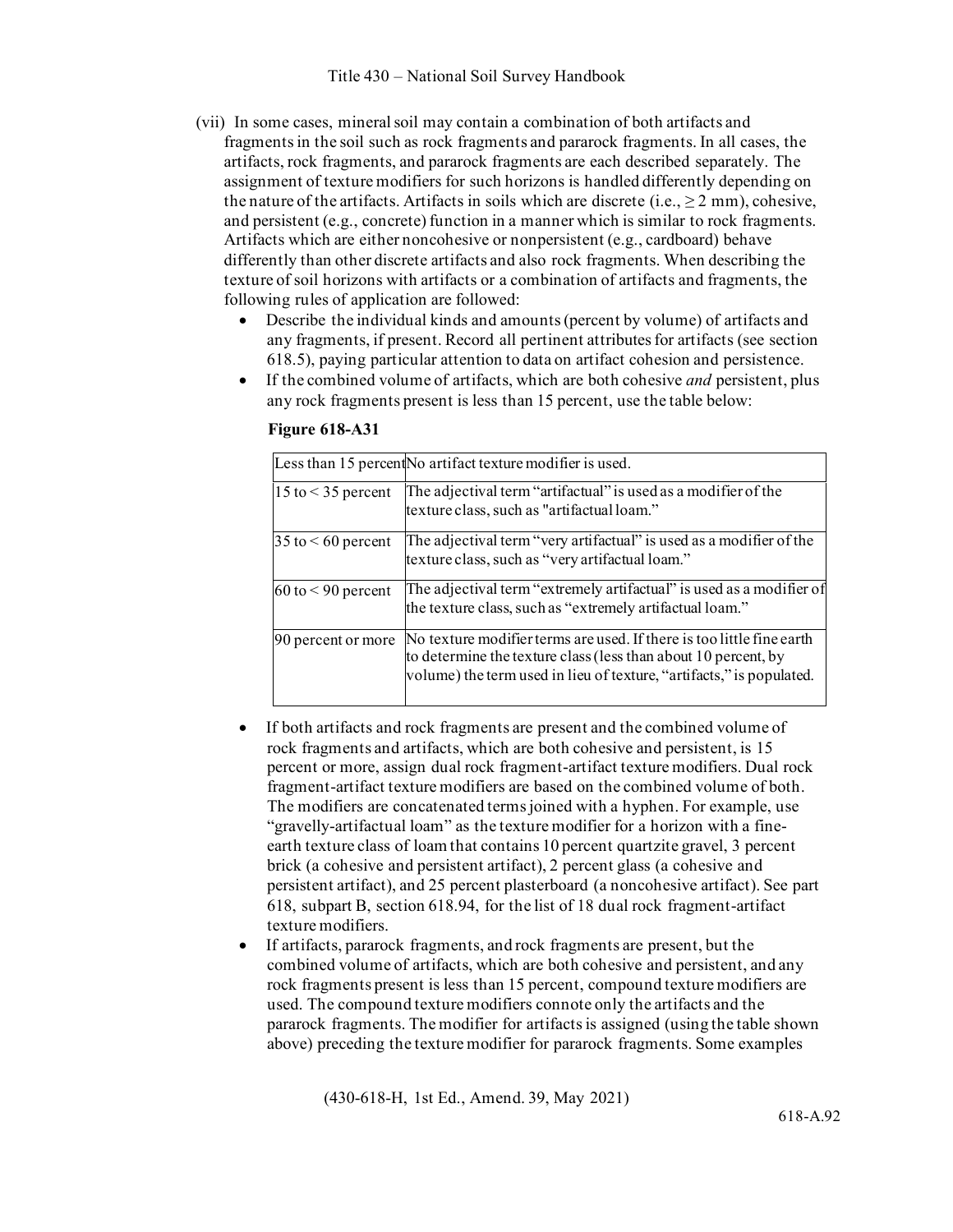(vii) In some cases, mineral soil may contain a combination of both artifacts and fragments in the soil such as rock fragments and pararock fragments. In all cases, the artifacts, rock fragments, and pararock fragments are each described separately. The assignment of texture modifiers for such horizons is handled differently depending on the nature of the artifacts. Artifacts in soils which are discrete (i.e., ≥ 2 mm), cohesive, and persistent (e.g., concrete) function in a manner which is similar to rock fragments. Artifacts which are either noncohesive or nonpersistent (e.g., cardboard) behave differently than other discrete artifacts and also rock fragments. When describing the texture of soil horizons with artifacts or a combination of artifacts and fragments, the following rules of application are followed:

- Describe the individual kinds and amounts (percent by volume) of artifacts and any fragments, if present. Record all pertinent attributes for artifacts (see section 618.5), paying particular attention to data on artifact cohesion and persistence.
- If the combined volume of artifacts, which are both cohesive *and* persistent, plus any rock fragments present is less than 15 percent, use the table below:

**Figure 618-A31**

| | |
|---|---|
| Less than 15 percent | No artifact texture modifier is used. |
| 15 to < 35 percent | The adjectival term "artifactual" is used as a modifier of the texture class, such as "artifactual loam." |
| 35 to < 60 percent | The adjectival term "very artifactual" is used as a modifier of the texture class, such as "very artifactual loam." |
| 60 to < 90 percent | The adjectival term "extremely artifactual" is used as a modifier of the texture class, such as "extremely artifactual loam." |
| 90 percent or more | No texture modifier terms are used. If there is too little fine earth to determine the texture class (less than about 10 percent, by volume) the term used in lieu of texture, "artifacts," is populated. |

- If both artifacts and rock fragments are present and the combined volume of rock fragments and artifacts, which are both cohesive and persistent, is 15 percent or more, assign dual rock fragment-artifact texture modifiers. Dual rock fragment-artifact texture modifiers are based on the combined volume of both. The modifiers are concatenated terms joined with a hyphen. For example, use "gravelly-artifactual loam" as the texture modifier for a horizon with a fine-earth texture class of loam that contains 10 percent quartzite gravel, 3 percent brick (a cohesive and persistent artifact), 2 percent glass (a cohesive and persistent artifact), and 25 percent plasterboard (a noncohesive artifact). See part 618, subpart B, section 618.94, for the list of 18 dual rock fragment-artifact texture modifiers.
- If artifacts, pararock fragments, and rock fragments are present, but the combined volume of artifacts, which are both cohesive and persistent, and any rock fragments present is less than 15 percent, compound texture modifiers are used. The compound texture modifiers connote only the artifacts and the pararock fragments. The modifier for artifacts is assigned (using the table shown above) preceding the texture modifier for pararock fragments. Some examples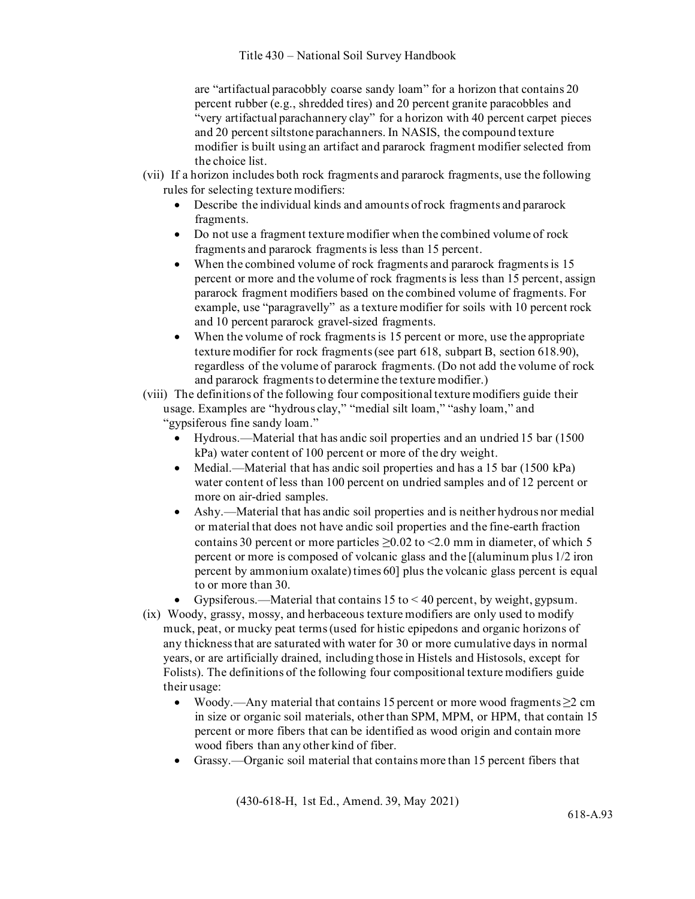are "artifactual paracobbly coarse sandy loam" for a horizon that contains 20 percent rubber (e.g., shredded tires) and 20 percent granite paracobbles and "very artifactual parachannery clay" for a horizon with 40 percent carpet pieces and 20 percent siltstone parachanners. In NASIS, the compound texture modifier is built using an artifact and pararock fragment modifier selected from the choice list.

(vii) If a horizon includes both rock fragments and pararock fragments, use the following rules for selecting texture modifiers:

- Describe the individual kinds and amounts of rock fragments and pararock fragments.
- Do not use a fragment texture modifier when the combined volume of rock fragments and pararock fragments is less than 15 percent.
- When the combined volume of rock fragments and pararock fragments is 15 percent or more and the volume of rock fragments is less than 15 percent, assign pararock fragment modifiers based on the combined volume of fragments. For example, use "paragravelly" as a texture modifier for soils with 10 percent rock and 10 percent pararock gravel-sized fragments.
- When the volume of rock fragments is 15 percent or more, use the appropriate texture modifier for rock fragments (see part 618, subpart B, section 618.90), regardless of the volume of pararock fragments. (Do not add the volume of rock and pararock fragments to determine the texture modifier.)

(viii) The definitions of the following four compositional texture modifiers guide their usage. Examples are "hydrous clay," "medial silt loam," "ashy loam," and "gypsiferous fine sandy loam."

- Hydrous.—Material that has andic soil properties and an undried 15 bar (1500 kPa) water content of 100 percent or more of the dry weight.
- Medial.—Material that has andic soil properties and has a 15 bar (1500 kPa) water content of less than 100 percent on undried samples and of 12 percent or more on air-dried samples.
- Ashy.—Material that has andic soil properties and is neither hydrous nor medial or material that does not have andic soil properties and the fine-earth fraction contains 30 percent or more particles ≥0.02 to <2.0 mm in diameter, of which 5 percent or more is composed of volcanic glass and the [(aluminum plus 1/2 iron percent by ammonium oxalate) times 60] plus the volcanic glass percent is equal to or more than 30.
- Gypsiferous.—Material that contains 15 to < 40 percent, by weight, gypsum.

(ix) Woody, grassy, mossy, and herbaceous texture modifiers are only used to modify muck, peat, or mucky peat terms (used for histic epipedons and organic horizons of any thickness that are saturated with water for 30 or more cumulative days in normal years, or are artificially drained, including those in Histels and Histosols, except for Folists). The definitions of the following four compositional texture modifiers guide their usage:

- Woody.—Any material that contains 15 percent or more wood fragments ≥2 cm in size or organic soil materials, other than SPM, MPM, or HPM, that contain 15 percent or more fibers that can be identified as wood origin and contain more wood fibers than any other kind of fiber.
- Grassy.—Organic soil material that contains more than 15 percent fibers that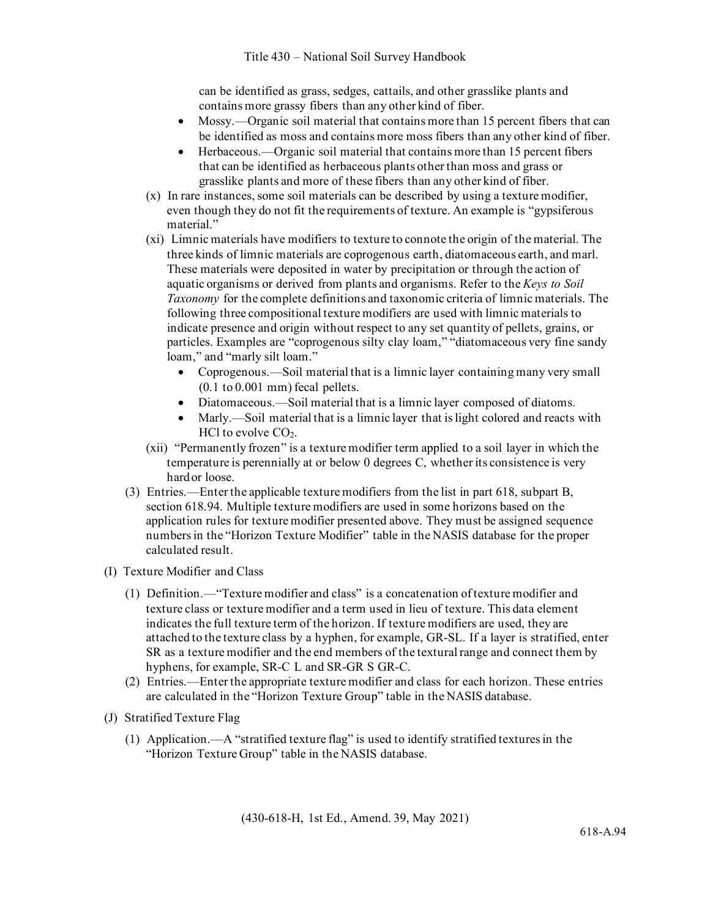can be identified as grass, sedges, cattails, and other grasslike plants and contains more grassy fibers than any other kind of fiber.

- Mossy.—Organic soil material that contains more than 15 percent fibers that can be identified as moss and contains more moss fibers than any other kind of fiber.
- Herbaceous.—Organic soil material that contains more than 15 percent fibers that can be identified as herbaceous plants other than moss and grass or grasslike plants and more of these fibers than any other kind of fiber.

(x) In rare instances, some soil materials can be described by using a texture modifier, even though they do not fit the requirements of texture. An example is "gypsiferous material."

(xi) Limnic materials have modifiers to texture to connote the origin of the material. The three kinds of limnic materials are coprogenous earth, diatomaceous earth, and marl. These materials were deposited in water by precipitation or through the action of aquatic organisms or derived from plants and organisms. Refer to the *Keys to Soil Taxonomy* for the complete definitions and taxonomic criteria of limnic materials. The following three compositional texture modifiers are used with limnic materials to indicate presence and origin without respect to any set quantity of pellets, grains, or particles. Examples are "coprogenous silty clay loam," "diatomaceous very fine sandy loam," and "marly silt loam."

- Coprogenous.—Soil material that is a limnic layer containing many very small (0.1 to 0.001 mm) fecal pellets.
- Diatomaceous.—Soil material that is a limnic layer composed of diatoms.
- Marly.—Soil material that is a limnic layer that is light colored and reacts with HCl to evolve $CO_2$.

(xii) "Permanently frozen" is a texture modifier term applied to a soil layer in which the temperature is perennially at or below 0 degrees C, whether its consistence is very hard or loose.

(3) Entries.—Enter the applicable texture modifiers from the list in part 618, subpart B, section 618.94. Multiple texture modifiers are used in some horizons based on the application rules for texture modifier presented above. They must be assigned sequence numbers in the "Horizon Texture Modifier" table in the NASIS database for the proper calculated result.

(I) Texture Modifier and Class

(1) Definition.—"Texture modifier and class" is a concatenation of texture modifier and texture class or texture modifier and a term used in lieu of texture. This data element indicates the full texture term of the horizon. If texture modifiers are used, they are attached to the texture class by a hyphen, for example, GR-SL. If a layer is stratified, enter SR as a texture modifier and the end members of the textural range and connect them by hyphens, for example, SR-C L and SR-GR S GR-C.

(2) Entries.—Enter the appropriate texture modifier and class for each horizon. These entries are calculated in the "Horizon Texture Group" table in the NASIS database.

(J) Stratified Texture Flag

(1) Application.—A "stratified texture flag" is used to identify stratified textures in the "Horizon Texture Group" table in the NASIS database.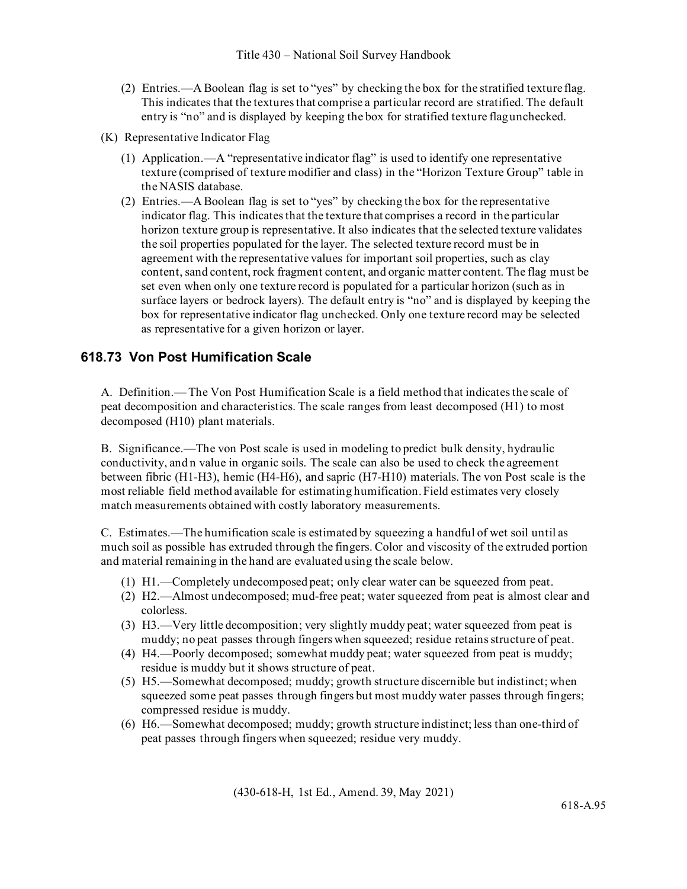(2) Entries.—A Boolean flag is set to "yes" by checking the box for the stratified texture flag. This indicates that the textures that comprise a particular record are stratified. The default entry is "no" and is displayed by keeping the box for stratified texture flag unchecked.

(K) Representative Indicator Flag

(1) Application.—A "representative indicator flag" is used to identify one representative texture (comprised of texture modifier and class) in the "Horizon Texture Group" table in the NASIS database.

(2) Entries.—A Boolean flag is set to "yes" by checking the box for the representative indicator flag. This indicates that the texture that comprises a record in the particular horizon texture group is representative. It also indicates that the selected texture validates the soil properties populated for the layer. The selected texture record must be in agreement with the representative values for important soil properties, such as clay content, sand content, rock fragment content, and organic matter content. The flag must be set even when only one texture record is populated for a particular horizon (such as in surface layers or bedrock layers). The default entry is "no" and is displayed by keeping the box for representative indicator flag unchecked. Only one texture record may be selected as representative for a given horizon or layer.

## 618.73 Von Post Humification Scale

A. Definition.— The Von Post Humification Scale is a field method that indicates the scale of peat decomposition and characteristics. The scale ranges from least decomposed (H1) to most decomposed (H10) plant materials.

B. Significance.—The von Post scale is used in modeling to predict bulk density, hydraulic conductivity, and n value in organic soils. The scale can also be used to check the agreement between fibric (H1-H3), hemic (H4-H6), and sapric (H7-H10) materials. The von Post scale is the most reliable field method available for estimating humification. Field estimates very closely match measurements obtained with costly laboratory measurements.

C. Estimates.—The humification scale is estimated by squeezing a handful of wet soil until as much soil as possible has extruded through the fingers. Color and viscosity of the extruded portion and material remaining in the hand are evaluated using the scale below.

(1) H1.—Completely undecomposed peat; only clear water can be squeezed from peat.

(2) H2.—Almost undecomposed; mud-free peat; water squeezed from peat is almost clear and colorless.

(3) H3.—Very little decomposition; very slightly muddy peat; water squeezed from peat is muddy; no peat passes through fingers when squeezed; residue retains structure of peat.

(4) H4.—Poorly decomposed; somewhat muddy peat; water squeezed from peat is muddy; residue is muddy but it shows structure of peat.

(5) H5.—Somewhat decomposed; muddy; growth structure discernible but indistinct; when squeezed some peat passes through fingers but most muddy water passes through fingers; compressed residue is muddy.

(6) H6.—Somewhat decomposed; muddy; growth structure indistinct; less than one-third of peat passes through fingers when squeezed; residue very muddy.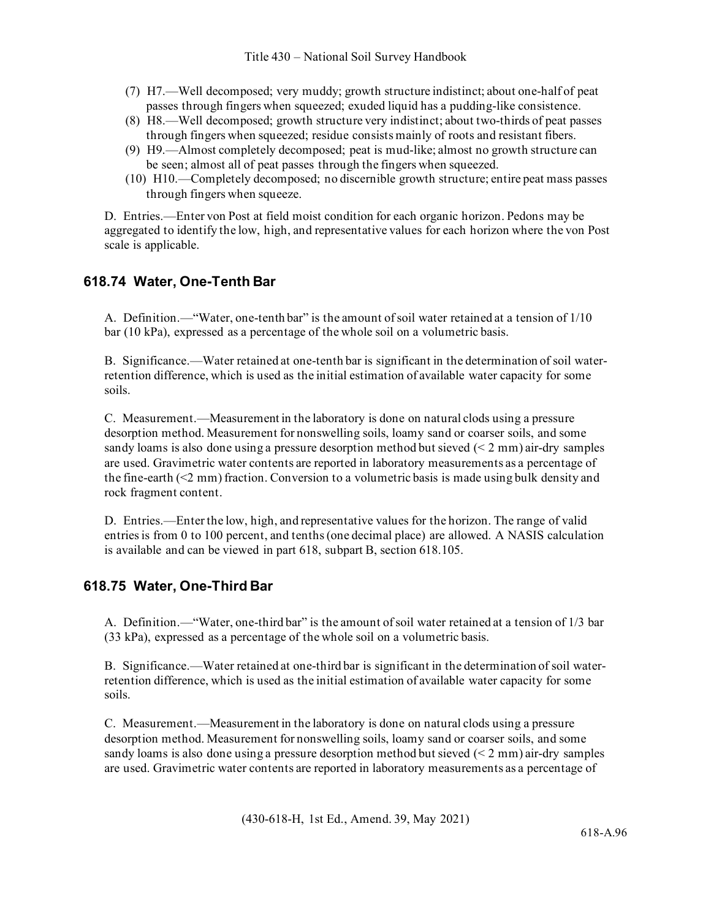(7) H7.—Well decomposed; very muddy; growth structure indistinct; about one-half of peat passes through fingers when squeezed; exuded liquid has a pudding-like consistence.

(8) H8.—Well decomposed; growth structure very indistinct; about two-thirds of peat passes through fingers when squeezed; residue consists mainly of roots and resistant fibers.

(9) H9.—Almost completely decomposed; peat is mud-like; almost no growth structure can be seen; almost all of peat passes through the fingers when squeezed.

(10) H10.—Completely decomposed; no discernible growth structure; entire peat mass passes through fingers when squeeze.

D. Entries.—Enter von Post at field moist condition for each organic horizon. Pedons may be aggregated to identify the low, high, and representative values for each horizon where the von Post scale is applicable.

## 618.74 Water, One-Tenth Bar

A. Definition.—"Water, one-tenth bar" is the amount of soil water retained at a tension of 1/10 bar (10 kPa), expressed as a percentage of the whole soil on a volumetric basis.

B. Significance.—Water retained at one-tenth bar is significant in the determination of soil water-retention difference, which is used as the initial estimation of available water capacity for some soils.

C. Measurement.—Measurement in the laboratory is done on natural clods using a pressure desorption method. Measurement for nonswelling soils, loamy sand or coarser soils, and some sandy loams is also done using a pressure desorption method but sieved (< 2 mm) air-dry samples are used. Gravimetric water contents are reported in laboratory measurements as a percentage of the fine-earth (<2 mm) fraction. Conversion to a volumetric basis is made using bulk density and rock fragment content.

D. Entries.—Enter the low, high, and representative values for the horizon. The range of valid entries is from 0 to 100 percent, and tenths (one decimal place) are allowed. A NASIS calculation is available and can be viewed in part 618, subpart B, section 618.105.

## 618.75 Water, One-Third Bar

A. Definition.—"Water, one-third bar" is the amount of soil water retained at a tension of 1/3 bar (33 kPa), expressed as a percentage of the whole soil on a volumetric basis.

B. Significance.—Water retained at one-third bar is significant in the determination of soil water-retention difference, which is used as the initial estimation of available water capacity for some soils.

C. Measurement.—Measurement in the laboratory is done on natural clods using a pressure desorption method. Measurement for nonswelling soils, loamy sand or coarser soils, and some sandy loams is also done using a pressure desorption method but sieved (< 2 mm) air-dry samples are used. Gravimetric water contents are reported in laboratory measurements as a percentage of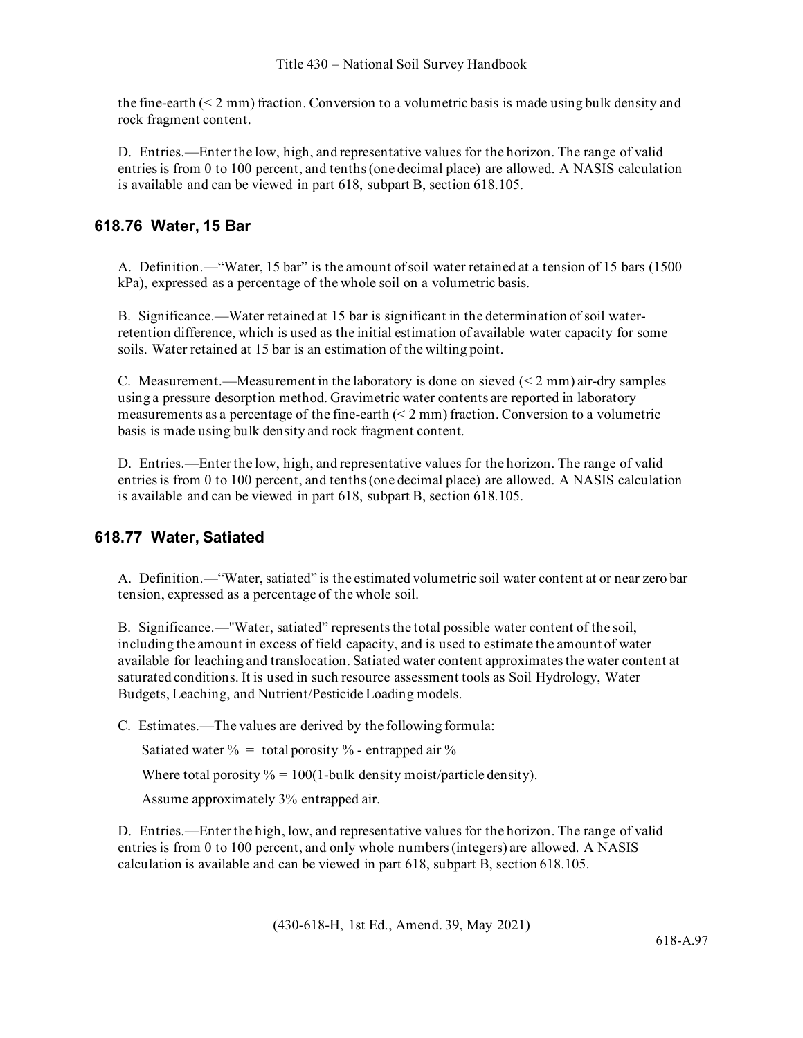the fine-earth (< 2 mm) fraction. Conversion to a volumetric basis is made using bulk density and rock fragment content.

D. Entries.—Enter the low, high, and representative values for the horizon. The range of valid entries is from 0 to 100 percent, and tenths (one decimal place) are allowed. A NASIS calculation is available and can be viewed in part 618, subpart B, section 618.105.

## 618.76 Water, 15 Bar

A. Definition.—“Water, 15 bar” is the amount of soil water retained at a tension of 15 bars (1500 kPa), expressed as a percentage of the whole soil on a volumetric basis.

B. Significance.—Water retained at 15 bar is significant in the determination of soil water-retention difference, which is used as the initial estimation of available water capacity for some soils. Water retained at 15 bar is an estimation of the wilting point.

C. Measurement.—Measurement in the laboratory is done on sieved (< 2 mm) air-dry samples using a pressure desorption method. Gravimetric water contents are reported in laboratory measurements as a percentage of the fine-earth (< 2 mm) fraction. Conversion to a volumetric basis is made using bulk density and rock fragment content.

D. Entries.—Enter the low, high, and representative values for the horizon. The range of valid entries is from 0 to 100 percent, and tenths (one decimal place) are allowed. A NASIS calculation is available and can be viewed in part 618, subpart B, section 618.105.

## 618.77 Water, Satiated

A. Definition.—“Water, satiated” is the estimated volumetric soil water content at or near zero bar tension, expressed as a percentage of the whole soil.

B. Significance.—"Water, satiated” represents the total possible water content of the soil, including the amount in excess of field capacity, and is used to estimate the amount of water available for leaching and translocation. Satiated water content approximates the water content at saturated conditions. It is used in such resource assessment tools as Soil Hydrology, Water Budgets, Leaching, and Nutrient/Pesticide Loading models.

C. Estimates.—The values are derived by the following formula:

Satiated water % = total porosity % - entrapped air %

Where total porosity % = 100(1-bulk density moist/particle density).

Assume approximately 3% entrapped air.

D. Entries.—Enter the high, low, and representative values for the horizon. The range of valid entries is from 0 to 100 percent, and only whole numbers (integers) are allowed. A NASIS calculation is available and can be viewed in part 618, subpart B, section 618.105.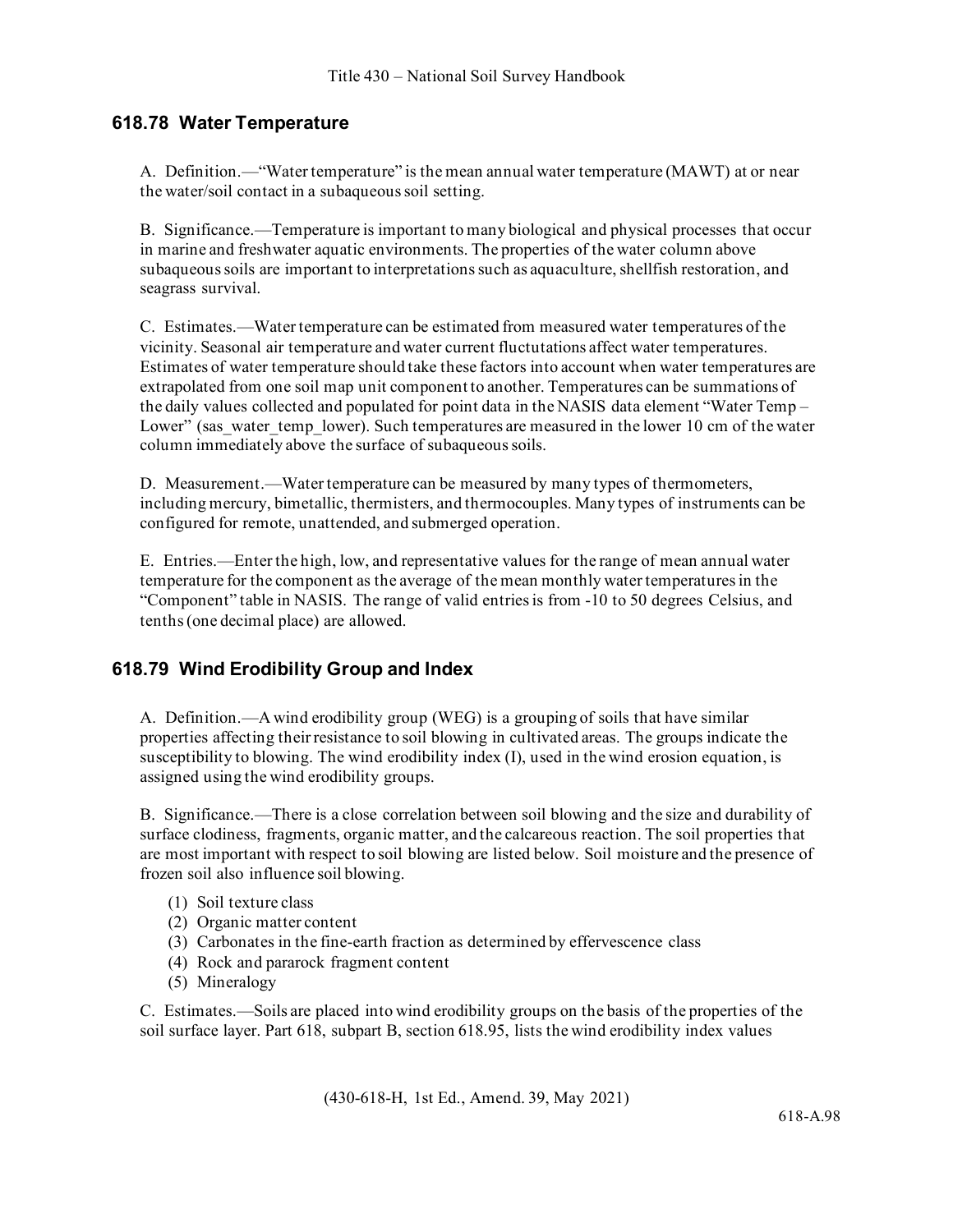## 618.78 Water Temperature

A. Definition.—"Water temperature" is the mean annual water temperature (MAWT) at or near the water/soil contact in a subaqueous soil setting.

B. Significance.—Temperature is important to many biological and physical processes that occur in marine and freshwater aquatic environments. The properties of the water column above subaqueous soils are important to interpretations such as aquaculture, shellfish restoration, and seagrass survival.

C. Estimates.—Water temperature can be estimated from measured water temperatures of the vicinity. Seasonal air temperature and water current fluctutations affect water temperatures. Estimates of water temperature should take these factors into account when water temperatures are extrapolated from one soil map unit component to another. Temperatures can be summations of the daily values collected and populated for point data in the NASIS data element "Water Temp – Lower" (sas_water_temp_lower). Such temperatures are measured in the lower 10 cm of the water column immediately above the surface of subaqueous soils.

D. Measurement.—Water temperature can be measured by many types of thermometers, including mercury, bimetallic, thermisters, and thermocouples. Many types of instruments can be configured for remote, unattended, and submerged operation.

E. Entries.—Enter the high, low, and representative values for the range of mean annual water temperature for the component as the average of the mean monthly water temperatures in the "Component" table in NASIS. The range of valid entries is from -10 to 50 degrees Celsius, and tenths (one decimal place) are allowed.

## 618.79 Wind Erodibility Group and Index

A. Definition.—A wind erodibility group (WEG) is a grouping of soils that have similar properties affecting their resistance to soil blowing in cultivated areas. The groups indicate the susceptibility to blowing. The wind erodibility index (I), used in the wind erosion equation, is assigned using the wind erodibility groups.

B. Significance.—There is a close correlation between soil blowing and the size and durability of surface clodiness, fragments, organic matter, and the calcareous reaction. The soil properties that are most important with respect to soil blowing are listed below. Soil moisture and the presence of frozen soil also influence soil blowing.

(1) Soil texture class
(2) Organic matter content
(3) Carbonates in the fine-earth fraction as determined by effervescence class
(4) Rock and pararock fragment content
(5) Mineralogy

C. Estimates.—Soils are placed into wind erodibility groups on the basis of the properties of the soil surface layer. Part 618, subpart B, section 618.95, lists the wind erodibility index values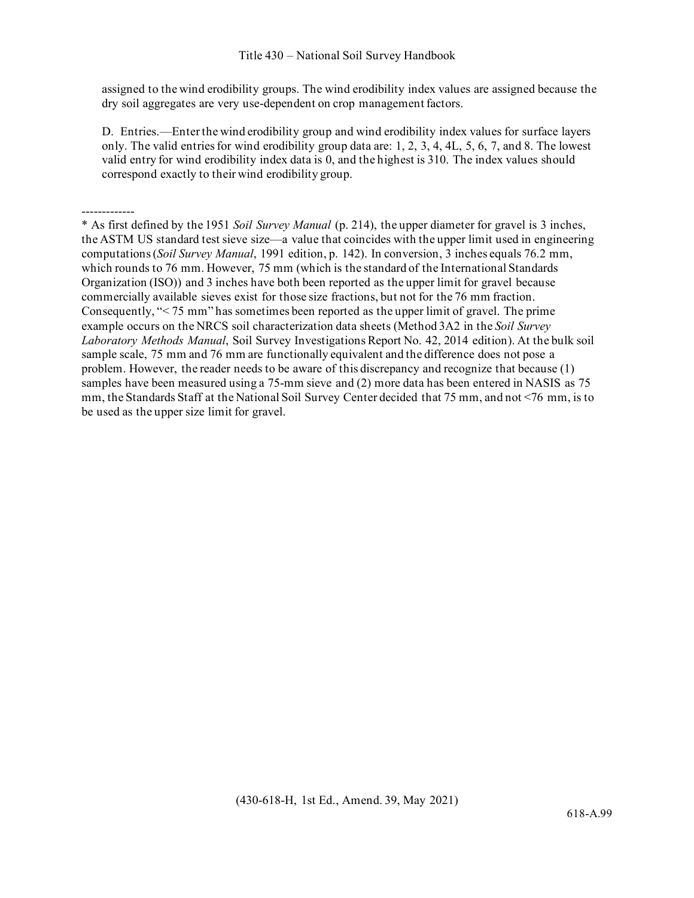assigned to the wind erodibility groups. The wind erodibility index values are assigned because the dry soil aggregates are very use-dependent on crop management factors.

D. Entries.—Enter the wind erodibility group and wind erodibility index values for surface layers only. The valid entries for wind erodibility group data are: 1, 2, 3, 4, 4L, 5, 6, 7, and 8. The lowest valid entry for wind erodibility index data is 0, and the highest is 310. The index values should correspond exactly to their wind erodibility group.

-------------

* As first defined by the 1951 *Soil Survey Manual* (p. 214), the upper diameter for gravel is 3 inches, the ASTM US standard test sieve size—a value that coincides with the upper limit used in engineering computations (*Soil Survey Manual*, 1991 edition, p. 142). In conversion, 3 inches equals 76.2 mm, which rounds to 76 mm. However, 75 mm (which is the standard of the International Standards Organization (ISO)) and 3 inches have both been reported as the upper limit for gravel because commercially available sieves exist for those size fractions, but not for the 76 mm fraction. Consequently, "< 75 mm" has sometimes been reported as the upper limit of gravel. The prime example occurs on the NRCS soil characterization data sheets (Method 3A2 in the *Soil Survey Laboratory Methods Manual*, Soil Survey Investigations Report No. 42, 2014 edition). At the bulk soil sample scale, 75 mm and 76 mm are functionally equivalent and the difference does not pose a problem. However, the reader needs to be aware of this discrepancy and recognize that because (1) samples have been measured using a 75-mm sieve and (2) more data has been entered in NASIS as 75 mm, the Standards Staff at the National Soil Survey Center decided that 75 mm, and not <76 mm, is to be used as the upper size limit for gravel.